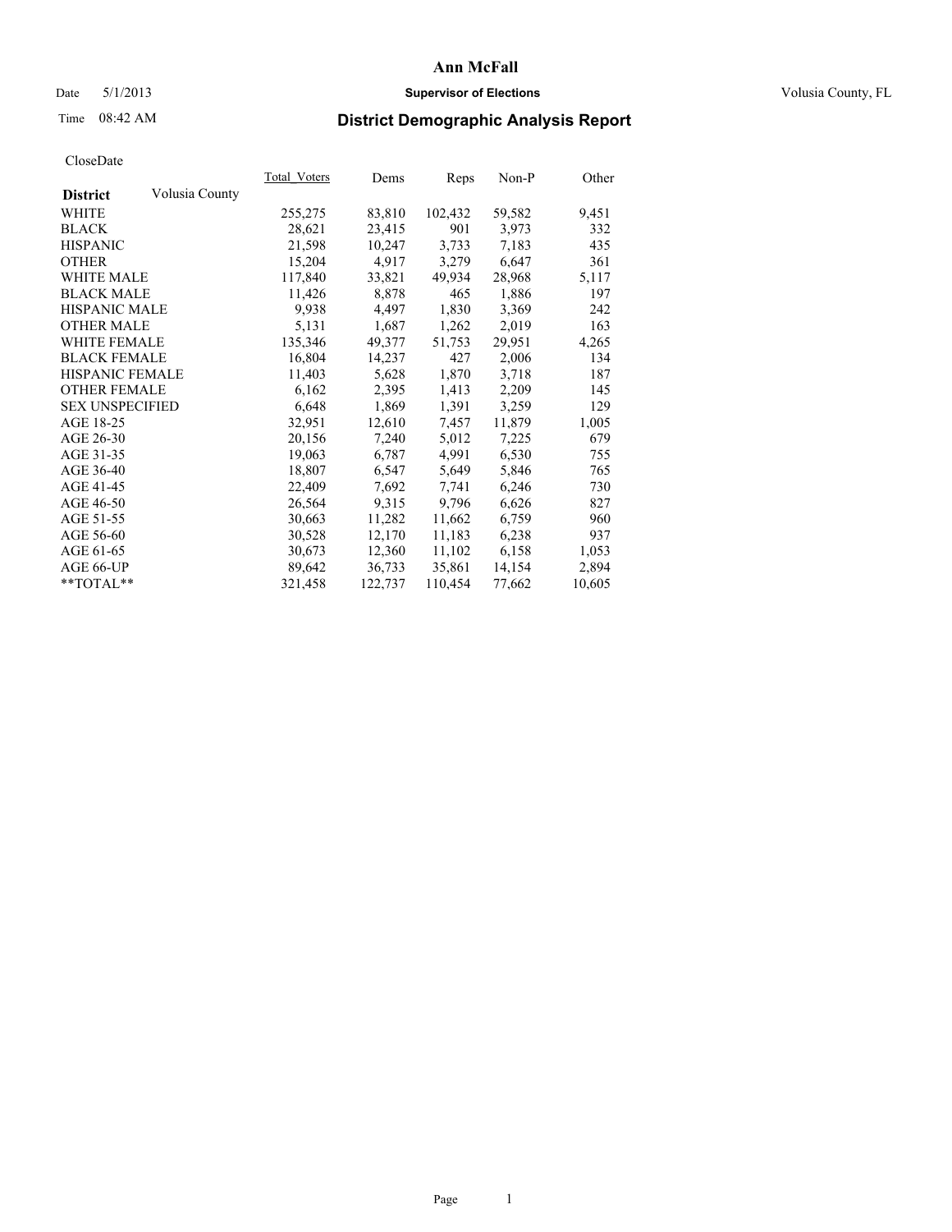# Ann McFall

Date 5/1/2013 **Supervisor of Elections** Volusia County, FL

Time 08:42 AM **District Demographic Analysis Report**

CloseDate

| **District** Volusia County | Total_Voters | Dems | Reps | Non-P | Other |
|---|---|---|---|---|---|
| WHITE | 255,275 | 83,810 | 102,432 | 59,582 | 9,451 |
| BLACK | 28,621 | 23,415 | 901 | 3,973 | 332 |
| HISPANIC | 21,598 | 10,247 | 3,733 | 7,183 | 435 |
| OTHER | 15,204 | 4,917 | 3,279 | 6,647 | 361 |
| WHITE MALE | 117,840 | 33,821 | 49,934 | 28,968 | 5,117 |
| BLACK MALE | 11,426 | 8,878 | 465 | 1,886 | 197 |
| HISPANIC MALE | 9,938 | 4,497 | 1,830 | 3,369 | 242 |
| OTHER MALE | 5,131 | 1,687 | 1,262 | 2,019 | 163 |
| WHITE FEMALE | 135,346 | 49,377 | 51,753 | 29,951 | 4,265 |
| BLACK FEMALE | 16,804 | 14,237 | 427 | 2,006 | 134 |
| HISPANIC FEMALE | 11,403 | 5,628 | 1,870 | 3,718 | 187 |
| OTHER FEMALE | 6,162 | 2,395 | 1,413 | 2,209 | 145 |
| SEX UNSPECIFIED | 6,648 | 1,869 | 1,391 | 3,259 | 129 |
| AGE 18-25 | 32,951 | 12,610 | 7,457 | 11,879 | 1,005 |
| AGE 26-30 | 20,156 | 7,240 | 5,012 | 7,225 | 679 |
| AGE 31-35 | 19,063 | 6,787 | 4,991 | 6,530 | 755 |
| AGE 36-40 | 18,807 | 6,547 | 5,649 | 5,846 | 765 |
| AGE 41-45 | 22,409 | 7,692 | 7,741 | 6,246 | 730 |
| AGE 46-50 | 26,564 | 9,315 | 9,796 | 6,626 | 827 |
| AGE 51-55 | 30,663 | 11,282 | 11,662 | 6,759 | 960 |
| AGE 56-60 | 30,528 | 12,170 | 11,183 | 6,238 | 937 |
| AGE 61-65 | 30,673 | 12,360 | 11,102 | 6,158 | 1,053 |
| AGE 66-UP | 89,642 | 36,733 | 35,861 | 14,154 | 2,894 |
| **TOTAL** | 321,458 | 122,737 | 110,454 | 77,662 | 10,605 |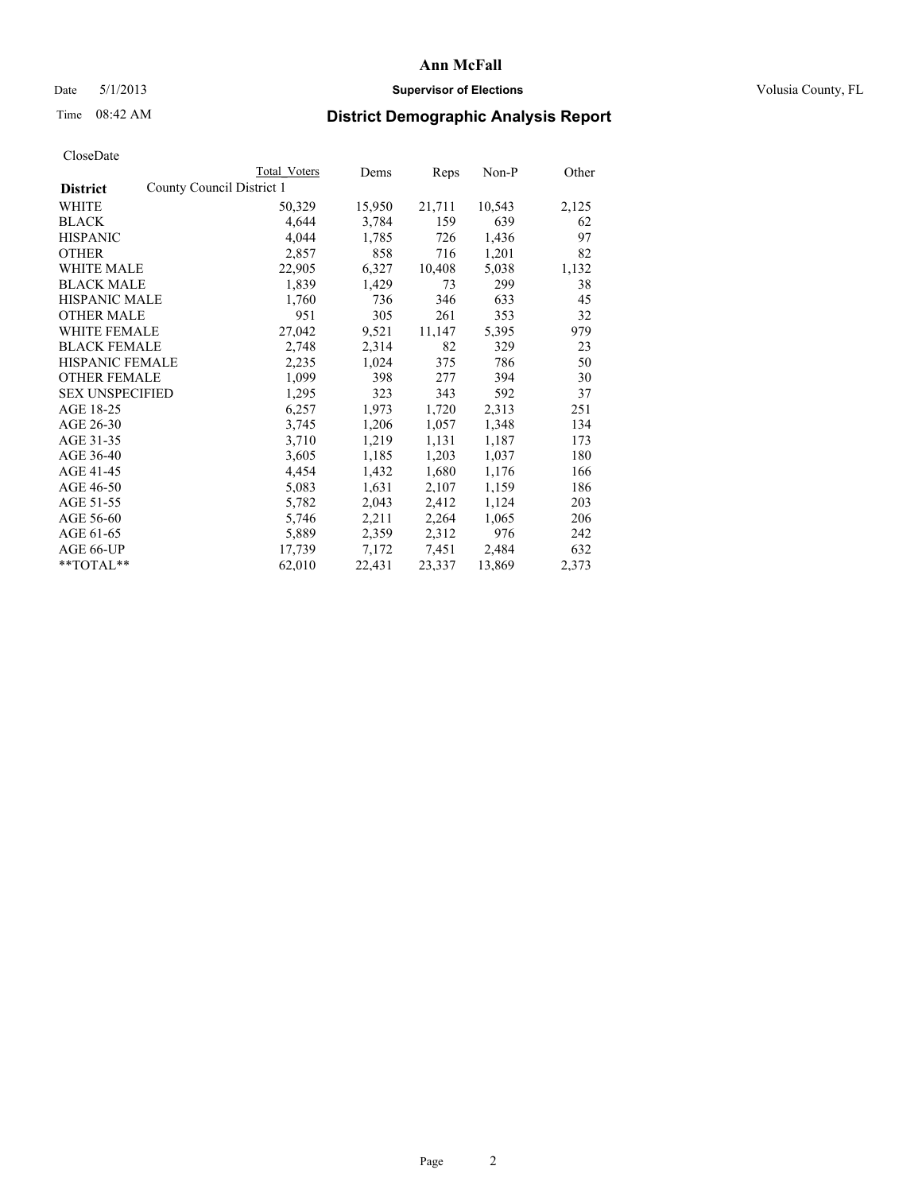# Ann McFall

Date 5/1/2013 **Supervisor of Elections** Volusia County, FL

Time 08:42 AM **District Demographic Analysis Report**

CloseDate

| **District** County Council District 1 | Total Voters | Dems | Reps | Non-P | Other |
|---|---|---|---|---|---|
| WHITE | 50,329 | 15,950 | 21,711 | 10,543 | 2,125 |
| BLACK | 4,644 | 3,784 | 159 | 639 | 62 |
| HISPANIC | 4,044 | 1,785 | 726 | 1,436 | 97 |
| OTHER | 2,857 | 858 | 716 | 1,201 | 82 |
| WHITE MALE | 22,905 | 6,327 | 10,408 | 5,038 | 1,132 |
| BLACK MALE | 1,839 | 1,429 | 73 | 299 | 38 |
| HISPANIC MALE | 1,760 | 736 | 346 | 633 | 45 |
| OTHER MALE | 951 | 305 | 261 | 353 | 32 |
| WHITE FEMALE | 27,042 | 9,521 | 11,147 | 5,395 | 979 |
| BLACK FEMALE | 2,748 | 2,314 | 82 | 329 | 23 |
| HISPANIC FEMALE | 2,235 | 1,024 | 375 | 786 | 50 |
| OTHER FEMALE | 1,099 | 398 | 277 | 394 | 30 |
| SEX UNSPECIFIED | 1,295 | 323 | 343 | 592 | 37 |
| AGE 18-25 | 6,257 | 1,973 | 1,720 | 2,313 | 251 |
| AGE 26-30 | 3,745 | 1,206 | 1,057 | 1,348 | 134 |
| AGE 31-35 | 3,710 | 1,219 | 1,131 | 1,187 | 173 |
| AGE 36-40 | 3,605 | 1,185 | 1,203 | 1,037 | 180 |
| AGE 41-45 | 4,454 | 1,432 | 1,680 | 1,176 | 166 |
| AGE 46-50 | 5,083 | 1,631 | 2,107 | 1,159 | 186 |
| AGE 51-55 | 5,782 | 2,043 | 2,412 | 1,124 | 203 |
| AGE 56-60 | 5,746 | 2,211 | 2,264 | 1,065 | 206 |
| AGE 61-65 | 5,889 | 2,359 | 2,312 | 976 | 242 |
| AGE 66-UP | 17,739 | 7,172 | 7,451 | 2,484 | 632 |
| **TOTAL** | 62,010 | 22,431 | 23,337 | 13,869 | 2,373 |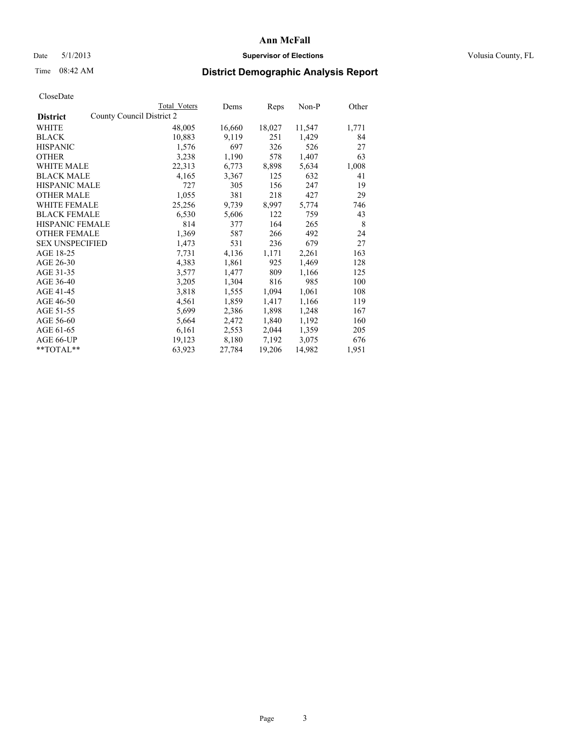# Ann McFall

Date 5/1/2013 **Supervisor of Elections** Volusia County, FL

Time 08:42 AM

## District Demographic Analysis Report

CloseDate

| **District** | County Council District 2 | Total Voters | Dems | Reps | Non-P | Other |
|---|---|---|---|---|---|---|
| WHITE | | 48,005 | 16,660 | 18,027 | 11,547 | 1,771 |
| BLACK | | 10,883 | 9,119 | 251 | 1,429 | 84 |
| HISPANIC | | 1,576 | 697 | 326 | 526 | 27 |
| OTHER | | 3,238 | 1,190 | 578 | 1,407 | 63 |
| WHITE MALE | | 22,313 | 6,773 | 8,898 | 5,634 | 1,008 |
| BLACK MALE | | 4,165 | 3,367 | 125 | 632 | 41 |
| HISPANIC MALE | | 727 | 305 | 156 | 247 | 19 |
| OTHER MALE | | 1,055 | 381 | 218 | 427 | 29 |
| WHITE FEMALE | | 25,256 | 9,739 | 8,997 | 5,774 | 746 |
| BLACK FEMALE | | 6,530 | 5,606 | 122 | 759 | 43 |
| HISPANIC FEMALE | | 814 | 377 | 164 | 265 | 8 |
| OTHER FEMALE | | 1,369 | 587 | 266 | 492 | 24 |
| SEX UNSPECIFIED | | 1,473 | 531 | 236 | 679 | 27 |
| AGE 18-25 | | 7,731 | 4,136 | 1,171 | 2,261 | 163 |
| AGE 26-30 | | 4,383 | 1,861 | 925 | 1,469 | 128 |
| AGE 31-35 | | 3,577 | 1,477 | 809 | 1,166 | 125 |
| AGE 36-40 | | 3,205 | 1,304 | 816 | 985 | 100 |
| AGE 41-45 | | 3,818 | 1,555 | 1,094 | 1,061 | 108 |
| AGE 46-50 | | 4,561 | 1,859 | 1,417 | 1,166 | 119 |
| AGE 51-55 | | 5,699 | 2,386 | 1,898 | 1,248 | 167 |
| AGE 56-60 | | 5,664 | 2,472 | 1,840 | 1,192 | 160 |
| AGE 61-65 | | 6,161 | 2,553 | 2,044 | 1,359 | 205 |
| AGE 66-UP | | 19,123 | 8,180 | 7,192 | 3,075 | 676 |
| **TOTAL** | | 63,923 | 27,784 | 19,206 | 14,982 | 1,951 |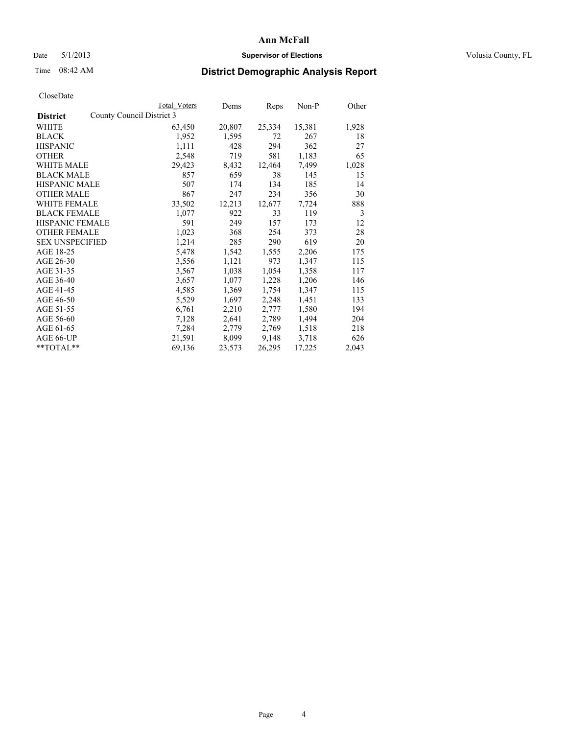# Ann McFall

Date 5/1/2013 **Supervisor of Elections** Volusia County, FL

Time 08:42 AM **District Demographic Analysis Report**

CloseDate

| **District** | County Council District 3 | Total Voters | Dems | Reps | Non-P | Other |
|---|---|---|---|---|---|---|
| WHITE | | 63,450 | 20,807 | 25,334 | 15,381 | 1,928 |
| BLACK | | 1,952 | 1,595 | 72 | 267 | 18 |
| HISPANIC | | 1,111 | 428 | 294 | 362 | 27 |
| OTHER | | 2,548 | 719 | 581 | 1,183 | 65 |
| WHITE MALE | | 29,423 | 8,432 | 12,464 | 7,499 | 1,028 |
| BLACK MALE | | 857 | 659 | 38 | 145 | 15 |
| HISPANIC MALE | | 507 | 174 | 134 | 185 | 14 |
| OTHER MALE | | 867 | 247 | 234 | 356 | 30 |
| WHITE FEMALE | | 33,502 | 12,213 | 12,677 | 7,724 | 888 |
| BLACK FEMALE | | 1,077 | 922 | 33 | 119 | 3 |
| HISPANIC FEMALE | | 591 | 249 | 157 | 173 | 12 |
| OTHER FEMALE | | 1,023 | 368 | 254 | 373 | 28 |
| SEX UNSPECIFIED | | 1,214 | 285 | 290 | 619 | 20 |
| AGE 18-25 | | 5,478 | 1,542 | 1,555 | 2,206 | 175 |
| AGE 26-30 | | 3,556 | 1,121 | 973 | 1,347 | 115 |
| AGE 31-35 | | 3,567 | 1,038 | 1,054 | 1,358 | 117 |
| AGE 36-40 | | 3,657 | 1,077 | 1,228 | 1,206 | 146 |
| AGE 41-45 | | 4,585 | 1,369 | 1,754 | 1,347 | 115 |
| AGE 46-50 | | 5,529 | 1,697 | 2,248 | 1,451 | 133 |
| AGE 51-55 | | 6,761 | 2,210 | 2,777 | 1,580 | 194 |
| AGE 56-60 | | 7,128 | 2,641 | 2,789 | 1,494 | 204 |
| AGE 61-65 | | 7,284 | 2,779 | 2,769 | 1,518 | 218 |
| AGE 66-UP | | 21,591 | 8,099 | 9,148 | 3,718 | 626 |
| **TOTAL** | | 69,136 | 23,573 | 26,295 | 17,225 | 2,043 |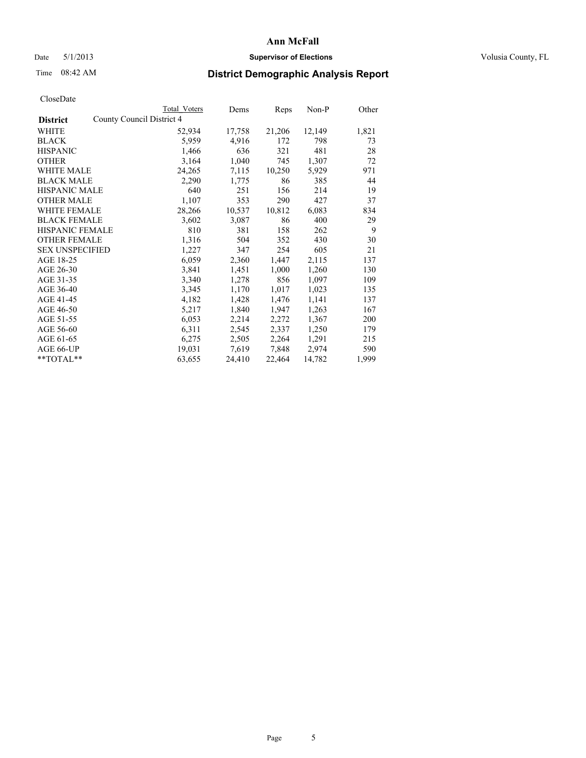# Ann McFall

Date 5/1/2013 **Supervisor of Elections** Volusia County, FL

Time 08:42 AM **District Demographic Analysis Report**

CloseDate

| District | Total Voters | Dems | Reps | Non-P | Other |
|---|---|---|---|---|---|
| County Council District 4 | | | | | |
| WHITE | 52,934 | 17,758 | 21,206 | 12,149 | 1,821 |
| BLACK | 5,959 | 4,916 | 172 | 798 | 73 |
| HISPANIC | 1,466 | 636 | 321 | 481 | 28 |
| OTHER | 3,164 | 1,040 | 745 | 1,307 | 72 |
| WHITE MALE | 24,265 | 7,115 | 10,250 | 5,929 | 971 |
| BLACK MALE | 2,290 | 1,775 | 86 | 385 | 44 |
| HISPANIC MALE | 640 | 251 | 156 | 214 | 19 |
| OTHER MALE | 1,107 | 353 | 290 | 427 | 37 |
| WHITE FEMALE | 28,266 | 10,537 | 10,812 | 6,083 | 834 |
| BLACK FEMALE | 3,602 | 3,087 | 86 | 400 | 29 |
| HISPANIC FEMALE | 810 | 381 | 158 | 262 | 9 |
| OTHER FEMALE | 1,316 | 504 | 352 | 430 | 30 |
| SEX UNSPECIFIED | 1,227 | 347 | 254 | 605 | 21 |
| AGE 18-25 | 6,059 | 2,360 | 1,447 | 2,115 | 137 |
| AGE 26-30 | 3,841 | 1,451 | 1,000 | 1,260 | 130 |
| AGE 31-35 | 3,340 | 1,278 | 856 | 1,097 | 109 |
| AGE 36-40 | 3,345 | 1,170 | 1,017 | 1,023 | 135 |
| AGE 41-45 | 4,182 | 1,428 | 1,476 | 1,141 | 137 |
| AGE 46-50 | 5,217 | 1,840 | 1,947 | 1,263 | 167 |
| AGE 51-55 | 6,053 | 2,214 | 2,272 | 1,367 | 200 |
| AGE 56-60 | 6,311 | 2,545 | 2,337 | 1,250 | 179 |
| AGE 61-65 | 6,275 | 2,505 | 2,264 | 1,291 | 215 |
| AGE 66-UP | 19,031 | 7,619 | 7,848 | 2,974 | 590 |
| **TOTAL** | 63,655 | 24,410 | 22,464 | 14,782 | 1,999 |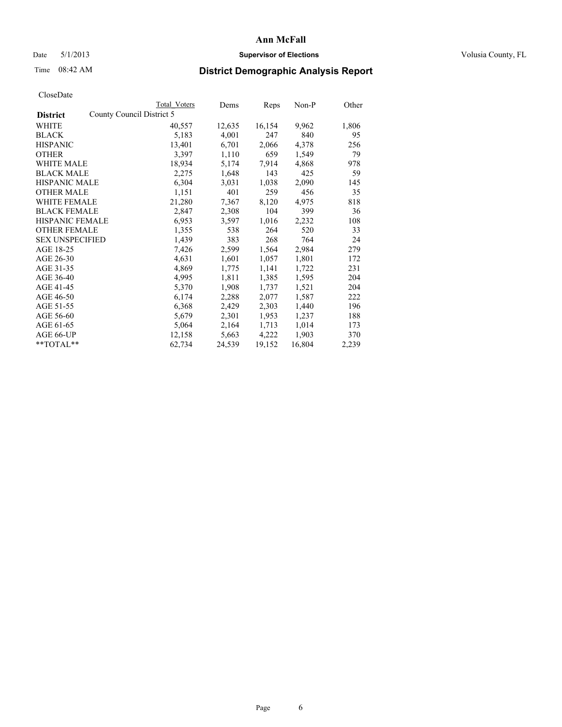# Ann McFall

Date 5/1/2013 **Supervisor of Elections** Volusia County, FL

Time 08:42 AM

## District Demographic Analysis Report

CloseDate

| **District** | Total Voters | Dems | Reps | Non-P | Other |
|---|---|---|---|---|---|
| County Council District 5 | | | | | |
| WHITE | 40,557 | 12,635 | 16,154 | 9,962 | 1,806 |
| BLACK | 5,183 | 4,001 | 247 | 840 | 95 |
| HISPANIC | 13,401 | 6,701 | 2,066 | 4,378 | 256 |
| OTHER | 3,397 | 1,110 | 659 | 1,549 | 79 |
| WHITE MALE | 18,934 | 5,174 | 7,914 | 4,868 | 978 |
| BLACK MALE | 2,275 | 1,648 | 143 | 425 | 59 |
| HISPANIC MALE | 6,304 | 3,031 | 1,038 | 2,090 | 145 |
| OTHER MALE | 1,151 | 401 | 259 | 456 | 35 |
| WHITE FEMALE | 21,280 | 7,367 | 8,120 | 4,975 | 818 |
| BLACK FEMALE | 2,847 | 2,308 | 104 | 399 | 36 |
| HISPANIC FEMALE | 6,953 | 3,597 | 1,016 | 2,232 | 108 |
| OTHER FEMALE | 1,355 | 538 | 264 | 520 | 33 |
| SEX UNSPECIFIED | 1,439 | 383 | 268 | 764 | 24 |
| AGE 18-25 | 7,426 | 2,599 | 1,564 | 2,984 | 279 |
| AGE 26-30 | 4,631 | 1,601 | 1,057 | 1,801 | 172 |
| AGE 31-35 | 4,869 | 1,775 | 1,141 | 1,722 | 231 |
| AGE 36-40 | 4,995 | 1,811 | 1,385 | 1,595 | 204 |
| AGE 41-45 | 5,370 | 1,908 | 1,737 | 1,521 | 204 |
| AGE 46-50 | 6,174 | 2,288 | 2,077 | 1,587 | 222 |
| AGE 51-55 | 6,368 | 2,429 | 2,303 | 1,440 | 196 |
| AGE 56-60 | 5,679 | 2,301 | 1,953 | 1,237 | 188 |
| AGE 61-65 | 5,064 | 2,164 | 1,713 | 1,014 | 173 |
| AGE 66-UP | 12,158 | 5,663 | 4,222 | 1,903 | 370 |
| **TOTAL** | 62,734 | 24,539 | 19,152 | 16,804 | 2,239 |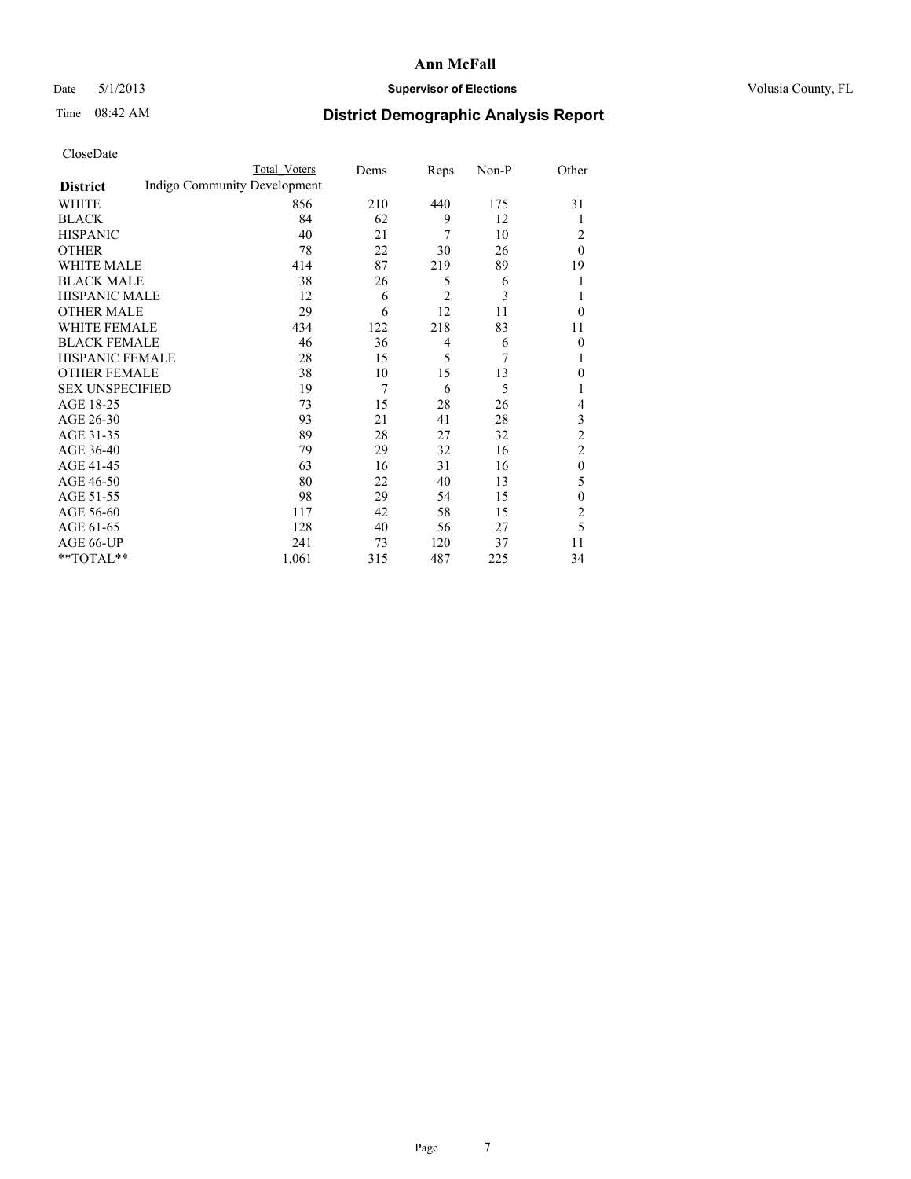# Ann McFall

Date 5/1/2013 **Supervisor of Elections** Volusia County, FL

Time 08:42 AM **District Demographic Analysis Report**

CloseDate

| District | Total Voters | Dems | Reps | Non-P | Other |
|---|---|---|---|---|---|
| Indigo Community Development | | | | | |
| WHITE | 856 | 210 | 440 | 175 | 31 |
| BLACK | 84 | 62 | 9 | 12 | 1 |
| HISPANIC | 40 | 21 | 7 | 10 | 2 |
| OTHER | 78 | 22 | 30 | 26 | 0 |
| WHITE MALE | 414 | 87 | 219 | 89 | 19 |
| BLACK MALE | 38 | 26 | 5 | 6 | 1 |
| HISPANIC MALE | 12 | 6 | 2 | 3 | 1 |
| OTHER MALE | 29 | 6 | 12 | 11 | 0 |
| WHITE FEMALE | 434 | 122 | 218 | 83 | 11 |
| BLACK FEMALE | 46 | 36 | 4 | 6 | 0 |
| HISPANIC FEMALE | 28 | 15 | 5 | 7 | 1 |
| OTHER FEMALE | 38 | 10 | 15 | 13 | 0 |
| SEX UNSPECIFIED | 19 | 7 | 6 | 5 | 1 |
| AGE 18-25 | 73 | 15 | 28 | 26 | 4 |
| AGE 26-30 | 93 | 21 | 41 | 28 | 3 |
| AGE 31-35 | 89 | 28 | 27 | 32 | 2 |
| AGE 36-40 | 79 | 29 | 32 | 16 | 2 |
| AGE 41-45 | 63 | 16 | 31 | 16 | 0 |
| AGE 46-50 | 80 | 22 | 40 | 13 | 5 |
| AGE 51-55 | 98 | 29 | 54 | 15 | 0 |
| AGE 56-60 | 117 | 42 | 58 | 15 | 2 |
| AGE 61-65 | 128 | 40 | 56 | 27 | 5 |
| AGE 66-UP | 241 | 73 | 120 | 37 | 11 |
| **TOTAL** | 1,061 | 315 | 487 | 225 | 34 |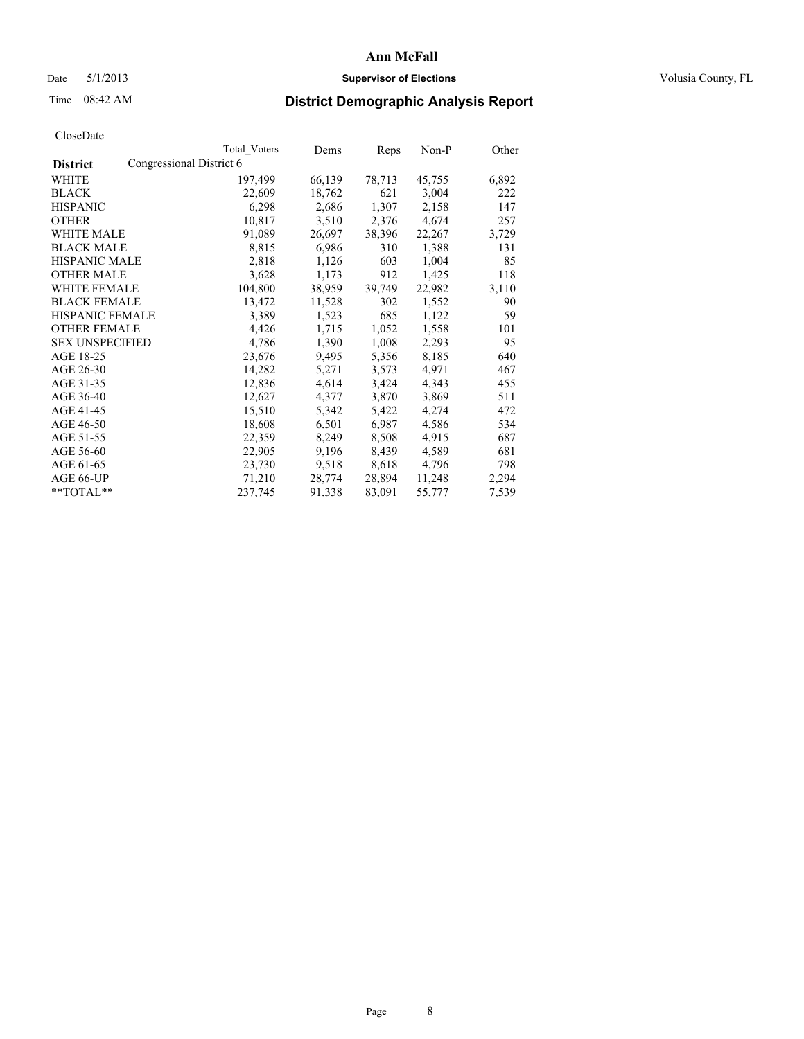# Ann McFall

Date 5/1/2013 **Supervisor of Elections** Volusia County, FL

Time 08:42 AM

## District Demographic Analysis Report

CloseDate

| | Total Voters | Dems | Reps | Non-P | Other |
|---|---|---|---|---|---|
| **District** Congressional District 6 | | | | | |
| WHITE | 197,499 | 66,139 | 78,713 | 45,755 | 6,892 |
| BLACK | 22,609 | 18,762 | 621 | 3,004 | 222 |
| HISPANIC | 6,298 | 2,686 | 1,307 | 2,158 | 147 |
| OTHER | 10,817 | 3,510 | 2,376 | 4,674 | 257 |
| WHITE MALE | 91,089 | 26,697 | 38,396 | 22,267 | 3,729 |
| BLACK MALE | 8,815 | 6,986 | 310 | 1,388 | 131 |
| HISPANIC MALE | 2,818 | 1,126 | 603 | 1,004 | 85 |
| OTHER MALE | 3,628 | 1,173 | 912 | 1,425 | 118 |
| WHITE FEMALE | 104,800 | 38,959 | 39,749 | 22,982 | 3,110 |
| BLACK FEMALE | 13,472 | 11,528 | 302 | 1,552 | 90 |
| HISPANIC FEMALE | 3,389 | 1,523 | 685 | 1,122 | 59 |
| OTHER FEMALE | 4,426 | 1,715 | 1,052 | 1,558 | 101 |
| SEX UNSPECIFIED | 4,786 | 1,390 | 1,008 | 2,293 | 95 |
| AGE 18-25 | 23,676 | 9,495 | 5,356 | 8,185 | 640 |
| AGE 26-30 | 14,282 | 5,271 | 3,573 | 4,971 | 467 |
| AGE 31-35 | 12,836 | 4,614 | 3,424 | 4,343 | 455 |
| AGE 36-40 | 12,627 | 4,377 | 3,870 | 3,869 | 511 |
| AGE 41-45 | 15,510 | 5,342 | 5,422 | 4,274 | 472 |
| AGE 46-50 | 18,608 | 6,501 | 6,987 | 4,586 | 534 |
| AGE 51-55 | 22,359 | 8,249 | 8,508 | 4,915 | 687 |
| AGE 56-60 | 22,905 | 9,196 | 8,439 | 4,589 | 681 |
| AGE 61-65 | 23,730 | 9,518 | 8,618 | 4,796 | 798 |
| AGE 66-UP | 71,210 | 28,774 | 28,894 | 11,248 | 2,294 |
| **TOTAL** | 237,745 | 91,338 | 83,091 | 55,777 | 7,539 |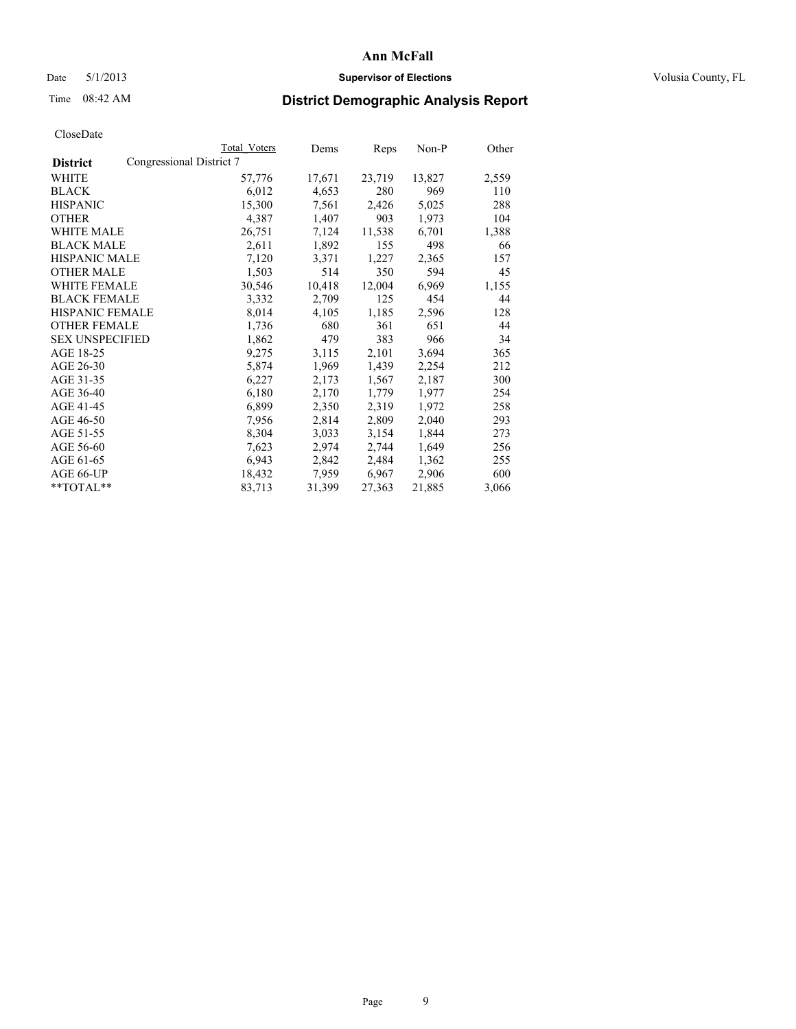# Ann McFall

Date 5/1/2013 **Supervisor of Elections** Volusia County, FL

Time 08:42 AM **District Demographic Analysis Report**

CloseDate

| | Total Voters | Dems | Reps | Non-P | Other |
|---|---|---|---|---|---|
| **District** Congressional District 7 | | | | | |
| WHITE | 57,776 | 17,671 | 23,719 | 13,827 | 2,559 |
| BLACK | 6,012 | 4,653 | 280 | 969 | 110 |
| HISPANIC | 15,300 | 7,561 | 2,426 | 5,025 | 288 |
| OTHER | 4,387 | 1,407 | 903 | 1,973 | 104 |
| WHITE MALE | 26,751 | 7,124 | 11,538 | 6,701 | 1,388 |
| BLACK MALE | 2,611 | 1,892 | 155 | 498 | 66 |
| HISPANIC MALE | 7,120 | 3,371 | 1,227 | 2,365 | 157 |
| OTHER MALE | 1,503 | 514 | 350 | 594 | 45 |
| WHITE FEMALE | 30,546 | 10,418 | 12,004 | 6,969 | 1,155 |
| BLACK FEMALE | 3,332 | 2,709 | 125 | 454 | 44 |
| HISPANIC FEMALE | 8,014 | 4,105 | 1,185 | 2,596 | 128 |
| OTHER FEMALE | 1,736 | 680 | 361 | 651 | 44 |
| SEX UNSPECIFIED | 1,862 | 479 | 383 | 966 | 34 |
| AGE 18-25 | 9,275 | 3,115 | 2,101 | 3,694 | 365 |
| AGE 26-30 | 5,874 | 1,969 | 1,439 | 2,254 | 212 |
| AGE 31-35 | 6,227 | 2,173 | 1,567 | 2,187 | 300 |
| AGE 36-40 | 6,180 | 2,170 | 1,779 | 1,977 | 254 |
| AGE 41-45 | 6,899 | 2,350 | 2,319 | 1,972 | 258 |
| AGE 46-50 | 7,956 | 2,814 | 2,809 | 2,040 | 293 |
| AGE 51-55 | 8,304 | 3,033 | 3,154 | 1,844 | 273 |
| AGE 56-60 | 7,623 | 2,974 | 2,744 | 1,649 | 256 |
| AGE 61-65 | 6,943 | 2,842 | 2,484 | 1,362 | 255 |
| AGE 66-UP | 18,432 | 7,959 | 6,967 | 2,906 | 600 |
| **TOTAL** | 83,713 | 31,399 | 27,363 | 21,885 | 3,066 |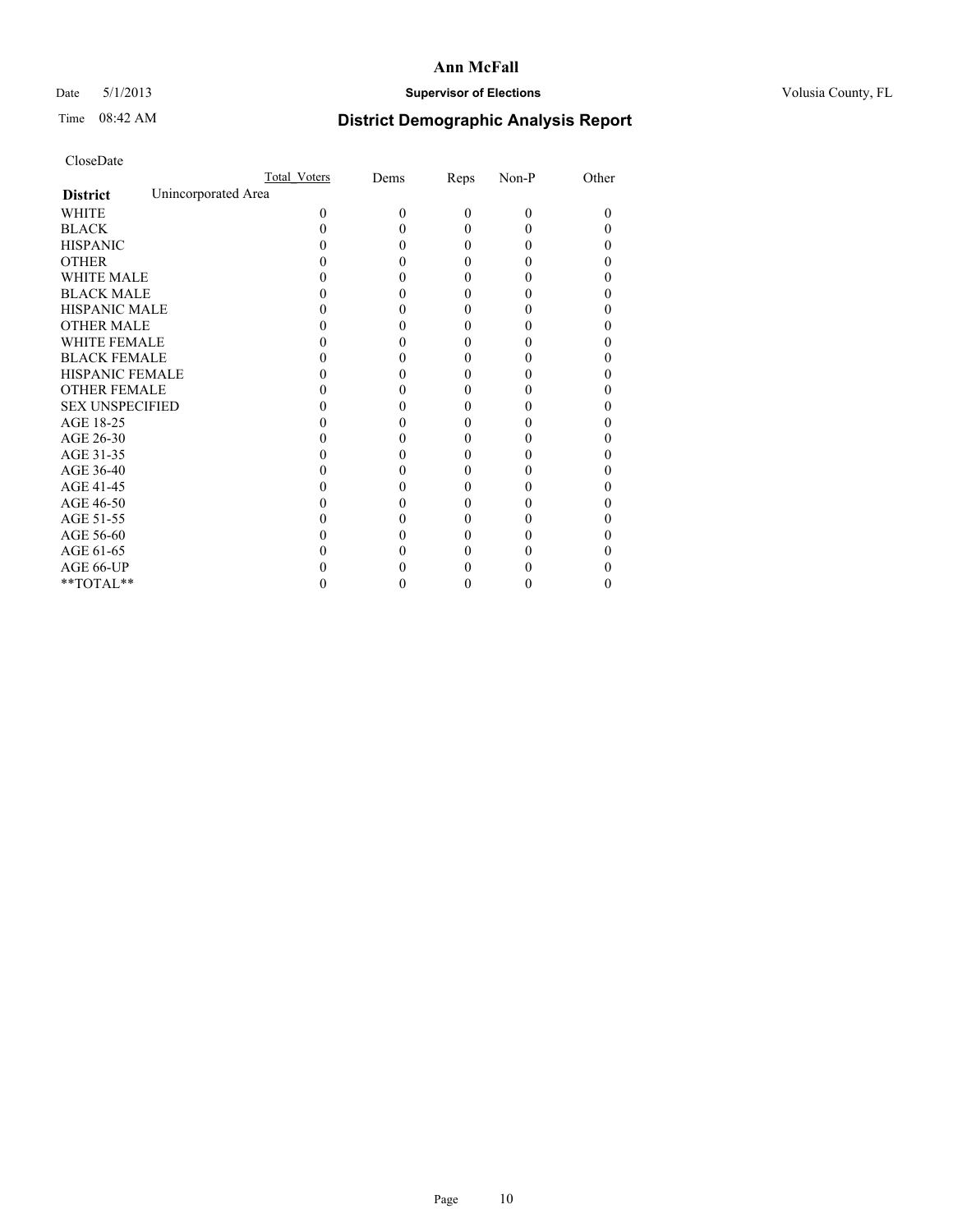# Ann McFall

Date 5/1/2013 **Supervisor of Elections** Volusia County, FL

Time 08:42 AM **District Demographic Analysis Report**

CloseDate

| | Total_Voters | Dems | Reps | Non-P | Other |
|---|---|---|---|---|---|
| **District** Unincorporated Area | | | | | |
| WHITE | 0 | 0 | 0 | 0 | 0 |
| BLACK | 0 | 0 | 0 | 0 | 0 |
| HISPANIC | 0 | 0 | 0 | 0 | 0 |
| OTHER | 0 | 0 | 0 | 0 | 0 |
| WHITE MALE | 0 | 0 | 0 | 0 | 0 |
| BLACK MALE | 0 | 0 | 0 | 0 | 0 |
| HISPANIC MALE | 0 | 0 | 0 | 0 | 0 |
| OTHER MALE | 0 | 0 | 0 | 0 | 0 |
| WHITE FEMALE | 0 | 0 | 0 | 0 | 0 |
| BLACK FEMALE | 0 | 0 | 0 | 0 | 0 |
| HISPANIC FEMALE | 0 | 0 | 0 | 0 | 0 |
| OTHER FEMALE | 0 | 0 | 0 | 0 | 0 |
| SEX UNSPECIFIED | 0 | 0 | 0 | 0 | 0 |
| AGE 18-25 | 0 | 0 | 0 | 0 | 0 |
| AGE 26-30 | 0 | 0 | 0 | 0 | 0 |
| AGE 31-35 | 0 | 0 | 0 | 0 | 0 |
| AGE 36-40 | 0 | 0 | 0 | 0 | 0 |
| AGE 41-45 | 0 | 0 | 0 | 0 | 0 |
| AGE 46-50 | 0 | 0 | 0 | 0 | 0 |
| AGE 51-55 | 0 | 0 | 0 | 0 | 0 |
| AGE 56-60 | 0 | 0 | 0 | 0 | 0 |
| AGE 61-65 | 0 | 0 | 0 | 0 | 0 |
| AGE 66-UP | 0 | 0 | 0 | 0 | 0 |
| **TOTAL** | 0 | 0 | 0 | 0 | 0 |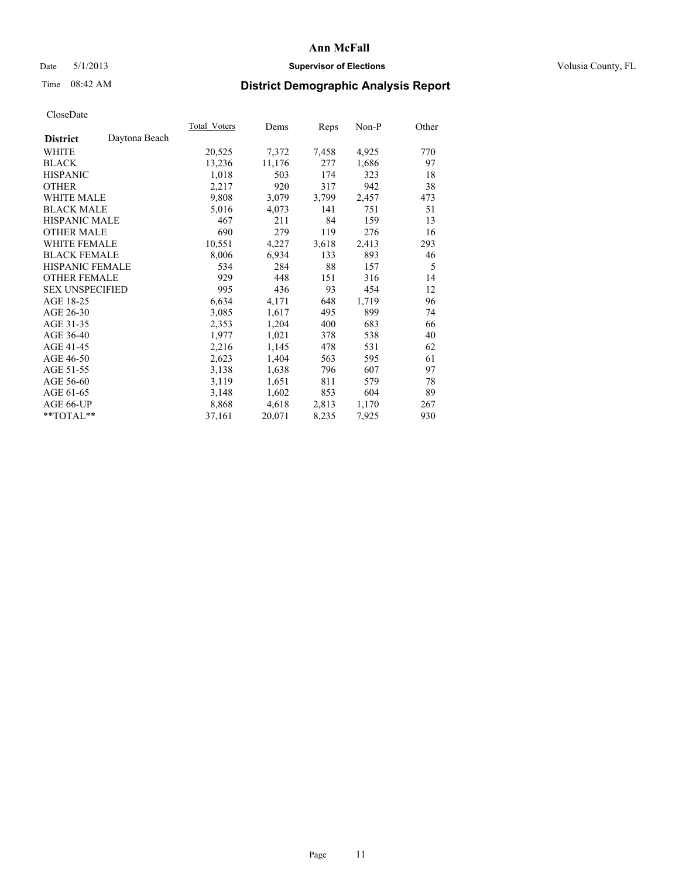# Ann McFall

Date 5/1/2013 **Supervisor of Elections** Volusia County, FL

Time 08:42 AM

## District Demographic Analysis Report

CloseDate

| District: Daytona Beach | Total_Voters | Dems | Reps | Non-P | Other |
|---|---|---|---|---|---|
| WHITE | 20,525 | 7,372 | 7,458 | 4,925 | 770 |
| BLACK | 13,236 | 11,176 | 277 | 1,686 | 97 |
| HISPANIC | 1,018 | 503 | 174 | 323 | 18 |
| OTHER | 2,217 | 920 | 317 | 942 | 38 |
| WHITE MALE | 9,808 | 3,079 | 3,799 | 2,457 | 473 |
| BLACK MALE | 5,016 | 4,073 | 141 | 751 | 51 |
| HISPANIC MALE | 467 | 211 | 84 | 159 | 13 |
| OTHER MALE | 690 | 279 | 119 | 276 | 16 |
| WHITE FEMALE | 10,551 | 4,227 | 3,618 | 2,413 | 293 |
| BLACK FEMALE | 8,006 | 6,934 | 133 | 893 | 46 |
| HISPANIC FEMALE | 534 | 284 | 88 | 157 | 5 |
| OTHER FEMALE | 929 | 448 | 151 | 316 | 14 |
| SEX UNSPECIFIED | 995 | 436 | 93 | 454 | 12 |
| AGE 18-25 | 6,634 | 4,171 | 648 | 1,719 | 96 |
| AGE 26-30 | 3,085 | 1,617 | 495 | 899 | 74 |
| AGE 31-35 | 2,353 | 1,204 | 400 | 683 | 66 |
| AGE 36-40 | 1,977 | 1,021 | 378 | 538 | 40 |
| AGE 41-45 | 2,216 | 1,145 | 478 | 531 | 62 |
| AGE 46-50 | 2,623 | 1,404 | 563 | 595 | 61 |
| AGE 51-55 | 3,138 | 1,638 | 796 | 607 | 97 |
| AGE 56-60 | 3,119 | 1,651 | 811 | 579 | 78 |
| AGE 61-65 | 3,148 | 1,602 | 853 | 604 | 89 |
| AGE 66-UP | 8,868 | 4,618 | 2,813 | 1,170 | 267 |
| **TOTAL** | 37,161 | 20,071 | 8,235 | 7,925 | 930 |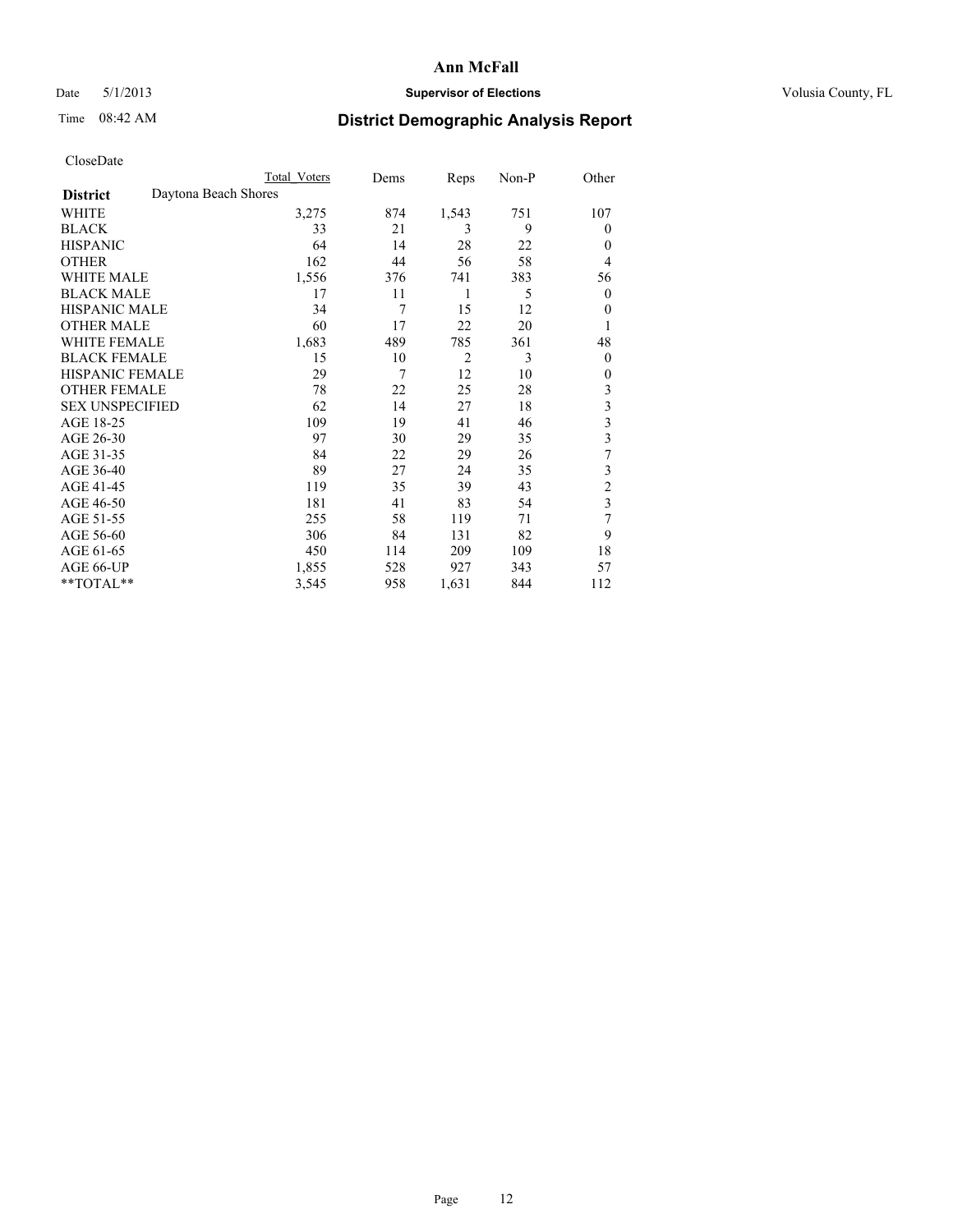# Ann McFall

Date 5/1/2013 **Supervisor of Elections** Volusia County, FL

Time 08:42 AM **District Demographic Analysis Report**

CloseDate

| | Total Voters | Dems | Reps | Non-P | Other |
|---|---|---|---|---|---|
| **District** Daytona Beach Shores | | | | | |
| WHITE | 3,275 | 874 | 1,543 | 751 | 107 |
| BLACK | 33 | 21 | 3 | 9 | 0 |
| HISPANIC | 64 | 14 | 28 | 22 | 0 |
| OTHER | 162 | 44 | 56 | 58 | 4 |
| WHITE MALE | 1,556 | 376 | 741 | 383 | 56 |
| BLACK MALE | 17 | 11 | 1 | 5 | 0 |
| HISPANIC MALE | 34 | 7 | 15 | 12 | 0 |
| OTHER MALE | 60 | 17 | 22 | 20 | 1 |
| WHITE FEMALE | 1,683 | 489 | 785 | 361 | 48 |
| BLACK FEMALE | 15 | 10 | 2 | 3 | 0 |
| HISPANIC FEMALE | 29 | 7 | 12 | 10 | 0 |
| OTHER FEMALE | 78 | 22 | 25 | 28 | 3 |
| SEX UNSPECIFIED | 62 | 14 | 27 | 18 | 3 |
| AGE 18-25 | 109 | 19 | 41 | 46 | 3 |
| AGE 26-30 | 97 | 30 | 29 | 35 | 3 |
| AGE 31-35 | 84 | 22 | 29 | 26 | 7 |
| AGE 36-40 | 89 | 27 | 24 | 35 | 3 |
| AGE 41-45 | 119 | 35 | 39 | 43 | 2 |
| AGE 46-50 | 181 | 41 | 83 | 54 | 3 |
| AGE 51-55 | 255 | 58 | 119 | 71 | 7 |
| AGE 56-60 | 306 | 84 | 131 | 82 | 9 |
| AGE 61-65 | 450 | 114 | 209 | 109 | 18 |
| AGE 66-UP | 1,855 | 528 | 927 | 343 | 57 |
| **TOTAL** | 3,545 | 958 | 1,631 | 844 | 112 |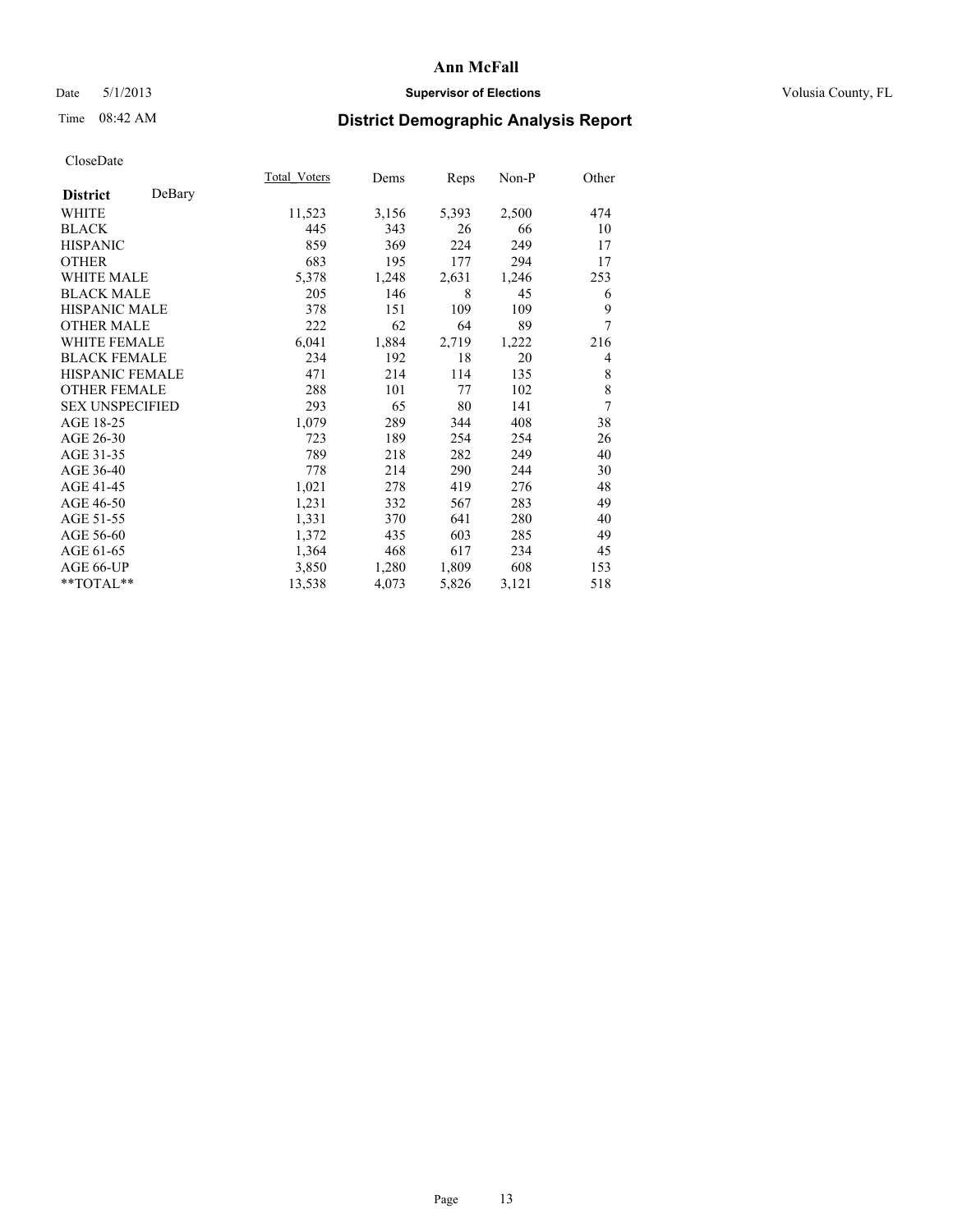# Ann McFall

Date 5/1/2013 | **Supervisor of Elections** | Volusia County, FL

Time 08:42 AM

## District Demographic Analysis Report

CloseDate

| **District** DeBary | Total_Voters | Dems | Reps | Non-P | Other |
|---|---|---|---|---|---|
| WHITE | 11,523 | 3,156 | 5,393 | 2,500 | 474 |
| BLACK | 445 | 343 | 26 | 66 | 10 |
| HISPANIC | 859 | 369 | 224 | 249 | 17 |
| OTHER | 683 | 195 | 177 | 294 | 17 |
| WHITE MALE | 5,378 | 1,248 | 2,631 | 1,246 | 253 |
| BLACK MALE | 205 | 146 | 8 | 45 | 6 |
| HISPANIC MALE | 378 | 151 | 109 | 109 | 9 |
| OTHER MALE | 222 | 62 | 64 | 89 | 7 |
| WHITE FEMALE | 6,041 | 1,884 | 2,719 | 1,222 | 216 |
| BLACK FEMALE | 234 | 192 | 18 | 20 | 4 |
| HISPANIC FEMALE | 471 | 214 | 114 | 135 | 8 |
| OTHER FEMALE | 288 | 101 | 77 | 102 | 8 |
| SEX UNSPECIFIED | 293 | 65 | 80 | 141 | 7 |
| AGE 18-25 | 1,079 | 289 | 344 | 408 | 38 |
| AGE 26-30 | 723 | 189 | 254 | 254 | 26 |
| AGE 31-35 | 789 | 218 | 282 | 249 | 40 |
| AGE 36-40 | 778 | 214 | 290 | 244 | 30 |
| AGE 41-45 | 1,021 | 278 | 419 | 276 | 48 |
| AGE 46-50 | 1,231 | 332 | 567 | 283 | 49 |
| AGE 51-55 | 1,331 | 370 | 641 | 280 | 40 |
| AGE 56-60 | 1,372 | 435 | 603 | 285 | 49 |
| AGE 61-65 | 1,364 | 468 | 617 | 234 | 45 |
| AGE 66-UP | 3,850 | 1,280 | 1,809 | 608 | 153 |
| **TOTAL** | 13,538 | 4,073 | 5,826 | 3,121 | 518 |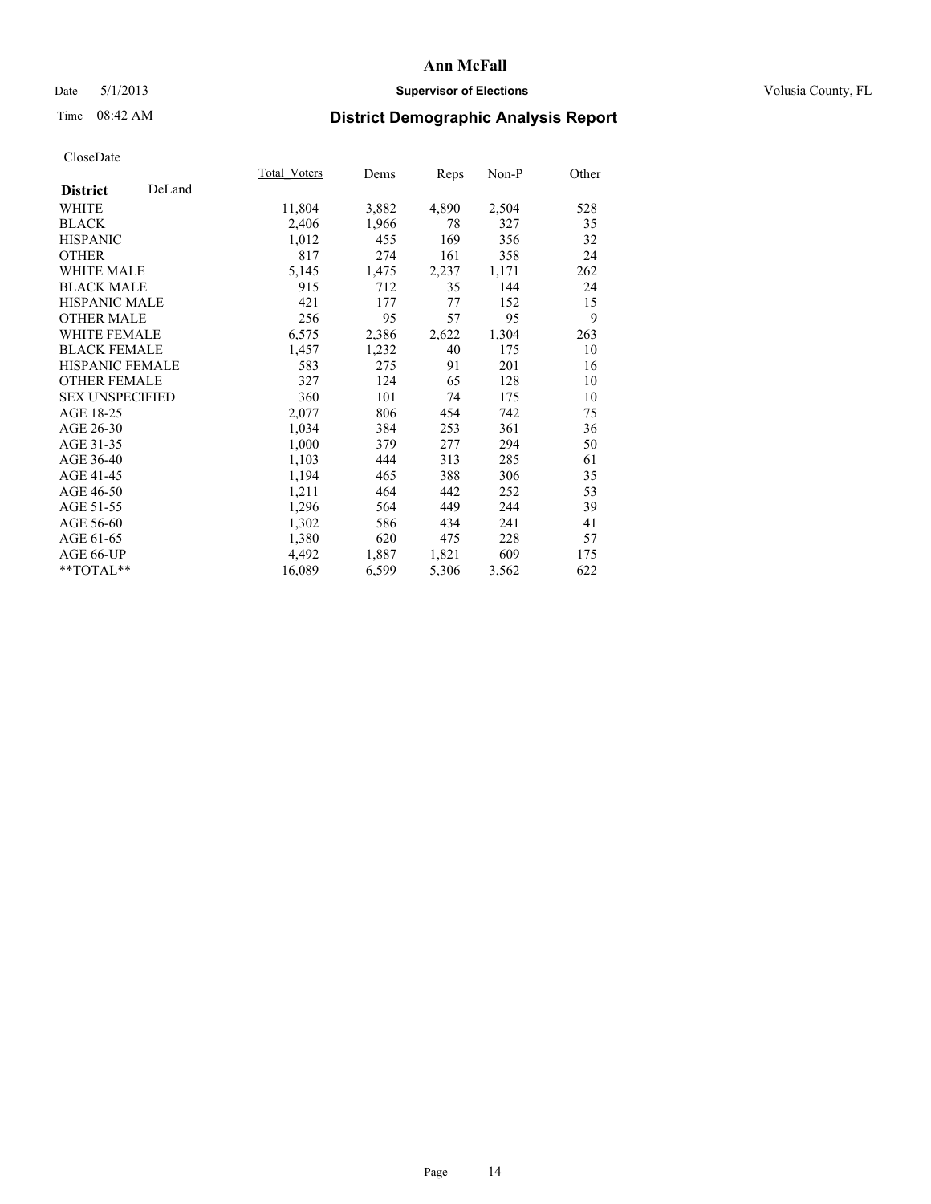**Ann McFall**

Date 5/1/2013 **Supervisor of Elections** Volusia County, FL

Time 08:42 AM **District Demographic Analysis Report**

CloseDate

| **District** DeLand | Total_Voters | Dems | Reps | Non-P | Other |
|---|---|---|---|---|---|
| WHITE | 11,804 | 3,882 | 4,890 | 2,504 | 528 |
| BLACK | 2,406 | 1,966 | 78 | 327 | 35 |
| HISPANIC | 1,012 | 455 | 169 | 356 | 32 |
| OTHER | 817 | 274 | 161 | 358 | 24 |
| WHITE MALE | 5,145 | 1,475 | 2,237 | 1,171 | 262 |
| BLACK MALE | 915 | 712 | 35 | 144 | 24 |
| HISPANIC MALE | 421 | 177 | 77 | 152 | 15 |
| OTHER MALE | 256 | 95 | 57 | 95 | 9 |
| WHITE FEMALE | 6,575 | 2,386 | 2,622 | 1,304 | 263 |
| BLACK FEMALE | 1,457 | 1,232 | 40 | 175 | 10 |
| HISPANIC FEMALE | 583 | 275 | 91 | 201 | 16 |
| OTHER FEMALE | 327 | 124 | 65 | 128 | 10 |
| SEX UNSPECIFIED | 360 | 101 | 74 | 175 | 10 |
| AGE 18-25 | 2,077 | 806 | 454 | 742 | 75 |
| AGE 26-30 | 1,034 | 384 | 253 | 361 | 36 |
| AGE 31-35 | 1,000 | 379 | 277 | 294 | 50 |
| AGE 36-40 | 1,103 | 444 | 313 | 285 | 61 |
| AGE 41-45 | 1,194 | 465 | 388 | 306 | 35 |
| AGE 46-50 | 1,211 | 464 | 442 | 252 | 53 |
| AGE 51-55 | 1,296 | 564 | 449 | 244 | 39 |
| AGE 56-60 | 1,302 | 586 | 434 | 241 | 41 |
| AGE 61-65 | 1,380 | 620 | 475 | 228 | 57 |
| AGE 66-UP | 4,492 | 1,887 | 1,821 | 609 | 175 |
| **TOTAL** | 16,089 | 6,599 | 5,306 | 3,562 | 622 |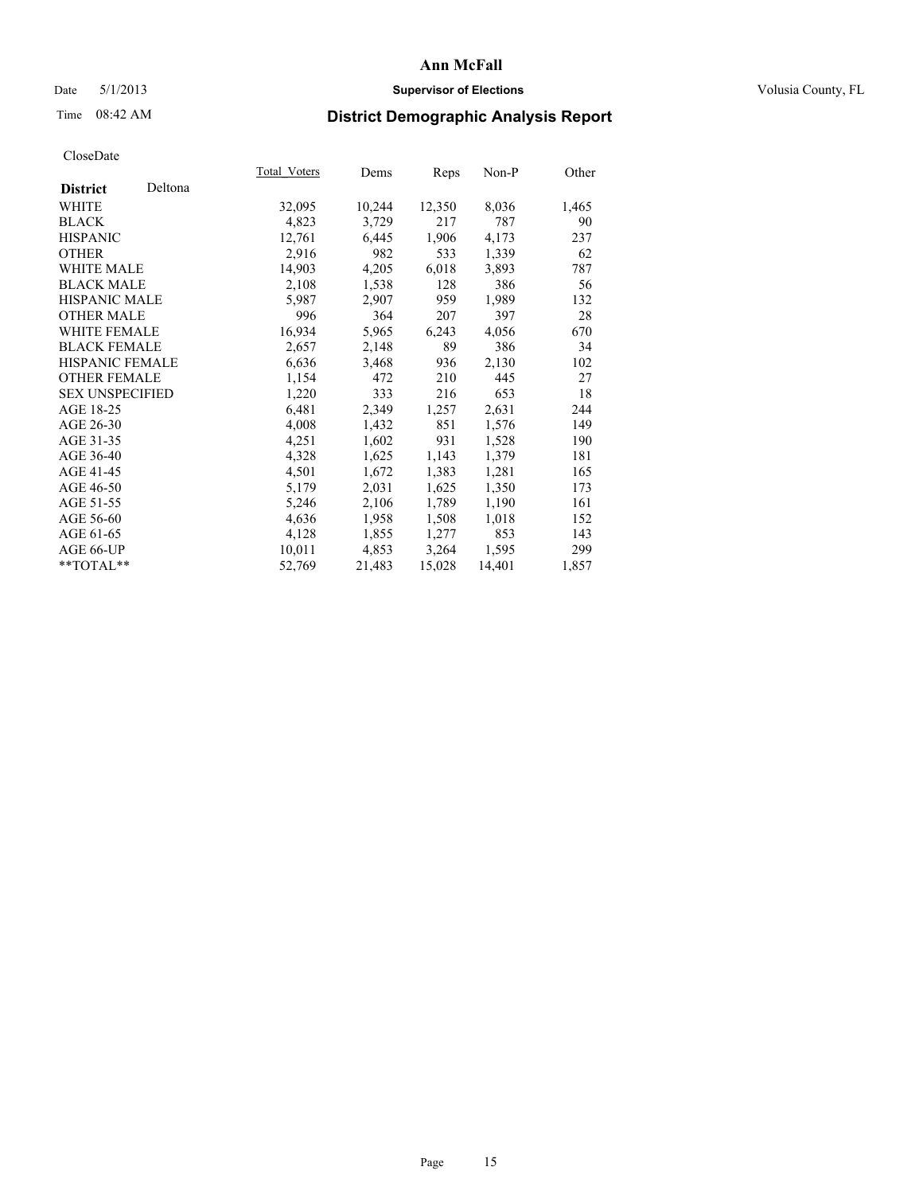# Ann McFall

Date 5/1/2013 **Supervisor of Elections** Volusia County, FL

Time 08:42 AM **District Demographic Analysis Report**

CloseDate

| **District** Deltona | Total_Voters | Dems | Reps | Non-P | Other |
|---|---|---|---|---|---|
| WHITE | 32,095 | 10,244 | 12,350 | 8,036 | 1,465 |
| BLACK | 4,823 | 3,729 | 217 | 787 | 90 |
| HISPANIC | 12,761 | 6,445 | 1,906 | 4,173 | 237 |
| OTHER | 2,916 | 982 | 533 | 1,339 | 62 |
| WHITE MALE | 14,903 | 4,205 | 6,018 | 3,893 | 787 |
| BLACK MALE | 2,108 | 1,538 | 128 | 386 | 56 |
| HISPANIC MALE | 5,987 | 2,907 | 959 | 1,989 | 132 |
| OTHER MALE | 996 | 364 | 207 | 397 | 28 |
| WHITE FEMALE | 16,934 | 5,965 | 6,243 | 4,056 | 670 |
| BLACK FEMALE | 2,657 | 2,148 | 89 | 386 | 34 |
| HISPANIC FEMALE | 6,636 | 3,468 | 936 | 2,130 | 102 |
| OTHER FEMALE | 1,154 | 472 | 210 | 445 | 27 |
| SEX UNSPECIFIED | 1,220 | 333 | 216 | 653 | 18 |
| AGE 18-25 | 6,481 | 2,349 | 1,257 | 2,631 | 244 |
| AGE 26-30 | 4,008 | 1,432 | 851 | 1,576 | 149 |
| AGE 31-35 | 4,251 | 1,602 | 931 | 1,528 | 190 |
| AGE 36-40 | 4,328 | 1,625 | 1,143 | 1,379 | 181 |
| AGE 41-45 | 4,501 | 1,672 | 1,383 | 1,281 | 165 |
| AGE 46-50 | 5,179 | 2,031 | 1,625 | 1,350 | 173 |
| AGE 51-55 | 5,246 | 2,106 | 1,789 | 1,190 | 161 |
| AGE 56-60 | 4,636 | 1,958 | 1,508 | 1,018 | 152 |
| AGE 61-65 | 4,128 | 1,855 | 1,277 | 853 | 143 |
| AGE 66-UP | 10,011 | 4,853 | 3,264 | 1,595 | 299 |
| **TOTAL** | 52,769 | 21,483 | 15,028 | 14,401 | 1,857 |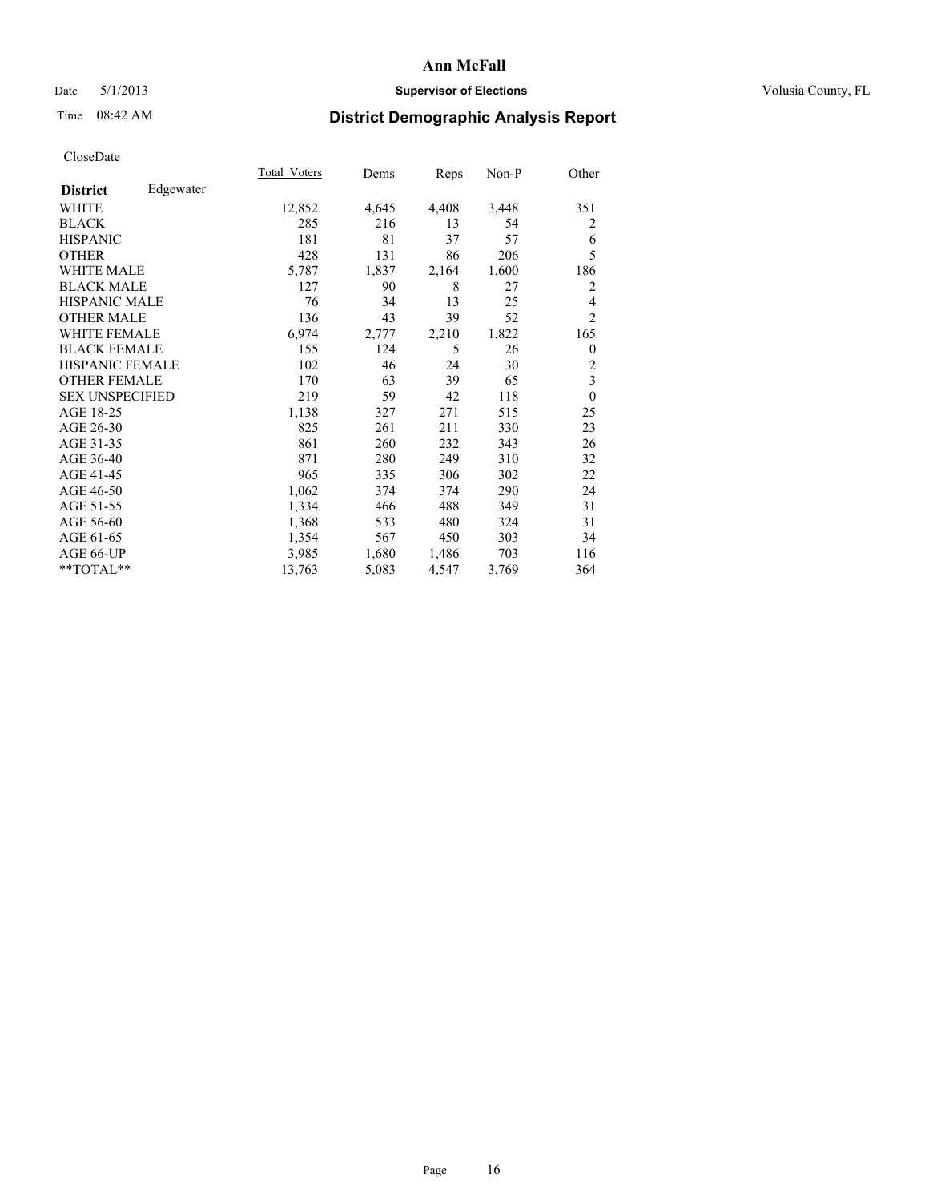**Ann McFall**

Date 5/1/2013 **Supervisor of Elections** Volusia County, FL

Time 08:42 AM

# District Demographic Analysis Report

CloseDate

| **District** Edgewater | Total_Voters | Dems | Reps | Non-P | Other |
|---|---|---|---|---|---|
| WHITE | 12,852 | 4,645 | 4,408 | 3,448 | 351 |
| BLACK | 285 | 216 | 13 | 54 | 2 |
| HISPANIC | 181 | 81 | 37 | 57 | 6 |
| OTHER | 428 | 131 | 86 | 206 | 5 |
| WHITE MALE | 5,787 | 1,837 | 2,164 | 1,600 | 186 |
| BLACK MALE | 127 | 90 | 8 | 27 | 2 |
| HISPANIC MALE | 76 | 34 | 13 | 25 | 4 |
| OTHER MALE | 136 | 43 | 39 | 52 | 2 |
| WHITE FEMALE | 6,974 | 2,777 | 2,210 | 1,822 | 165 |
| BLACK FEMALE | 155 | 124 | 5 | 26 | 0 |
| HISPANIC FEMALE | 102 | 46 | 24 | 30 | 2 |
| OTHER FEMALE | 170 | 63 | 39 | 65 | 3 |
| SEX UNSPECIFIED | 219 | 59 | 42 | 118 | 0 |
| AGE 18-25 | 1,138 | 327 | 271 | 515 | 25 |
| AGE 26-30 | 825 | 261 | 211 | 330 | 23 |
| AGE 31-35 | 861 | 260 | 232 | 343 | 26 |
| AGE 36-40 | 871 | 280 | 249 | 310 | 32 |
| AGE 41-45 | 965 | 335 | 306 | 302 | 22 |
| AGE 46-50 | 1,062 | 374 | 374 | 290 | 24 |
| AGE 51-55 | 1,334 | 466 | 488 | 349 | 31 |
| AGE 56-60 | 1,368 | 533 | 480 | 324 | 31 |
| AGE 61-65 | 1,354 | 567 | 450 | 303 | 34 |
| AGE 66-UP | 3,985 | 1,680 | 1,486 | 703 | 116 |
| **TOTAL** | 13,763 | 5,083 | 4,547 | 3,769 | 364 |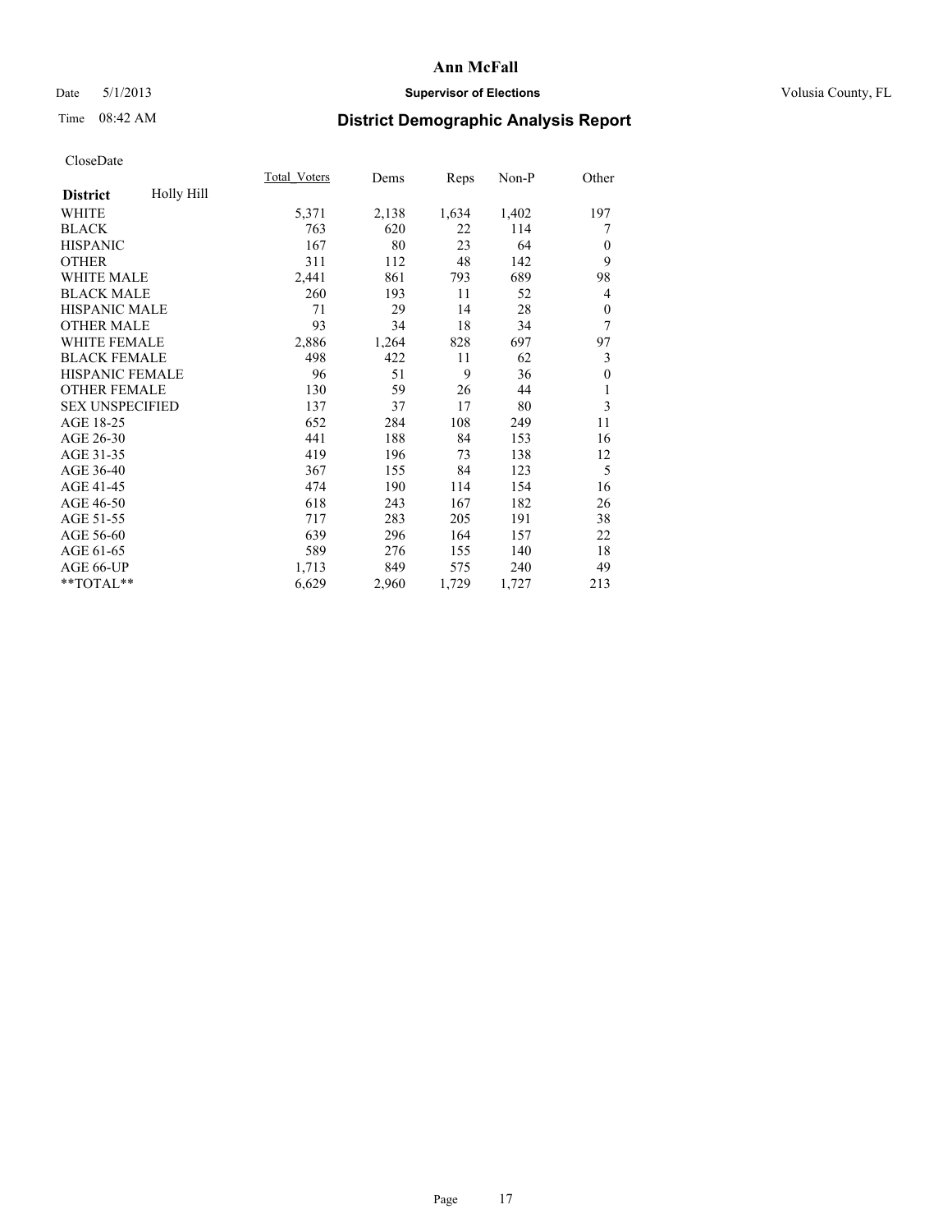# Ann McFall

Date 5/1/2013 **Supervisor of Elections** Volusia County, FL

Time 08:42 AM **District Demographic Analysis Report**

CloseDate

| **District** Holly Hill | Total_Voters | Dems | Reps | Non-P | Other |
|---|---|---|---|---|---|
| WHITE | 5,371 | 2,138 | 1,634 | 1,402 | 197 |
| BLACK | 763 | 620 | 22 | 114 | 7 |
| HISPANIC | 167 | 80 | 23 | 64 | 0 |
| OTHER | 311 | 112 | 48 | 142 | 9 |
| WHITE MALE | 2,441 | 861 | 793 | 689 | 98 |
| BLACK MALE | 260 | 193 | 11 | 52 | 4 |
| HISPANIC MALE | 71 | 29 | 14 | 28 | 0 |
| OTHER MALE | 93 | 34 | 18 | 34 | 7 |
| WHITE FEMALE | 2,886 | 1,264 | 828 | 697 | 97 |
| BLACK FEMALE | 498 | 422 | 11 | 62 | 3 |
| HISPANIC FEMALE | 96 | 51 | 9 | 36 | 0 |
| OTHER FEMALE | 130 | 59 | 26 | 44 | 1 |
| SEX UNSPECIFIED | 137 | 37 | 17 | 80 | 3 |
| AGE 18-25 | 652 | 284 | 108 | 249 | 11 |
| AGE 26-30 | 441 | 188 | 84 | 153 | 16 |
| AGE 31-35 | 419 | 196 | 73 | 138 | 12 |
| AGE 36-40 | 367 | 155 | 84 | 123 | 5 |
| AGE 41-45 | 474 | 190 | 114 | 154 | 16 |
| AGE 46-50 | 618 | 243 | 167 | 182 | 26 |
| AGE 51-55 | 717 | 283 | 205 | 191 | 38 |
| AGE 56-60 | 639 | 296 | 164 | 157 | 22 |
| AGE 61-65 | 589 | 276 | 155 | 140 | 18 |
| AGE 66-UP | 1,713 | 849 | 575 | 240 | 49 |
| **TOTAL** | 6,629 | 2,960 | 1,729 | 1,727 | 213 |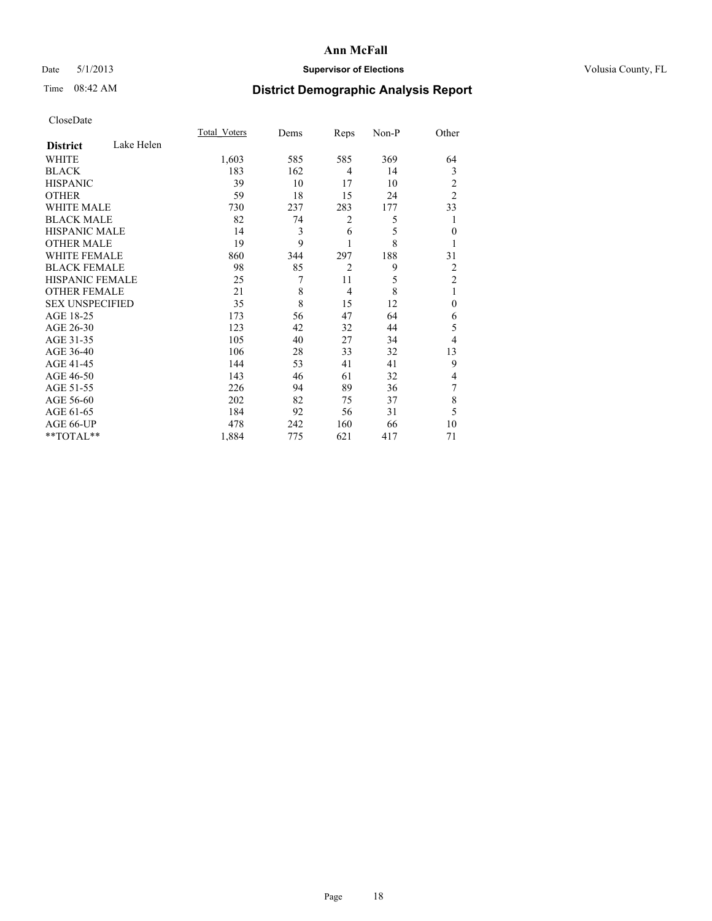# Ann McFall

Date 5/1/2013 **Supervisor of Elections** Volusia County, FL

Time 08:42 AM **District Demographic Analysis Report**

CloseDate

| **District** Lake Helen | Total_Voters | Dems | Reps | Non-P | Other |
|---|---|---|---|---|---|
| WHITE | 1,603 | 585 | 585 | 369 | 64 |
| BLACK | 183 | 162 | 4 | 14 | 3 |
| HISPANIC | 39 | 10 | 17 | 10 | 2 |
| OTHER | 59 | 18 | 15 | 24 | 2 |
| WHITE MALE | 730 | 237 | 283 | 177 | 33 |
| BLACK MALE | 82 | 74 | 2 | 5 | 1 |
| HISPANIC MALE | 14 | 3 | 6 | 5 | 0 |
| OTHER MALE | 19 | 9 | 1 | 8 | 1 |
| WHITE FEMALE | 860 | 344 | 297 | 188 | 31 |
| BLACK FEMALE | 98 | 85 | 2 | 9 | 2 |
| HISPANIC FEMALE | 25 | 7 | 11 | 5 | 2 |
| OTHER FEMALE | 21 | 8 | 4 | 8 | 1 |
| SEX UNSPECIFIED | 35 | 8 | 15 | 12 | 0 |
| AGE 18-25 | 173 | 56 | 47 | 64 | 6 |
| AGE 26-30 | 123 | 42 | 32 | 44 | 5 |
| AGE 31-35 | 105 | 40 | 27 | 34 | 4 |
| AGE 36-40 | 106 | 28 | 33 | 32 | 13 |
| AGE 41-45 | 144 | 53 | 41 | 41 | 9 |
| AGE 46-50 | 143 | 46 | 61 | 32 | 4 |
| AGE 51-55 | 226 | 94 | 89 | 36 | 7 |
| AGE 56-60 | 202 | 82 | 75 | 37 | 8 |
| AGE 61-65 | 184 | 92 | 56 | 31 | 5 |
| AGE 66-UP | 478 | 242 | 160 | 66 | 10 |
| **TOTAL** | 1,884 | 775 | 621 | 417 | 71 |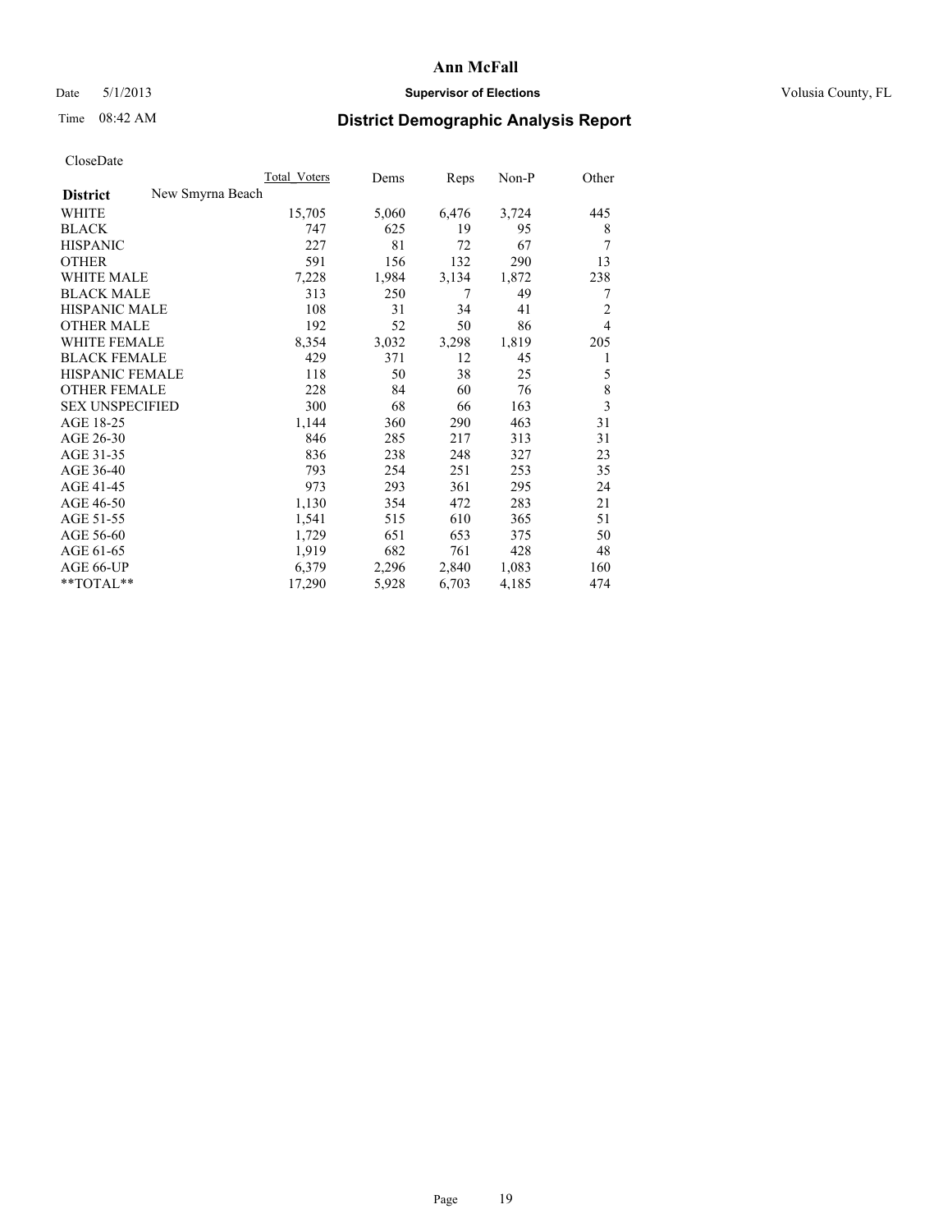# Ann McFall

Date 5/1/2013 **Supervisor of Elections** Volusia County, FL

Time 08:42 AM **District Demographic Analysis Report**

CloseDate

| **District** New Smyrna Beach | Total Voters | Dems | Reps | Non-P | Other |
|---|---|---|---|---|---|
| WHITE | 15,705 | 5,060 | 6,476 | 3,724 | 445 |
| BLACK | 747 | 625 | 19 | 95 | 8 |
| HISPANIC | 227 | 81 | 72 | 67 | 7 |
| OTHER | 591 | 156 | 132 | 290 | 13 |
| WHITE MALE | 7,228 | 1,984 | 3,134 | 1,872 | 238 |
| BLACK MALE | 313 | 250 | 7 | 49 | 7 |
| HISPANIC MALE | 108 | 31 | 34 | 41 | 2 |
| OTHER MALE | 192 | 52 | 50 | 86 | 4 |
| WHITE FEMALE | 8,354 | 3,032 | 3,298 | 1,819 | 205 |
| BLACK FEMALE | 429 | 371 | 12 | 45 | 1 |
| HISPANIC FEMALE | 118 | 50 | 38 | 25 | 5 |
| OTHER FEMALE | 228 | 84 | 60 | 76 | 8 |
| SEX UNSPECIFIED | 300 | 68 | 66 | 163 | 3 |
| AGE 18-25 | 1,144 | 360 | 290 | 463 | 31 |
| AGE 26-30 | 846 | 285 | 217 | 313 | 31 |
| AGE 31-35 | 836 | 238 | 248 | 327 | 23 |
| AGE 36-40 | 793 | 254 | 251 | 253 | 35 |
| AGE 41-45 | 973 | 293 | 361 | 295 | 24 |
| AGE 46-50 | 1,130 | 354 | 472 | 283 | 21 |
| AGE 51-55 | 1,541 | 515 | 610 | 365 | 51 |
| AGE 56-60 | 1,729 | 651 | 653 | 375 | 50 |
| AGE 61-65 | 1,919 | 682 | 761 | 428 | 48 |
| AGE 66-UP | 6,379 | 2,296 | 2,840 | 1,083 | 160 |
| **TOTAL** | 17,290 | 5,928 | 6,703 | 4,185 | 474 |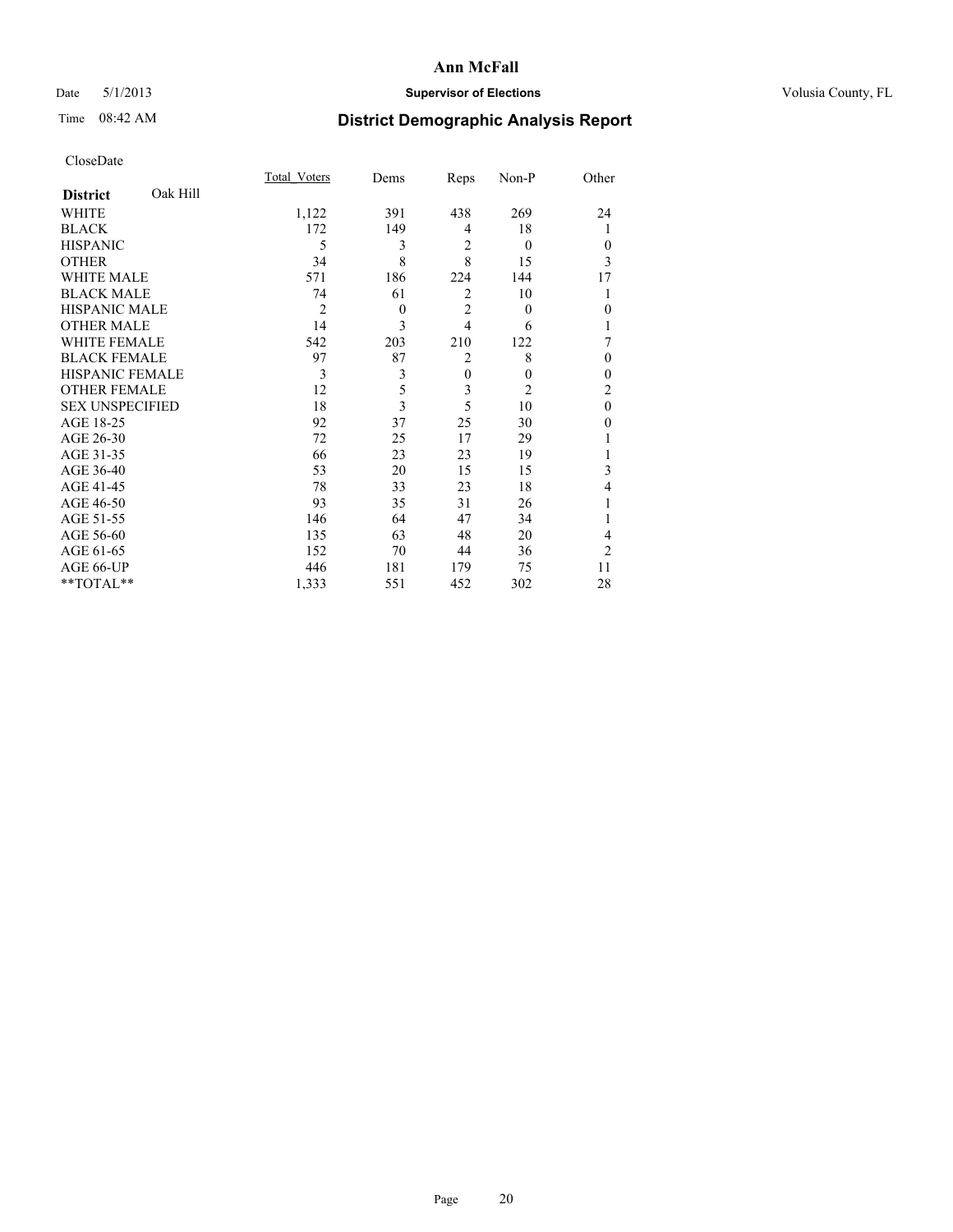CloseDate

| District: Oak Hill | Total_Voters | Dems | Reps | Non-P | Other |
|---|---|---|---|---|---|
| WHITE | 1,122 | 391 | 438 | 269 | 24 |
| BLACK | 172 | 149 | 4 | 18 | 1 |
| HISPANIC | 5 | 3 | 2 | 0 | 0 |
| OTHER | 34 | 8 | 8 | 15 | 3 |
| WHITE MALE | 571 | 186 | 224 | 144 | 17 |
| BLACK MALE | 74 | 61 | 2 | 10 | 1 |
| HISPANIC MALE | 2 | 0 | 2 | 0 | 0 |
| OTHER MALE | 14 | 3 | 4 | 6 | 1 |
| WHITE FEMALE | 542 | 203 | 210 | 122 | 7 |
| BLACK FEMALE | 97 | 87 | 2 | 8 | 0 |
| HISPANIC FEMALE | 3 | 3 | 0 | 0 | 0 |
| OTHER FEMALE | 12 | 5 | 3 | 2 | 2 |
| SEX UNSPECIFIED | 18 | 3 | 5 | 10 | 0 |
| AGE 18-25 | 92 | 37 | 25 | 30 | 0 |
| AGE 26-30 | 72 | 25 | 17 | 29 | 1 |
| AGE 31-35 | 66 | 23 | 23 | 19 | 1 |
| AGE 36-40 | 53 | 20 | 15 | 15 | 3 |
| AGE 41-45 | 78 | 33 | 23 | 18 | 4 |
| AGE 46-50 | 93 | 35 | 31 | 26 | 1 |
| AGE 51-55 | 146 | 64 | 47 | 34 | 1 |
| AGE 56-60 | 135 | 63 | 48 | 20 | 4 |
| AGE 61-65 | 152 | 70 | 44 | 36 | 2 |
| AGE 66-UP | 446 | 181 | 179 | 75 | 11 |
| **TOTAL** | 1,333 | 551 | 452 | 302 | 28 |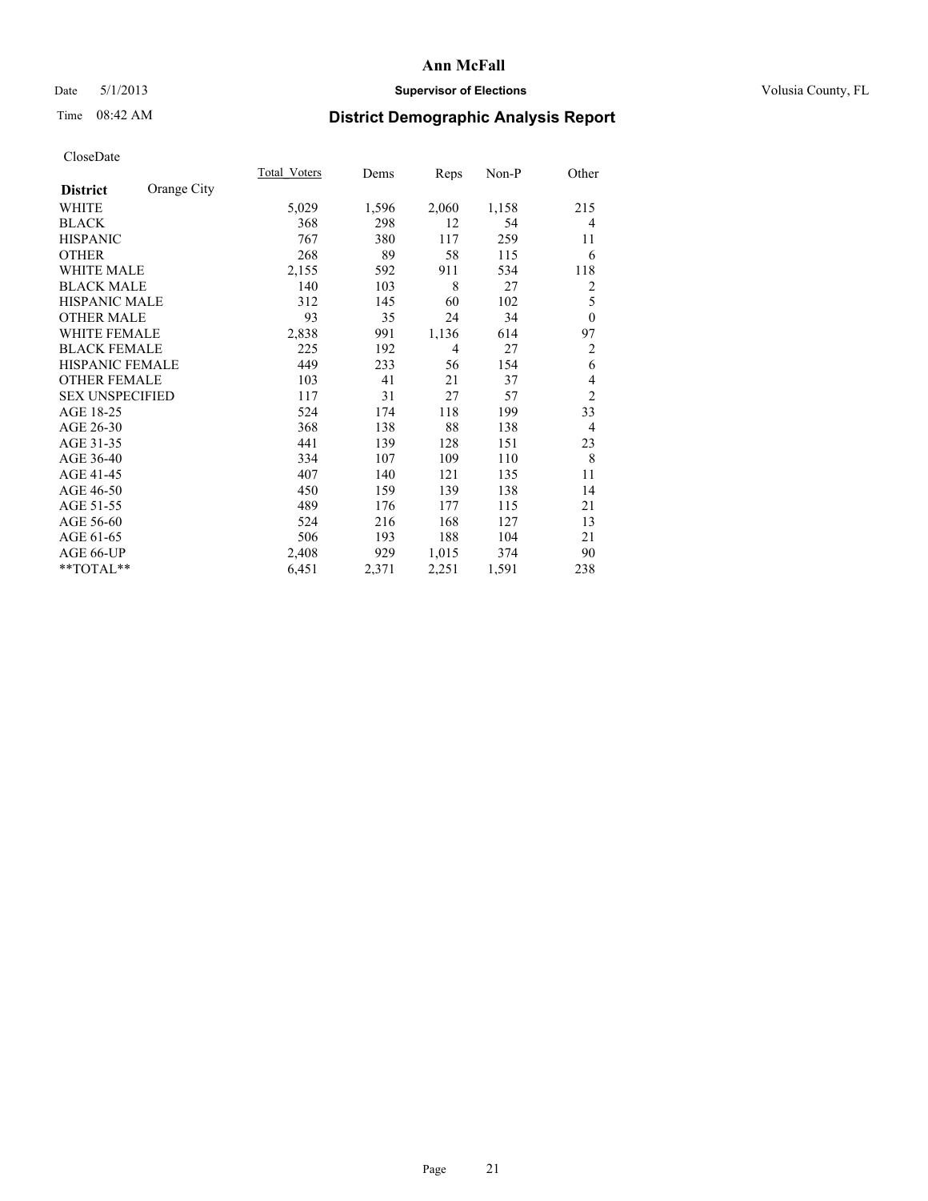**Ann McFall**

Date 5/1/2013 **Supervisor of Elections** Volusia County, FL

Time 08:42 AM

## District Demographic Analysis Report

CloseDate

| **District** Orange City | Total_Voters | Dems | Reps | Non-P | Other |
|---|---|---|---|---|---|
| WHITE | 5,029 | 1,596 | 2,060 | 1,158 | 215 |
| BLACK | 368 | 298 | 12 | 54 | 4 |
| HISPANIC | 767 | 380 | 117 | 259 | 11 |
| OTHER | 268 | 89 | 58 | 115 | 6 |
| WHITE MALE | 2,155 | 592 | 911 | 534 | 118 |
| BLACK MALE | 140 | 103 | 8 | 27 | 2 |
| HISPANIC MALE | 312 | 145 | 60 | 102 | 5 |
| OTHER MALE | 93 | 35 | 24 | 34 | 0 |
| WHITE FEMALE | 2,838 | 991 | 1,136 | 614 | 97 |
| BLACK FEMALE | 225 | 192 | 4 | 27 | 2 |
| HISPANIC FEMALE | 449 | 233 | 56 | 154 | 6 |
| OTHER FEMALE | 103 | 41 | 21 | 37 | 4 |
| SEX UNSPECIFIED | 117 | 31 | 27 | 57 | 2 |
| AGE 18-25 | 524 | 174 | 118 | 199 | 33 |
| AGE 26-30 | 368 | 138 | 88 | 138 | 4 |
| AGE 31-35 | 441 | 139 | 128 | 151 | 23 |
| AGE 36-40 | 334 | 107 | 109 | 110 | 8 |
| AGE 41-45 | 407 | 140 | 121 | 135 | 11 |
| AGE 46-50 | 450 | 159 | 139 | 138 | 14 |
| AGE 51-55 | 489 | 176 | 177 | 115 | 21 |
| AGE 56-60 | 524 | 216 | 168 | 127 | 13 |
| AGE 61-65 | 506 | 193 | 188 | 104 | 21 |
| AGE 66-UP | 2,408 | 929 | 1,015 | 374 | 90 |
| **TOTAL** | 6,451 | 2,371 | 2,251 | 1,591 | 238 |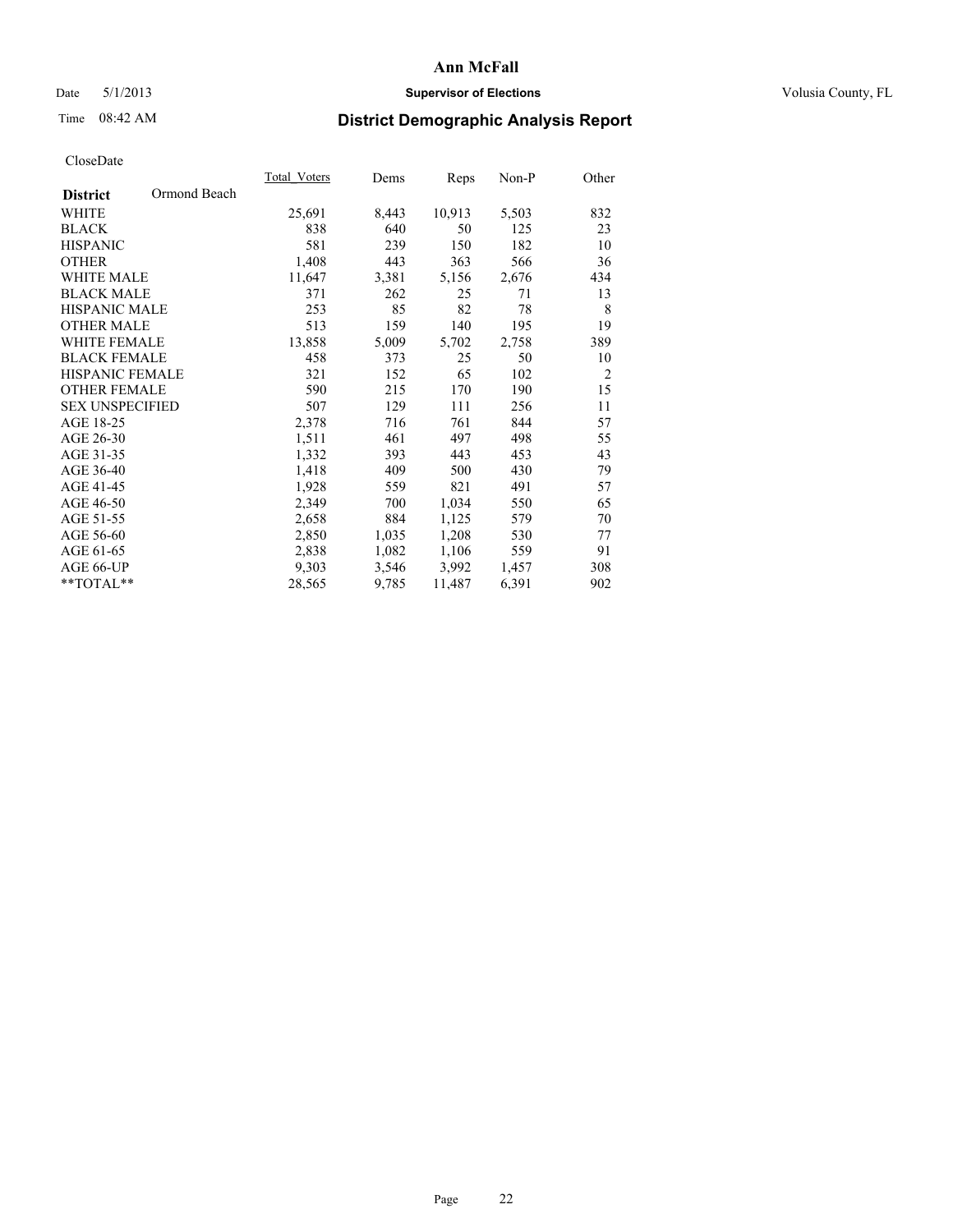# Ann McFall

Date 5/1/2013 **Supervisor of Elections** Volusia County, FL

Time 08:42 AM

## District Demographic Analysis Report

CloseDate

| **District** Ormond Beach | Total_Voters | Dems | Reps | Non-P | Other |
|---|---|---|---|---|---|
| WHITE | 25,691 | 8,443 | 10,913 | 5,503 | 832 |
| BLACK | 838 | 640 | 50 | 125 | 23 |
| HISPANIC | 581 | 239 | 150 | 182 | 10 |
| OTHER | 1,408 | 443 | 363 | 566 | 36 |
| WHITE MALE | 11,647 | 3,381 | 5,156 | 2,676 | 434 |
| BLACK MALE | 371 | 262 | 25 | 71 | 13 |
| HISPANIC MALE | 253 | 85 | 82 | 78 | 8 |
| OTHER MALE | 513 | 159 | 140 | 195 | 19 |
| WHITE FEMALE | 13,858 | 5,009 | 5,702 | 2,758 | 389 |
| BLACK FEMALE | 458 | 373 | 25 | 50 | 10 |
| HISPANIC FEMALE | 321 | 152 | 65 | 102 | 2 |
| OTHER FEMALE | 590 | 215 | 170 | 190 | 15 |
| SEX UNSPECIFIED | 507 | 129 | 111 | 256 | 11 |
| AGE 18-25 | 2,378 | 716 | 761 | 844 | 57 |
| AGE 26-30 | 1,511 | 461 | 497 | 498 | 55 |
| AGE 31-35 | 1,332 | 393 | 443 | 453 | 43 |
| AGE 36-40 | 1,418 | 409 | 500 | 430 | 79 |
| AGE 41-45 | 1,928 | 559 | 821 | 491 | 57 |
| AGE 46-50 | 2,349 | 700 | 1,034 | 550 | 65 |
| AGE 51-55 | 2,658 | 884 | 1,125 | 579 | 70 |
| AGE 56-60 | 2,850 | 1,035 | 1,208 | 530 | 77 |
| AGE 61-65 | 2,838 | 1,082 | 1,106 | 559 | 91 |
| AGE 66-UP | 9,303 | 3,546 | 3,992 | 1,457 | 308 |
| **TOTAL** | 28,565 | 9,785 | 11,487 | 6,391 | 902 |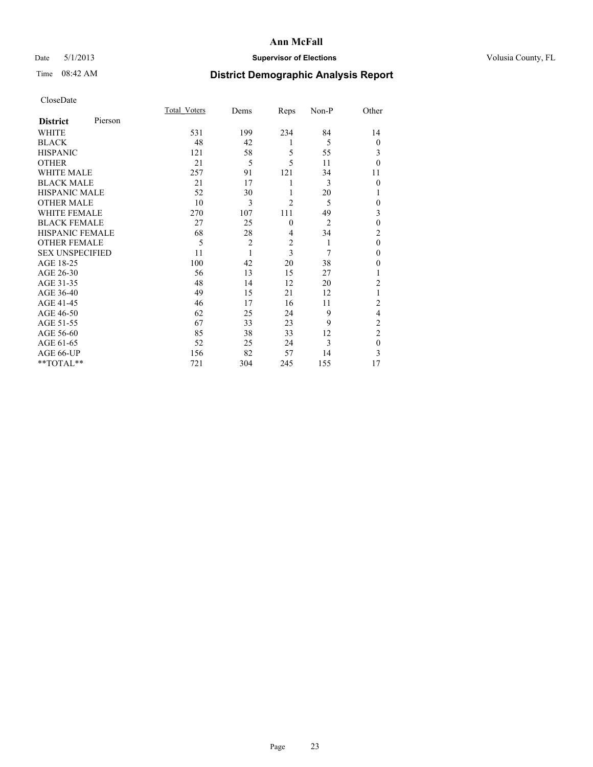# Ann McFall

Date 5/1/2013 **Supervisor of Elections** Volusia County, FL

Time 08:42 AM **District Demographic Analysis Report**

CloseDate

| **District** Pierson | Total_Voters | Dems | Reps | Non-P | Other |
|---|---|---|---|---|---|
| WHITE | 531 | 199 | 234 | 84 | 14 |
| BLACK | 48 | 42 | 1 | 5 | 0 |
| HISPANIC | 121 | 58 | 5 | 55 | 3 |
| OTHER | 21 | 5 | 5 | 11 | 0 |
| WHITE MALE | 257 | 91 | 121 | 34 | 11 |
| BLACK MALE | 21 | 17 | 1 | 3 | 0 |
| HISPANIC MALE | 52 | 30 | 1 | 20 | 1 |
| OTHER MALE | 10 | 3 | 2 | 5 | 0 |
| WHITE FEMALE | 270 | 107 | 111 | 49 | 3 |
| BLACK FEMALE | 27 | 25 | 0 | 2 | 0 |
| HISPANIC FEMALE | 68 | 28 | 4 | 34 | 2 |
| OTHER FEMALE | 5 | 2 | 2 | 1 | 0 |
| SEX UNSPECIFIED | 11 | 1 | 3 | 7 | 0 |
| AGE 18-25 | 100 | 42 | 20 | 38 | 0 |
| AGE 26-30 | 56 | 13 | 15 | 27 | 1 |
| AGE 31-35 | 48 | 14 | 12 | 20 | 2 |
| AGE 36-40 | 49 | 15 | 21 | 12 | 1 |
| AGE 41-45 | 46 | 17 | 16 | 11 | 2 |
| AGE 46-50 | 62 | 25 | 24 | 9 | 4 |
| AGE 51-55 | 67 | 33 | 23 | 9 | 2 |
| AGE 56-60 | 85 | 38 | 33 | 12 | 2 |
| AGE 61-65 | 52 | 25 | 24 | 3 | 0 |
| AGE 66-UP | 156 | 82 | 57 | 14 | 3 |
| **TOTAL** | 721 | 304 | 245 | 155 | 17 |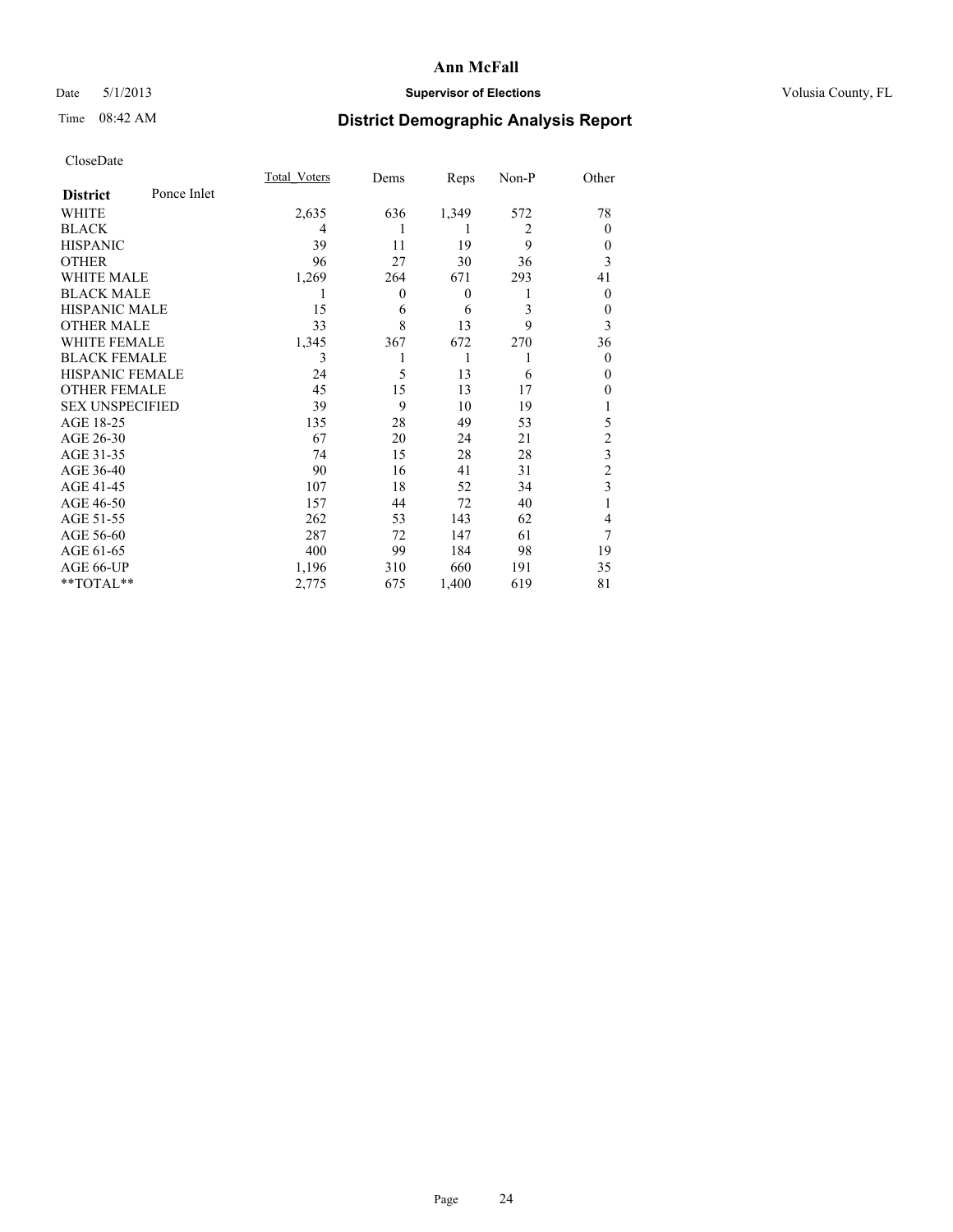# Ann McFall

Date 5/1/2013 **Supervisor of Elections** Volusia County, FL

Time 08:42 AM **District Demographic Analysis Report**

CloseDate

| **District** Ponce Inlet | Total_Voters | Dems | Reps | Non-P | Other |
|---|---|---|---|---|---|
| WHITE | 2,635 | 636 | 1,349 | 572 | 78 |
| BLACK | 4 | 1 | 1 | 2 | 0 |
| HISPANIC | 39 | 11 | 19 | 9 | 0 |
| OTHER | 96 | 27 | 30 | 36 | 3 |
| WHITE MALE | 1,269 | 264 | 671 | 293 | 41 |
| BLACK MALE | 1 | 0 | 0 | 1 | 0 |
| HISPANIC MALE | 15 | 6 | 6 | 3 | 0 |
| OTHER MALE | 33 | 8 | 13 | 9 | 3 |
| WHITE FEMALE | 1,345 | 367 | 672 | 270 | 36 |
| BLACK FEMALE | 3 | 1 | 1 | 1 | 0 |
| HISPANIC FEMALE | 24 | 5 | 13 | 6 | 0 |
| OTHER FEMALE | 45 | 15 | 13 | 17 | 0 |
| SEX UNSPECIFIED | 39 | 9 | 10 | 19 | 1 |
| AGE 18-25 | 135 | 28 | 49 | 53 | 5 |
| AGE 26-30 | 67 | 20 | 24 | 21 | 2 |
| AGE 31-35 | 74 | 15 | 28 | 28 | 3 |
| AGE 36-40 | 90 | 16 | 41 | 31 | 2 |
| AGE 41-45 | 107 | 18 | 52 | 34 | 3 |
| AGE 46-50 | 157 | 44 | 72 | 40 | 1 |
| AGE 51-55 | 262 | 53 | 143 | 62 | 4 |
| AGE 56-60 | 287 | 72 | 147 | 61 | 7 |
| AGE 61-65 | 400 | 99 | 184 | 98 | 19 |
| AGE 66-UP | 1,196 | 310 | 660 | 191 | 35 |
| **TOTAL** | 2,775 | 675 | 1,400 | 619 | 81 |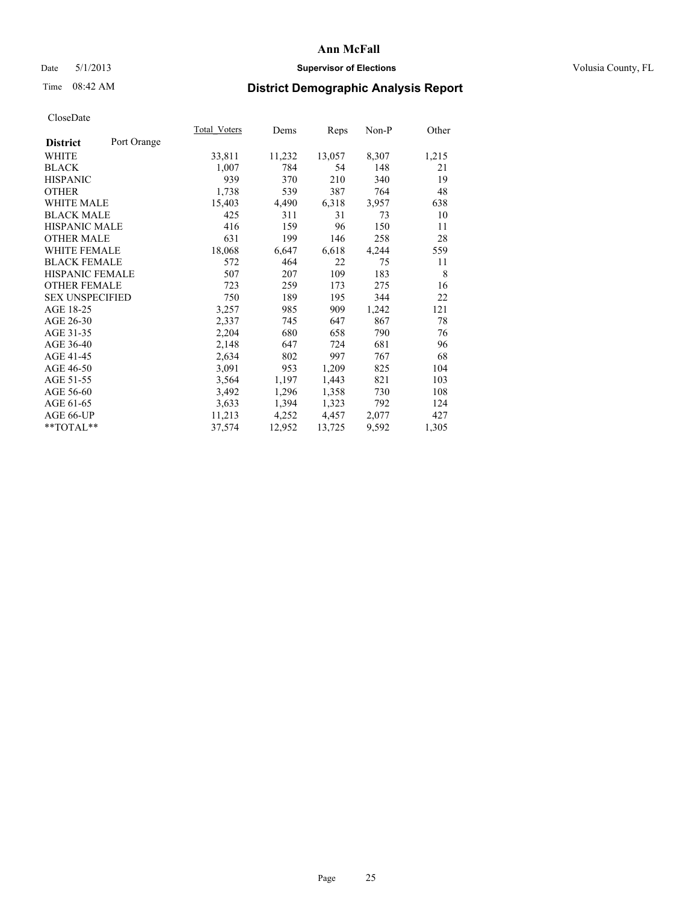# Ann McFall

Date 5/1/2013 **Supervisor of Elections** Volusia County, FL

Time 08:42 AM **District Demographic Analysis Report**

CloseDate

| **District** Port Orange | Total_Voters | Dems | Reps | Non-P | Other |
|---|---|---|---|---|---|
| WHITE | 33,811 | 11,232 | 13,057 | 8,307 | 1,215 |
| BLACK | 1,007 | 784 | 54 | 148 | 21 |
| HISPANIC | 939 | 370 | 210 | 340 | 19 |
| OTHER | 1,738 | 539 | 387 | 764 | 48 |
| WHITE MALE | 15,403 | 4,490 | 6,318 | 3,957 | 638 |
| BLACK MALE | 425 | 311 | 31 | 73 | 10 |
| HISPANIC MALE | 416 | 159 | 96 | 150 | 11 |
| OTHER MALE | 631 | 199 | 146 | 258 | 28 |
| WHITE FEMALE | 18,068 | 6,647 | 6,618 | 4,244 | 559 |
| BLACK FEMALE | 572 | 464 | 22 | 75 | 11 |
| HISPANIC FEMALE | 507 | 207 | 109 | 183 | 8 |
| OTHER FEMALE | 723 | 259 | 173 | 275 | 16 |
| SEX UNSPECIFIED | 750 | 189 | 195 | 344 | 22 |
| AGE 18-25 | 3,257 | 985 | 909 | 1,242 | 121 |
| AGE 26-30 | 2,337 | 745 | 647 | 867 | 78 |
| AGE 31-35 | 2,204 | 680 | 658 | 790 | 76 |
| AGE 36-40 | 2,148 | 647 | 724 | 681 | 96 |
| AGE 41-45 | 2,634 | 802 | 997 | 767 | 68 |
| AGE 46-50 | 3,091 | 953 | 1,209 | 825 | 104 |
| AGE 51-55 | 3,564 | 1,197 | 1,443 | 821 | 103 |
| AGE 56-60 | 3,492 | 1,296 | 1,358 | 730 | 108 |
| AGE 61-65 | 3,633 | 1,394 | 1,323 | 792 | 124 |
| AGE 66-UP | 11,213 | 4,252 | 4,457 | 2,077 | 427 |
| **TOTAL** | 37,574 | 12,952 | 13,725 | 9,592 | 1,305 |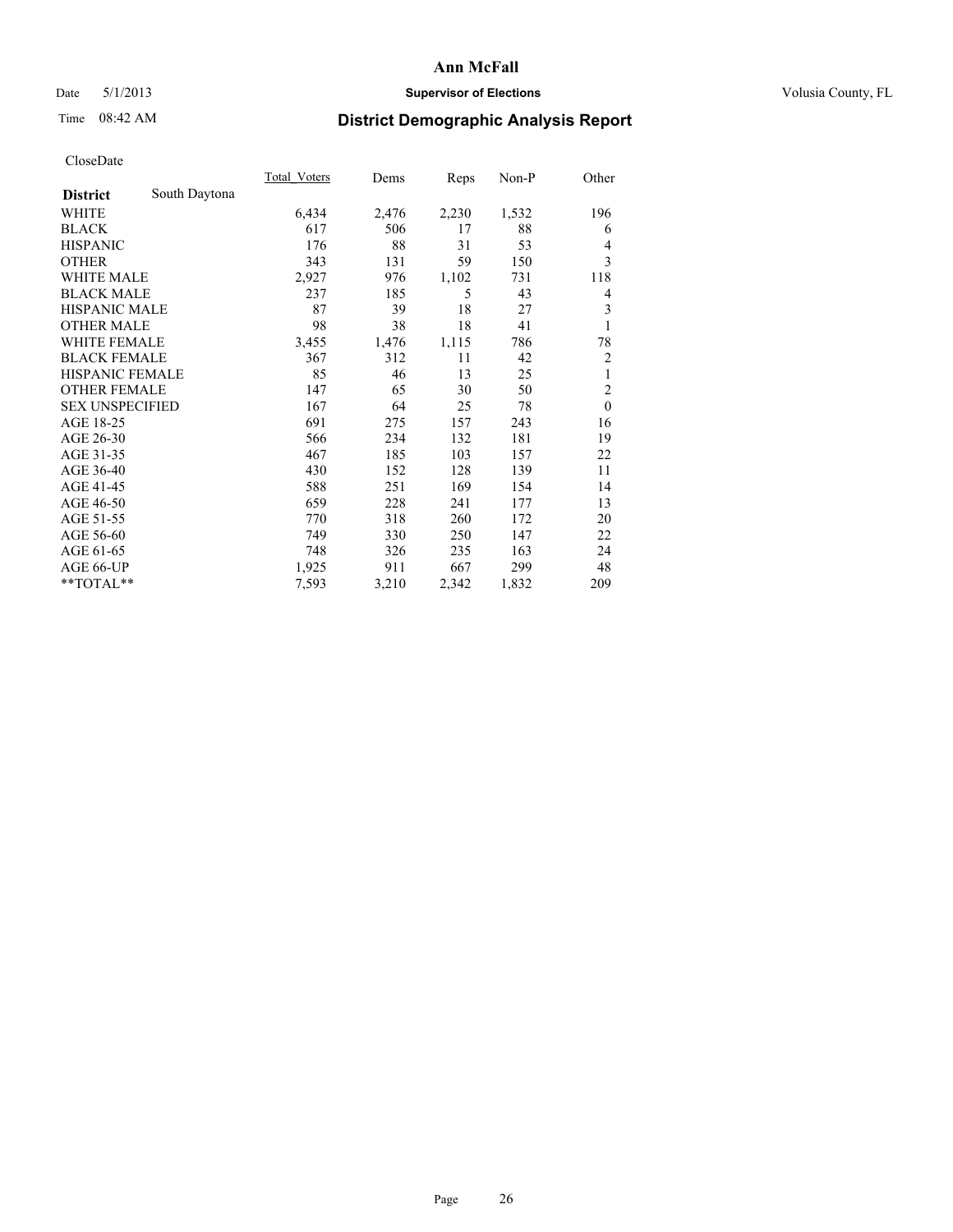# Ann McFall

Date 5/1/2013 **Supervisor of Elections** Volusia County, FL

Time 08:42 AM **District Demographic Analysis Report**

CloseDate

| **District** South Daytona | Total_Voters | Dems | Reps | Non-P | Other |
|---|---|---|---|---|---|
| WHITE | 6,434 | 2,476 | 2,230 | 1,532 | 196 |
| BLACK | 617 | 506 | 17 | 88 | 6 |
| HISPANIC | 176 | 88 | 31 | 53 | 4 |
| OTHER | 343 | 131 | 59 | 150 | 3 |
| WHITE MALE | 2,927 | 976 | 1,102 | 731 | 118 |
| BLACK MALE | 237 | 185 | 5 | 43 | 4 |
| HISPANIC MALE | 87 | 39 | 18 | 27 | 3 |
| OTHER MALE | 98 | 38 | 18 | 41 | 1 |
| WHITE FEMALE | 3,455 | 1,476 | 1,115 | 786 | 78 |
| BLACK FEMALE | 367 | 312 | 11 | 42 | 2 |
| HISPANIC FEMALE | 85 | 46 | 13 | 25 | 1 |
| OTHER FEMALE | 147 | 65 | 30 | 50 | 2 |
| SEX UNSPECIFIED | 167 | 64 | 25 | 78 | 0 |
| AGE 18-25 | 691 | 275 | 157 | 243 | 16 |
| AGE 26-30 | 566 | 234 | 132 | 181 | 19 |
| AGE 31-35 | 467 | 185 | 103 | 157 | 22 |
| AGE 36-40 | 430 | 152 | 128 | 139 | 11 |
| AGE 41-45 | 588 | 251 | 169 | 154 | 14 |
| AGE 46-50 | 659 | 228 | 241 | 177 | 13 |
| AGE 51-55 | 770 | 318 | 260 | 172 | 20 |
| AGE 56-60 | 749 | 330 | 250 | 147 | 22 |
| AGE 61-65 | 748 | 326 | 235 | 163 | 24 |
| AGE 66-UP | 1,925 | 911 | 667 | 299 | 48 |
| **TOTAL** | 7,593 | 3,210 | 2,342 | 1,832 | 209 |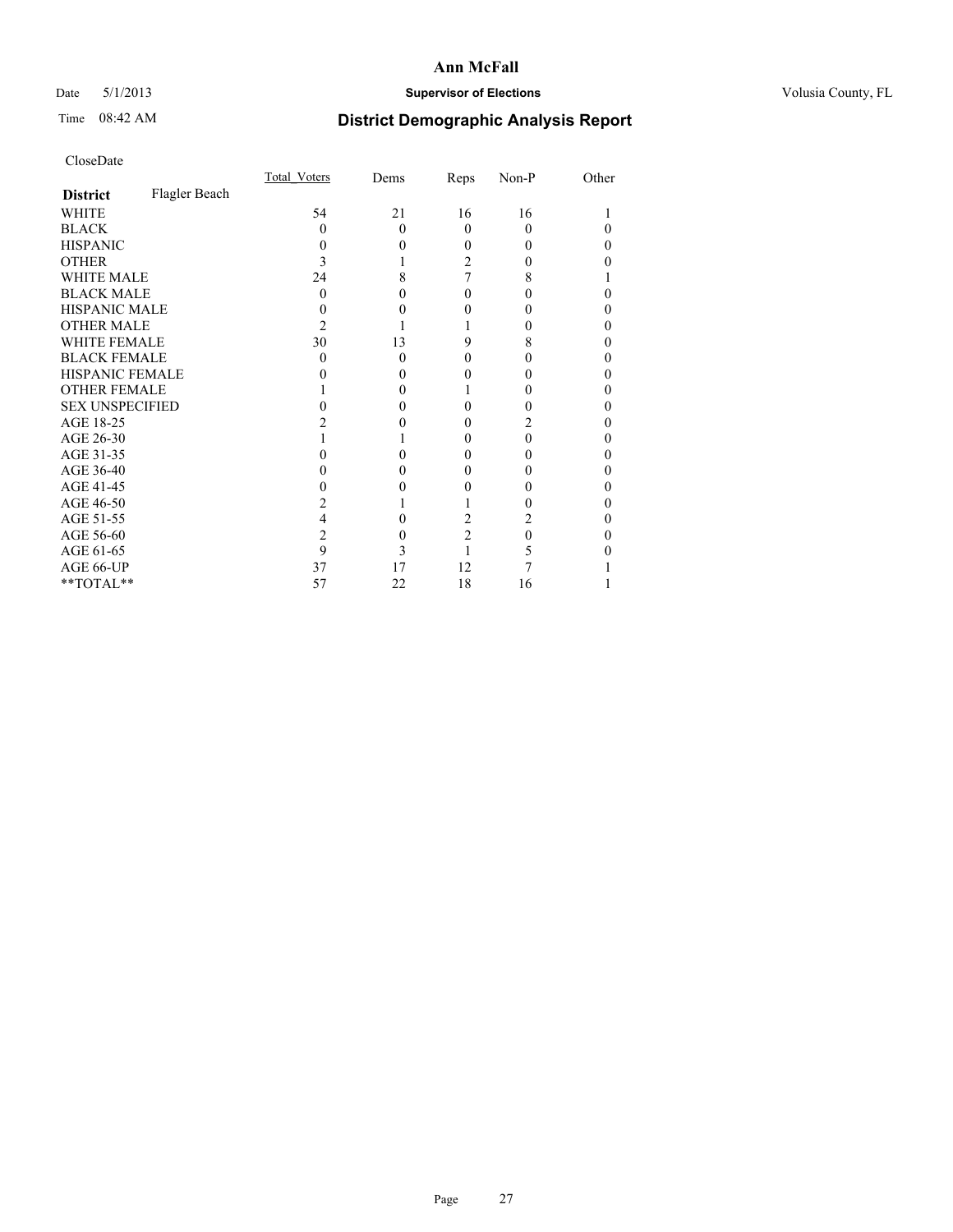# Ann McFall

Date 5/1/2013 **Supervisor of Elections** Volusia County, FL

Time 08:42 AM **District Demographic Analysis Report**

CloseDate

| | Total_Voters | Dems | Reps | Non-P | Other |
|---|---|---|---|---|---|
| **District** Flagler Beach | | | | | |
| WHITE | 54 | 21 | 16 | 16 | 1 |
| BLACK | 0 | 0 | 0 | 0 | 0 |
| HISPANIC | 0 | 0 | 0 | 0 | 0 |
| OTHER | 3 | 1 | 2 | 0 | 0 |
| WHITE MALE | 24 | 8 | 7 | 8 | 1 |
| BLACK MALE | 0 | 0 | 0 | 0 | 0 |
| HISPANIC MALE | 0 | 0 | 0 | 0 | 0 |
| OTHER MALE | 2 | 1 | 1 | 0 | 0 |
| WHITE FEMALE | 30 | 13 | 9 | 8 | 0 |
| BLACK FEMALE | 0 | 0 | 0 | 0 | 0 |
| HISPANIC FEMALE | 0 | 0 | 0 | 0 | 0 |
| OTHER FEMALE | 1 | 0 | 1 | 0 | 0 |
| SEX UNSPECIFIED | 0 | 0 | 0 | 0 | 0 |
| AGE 18-25 | 2 | 0 | 0 | 2 | 0 |
| AGE 26-30 | 1 | 1 | 0 | 0 | 0 |
| AGE 31-35 | 0 | 0 | 0 | 0 | 0 |
| AGE 36-40 | 0 | 0 | 0 | 0 | 0 |
| AGE 41-45 | 0 | 0 | 0 | 0 | 0 |
| AGE 46-50 | 2 | 1 | 1 | 0 | 0 |
| AGE 51-55 | 4 | 0 | 2 | 2 | 0 |
| AGE 56-60 | 2 | 0 | 2 | 0 | 0 |
| AGE 61-65 | 9 | 3 | 1 | 5 | 0 |
| AGE 66-UP | 37 | 17 | 12 | 7 | 1 |
| **TOTAL** | 57 | 22 | 18 | 16 | 1 |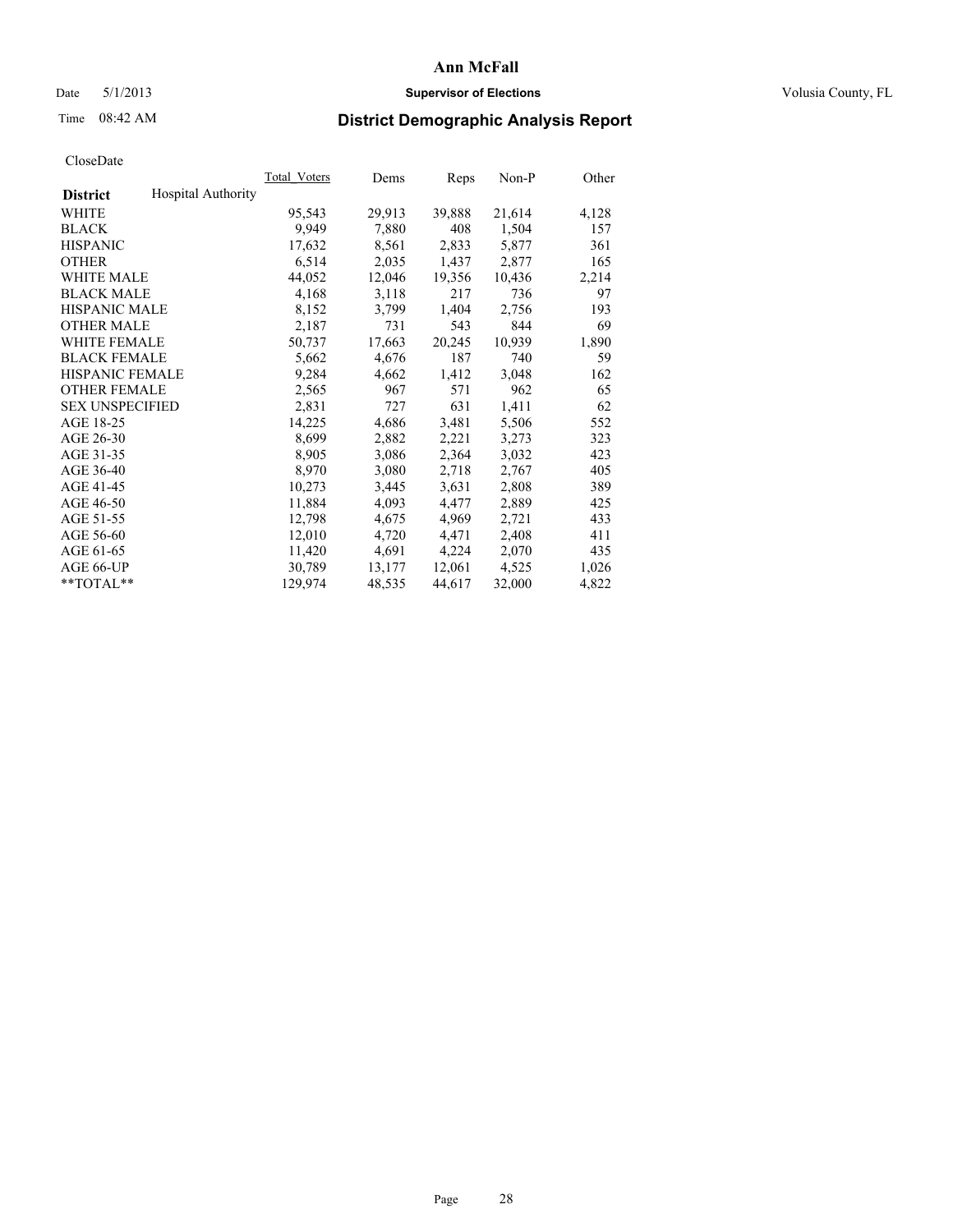**Ann McFall**

Date 5/1/2013 **Supervisor of Elections** Volusia County, FL

Time 08:42 AM **District Demographic Analysis Report**

CloseDate

| **District** Hospital Authority | Total_Voters | Dems | Reps | Non-P | Other |
|---|---|---|---|---|---|
| WHITE | 95,543 | 29,913 | 39,888 | 21,614 | 4,128 |
| BLACK | 9,949 | 7,880 | 408 | 1,504 | 157 |
| HISPANIC | 17,632 | 8,561 | 2,833 | 5,877 | 361 |
| OTHER | 6,514 | 2,035 | 1,437 | 2,877 | 165 |
| WHITE MALE | 44,052 | 12,046 | 19,356 | 10,436 | 2,214 |
| BLACK MALE | 4,168 | 3,118 | 217 | 736 | 97 |
| HISPANIC MALE | 8,152 | 3,799 | 1,404 | 2,756 | 193 |
| OTHER MALE | 2,187 | 731 | 543 | 844 | 69 |
| WHITE FEMALE | 50,737 | 17,663 | 20,245 | 10,939 | 1,890 |
| BLACK FEMALE | 5,662 | 4,676 | 187 | 740 | 59 |
| HISPANIC FEMALE | 9,284 | 4,662 | 1,412 | 3,048 | 162 |
| OTHER FEMALE | 2,565 | 967 | 571 | 962 | 65 |
| SEX UNSPECIFIED | 2,831 | 727 | 631 | 1,411 | 62 |
| AGE 18-25 | 14,225 | 4,686 | 3,481 | 5,506 | 552 |
| AGE 26-30 | 8,699 | 2,882 | 2,221 | 3,273 | 323 |
| AGE 31-35 | 8,905 | 3,086 | 2,364 | 3,032 | 423 |
| AGE 36-40 | 8,970 | 3,080 | 2,718 | 2,767 | 405 |
| AGE 41-45 | 10,273 | 3,445 | 3,631 | 2,808 | 389 |
| AGE 46-50 | 11,884 | 4,093 | 4,477 | 2,889 | 425 |
| AGE 51-55 | 12,798 | 4,675 | 4,969 | 2,721 | 433 |
| AGE 56-60 | 12,010 | 4,720 | 4,471 | 2,408 | 411 |
| AGE 61-65 | 11,420 | 4,691 | 4,224 | 2,070 | 435 |
| AGE 66-UP | 30,789 | 13,177 | 12,061 | 4,525 | 1,026 |
| **TOTAL** | 129,974 | 48,535 | 44,617 | 32,000 | 4,822 |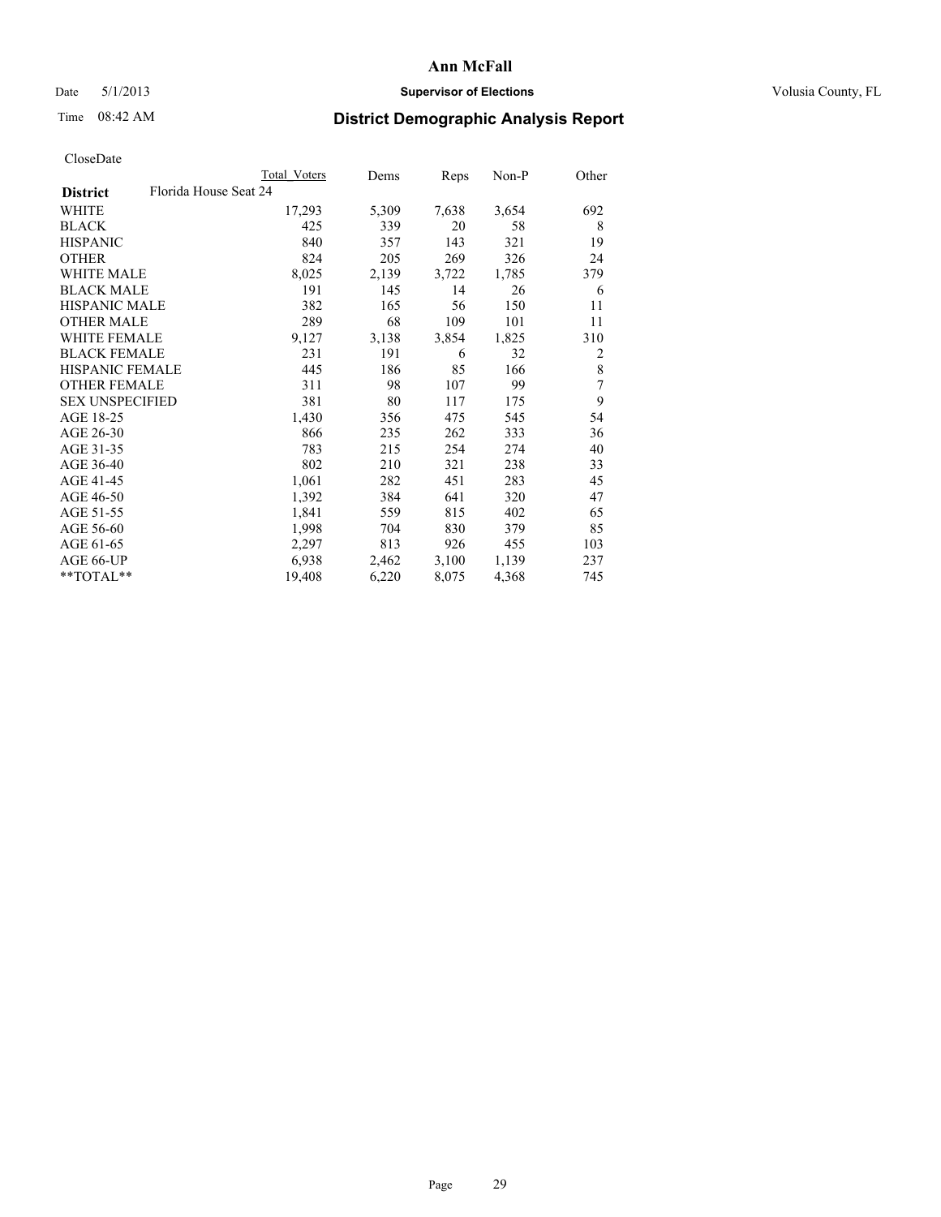# Ann McFall

Date 5/1/2013 **Supervisor of Elections** Volusia County, FL

Time 08:42 AM

## District Demographic Analysis Report

CloseDate

| **District** Florida House Seat 24 | Total Voters | Dems | Reps | Non-P | Other |
|---|---|---|---|---|---|
| WHITE | 17,293 | 5,309 | 7,638 | 3,654 | 692 |
| BLACK | 425 | 339 | 20 | 58 | 8 |
| HISPANIC | 840 | 357 | 143 | 321 | 19 |
| OTHER | 824 | 205 | 269 | 326 | 24 |
| WHITE MALE | 8,025 | 2,139 | 3,722 | 1,785 | 379 |
| BLACK MALE | 191 | 145 | 14 | 26 | 6 |
| HISPANIC MALE | 382 | 165 | 56 | 150 | 11 |
| OTHER MALE | 289 | 68 | 109 | 101 | 11 |
| WHITE FEMALE | 9,127 | 3,138 | 3,854 | 1,825 | 310 |
| BLACK FEMALE | 231 | 191 | 6 | 32 | 2 |
| HISPANIC FEMALE | 445 | 186 | 85 | 166 | 8 |
| OTHER FEMALE | 311 | 98 | 107 | 99 | 7 |
| SEX UNSPECIFIED | 381 | 80 | 117 | 175 | 9 |
| AGE 18-25 | 1,430 | 356 | 475 | 545 | 54 |
| AGE 26-30 | 866 | 235 | 262 | 333 | 36 |
| AGE 31-35 | 783 | 215 | 254 | 274 | 40 |
| AGE 36-40 | 802 | 210 | 321 | 238 | 33 |
| AGE 41-45 | 1,061 | 282 | 451 | 283 | 45 |
| AGE 46-50 | 1,392 | 384 | 641 | 320 | 47 |
| AGE 51-55 | 1,841 | 559 | 815 | 402 | 65 |
| AGE 56-60 | 1,998 | 704 | 830 | 379 | 85 |
| AGE 61-65 | 2,297 | 813 | 926 | 455 | 103 |
| AGE 66-UP | 6,938 | 2,462 | 3,100 | 1,139 | 237 |
| **TOTAL** | 19,408 | 6,220 | 8,075 | 4,368 | 745 |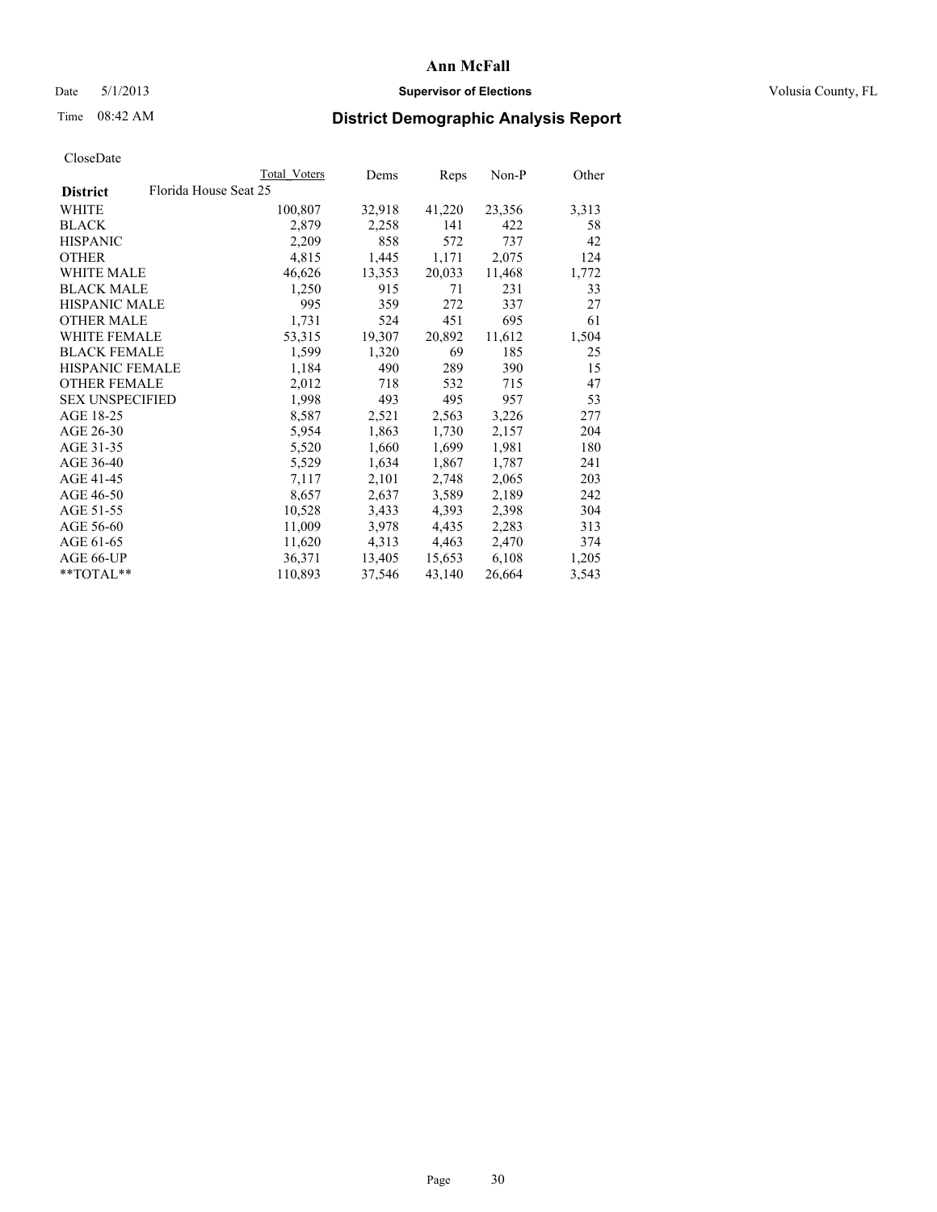**Ann McFall**

Date 5/1/2013 **Supervisor of Elections** Volusia County, FL

Time 08:42 AM **District Demographic Analysis Report**

CloseDate

| | Total Voters | Dems | Reps | Non-P | Other |
|---|---|---|---|---|---|
| **District** Florida House Seat 25 | | | | | |
| WHITE | 100,807 | 32,918 | 41,220 | 23,356 | 3,313 |
| BLACK | 2,879 | 2,258 | 141 | 422 | 58 |
| HISPANIC | 2,209 | 858 | 572 | 737 | 42 |
| OTHER | 4,815 | 1,445 | 1,171 | 2,075 | 124 |
| WHITE MALE | 46,626 | 13,353 | 20,033 | 11,468 | 1,772 |
| BLACK MALE | 1,250 | 915 | 71 | 231 | 33 |
| HISPANIC MALE | 995 | 359 | 272 | 337 | 27 |
| OTHER MALE | 1,731 | 524 | 451 | 695 | 61 |
| WHITE FEMALE | 53,315 | 19,307 | 20,892 | 11,612 | 1,504 |
| BLACK FEMALE | 1,599 | 1,320 | 69 | 185 | 25 |
| HISPANIC FEMALE | 1,184 | 490 | 289 | 390 | 15 |
| OTHER FEMALE | 2,012 | 718 | 532 | 715 | 47 |
| SEX UNSPECIFIED | 1,998 | 493 | 495 | 957 | 53 |
| AGE 18-25 | 8,587 | 2,521 | 2,563 | 3,226 | 277 |
| AGE 26-30 | 5,954 | 1,863 | 1,730 | 2,157 | 204 |
| AGE 31-35 | 5,520 | 1,660 | 1,699 | 1,981 | 180 |
| AGE 36-40 | 5,529 | 1,634 | 1,867 | 1,787 | 241 |
| AGE 41-45 | 7,117 | 2,101 | 2,748 | 2,065 | 203 |
| AGE 46-50 | 8,657 | 2,637 | 3,589 | 2,189 | 242 |
| AGE 51-55 | 10,528 | 3,433 | 4,393 | 2,398 | 304 |
| AGE 56-60 | 11,009 | 3,978 | 4,435 | 2,283 | 313 |
| AGE 61-65 | 11,620 | 4,313 | 4,463 | 2,470 | 374 |
| AGE 66-UP | 36,371 | 13,405 | 15,653 | 6,108 | 1,205 |
| **TOTAL** | 110,893 | 37,546 | 43,140 | 26,664 | 3,543 |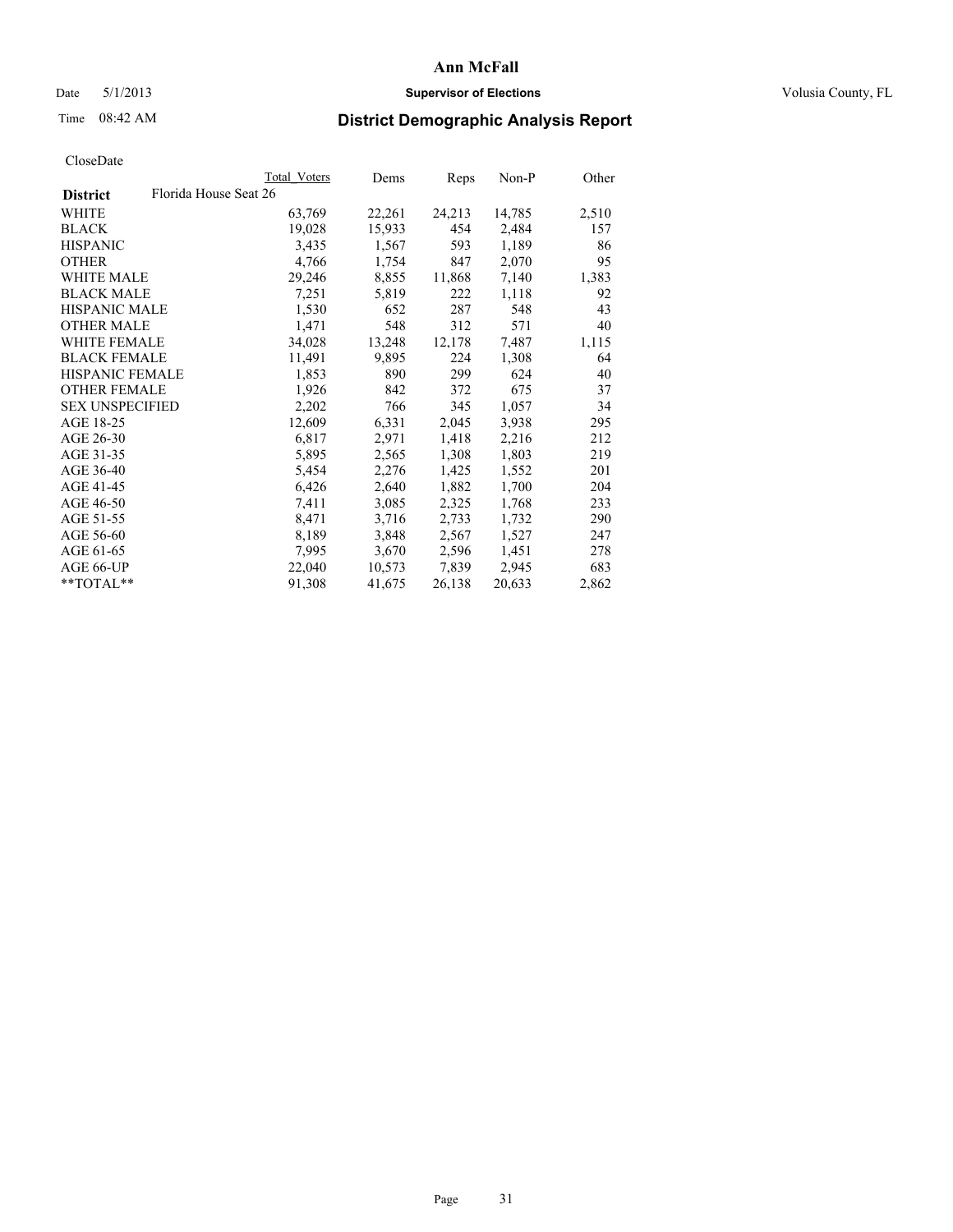CloseDate

| District | Florida House Seat 26 | Total Voters | Dems | Reps | Non-P | Other |
|---|---|---|---|---|---|---|
| WHITE | | 63,769 | 22,261 | 24,213 | 14,785 | 2,510 |
| BLACK | | 19,028 | 15,933 | 454 | 2,484 | 157 |
| HISPANIC | | 3,435 | 1,567 | 593 | 1,189 | 86 |
| OTHER | | 4,766 | 1,754 | 847 | 2,070 | 95 |
| WHITE MALE | | 29,246 | 8,855 | 11,868 | 7,140 | 1,383 |
| BLACK MALE | | 7,251 | 5,819 | 222 | 1,118 | 92 |
| HISPANIC MALE | | 1,530 | 652 | 287 | 548 | 43 |
| OTHER MALE | | 1,471 | 548 | 312 | 571 | 40 |
| WHITE FEMALE | | 34,028 | 13,248 | 12,178 | 7,487 | 1,115 |
| BLACK FEMALE | | 11,491 | 9,895 | 224 | 1,308 | 64 |
| HISPANIC FEMALE | | 1,853 | 890 | 299 | 624 | 40 |
| OTHER FEMALE | | 1,926 | 842 | 372 | 675 | 37 |
| SEX UNSPECIFIED | | 2,202 | 766 | 345 | 1,057 | 34 |
| AGE 18-25 | | 12,609 | 6,331 | 2,045 | 3,938 | 295 |
| AGE 26-30 | | 6,817 | 2,971 | 1,418 | 2,216 | 212 |
| AGE 31-35 | | 5,895 | 2,565 | 1,308 | 1,803 | 219 |
| AGE 36-40 | | 5,454 | 2,276 | 1,425 | 1,552 | 201 |
| AGE 41-45 | | 6,426 | 2,640 | 1,882 | 1,700 | 204 |
| AGE 46-50 | | 7,411 | 3,085 | 2,325 | 1,768 | 233 |
| AGE 51-55 | | 8,471 | 3,716 | 2,733 | 1,732 | 290 |
| AGE 56-60 | | 8,189 | 3,848 | 2,567 | 1,527 | 247 |
| AGE 61-65 | | 7,995 | 3,670 | 2,596 | 1,451 | 278 |
| AGE 66-UP | | 22,040 | 10,573 | 7,839 | 2,945 | 683 |
| **TOTAL** | | 91,308 | 41,675 | 26,138 | 20,633 | 2,862 |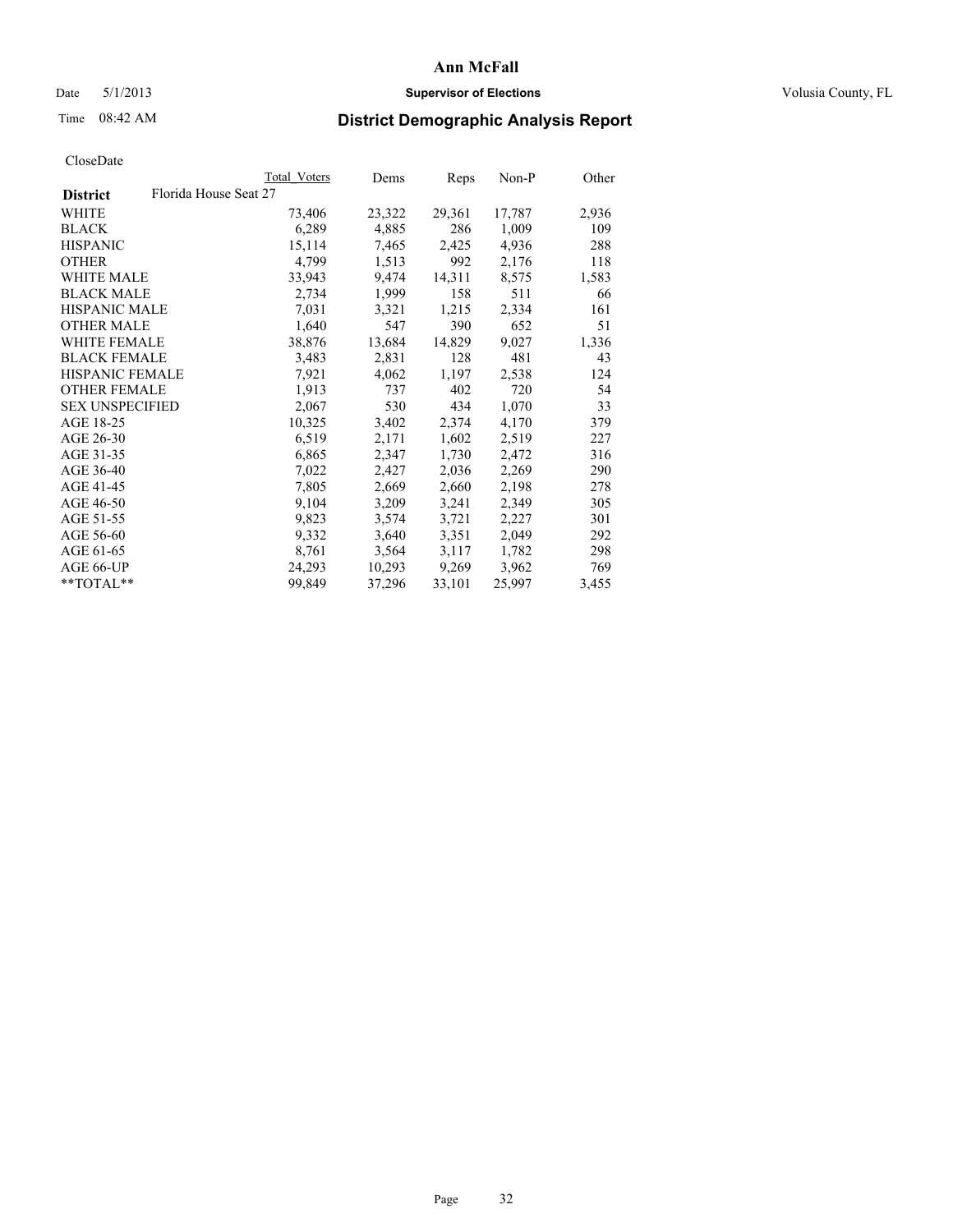# District Demographic Analysis Report

CloseDate

| District | Florida House Seat 27 | Total Voters | Dems | Reps | Non-P | Other |
|---|---|---|---|---|---|---|
| WHITE | | 73,406 | 23,322 | 29,361 | 17,787 | 2,936 |
| BLACK | | 6,289 | 4,885 | 286 | 1,009 | 109 |
| HISPANIC | | 15,114 | 7,465 | 2,425 | 4,936 | 288 |
| OTHER | | 4,799 | 1,513 | 992 | 2,176 | 118 |
| WHITE MALE | | 33,943 | 9,474 | 14,311 | 8,575 | 1,583 |
| BLACK MALE | | 2,734 | 1,999 | 158 | 511 | 66 |
| HISPANIC MALE | | 7,031 | 3,321 | 1,215 | 2,334 | 161 |
| OTHER MALE | | 1,640 | 547 | 390 | 652 | 51 |
| WHITE FEMALE | | 38,876 | 13,684 | 14,829 | 9,027 | 1,336 |
| BLACK FEMALE | | 3,483 | 2,831 | 128 | 481 | 43 |
| HISPANIC FEMALE | | 7,921 | 4,062 | 1,197 | 2,538 | 124 |
| OTHER FEMALE | | 1,913 | 737 | 402 | 720 | 54 |
| SEX UNSPECIFIED | | 2,067 | 530 | 434 | 1,070 | 33 |
| AGE 18-25 | | 10,325 | 3,402 | 2,374 | 4,170 | 379 |
| AGE 26-30 | | 6,519 | 2,171 | 1,602 | 2,519 | 227 |
| AGE 31-35 | | 6,865 | 2,347 | 1,730 | 2,472 | 316 |
| AGE 36-40 | | 7,022 | 2,427 | 2,036 | 2,269 | 290 |
| AGE 41-45 | | 7,805 | 2,669 | 2,660 | 2,198 | 278 |
| AGE 46-50 | | 9,104 | 3,209 | 3,241 | 2,349 | 305 |
| AGE 51-55 | | 9,823 | 3,574 | 3,721 | 2,227 | 301 |
| AGE 56-60 | | 9,332 | 3,640 | 3,351 | 2,049 | 292 |
| AGE 61-65 | | 8,761 | 3,564 | 3,117 | 1,782 | 298 |
| AGE 66-UP | | 24,293 | 10,293 | 9,269 | 3,962 | 769 |
| **TOTAL** | | 99,849 | 37,296 | 33,101 | 25,997 | 3,455 |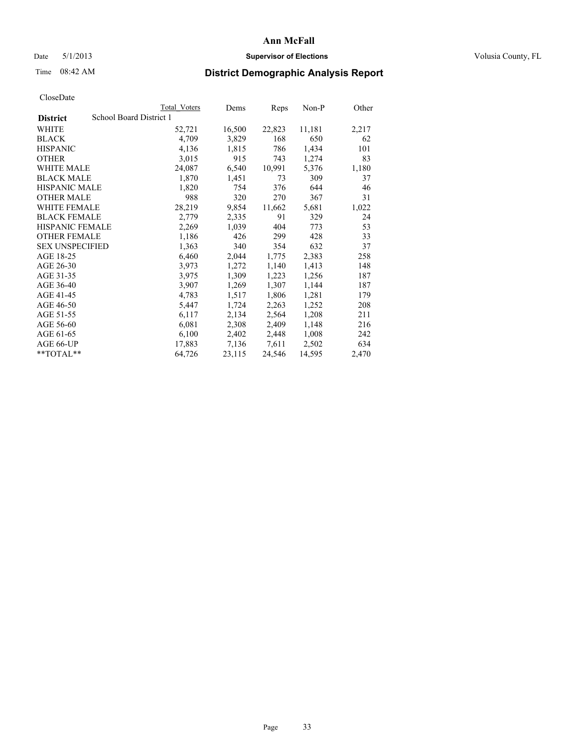# Ann McFall

Date 5/1/2013 **Supervisor of Elections** Volusia County, FL

Time 08:42 AM

## District Demographic Analysis Report

CloseDate

| | Total Voters | Dems | Reps | Non-P | Other |
|---|---|---|---|---|---|
| **District** School Board District 1 | | | | | |
| WHITE | 52,721 | 16,500 | 22,823 | 11,181 | 2,217 |
| BLACK | 4,709 | 3,829 | 168 | 650 | 62 |
| HISPANIC | 4,136 | 1,815 | 786 | 1,434 | 101 |
| OTHER | 3,015 | 915 | 743 | 1,274 | 83 |
| WHITE MALE | 24,087 | 6,540 | 10,991 | 5,376 | 1,180 |
| BLACK MALE | 1,870 | 1,451 | 73 | 309 | 37 |
| HISPANIC MALE | 1,820 | 754 | 376 | 644 | 46 |
| OTHER MALE | 988 | 320 | 270 | 367 | 31 |
| WHITE FEMALE | 28,219 | 9,854 | 11,662 | 5,681 | 1,022 |
| BLACK FEMALE | 2,779 | 2,335 | 91 | 329 | 24 |
| HISPANIC FEMALE | 2,269 | 1,039 | 404 | 773 | 53 |
| OTHER FEMALE | 1,186 | 426 | 299 | 428 | 33 |
| SEX UNSPECIFIED | 1,363 | 340 | 354 | 632 | 37 |
| AGE 18-25 | 6,460 | 2,044 | 1,775 | 2,383 | 258 |
| AGE 26-30 | 3,973 | 1,272 | 1,140 | 1,413 | 148 |
| AGE 31-35 | 3,975 | 1,309 | 1,223 | 1,256 | 187 |
| AGE 36-40 | 3,907 | 1,269 | 1,307 | 1,144 | 187 |
| AGE 41-45 | 4,783 | 1,517 | 1,806 | 1,281 | 179 |
| AGE 46-50 | 5,447 | 1,724 | 2,263 | 1,252 | 208 |
| AGE 51-55 | 6,117 | 2,134 | 2,564 | 1,208 | 211 |
| AGE 56-60 | 6,081 | 2,308 | 2,409 | 1,148 | 216 |
| AGE 61-65 | 6,100 | 2,402 | 2,448 | 1,008 | 242 |
| AGE 66-UP | 17,883 | 7,136 | 7,611 | 2,502 | 634 |
| **TOTAL** | 64,726 | 23,115 | 24,546 | 14,595 | 2,470 |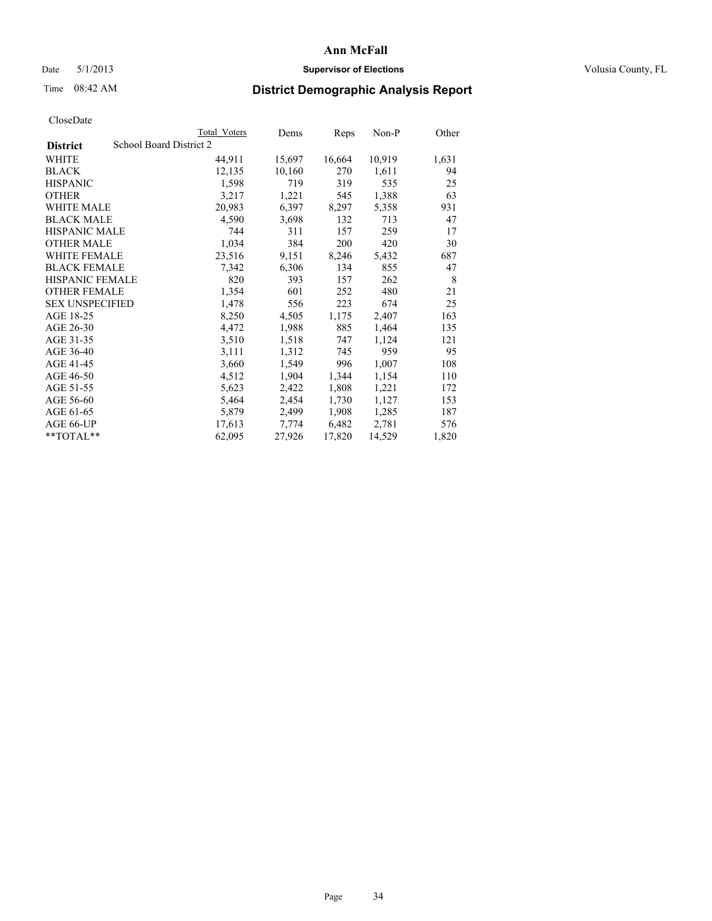# Ann McFall

Date 5/1/2013 **Supervisor of Elections** Volusia County, FL

Time 08:42 AM

## District Demographic Analysis Report

CloseDate

| **District** | School Board District 2 | Total Voters | Dems | Reps | Non-P | Other |
|---|---|---|---|---|---|---|
| WHITE | | 44,911 | 15,697 | 16,664 | 10,919 | 1,631 |
| BLACK | | 12,135 | 10,160 | 270 | 1,611 | 94 |
| HISPANIC | | 1,598 | 719 | 319 | 535 | 25 |
| OTHER | | 3,217 | 1,221 | 545 | 1,388 | 63 |
| WHITE MALE | | 20,983 | 6,397 | 8,297 | 5,358 | 931 |
| BLACK MALE | | 4,590 | 3,698 | 132 | 713 | 47 |
| HISPANIC MALE | | 744 | 311 | 157 | 259 | 17 |
| OTHER MALE | | 1,034 | 384 | 200 | 420 | 30 |
| WHITE FEMALE | | 23,516 | 9,151 | 8,246 | 5,432 | 687 |
| BLACK FEMALE | | 7,342 | 6,306 | 134 | 855 | 47 |
| HISPANIC FEMALE | | 820 | 393 | 157 | 262 | 8 |
| OTHER FEMALE | | 1,354 | 601 | 252 | 480 | 21 |
| SEX UNSPECIFIED | | 1,478 | 556 | 223 | 674 | 25 |
| AGE 18-25 | | 8,250 | 4,505 | 1,175 | 2,407 | 163 |
| AGE 26-30 | | 4,472 | 1,988 | 885 | 1,464 | 135 |
| AGE 31-35 | | 3,510 | 1,518 | 747 | 1,124 | 121 |
| AGE 36-40 | | 3,111 | 1,312 | 745 | 959 | 95 |
| AGE 41-45 | | 3,660 | 1,549 | 996 | 1,007 | 108 |
| AGE 46-50 | | 4,512 | 1,904 | 1,344 | 1,154 | 110 |
| AGE 51-55 | | 5,623 | 2,422 | 1,808 | 1,221 | 172 |
| AGE 56-60 | | 5,464 | 2,454 | 1,730 | 1,127 | 153 |
| AGE 61-65 | | 5,879 | 2,499 | 1,908 | 1,285 | 187 |
| AGE 66-UP | | 17,613 | 7,774 | 6,482 | 2,781 | 576 |
| **TOTAL** | | 62,095 | 27,926 | 17,820 | 14,529 | 1,820 |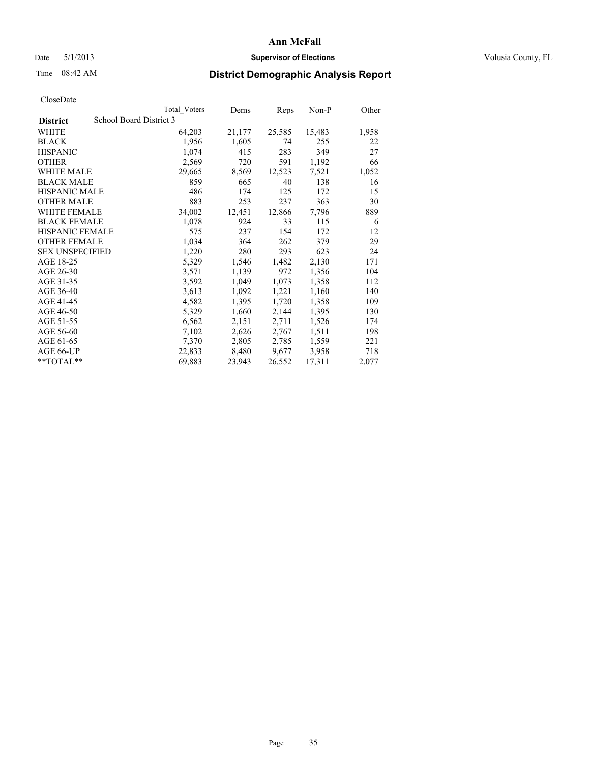# Ann McFall

Date 5/1/2013 **Supervisor of Elections** Volusia County, FL

Time 08:42 AM **District Demographic Analysis Report**

CloseDate

| **District** School Board District 3 | Total Voters | Dems | Reps | Non-P | Other |
|---|---|---|---|---|---|
| WHITE | 64,203 | 21,177 | 25,585 | 15,483 | 1,958 |
| BLACK | 1,956 | 1,605 | 74 | 255 | 22 |
| HISPANIC | 1,074 | 415 | 283 | 349 | 27 |
| OTHER | 2,569 | 720 | 591 | 1,192 | 66 |
| WHITE MALE | 29,665 | 8,569 | 12,523 | 7,521 | 1,052 |
| BLACK MALE | 859 | 665 | 40 | 138 | 16 |
| HISPANIC MALE | 486 | 174 | 125 | 172 | 15 |
| OTHER MALE | 883 | 253 | 237 | 363 | 30 |
| WHITE FEMALE | 34,002 | 12,451 | 12,866 | 7,796 | 889 |
| BLACK FEMALE | 1,078 | 924 | 33 | 115 | 6 |
| HISPANIC FEMALE | 575 | 237 | 154 | 172 | 12 |
| OTHER FEMALE | 1,034 | 364 | 262 | 379 | 29 |
| SEX UNSPECIFIED | 1,220 | 280 | 293 | 623 | 24 |
| AGE 18-25 | 5,329 | 1,546 | 1,482 | 2,130 | 171 |
| AGE 26-30 | 3,571 | 1,139 | 972 | 1,356 | 104 |
| AGE 31-35 | 3,592 | 1,049 | 1,073 | 1,358 | 112 |
| AGE 36-40 | 3,613 | 1,092 | 1,221 | 1,160 | 140 |
| AGE 41-45 | 4,582 | 1,395 | 1,720 | 1,358 | 109 |
| AGE 46-50 | 5,329 | 1,660 | 2,144 | 1,395 | 130 |
| AGE 51-55 | 6,562 | 2,151 | 2,711 | 1,526 | 174 |
| AGE 56-60 | 7,102 | 2,626 | 2,767 | 1,511 | 198 |
| AGE 61-65 | 7,370 | 2,805 | 2,785 | 1,559 | 221 |
| AGE 66-UP | 22,833 | 8,480 | 9,677 | 3,958 | 718 |
| \*\*TOTAL\*\* | 69,883 | 23,943 | 26,552 | 17,311 | 2,077 |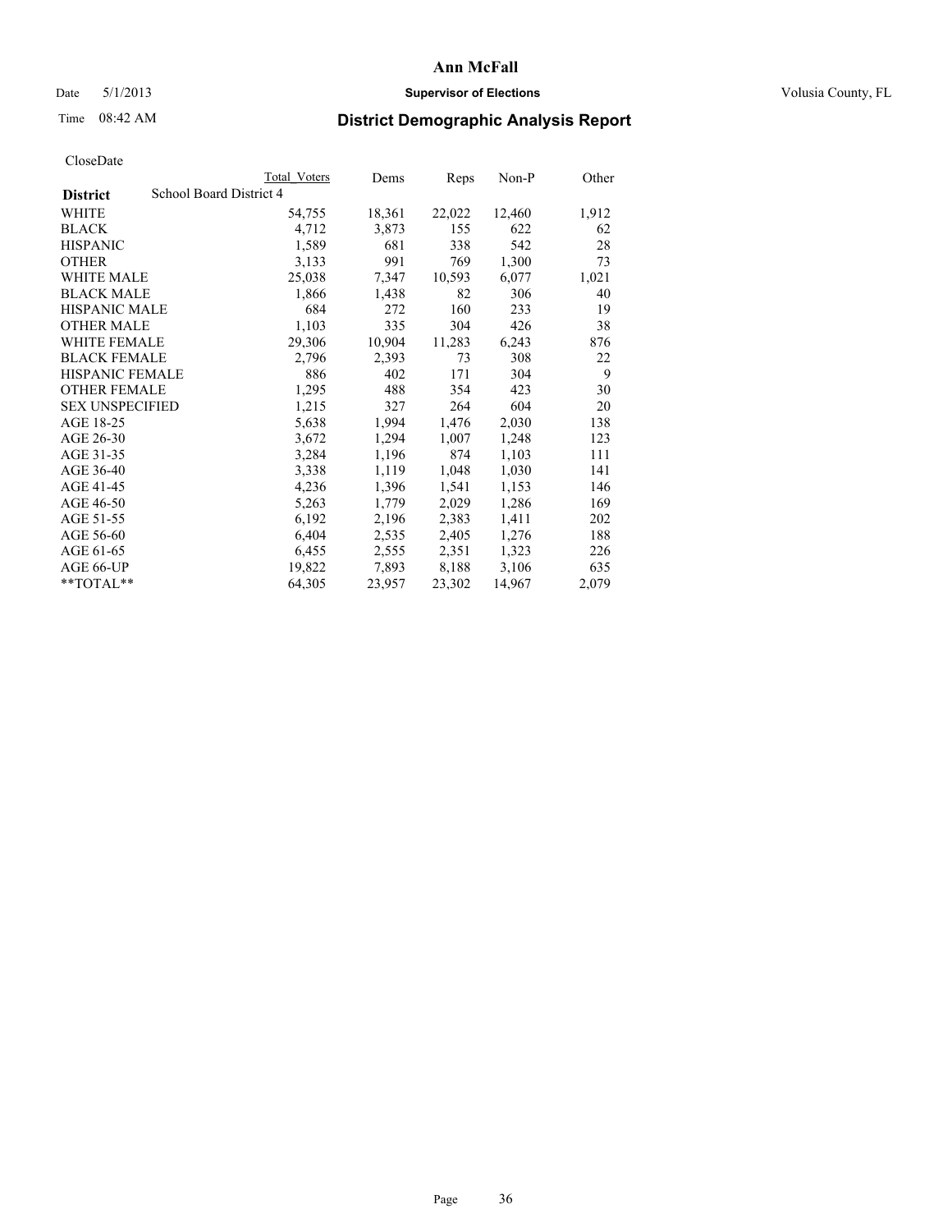# Ann McFall

Date 5/1/2013 **Supervisor of Elections** Volusia County, FL

Time 08:42 AM

## District Demographic Analysis Report

CloseDate

| **District** | School Board District 4 | Total Voters | Dems | Reps | Non-P | Other |
|---|---|---|---|---|---|---|
| WHITE | | 54,755 | 18,361 | 22,022 | 12,460 | 1,912 |
| BLACK | | 4,712 | 3,873 | 155 | 622 | 62 |
| HISPANIC | | 1,589 | 681 | 338 | 542 | 28 |
| OTHER | | 3,133 | 991 | 769 | 1,300 | 73 |
| WHITE MALE | | 25,038 | 7,347 | 10,593 | 6,077 | 1,021 |
| BLACK MALE | | 1,866 | 1,438 | 82 | 306 | 40 |
| HISPANIC MALE | | 684 | 272 | 160 | 233 | 19 |
| OTHER MALE | | 1,103 | 335 | 304 | 426 | 38 |
| WHITE FEMALE | | 29,306 | 10,904 | 11,283 | 6,243 | 876 |
| BLACK FEMALE | | 2,796 | 2,393 | 73 | 308 | 22 |
| HISPANIC FEMALE | | 886 | 402 | 171 | 304 | 9 |
| OTHER FEMALE | | 1,295 | 488 | 354 | 423 | 30 |
| SEX UNSPECIFIED | | 1,215 | 327 | 264 | 604 | 20 |
| AGE 18-25 | | 5,638 | 1,994 | 1,476 | 2,030 | 138 |
| AGE 26-30 | | 3,672 | 1,294 | 1,007 | 1,248 | 123 |
| AGE 31-35 | | 3,284 | 1,196 | 874 | 1,103 | 111 |
| AGE 36-40 | | 3,338 | 1,119 | 1,048 | 1,030 | 141 |
| AGE 41-45 | | 4,236 | 1,396 | 1,541 | 1,153 | 146 |
| AGE 46-50 | | 5,263 | 1,779 | 2,029 | 1,286 | 169 |
| AGE 51-55 | | 6,192 | 2,196 | 2,383 | 1,411 | 202 |
| AGE 56-60 | | 6,404 | 2,535 | 2,405 | 1,276 | 188 |
| AGE 61-65 | | 6,455 | 2,555 | 2,351 | 1,323 | 226 |
| AGE 66-UP | | 19,822 | 7,893 | 8,188 | 3,106 | 635 |
| **TOTAL** | | 64,305 | 23,957 | 23,302 | 14,967 | 2,079 |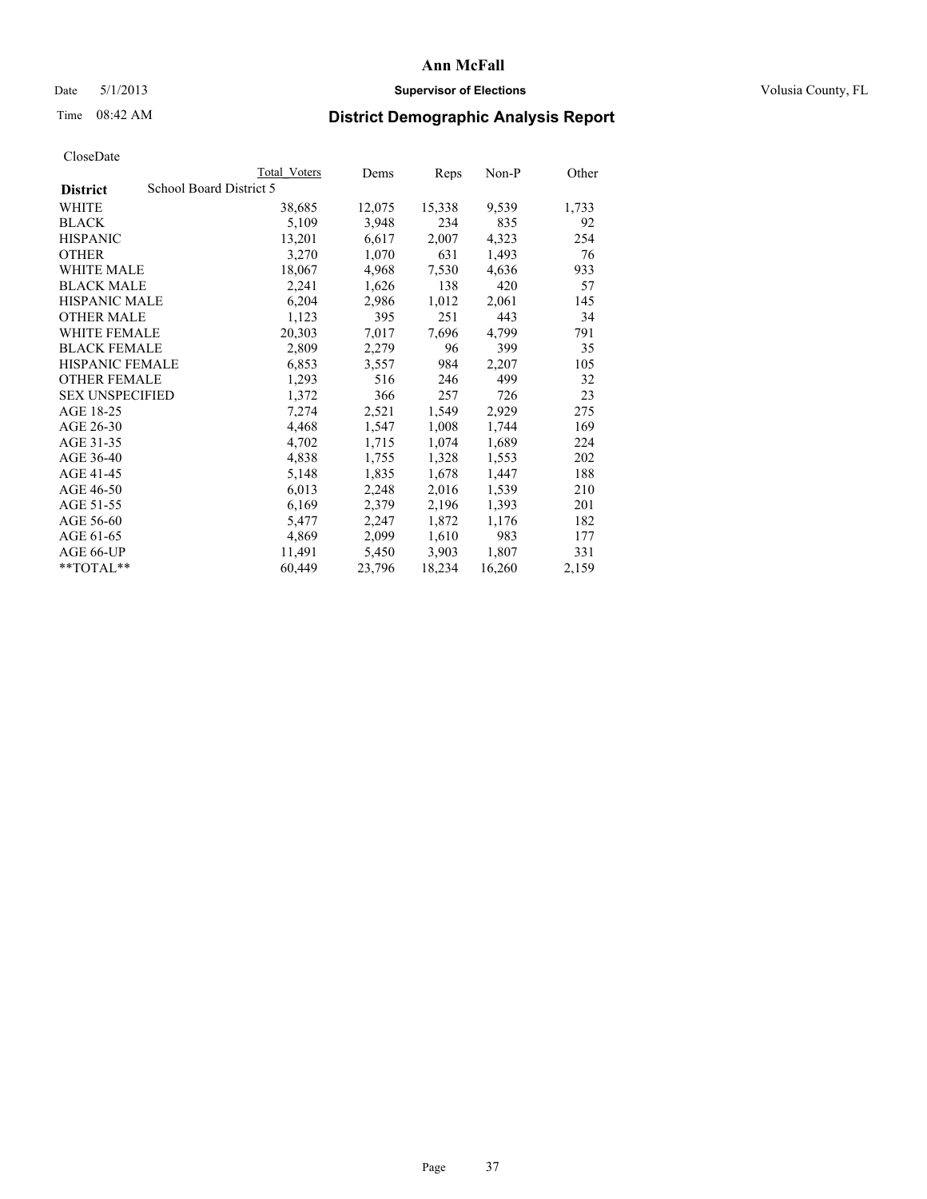# Ann McFall

Date 5/1/2013 **Supervisor of Elections** Volusia County, FL

Time 08:42 AM **District Demographic Analysis Report**

CloseDate

| | Total Voters | Dems | Reps | Non-P | Other |
|---|---|---|---|---|---|
| **District** School Board District 5 | | | | | |
| WHITE | 38,685 | 12,075 | 15,338 | 9,539 | 1,733 |
| BLACK | 5,109 | 3,948 | 234 | 835 | 92 |
| HISPANIC | 13,201 | 6,617 | 2,007 | 4,323 | 254 |
| OTHER | 3,270 | 1,070 | 631 | 1,493 | 76 |
| WHITE MALE | 18,067 | 4,968 | 7,530 | 4,636 | 933 |
| BLACK MALE | 2,241 | 1,626 | 138 | 420 | 57 |
| HISPANIC MALE | 6,204 | 2,986 | 1,012 | 2,061 | 145 |
| OTHER MALE | 1,123 | 395 | 251 | 443 | 34 |
| WHITE FEMALE | 20,303 | 7,017 | 7,696 | 4,799 | 791 |
| BLACK FEMALE | 2,809 | 2,279 | 96 | 399 | 35 |
| HISPANIC FEMALE | 6,853 | 3,557 | 984 | 2,207 | 105 |
| OTHER FEMALE | 1,293 | 516 | 246 | 499 | 32 |
| SEX UNSPECIFIED | 1,372 | 366 | 257 | 726 | 23 |
| AGE 18-25 | 7,274 | 2,521 | 1,549 | 2,929 | 275 |
| AGE 26-30 | 4,468 | 1,547 | 1,008 | 1,744 | 169 |
| AGE 31-35 | 4,702 | 1,715 | 1,074 | 1,689 | 224 |
| AGE 36-40 | 4,838 | 1,755 | 1,328 | 1,553 | 202 |
| AGE 41-45 | 5,148 | 1,835 | 1,678 | 1,447 | 188 |
| AGE 46-50 | 6,013 | 2,248 | 2,016 | 1,539 | 210 |
| AGE 51-55 | 6,169 | 2,379 | 2,196 | 1,393 | 201 |
| AGE 56-60 | 5,477 | 2,247 | 1,872 | 1,176 | 182 |
| AGE 61-65 | 4,869 | 2,099 | 1,610 | 983 | 177 |
| AGE 66-UP | 11,491 | 5,450 | 3,903 | 1,807 | 331 |
| **TOTAL** | 60,449 | 23,796 | 18,234 | 16,260 | 2,159 |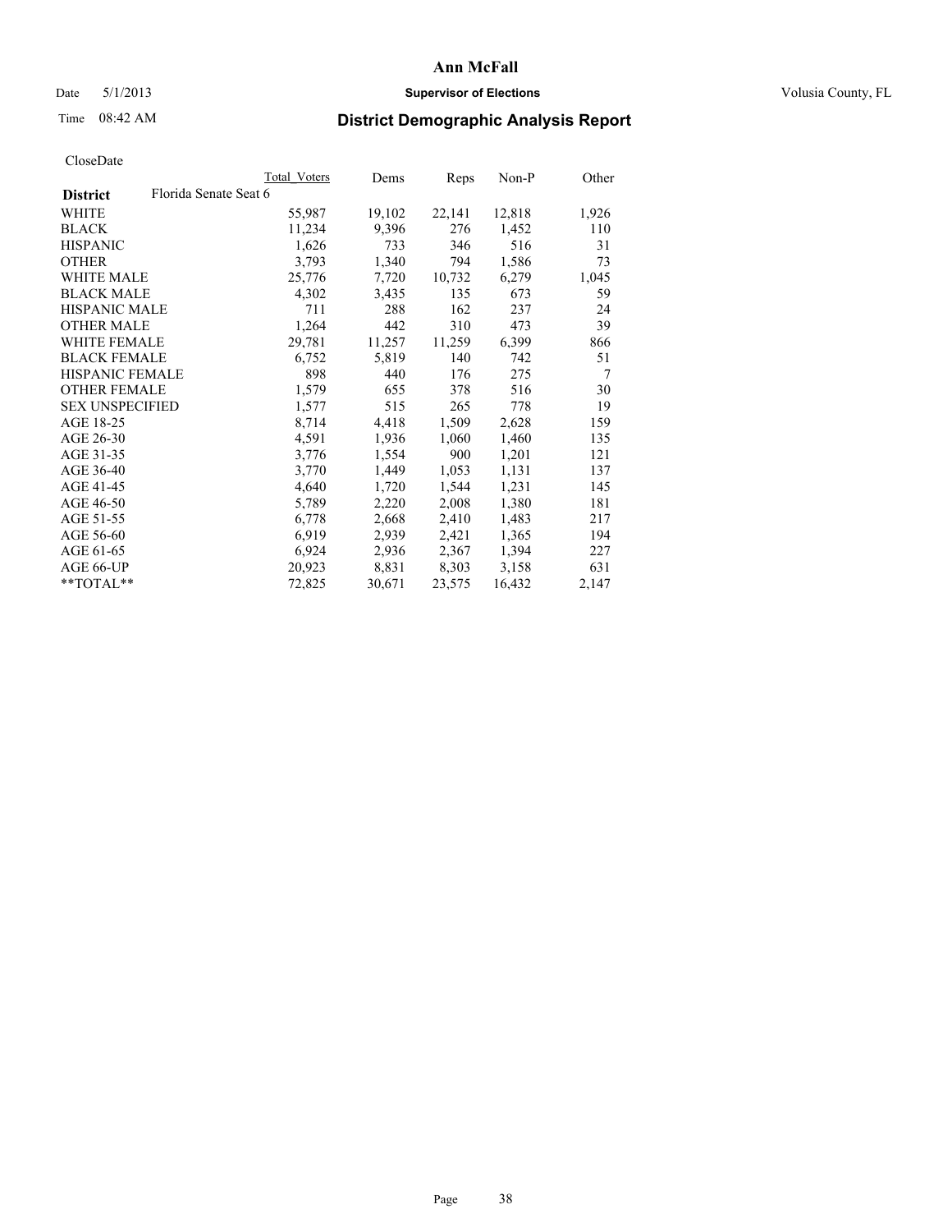# Ann McFall

Date 5/1/2013 **Supervisor of Elections** Volusia County, FL

Time 08:42 AM **District Demographic Analysis Report**

CloseDate

| District | Florida Senate Seat 6 | Total Voters | Dems | Reps | Non-P | Other |
|---|---|---|---|---|---|---|
| WHITE | | 55,987 | 19,102 | 22,141 | 12,818 | 1,926 |
| BLACK | | 11,234 | 9,396 | 276 | 1,452 | 110 |
| HISPANIC | | 1,626 | 733 | 346 | 516 | 31 |
| OTHER | | 3,793 | 1,340 | 794 | 1,586 | 73 |
| WHITE MALE | | 25,776 | 7,720 | 10,732 | 6,279 | 1,045 |
| BLACK MALE | | 4,302 | 3,435 | 135 | 673 | 59 |
| HISPANIC MALE | | 711 | 288 | 162 | 237 | 24 |
| OTHER MALE | | 1,264 | 442 | 310 | 473 | 39 |
| WHITE FEMALE | | 29,781 | 11,257 | 11,259 | 6,399 | 866 |
| BLACK FEMALE | | 6,752 | 5,819 | 140 | 742 | 51 |
| HISPANIC FEMALE | | 898 | 440 | 176 | 275 | 7 |
| OTHER FEMALE | | 1,579 | 655 | 378 | 516 | 30 |
| SEX UNSPECIFIED | | 1,577 | 515 | 265 | 778 | 19 |
| AGE 18-25 | | 8,714 | 4,418 | 1,509 | 2,628 | 159 |
| AGE 26-30 | | 4,591 | 1,936 | 1,060 | 1,460 | 135 |
| AGE 31-35 | | 3,776 | 1,554 | 900 | 1,201 | 121 |
| AGE 36-40 | | 3,770 | 1,449 | 1,053 | 1,131 | 137 |
| AGE 41-45 | | 4,640 | 1,720 | 1,544 | 1,231 | 145 |
| AGE 46-50 | | 5,789 | 2,220 | 2,008 | 1,380 | 181 |
| AGE 51-55 | | 6,778 | 2,668 | 2,410 | 1,483 | 217 |
| AGE 56-60 | | 6,919 | 2,939 | 2,421 | 1,365 | 194 |
| AGE 61-65 | | 6,924 | 2,936 | 2,367 | 1,394 | 227 |
| AGE 66-UP | | 20,923 | 8,831 | 8,303 | 3,158 | 631 |
| **TOTAL** | | 72,825 | 30,671 | 23,575 | 16,432 | 2,147 |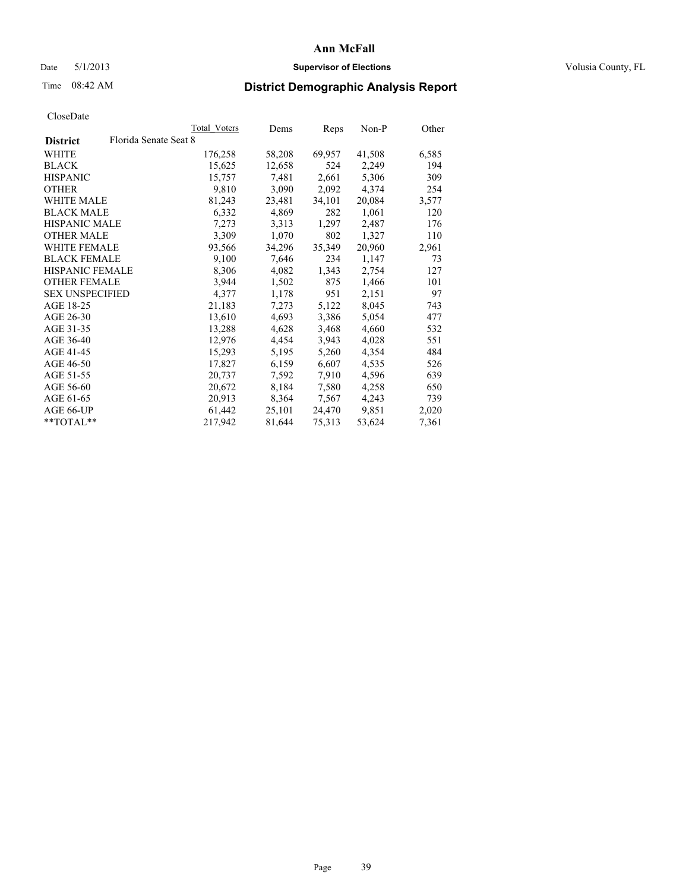# Ann McFall

Date 5/1/2013 **Supervisor of Elections** Volusia County, FL

Time 08:42 AM **District Demographic Analysis Report**

CloseDate

| **District** Florida Senate Seat 8 | Total Voters | Dems | Reps | Non-P | Other |
|---|---|---|---|---|---|
| WHITE | 176,258 | 58,208 | 69,957 | 41,508 | 6,585 |
| BLACK | 15,625 | 12,658 | 524 | 2,249 | 194 |
| HISPANIC | 15,757 | 7,481 | 2,661 | 5,306 | 309 |
| OTHER | 9,810 | 3,090 | 2,092 | 4,374 | 254 |
| WHITE MALE | 81,243 | 23,481 | 34,101 | 20,084 | 3,577 |
| BLACK MALE | 6,332 | 4,869 | 282 | 1,061 | 120 |
| HISPANIC MALE | 7,273 | 3,313 | 1,297 | 2,487 | 176 |
| OTHER MALE | 3,309 | 1,070 | 802 | 1,327 | 110 |
| WHITE FEMALE | 93,566 | 34,296 | 35,349 | 20,960 | 2,961 |
| BLACK FEMALE | 9,100 | 7,646 | 234 | 1,147 | 73 |
| HISPANIC FEMALE | 8,306 | 4,082 | 1,343 | 2,754 | 127 |
| OTHER FEMALE | 3,944 | 1,502 | 875 | 1,466 | 101 |
| SEX UNSPECIFIED | 4,377 | 1,178 | 951 | 2,151 | 97 |
| AGE 18-25 | 21,183 | 7,273 | 5,122 | 8,045 | 743 |
| AGE 26-30 | 13,610 | 4,693 | 3,386 | 5,054 | 477 |
| AGE 31-35 | 13,288 | 4,628 | 3,468 | 4,660 | 532 |
| AGE 36-40 | 12,976 | 4,454 | 3,943 | 4,028 | 551 |
| AGE 41-45 | 15,293 | 5,195 | 5,260 | 4,354 | 484 |
| AGE 46-50 | 17,827 | 6,159 | 6,607 | 4,535 | 526 |
| AGE 51-55 | 20,737 | 7,592 | 7,910 | 4,596 | 639 |
| AGE 56-60 | 20,672 | 8,184 | 7,580 | 4,258 | 650 |
| AGE 61-65 | 20,913 | 8,364 | 7,567 | 4,243 | 739 |
| AGE 66-UP | 61,442 | 25,101 | 24,470 | 9,851 | 2,020 |
| **TOTAL** | 217,942 | 81,644 | 75,313 | 53,624 | 7,361 |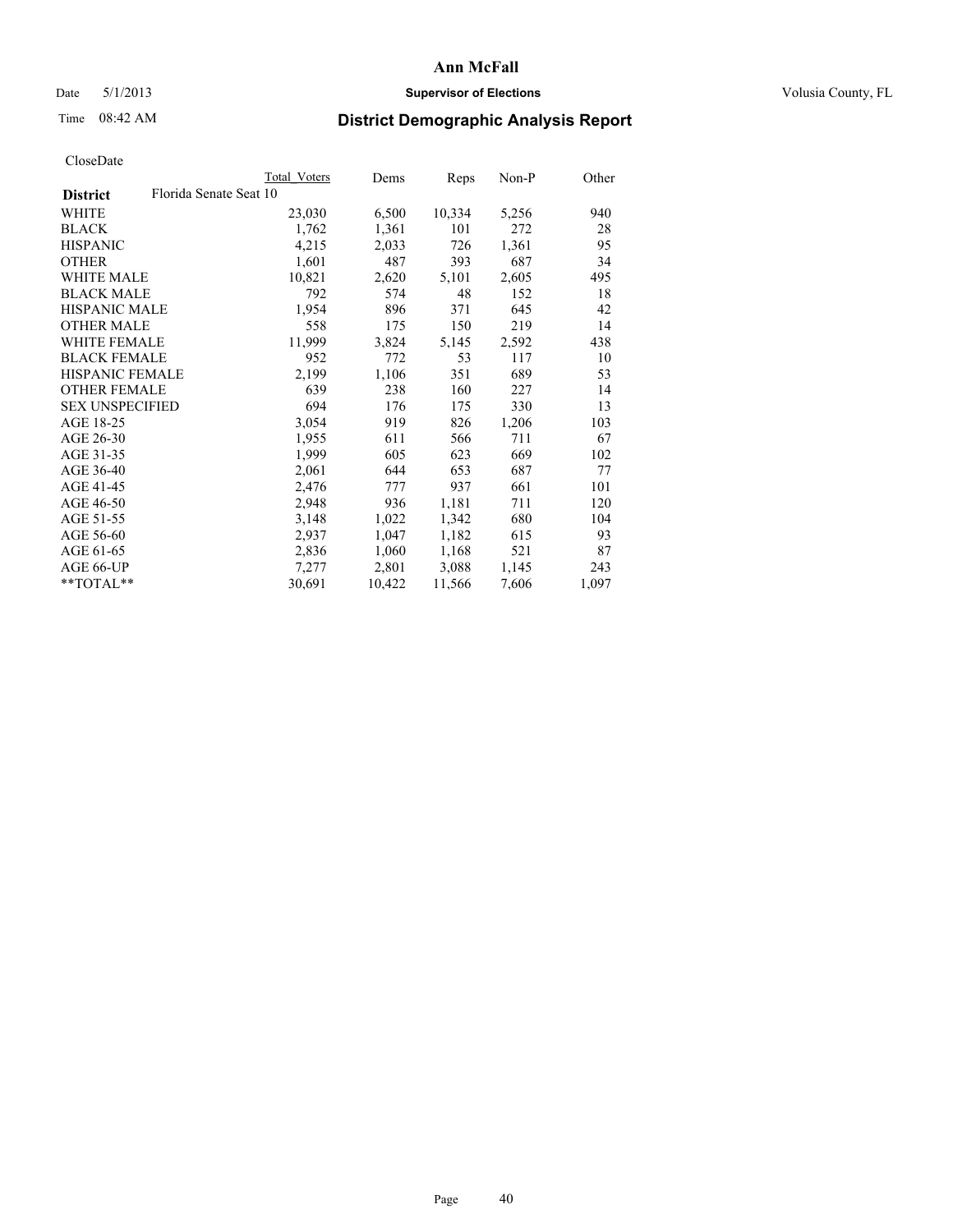# Ann McFall

Date 5/1/2013 **Supervisor of Elections** Volusia County, FL

Time 08:42 AM **District Demographic Analysis Report**

CloseDate

| **District** | Florida Senate Seat 10 | Total Voters | Dems | Reps | Non-P | Other |
|---|---|---|---|---|---|---|
| WHITE | | 23,030 | 6,500 | 10,334 | 5,256 | 940 |
| BLACK | | 1,762 | 1,361 | 101 | 272 | 28 |
| HISPANIC | | 4,215 | 2,033 | 726 | 1,361 | 95 |
| OTHER | | 1,601 | 487 | 393 | 687 | 34 |
| WHITE MALE | | 10,821 | 2,620 | 5,101 | 2,605 | 495 |
| BLACK MALE | | 792 | 574 | 48 | 152 | 18 |
| HISPANIC MALE | | 1,954 | 896 | 371 | 645 | 42 |
| OTHER MALE | | 558 | 175 | 150 | 219 | 14 |
| WHITE FEMALE | | 11,999 | 3,824 | 5,145 | 2,592 | 438 |
| BLACK FEMALE | | 952 | 772 | 53 | 117 | 10 |
| HISPANIC FEMALE | | 2,199 | 1,106 | 351 | 689 | 53 |
| OTHER FEMALE | | 639 | 238 | 160 | 227 | 14 |
| SEX UNSPECIFIED | | 694 | 176 | 175 | 330 | 13 |
| AGE 18-25 | | 3,054 | 919 | 826 | 1,206 | 103 |
| AGE 26-30 | | 1,955 | 611 | 566 | 711 | 67 |
| AGE 31-35 | | 1,999 | 605 | 623 | 669 | 102 |
| AGE 36-40 | | 2,061 | 644 | 653 | 687 | 77 |
| AGE 41-45 | | 2,476 | 777 | 937 | 661 | 101 |
| AGE 46-50 | | 2,948 | 936 | 1,181 | 711 | 120 |
| AGE 51-55 | | 3,148 | 1,022 | 1,342 | 680 | 104 |
| AGE 56-60 | | 2,937 | 1,047 | 1,182 | 615 | 93 |
| AGE 61-65 | | 2,836 | 1,060 | 1,168 | 521 | 87 |
| AGE 66-UP | | 7,277 | 2,801 | 3,088 | 1,145 | 243 |
| **TOTAL** | | 30,691 | 10,422 | 11,566 | 7,606 | 1,097 |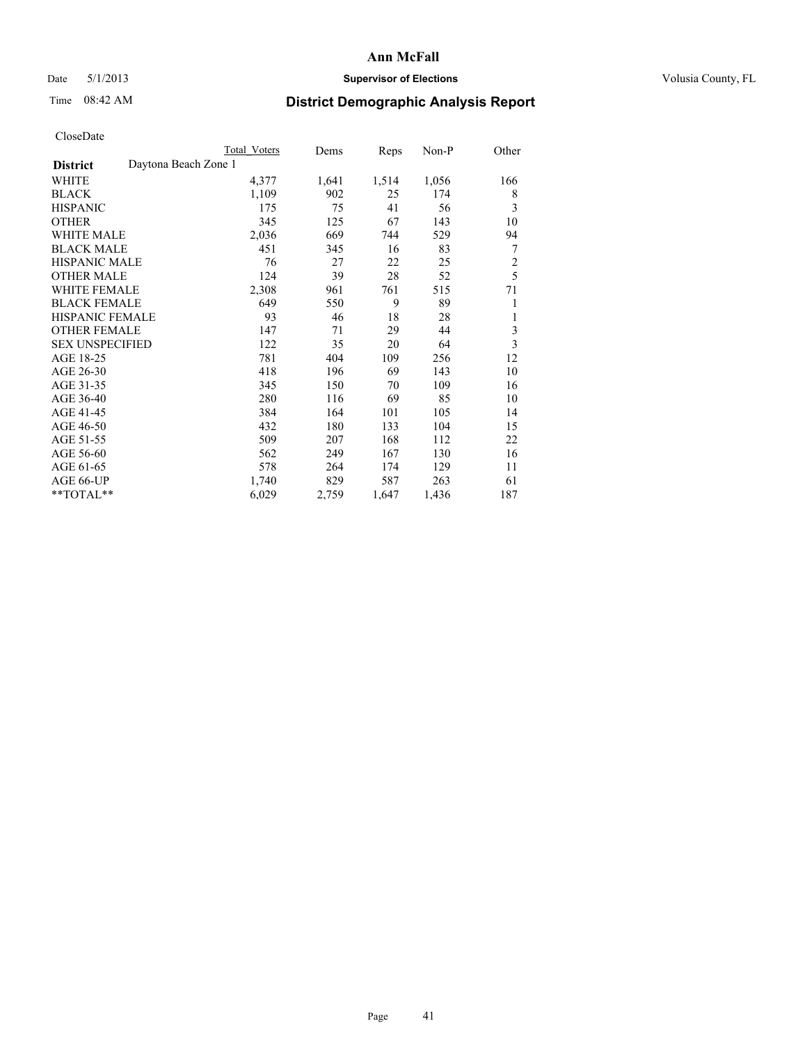# Ann McFall

Date 5/1/2013 **Supervisor of Elections** Volusia County, FL

Time 08:42 AM **District Demographic Analysis Report**

CloseDate

| **District** Daytona Beach Zone 1 | Total Voters | Dems | Reps | Non-P | Other |
|---|---|---|---|---|---|
| WHITE | 4,377 | 1,641 | 1,514 | 1,056 | 166 |
| BLACK | 1,109 | 902 | 25 | 174 | 8 |
| HISPANIC | 175 | 75 | 41 | 56 | 3 |
| OTHER | 345 | 125 | 67 | 143 | 10 |
| WHITE MALE | 2,036 | 669 | 744 | 529 | 94 |
| BLACK MALE | 451 | 345 | 16 | 83 | 7 |
| HISPANIC MALE | 76 | 27 | 22 | 25 | 2 |
| OTHER MALE | 124 | 39 | 28 | 52 | 5 |
| WHITE FEMALE | 2,308 | 961 | 761 | 515 | 71 |
| BLACK FEMALE | 649 | 550 | 9 | 89 | 1 |
| HISPANIC FEMALE | 93 | 46 | 18 | 28 | 1 |
| OTHER FEMALE | 147 | 71 | 29 | 44 | 3 |
| SEX UNSPECIFIED | 122 | 35 | 20 | 64 | 3 |
| AGE 18-25 | 781 | 404 | 109 | 256 | 12 |
| AGE 26-30 | 418 | 196 | 69 | 143 | 10 |
| AGE 31-35 | 345 | 150 | 70 | 109 | 16 |
| AGE 36-40 | 280 | 116 | 69 | 85 | 10 |
| AGE 41-45 | 384 | 164 | 101 | 105 | 14 |
| AGE 46-50 | 432 | 180 | 133 | 104 | 15 |
| AGE 51-55 | 509 | 207 | 168 | 112 | 22 |
| AGE 56-60 | 562 | 249 | 167 | 130 | 16 |
| AGE 61-65 | 578 | 264 | 174 | 129 | 11 |
| AGE 66-UP | 1,740 | 829 | 587 | 263 | 61 |
| **TOTAL** | 6,029 | 2,759 | 1,647 | 1,436 | 187 |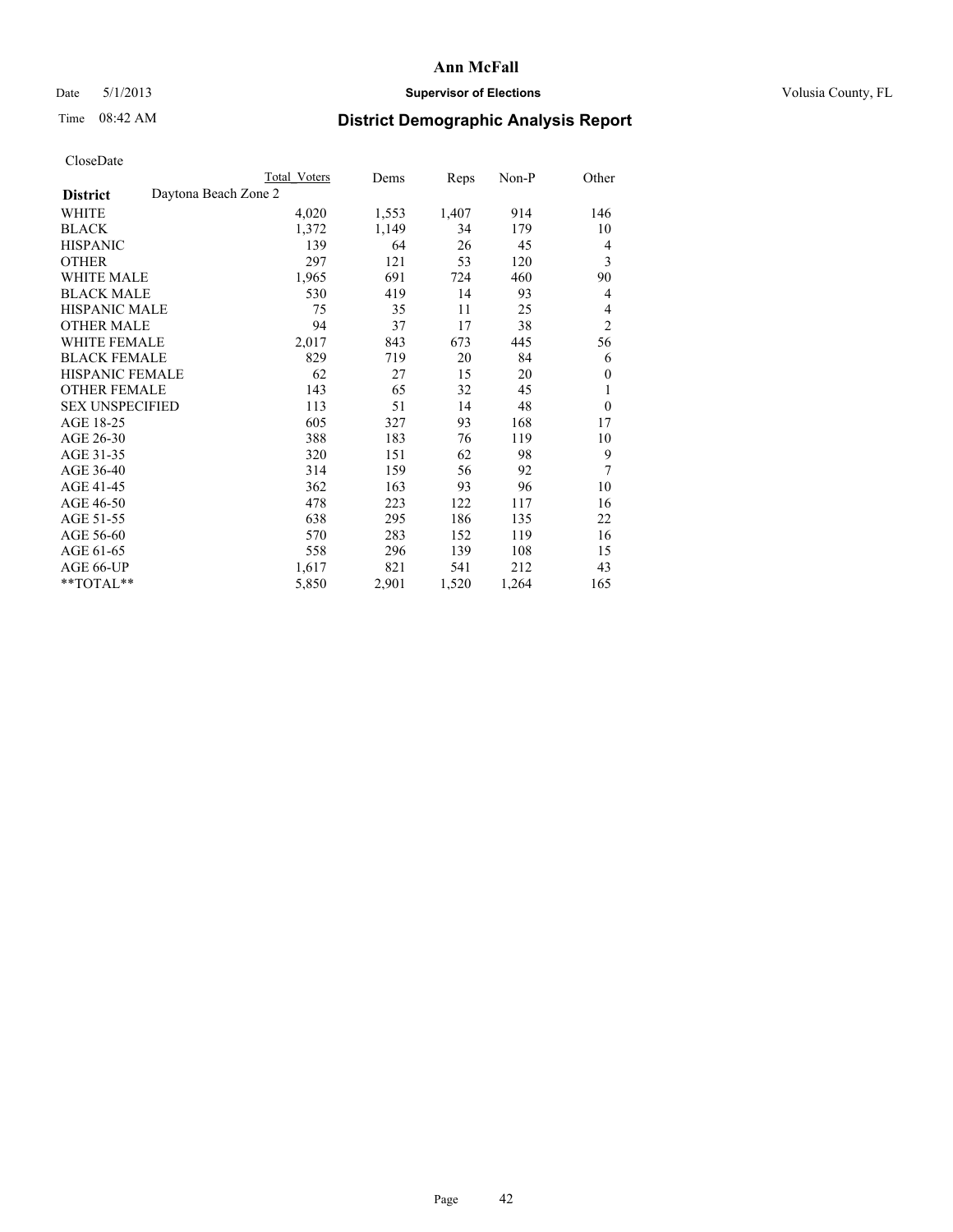CloseDate

| District | Daytona Beach Zone 2 | Total Voters | Dems | Reps | Non-P | Other |
|---|---|---|---|---|---|---|
| WHITE | | 4,020 | 1,553 | 1,407 | 914 | 146 |
| BLACK | | 1,372 | 1,149 | 34 | 179 | 10 |
| HISPANIC | | 139 | 64 | 26 | 45 | 4 |
| OTHER | | 297 | 121 | 53 | 120 | 3 |
| WHITE MALE | | 1,965 | 691 | 724 | 460 | 90 |
| BLACK MALE | | 530 | 419 | 14 | 93 | 4 |
| HISPANIC MALE | | 75 | 35 | 11 | 25 | 4 |
| OTHER MALE | | 94 | 37 | 17 | 38 | 2 |
| WHITE FEMALE | | 2,017 | 843 | 673 | 445 | 56 |
| BLACK FEMALE | | 829 | 719 | 20 | 84 | 6 |
| HISPANIC FEMALE | | 62 | 27 | 15 | 20 | 0 |
| OTHER FEMALE | | 143 | 65 | 32 | 45 | 1 |
| SEX UNSPECIFIED | | 113 | 51 | 14 | 48 | 0 |
| AGE 18-25 | | 605 | 327 | 93 | 168 | 17 |
| AGE 26-30 | | 388 | 183 | 76 | 119 | 10 |
| AGE 31-35 | | 320 | 151 | 62 | 98 | 9 |
| AGE 36-40 | | 314 | 159 | 56 | 92 | 7 |
| AGE 41-45 | | 362 | 163 | 93 | 96 | 10 |
| AGE 46-50 | | 478 | 223 | 122 | 117 | 16 |
| AGE 51-55 | | 638 | 295 | 186 | 135 | 22 |
| AGE 56-60 | | 570 | 283 | 152 | 119 | 16 |
| AGE 61-65 | | 558 | 296 | 139 | 108 | 15 |
| AGE 66-UP | | 1,617 | 821 | 541 | 212 | 43 |
| **TOTAL** | | 5,850 | 2,901 | 1,520 | 1,264 | 165 |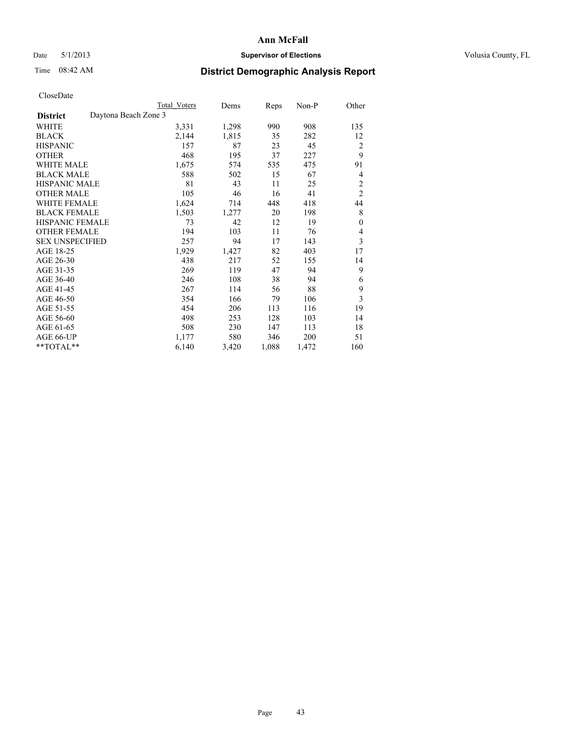# Ann McFall

Date 5/1/2013 **Supervisor of Elections** Volusia County, FL

Time 08:42 AM

## District Demographic Analysis Report

CloseDate

| | Total Voters | Dems | Reps | Non-P | Other |
|---|---|---|---|---|---|
| **District** Daytona Beach Zone 3 | | | | | |
| WHITE | 3,331 | 1,298 | 990 | 908 | 135 |
| BLACK | 2,144 | 1,815 | 35 | 282 | 12 |
| HISPANIC | 157 | 87 | 23 | 45 | 2 |
| OTHER | 468 | 195 | 37 | 227 | 9 |
| WHITE MALE | 1,675 | 574 | 535 | 475 | 91 |
| BLACK MALE | 588 | 502 | 15 | 67 | 4 |
| HISPANIC MALE | 81 | 43 | 11 | 25 | 2 |
| OTHER MALE | 105 | 46 | 16 | 41 | 2 |
| WHITE FEMALE | 1,624 | 714 | 448 | 418 | 44 |
| BLACK FEMALE | 1,503 | 1,277 | 20 | 198 | 8 |
| HISPANIC FEMALE | 73 | 42 | 12 | 19 | 0 |
| OTHER FEMALE | 194 | 103 | 11 | 76 | 4 |
| SEX UNSPECIFIED | 257 | 94 | 17 | 143 | 3 |
| AGE 18-25 | 1,929 | 1,427 | 82 | 403 | 17 |
| AGE 26-30 | 438 | 217 | 52 | 155 | 14 |
| AGE 31-35 | 269 | 119 | 47 | 94 | 9 |
| AGE 36-40 | 246 | 108 | 38 | 94 | 6 |
| AGE 41-45 | 267 | 114 | 56 | 88 | 9 |
| AGE 46-50 | 354 | 166 | 79 | 106 | 3 |
| AGE 51-55 | 454 | 206 | 113 | 116 | 19 |
| AGE 56-60 | 498 | 253 | 128 | 103 | 14 |
| AGE 61-65 | 508 | 230 | 147 | 113 | 18 |
| AGE 66-UP | 1,177 | 580 | 346 | 200 | 51 |
| **TOTAL** | 6,140 | 3,420 | 1,088 | 1,472 | 160 |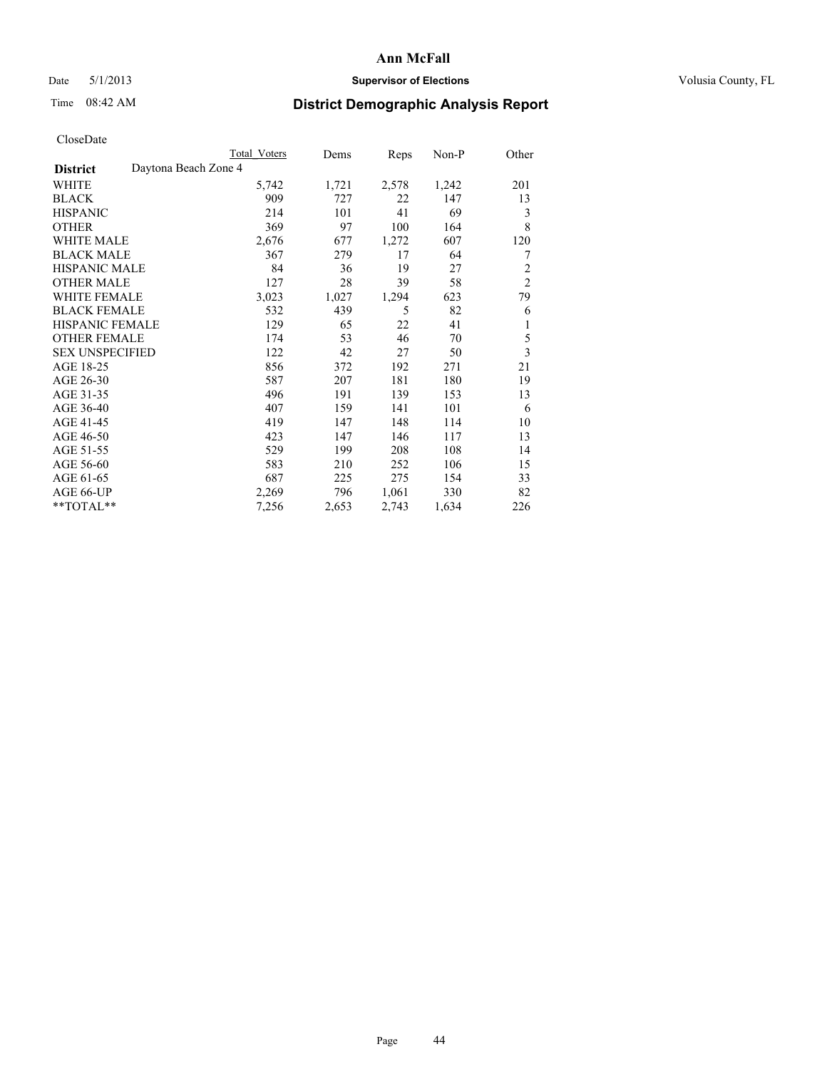CloseDate

| District | Daytona Beach Zone 4 | Total Voters | Dems | Reps | Non-P | Other |
|---|---|---|---|---|---|---|
| WHITE | | 5,742 | 1,721 | 2,578 | 1,242 | 201 |
| BLACK | | 909 | 727 | 22 | 147 | 13 |
| HISPANIC | | 214 | 101 | 41 | 69 | 3 |
| OTHER | | 369 | 97 | 100 | 164 | 8 |
| WHITE MALE | | 2,676 | 677 | 1,272 | 607 | 120 |
| BLACK MALE | | 367 | 279 | 17 | 64 | 7 |
| HISPANIC MALE | | 84 | 36 | 19 | 27 | 2 |
| OTHER MALE | | 127 | 28 | 39 | 58 | 2 |
| WHITE FEMALE | | 3,023 | 1,027 | 1,294 | 623 | 79 |
| BLACK FEMALE | | 532 | 439 | 5 | 82 | 6 |
| HISPANIC FEMALE | | 129 | 65 | 22 | 41 | 1 |
| OTHER FEMALE | | 174 | 53 | 46 | 70 | 5 |
| SEX UNSPECIFIED | | 122 | 42 | 27 | 50 | 3 |
| AGE 18-25 | | 856 | 372 | 192 | 271 | 21 |
| AGE 26-30 | | 587 | 207 | 181 | 180 | 19 |
| AGE 31-35 | | 496 | 191 | 139 | 153 | 13 |
| AGE 36-40 | | 407 | 159 | 141 | 101 | 6 |
| AGE 41-45 | | 419 | 147 | 148 | 114 | 10 |
| AGE 46-50 | | 423 | 147 | 146 | 117 | 13 |
| AGE 51-55 | | 529 | 199 | 208 | 108 | 14 |
| AGE 56-60 | | 583 | 210 | 252 | 106 | 15 |
| AGE 61-65 | | 687 | 225 | 275 | 154 | 33 |
| AGE 66-UP | | 2,269 | 796 | 1,061 | 330 | 82 |
| **TOTAL** | | 7,256 | 2,653 | 2,743 | 1,634 | 226 |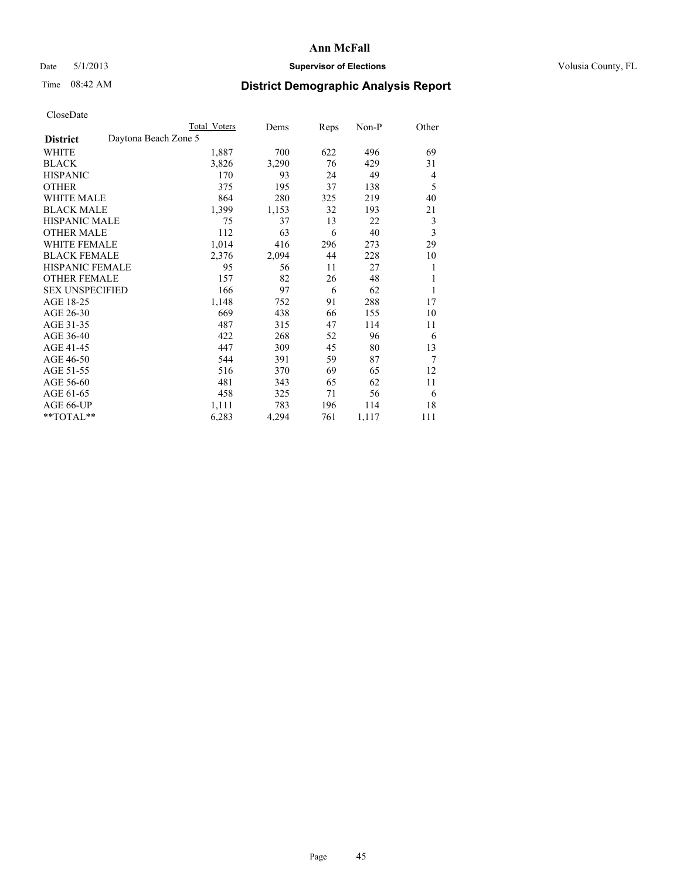# Ann McFall

Date 5/1/2013 **Supervisor of Elections** Volusia County, FL

Time 08:42 AM **District Demographic Analysis Report**

CloseDate

| | Total Voters | Dems | Reps | Non-P | Other |
|---|---|---|---|---|---|
| **District** Daytona Beach Zone 5 | | | | | |
| WHITE | 1,887 | 700 | 622 | 496 | 69 |
| BLACK | 3,826 | 3,290 | 76 | 429 | 31 |
| HISPANIC | 170 | 93 | 24 | 49 | 4 |
| OTHER | 375 | 195 | 37 | 138 | 5 |
| WHITE MALE | 864 | 280 | 325 | 219 | 40 |
| BLACK MALE | 1,399 | 1,153 | 32 | 193 | 21 |
| HISPANIC MALE | 75 | 37 | 13 | 22 | 3 |
| OTHER MALE | 112 | 63 | 6 | 40 | 3 |
| WHITE FEMALE | 1,014 | 416 | 296 | 273 | 29 |
| BLACK FEMALE | 2,376 | 2,094 | 44 | 228 | 10 |
| HISPANIC FEMALE | 95 | 56 | 11 | 27 | 1 |
| OTHER FEMALE | 157 | 82 | 26 | 48 | 1 |
| SEX UNSPECIFIED | 166 | 97 | 6 | 62 | 1 |
| AGE 18-25 | 1,148 | 752 | 91 | 288 | 17 |
| AGE 26-30 | 669 | 438 | 66 | 155 | 10 |
| AGE 31-35 | 487 | 315 | 47 | 114 | 11 |
| AGE 36-40 | 422 | 268 | 52 | 96 | 6 |
| AGE 41-45 | 447 | 309 | 45 | 80 | 13 |
| AGE 46-50 | 544 | 391 | 59 | 87 | 7 |
| AGE 51-55 | 516 | 370 | 69 | 65 | 12 |
| AGE 56-60 | 481 | 343 | 65 | 62 | 11 |
| AGE 61-65 | 458 | 325 | 71 | 56 | 6 |
| AGE 66-UP | 1,111 | 783 | 196 | 114 | 18 |
| **TOTAL** | 6,283 | 4,294 | 761 | 1,117 | 111 |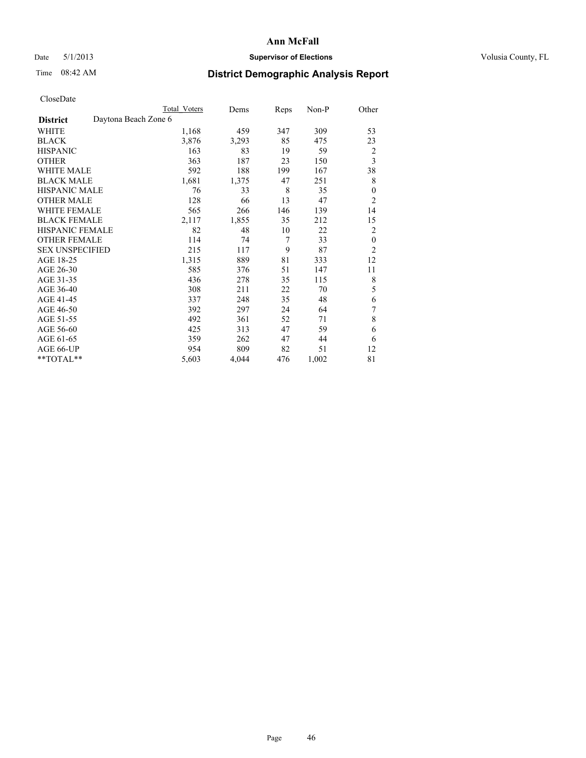**Ann McFall**

Date 5/1/2013 **Supervisor of Elections** Volusia County, FL

Time 08:42 AM

## District Demographic Analysis Report

CloseDate

| | Total Voters | Dems | Reps | Non-P | Other |
|---|---|---|---|---|---|
| **District** Daytona Beach Zone 6 | | | | | |
| WHITE | 1,168 | 459 | 347 | 309 | 53 |
| BLACK | 3,876 | 3,293 | 85 | 475 | 23 |
| HISPANIC | 163 | 83 | 19 | 59 | 2 |
| OTHER | 363 | 187 | 23 | 150 | 3 |
| WHITE MALE | 592 | 188 | 199 | 167 | 38 |
| BLACK MALE | 1,681 | 1,375 | 47 | 251 | 8 |
| HISPANIC MALE | 76 | 33 | 8 | 35 | 0 |
| OTHER MALE | 128 | 66 | 13 | 47 | 2 |
| WHITE FEMALE | 565 | 266 | 146 | 139 | 14 |
| BLACK FEMALE | 2,117 | 1,855 | 35 | 212 | 15 |
| HISPANIC FEMALE | 82 | 48 | 10 | 22 | 2 |
| OTHER FEMALE | 114 | 74 | 7 | 33 | 0 |
| SEX UNSPECIFIED | 215 | 117 | 9 | 87 | 2 |
| AGE 18-25 | 1,315 | 889 | 81 | 333 | 12 |
| AGE 26-30 | 585 | 376 | 51 | 147 | 11 |
| AGE 31-35 | 436 | 278 | 35 | 115 | 8 |
| AGE 36-40 | 308 | 211 | 22 | 70 | 5 |
| AGE 41-45 | 337 | 248 | 35 | 48 | 6 |
| AGE 46-50 | 392 | 297 | 24 | 64 | 7 |
| AGE 51-55 | 492 | 361 | 52 | 71 | 8 |
| AGE 56-60 | 425 | 313 | 47 | 59 | 6 |
| AGE 61-65 | 359 | 262 | 47 | 44 | 6 |
| AGE 66-UP | 954 | 809 | 82 | 51 | 12 |
| **TOTAL** | 5,603 | 4,044 | 476 | 1,002 | 81 |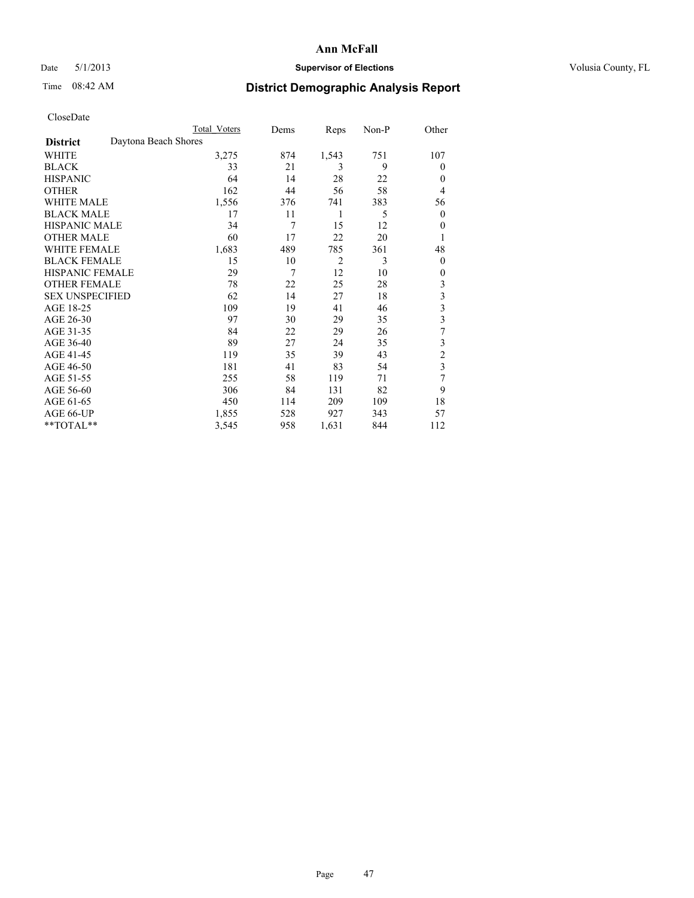# Ann McFall

Date 5/1/2013 **Supervisor of Elections** Volusia County, FL

Time 08:42 AM

## District Demographic Analysis Report

CloseDate

| | Total Voters | Dems | Reps | Non-P | Other |
|---|---|---|---|---|---|
| **District** Daytona Beach Shores | | | | | |
| WHITE | 3,275 | 874 | 1,543 | 751 | 107 |
| BLACK | 33 | 21 | 3 | 9 | 0 |
| HISPANIC | 64 | 14 | 28 | 22 | 0 |
| OTHER | 162 | 44 | 56 | 58 | 4 |
| WHITE MALE | 1,556 | 376 | 741 | 383 | 56 |
| BLACK MALE | 17 | 11 | 1 | 5 | 0 |
| HISPANIC MALE | 34 | 7 | 15 | 12 | 0 |
| OTHER MALE | 60 | 17 | 22 | 20 | 1 |
| WHITE FEMALE | 1,683 | 489 | 785 | 361 | 48 |
| BLACK FEMALE | 15 | 10 | 2 | 3 | 0 |
| HISPANIC FEMALE | 29 | 7 | 12 | 10 | 0 |
| OTHER FEMALE | 78 | 22 | 25 | 28 | 3 |
| SEX UNSPECIFIED | 62 | 14 | 27 | 18 | 3 |
| AGE 18-25 | 109 | 19 | 41 | 46 | 3 |
| AGE 26-30 | 97 | 30 | 29 | 35 | 3 |
| AGE 31-35 | 84 | 22 | 29 | 26 | 7 |
| AGE 36-40 | 89 | 27 | 24 | 35 | 3 |
| AGE 41-45 | 119 | 35 | 39 | 43 | 2 |
| AGE 46-50 | 181 | 41 | 83 | 54 | 3 |
| AGE 51-55 | 255 | 58 | 119 | 71 | 7 |
| AGE 56-60 | 306 | 84 | 131 | 82 | 9 |
| AGE 61-65 | 450 | 114 | 209 | 109 | 18 |
| AGE 66-UP | 1,855 | 528 | 927 | 343 | 57 |
| **TOTAL** | 3,545 | 958 | 1,631 | 844 | 112 |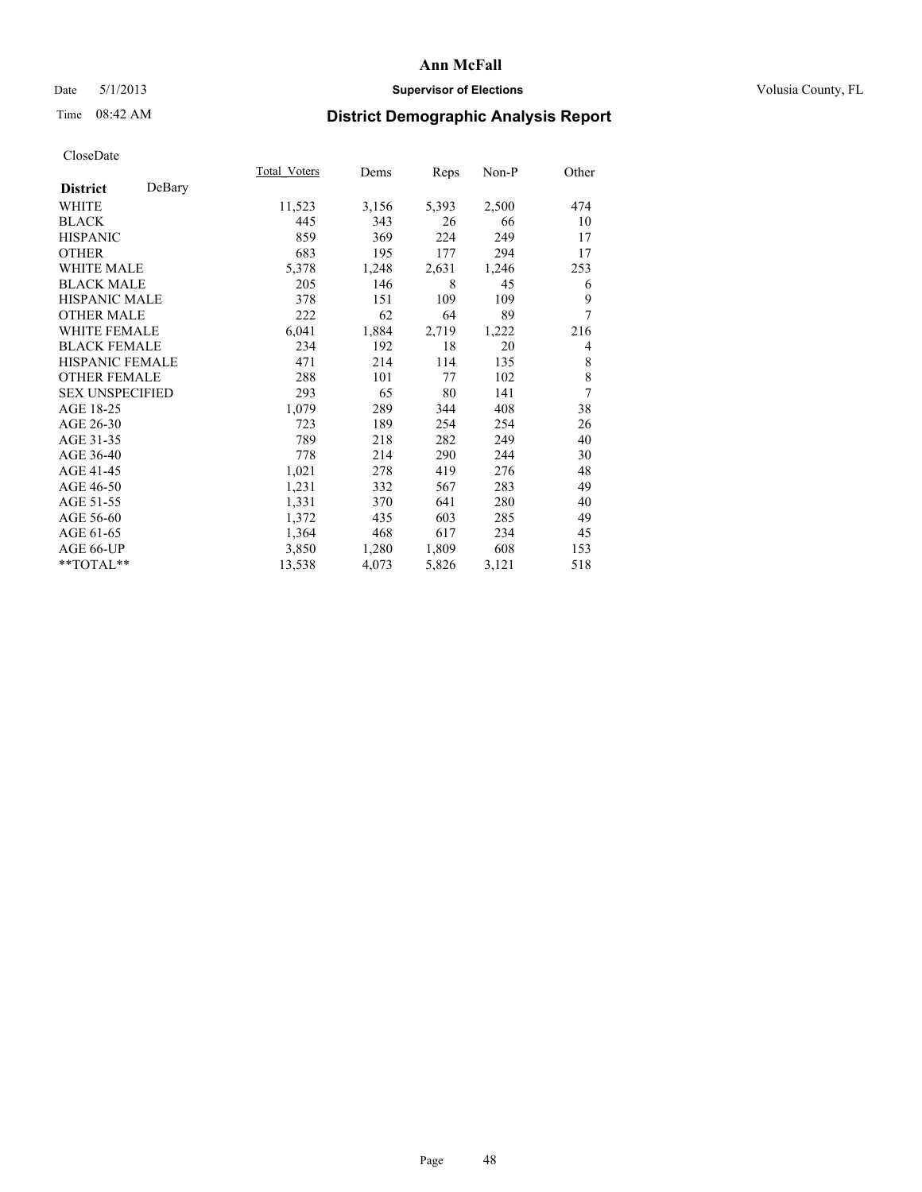# Ann McFall

Date 5/1/2013 **Supervisor of Elections** Volusia County, FL

Time 08:42 AM

## District Demographic Analysis Report

CloseDate

| **District** DeBary | Total_Voters | Dems | Reps | Non-P | Other |
|---|---|---|---|---|---|
| WHITE | 11,523 | 3,156 | 5,393 | 2,500 | 474 |
| BLACK | 445 | 343 | 26 | 66 | 10 |
| HISPANIC | 859 | 369 | 224 | 249 | 17 |
| OTHER | 683 | 195 | 177 | 294 | 17 |
| WHITE MALE | 5,378 | 1,248 | 2,631 | 1,246 | 253 |
| BLACK MALE | 205 | 146 | 8 | 45 | 6 |
| HISPANIC MALE | 378 | 151 | 109 | 109 | 9 |
| OTHER MALE | 222 | 62 | 64 | 89 | 7 |
| WHITE FEMALE | 6,041 | 1,884 | 2,719 | 1,222 | 216 |
| BLACK FEMALE | 234 | 192 | 18 | 20 | 4 |
| HISPANIC FEMALE | 471 | 214 | 114 | 135 | 8 |
| OTHER FEMALE | 288 | 101 | 77 | 102 | 8 |
| SEX UNSPECIFIED | 293 | 65 | 80 | 141 | 7 |
| AGE 18-25 | 1,079 | 289 | 344 | 408 | 38 |
| AGE 26-30 | 723 | 189 | 254 | 254 | 26 |
| AGE 31-35 | 789 | 218 | 282 | 249 | 40 |
| AGE 36-40 | 778 | 214 | 290 | 244 | 30 |
| AGE 41-45 | 1,021 | 278 | 419 | 276 | 48 |
| AGE 46-50 | 1,231 | 332 | 567 | 283 | 49 |
| AGE 51-55 | 1,331 | 370 | 641 | 280 | 40 |
| AGE 56-60 | 1,372 | 435 | 603 | 285 | 49 |
| AGE 61-65 | 1,364 | 468 | 617 | 234 | 45 |
| AGE 66-UP | 3,850 | 1,280 | 1,809 | 608 | 153 |
| **TOTAL** | 13,538 | 4,073 | 5,826 | 3,121 | 518 |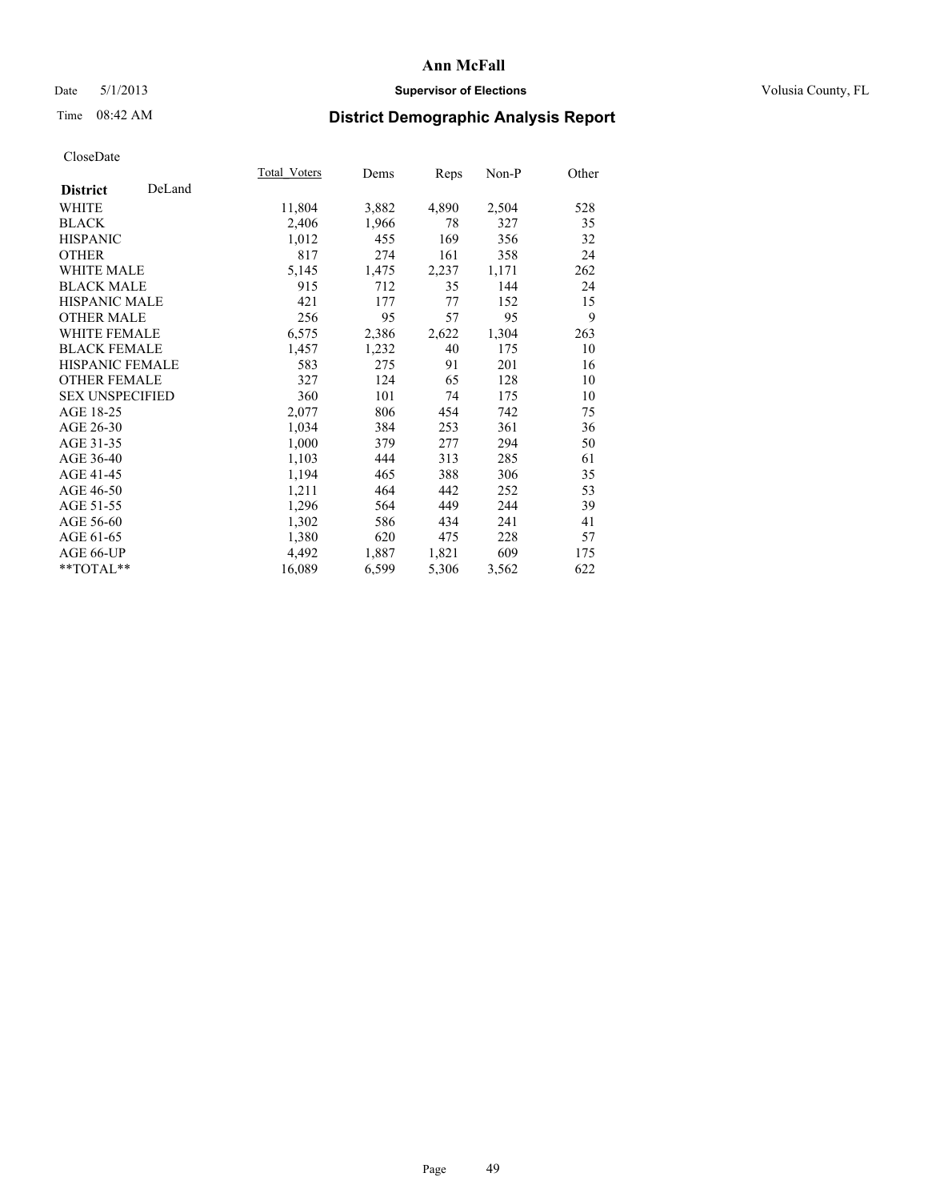# Ann McFall

Date 5/1/2013 **Supervisor of Elections** Volusia County, FL

Time 08:42 AM **District Demographic Analysis Report**

CloseDate

| **District** DeLand | Total_Voters | Dems | Reps | Non-P | Other |
|---|---|---|---|---|---|
| WHITE | 11,804 | 3,882 | 4,890 | 2,504 | 528 |
| BLACK | 2,406 | 1,966 | 78 | 327 | 35 |
| HISPANIC | 1,012 | 455 | 169 | 356 | 32 |
| OTHER | 817 | 274 | 161 | 358 | 24 |
| WHITE MALE | 5,145 | 1,475 | 2,237 | 1,171 | 262 |
| BLACK MALE | 915 | 712 | 35 | 144 | 24 |
| HISPANIC MALE | 421 | 177 | 77 | 152 | 15 |
| OTHER MALE | 256 | 95 | 57 | 95 | 9 |
| WHITE FEMALE | 6,575 | 2,386 | 2,622 | 1,304 | 263 |
| BLACK FEMALE | 1,457 | 1,232 | 40 | 175 | 10 |
| HISPANIC FEMALE | 583 | 275 | 91 | 201 | 16 |
| OTHER FEMALE | 327 | 124 | 65 | 128 | 10 |
| SEX UNSPECIFIED | 360 | 101 | 74 | 175 | 10 |
| AGE 18-25 | 2,077 | 806 | 454 | 742 | 75 |
| AGE 26-30 | 1,034 | 384 | 253 | 361 | 36 |
| AGE 31-35 | 1,000 | 379 | 277 | 294 | 50 |
| AGE 36-40 | 1,103 | 444 | 313 | 285 | 61 |
| AGE 41-45 | 1,194 | 465 | 388 | 306 | 35 |
| AGE 46-50 | 1,211 | 464 | 442 | 252 | 53 |
| AGE 51-55 | 1,296 | 564 | 449 | 244 | 39 |
| AGE 56-60 | 1,302 | 586 | 434 | 241 | 41 |
| AGE 61-65 | 1,380 | 620 | 475 | 228 | 57 |
| AGE 66-UP | 4,492 | 1,887 | 1,821 | 609 | 175 |
| **TOTAL** | 16,089 | 6,599 | 5,306 | 3,562 | 622 |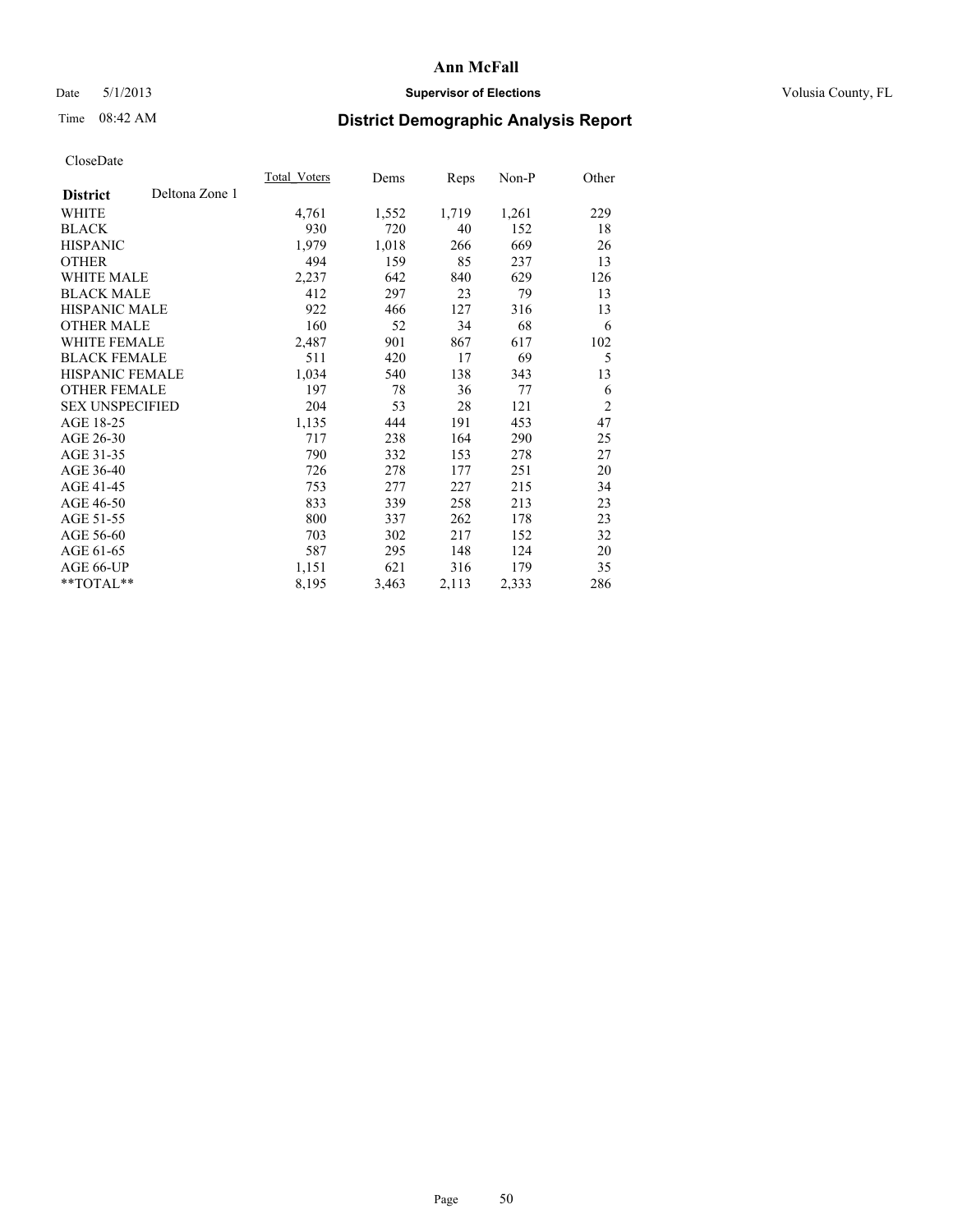**Ann McFall**

Date 5/1/2013 **Supervisor of Elections** Volusia County, FL

Time 08:42 AM

## District Demographic Analysis Report

CloseDate

| | Total_Voters | Dems | Reps | Non-P | Other |
|---|---|---|---|---|---|
| **District** Deltona Zone 1 | | | | | |
| WHITE | 4,761 | 1,552 | 1,719 | 1,261 | 229 |
| BLACK | 930 | 720 | 40 | 152 | 18 |
| HISPANIC | 1,979 | 1,018 | 266 | 669 | 26 |
| OTHER | 494 | 159 | 85 | 237 | 13 |
| WHITE MALE | 2,237 | 642 | 840 | 629 | 126 |
| BLACK MALE | 412 | 297 | 23 | 79 | 13 |
| HISPANIC MALE | 922 | 466 | 127 | 316 | 13 |
| OTHER MALE | 160 | 52 | 34 | 68 | 6 |
| WHITE FEMALE | 2,487 | 901 | 867 | 617 | 102 |
| BLACK FEMALE | 511 | 420 | 17 | 69 | 5 |
| HISPANIC FEMALE | 1,034 | 540 | 138 | 343 | 13 |
| OTHER FEMALE | 197 | 78 | 36 | 77 | 6 |
| SEX UNSPECIFIED | 204 | 53 | 28 | 121 | 2 |
| AGE 18-25 | 1,135 | 444 | 191 | 453 | 47 |
| AGE 26-30 | 717 | 238 | 164 | 290 | 25 |
| AGE 31-35 | 790 | 332 | 153 | 278 | 27 |
| AGE 36-40 | 726 | 278 | 177 | 251 | 20 |
| AGE 41-45 | 753 | 277 | 227 | 215 | 34 |
| AGE 46-50 | 833 | 339 | 258 | 213 | 23 |
| AGE 51-55 | 800 | 337 | 262 | 178 | 23 |
| AGE 56-60 | 703 | 302 | 217 | 152 | 32 |
| AGE 61-65 | 587 | 295 | 148 | 124 | 20 |
| AGE 66-UP | 1,151 | 621 | 316 | 179 | 35 |
| **TOTAL** | 8,195 | 3,463 | 2,113 | 2,333 | 286 |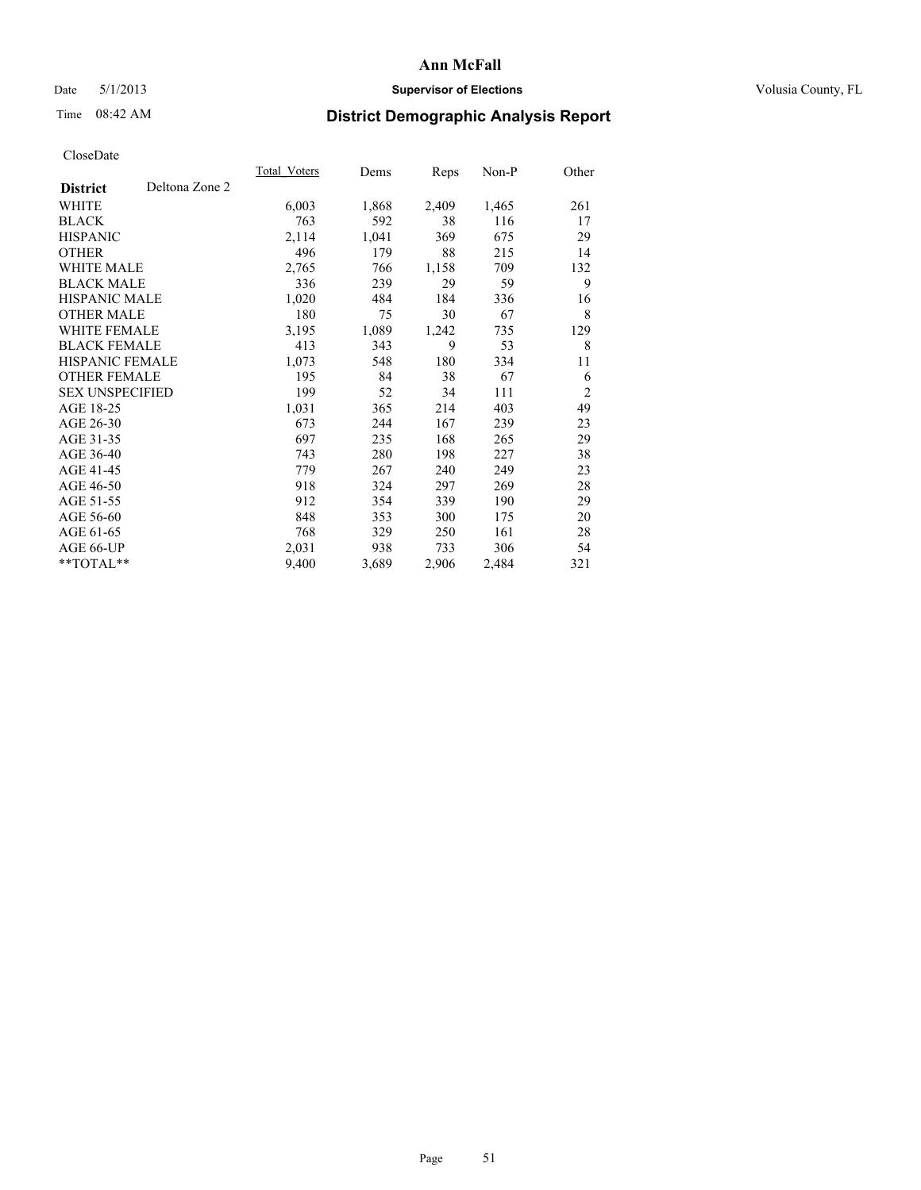# Ann McFall

Date 5/1/2013 **Supervisor of Elections** Volusia County, FL

Time 08:42 AM

## District Demographic Analysis Report

CloseDate

| **District** Deltona Zone 2 | Total_Voters | Dems | Reps | Non-P | Other |
|---|---|---|---|---|---|
| WHITE | 6,003 | 1,868 | 2,409 | 1,465 | 261 |
| BLACK | 763 | 592 | 38 | 116 | 17 |
| HISPANIC | 2,114 | 1,041 | 369 | 675 | 29 |
| OTHER | 496 | 179 | 88 | 215 | 14 |
| WHITE MALE | 2,765 | 766 | 1,158 | 709 | 132 |
| BLACK MALE | 336 | 239 | 29 | 59 | 9 |
| HISPANIC MALE | 1,020 | 484 | 184 | 336 | 16 |
| OTHER MALE | 180 | 75 | 30 | 67 | 8 |
| WHITE FEMALE | 3,195 | 1,089 | 1,242 | 735 | 129 |
| BLACK FEMALE | 413 | 343 | 9 | 53 | 8 |
| HISPANIC FEMALE | 1,073 | 548 | 180 | 334 | 11 |
| OTHER FEMALE | 195 | 84 | 38 | 67 | 6 |
| SEX UNSPECIFIED | 199 | 52 | 34 | 111 | 2 |
| AGE 18-25 | 1,031 | 365 | 214 | 403 | 49 |
| AGE 26-30 | 673 | 244 | 167 | 239 | 23 |
| AGE 31-35 | 697 | 235 | 168 | 265 | 29 |
| AGE 36-40 | 743 | 280 | 198 | 227 | 38 |
| AGE 41-45 | 779 | 267 | 240 | 249 | 23 |
| AGE 46-50 | 918 | 324 | 297 | 269 | 28 |
| AGE 51-55 | 912 | 354 | 339 | 190 | 29 |
| AGE 56-60 | 848 | 353 | 300 | 175 | 20 |
| AGE 61-65 | 768 | 329 | 250 | 161 | 28 |
| AGE 66-UP | 2,031 | 938 | 733 | 306 | 54 |
| **TOTAL** | 9,400 | 3,689 | 2,906 | 2,484 | 321 |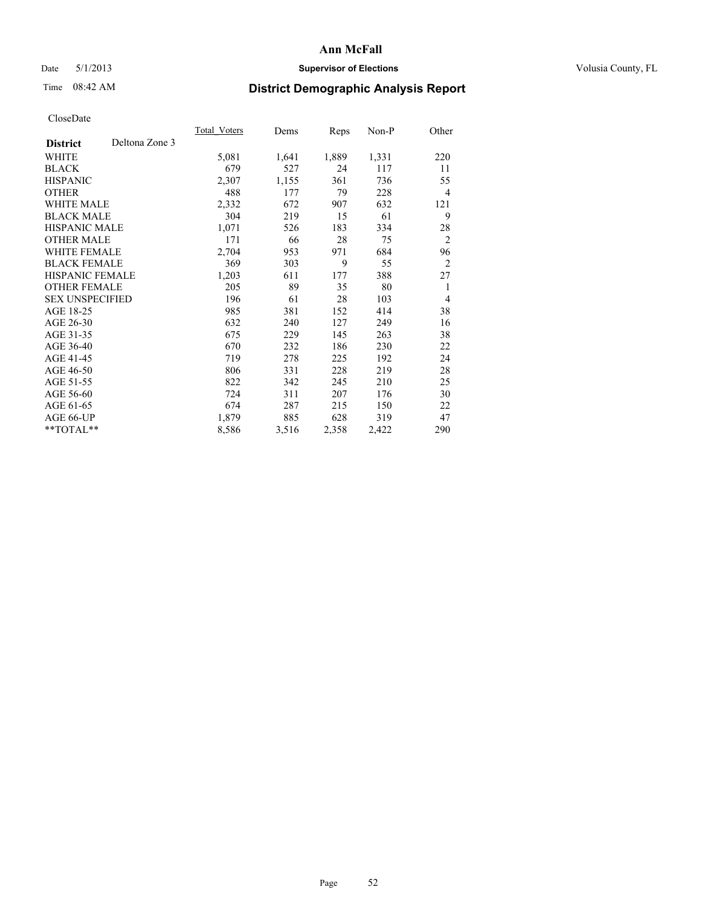**Ann McFall**

Date 5/1/2013 **Supervisor of Elections** Volusia County, FL

Time 08:42 AM **District Demographic Analysis Report**

CloseDate

| **District** Deltona Zone 3 | Total_Voters | Dems | Reps | Non-P | Other |
|---|---|---|---|---|---|
| WHITE | 5,081 | 1,641 | 1,889 | 1,331 | 220 |
| BLACK | 679 | 527 | 24 | 117 | 11 |
| HISPANIC | 2,307 | 1,155 | 361 | 736 | 55 |
| OTHER | 488 | 177 | 79 | 228 | 4 |
| WHITE MALE | 2,332 | 672 | 907 | 632 | 121 |
| BLACK MALE | 304 | 219 | 15 | 61 | 9 |
| HISPANIC MALE | 1,071 | 526 | 183 | 334 | 28 |
| OTHER MALE | 171 | 66 | 28 | 75 | 2 |
| WHITE FEMALE | 2,704 | 953 | 971 | 684 | 96 |
| BLACK FEMALE | 369 | 303 | 9 | 55 | 2 |
| HISPANIC FEMALE | 1,203 | 611 | 177 | 388 | 27 |
| OTHER FEMALE | 205 | 89 | 35 | 80 | 1 |
| SEX UNSPECIFIED | 196 | 61 | 28 | 103 | 4 |
| AGE 18-25 | 985 | 381 | 152 | 414 | 38 |
| AGE 26-30 | 632 | 240 | 127 | 249 | 16 |
| AGE 31-35 | 675 | 229 | 145 | 263 | 38 |
| AGE 36-40 | 670 | 232 | 186 | 230 | 22 |
| AGE 41-45 | 719 | 278 | 225 | 192 | 24 |
| AGE 46-50 | 806 | 331 | 228 | 219 | 28 |
| AGE 51-55 | 822 | 342 | 245 | 210 | 25 |
| AGE 56-60 | 724 | 311 | 207 | 176 | 30 |
| AGE 61-65 | 674 | 287 | 215 | 150 | 22 |
| AGE 66-UP | 1,879 | 885 | 628 | 319 | 47 |
| **TOTAL** | 8,586 | 3,516 | 2,358 | 2,422 | 290 |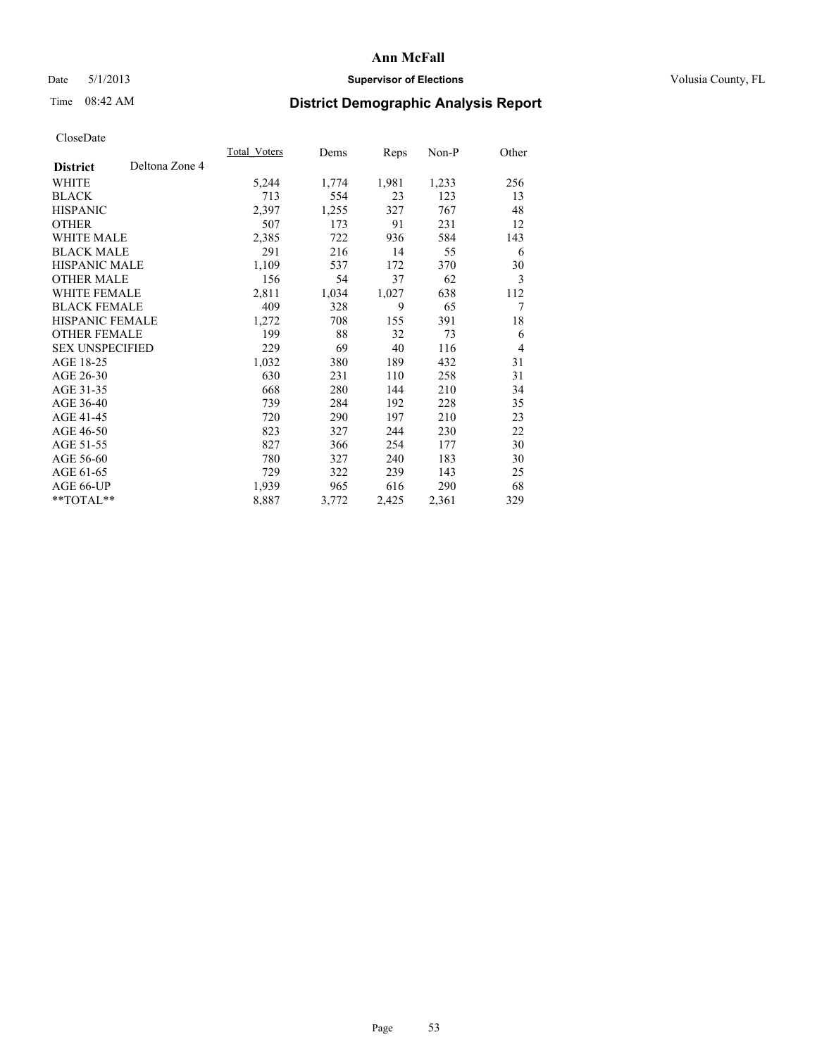Ann McFall

Date 5/1/2013 **Supervisor of Elections** Volusia County, FL

Time 08:42 AM

## District Demographic Analysis Report

CloseDate

| **District** Deltona Zone 4 | Total_Voters | Dems | Reps | Non-P | Other |
|---|---|---|---|---|---|
| WHITE | 5,244 | 1,774 | 1,981 | 1,233 | 256 |
| BLACK | 713 | 554 | 23 | 123 | 13 |
| HISPANIC | 2,397 | 1,255 | 327 | 767 | 48 |
| OTHER | 507 | 173 | 91 | 231 | 12 |
| WHITE MALE | 2,385 | 722 | 936 | 584 | 143 |
| BLACK MALE | 291 | 216 | 14 | 55 | 6 |
| HISPANIC MALE | 1,109 | 537 | 172 | 370 | 30 |
| OTHER MALE | 156 | 54 | 37 | 62 | 3 |
| WHITE FEMALE | 2,811 | 1,034 | 1,027 | 638 | 112 |
| BLACK FEMALE | 409 | 328 | 9 | 65 | 7 |
| HISPANIC FEMALE | 1,272 | 708 | 155 | 391 | 18 |
| OTHER FEMALE | 199 | 88 | 32 | 73 | 6 |
| SEX UNSPECIFIED | 229 | 69 | 40 | 116 | 4 |
| AGE 18-25 | 1,032 | 380 | 189 | 432 | 31 |
| AGE 26-30 | 630 | 231 | 110 | 258 | 31 |
| AGE 31-35 | 668 | 280 | 144 | 210 | 34 |
| AGE 36-40 | 739 | 284 | 192 | 228 | 35 |
| AGE 41-45 | 720 | 290 | 197 | 210 | 23 |
| AGE 46-50 | 823 | 327 | 244 | 230 | 22 |
| AGE 51-55 | 827 | 366 | 254 | 177 | 30 |
| AGE 56-60 | 780 | 327 | 240 | 183 | 30 |
| AGE 61-65 | 729 | 322 | 239 | 143 | 25 |
| AGE 66-UP | 1,939 | 965 | 616 | 290 | 68 |
| **TOTAL** | 8,887 | 3,772 | 2,425 | 2,361 | 329 |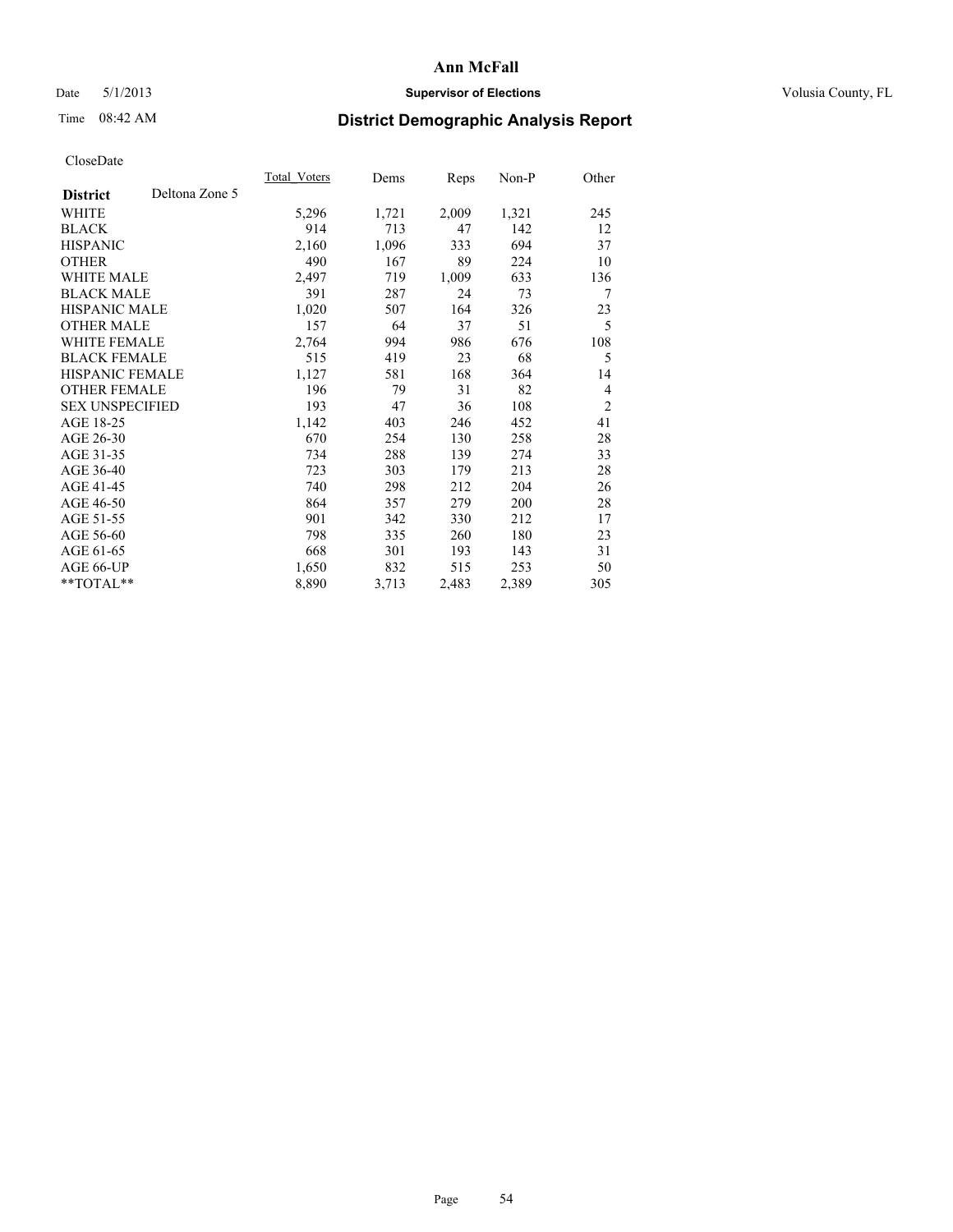# Ann McFall

Date 5/1/2013 **Supervisor of Elections** Volusia County, FL

Time 08:42 AM

## District Demographic Analysis Report

CloseDate

| **District** Deltona Zone 5 | Total_Voters | Dems | Reps | Non-P | Other |
|---|---|---|---|---|---|
| WHITE | 5,296 | 1,721 | 2,009 | 1,321 | 245 |
| BLACK | 914 | 713 | 47 | 142 | 12 |
| HISPANIC | 2,160 | 1,096 | 333 | 694 | 37 |
| OTHER | 490 | 167 | 89 | 224 | 10 |
| WHITE MALE | 2,497 | 719 | 1,009 | 633 | 136 |
| BLACK MALE | 391 | 287 | 24 | 73 | 7 |
| HISPANIC MALE | 1,020 | 507 | 164 | 326 | 23 |
| OTHER MALE | 157 | 64 | 37 | 51 | 5 |
| WHITE FEMALE | 2,764 | 994 | 986 | 676 | 108 |
| BLACK FEMALE | 515 | 419 | 23 | 68 | 5 |
| HISPANIC FEMALE | 1,127 | 581 | 168 | 364 | 14 |
| OTHER FEMALE | 196 | 79 | 31 | 82 | 4 |
| SEX UNSPECIFIED | 193 | 47 | 36 | 108 | 2 |
| AGE 18-25 | 1,142 | 403 | 246 | 452 | 41 |
| AGE 26-30 | 670 | 254 | 130 | 258 | 28 |
| AGE 31-35 | 734 | 288 | 139 | 274 | 33 |
| AGE 36-40 | 723 | 303 | 179 | 213 | 28 |
| AGE 41-45 | 740 | 298 | 212 | 204 | 26 |
| AGE 46-50 | 864 | 357 | 279 | 200 | 28 |
| AGE 51-55 | 901 | 342 | 330 | 212 | 17 |
| AGE 56-60 | 798 | 335 | 260 | 180 | 23 |
| AGE 61-65 | 668 | 301 | 193 | 143 | 31 |
| AGE 66-UP | 1,650 | 832 | 515 | 253 | 50 |
| **TOTAL** | 8,890 | 3,713 | 2,483 | 2,389 | 305 |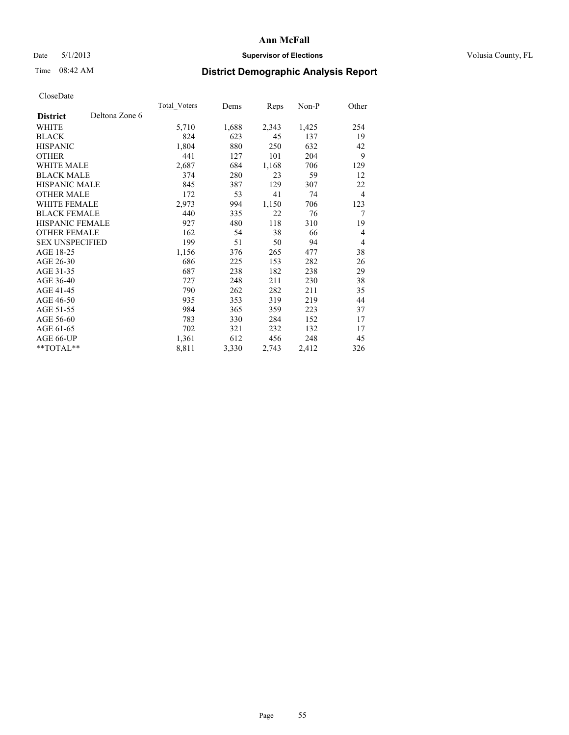# Ann McFall

Date 5/1/2013 **Supervisor of Elections** Volusia County, FL

Time 08:42 AM **District Demographic Analysis Report**

CloseDate

| **District** Deltona Zone 6 | Total_Voters | Dems | Reps | Non-P | Other |
|---|---|---|---|---|---|
| WHITE | 5,710 | 1,688 | 2,343 | 1,425 | 254 |
| BLACK | 824 | 623 | 45 | 137 | 19 |
| HISPANIC | 1,804 | 880 | 250 | 632 | 42 |
| OTHER | 441 | 127 | 101 | 204 | 9 |
| WHITE MALE | 2,687 | 684 | 1,168 | 706 | 129 |
| BLACK MALE | 374 | 280 | 23 | 59 | 12 |
| HISPANIC MALE | 845 | 387 | 129 | 307 | 22 |
| OTHER MALE | 172 | 53 | 41 | 74 | 4 |
| WHITE FEMALE | 2,973 | 994 | 1,150 | 706 | 123 |
| BLACK FEMALE | 440 | 335 | 22 | 76 | 7 |
| HISPANIC FEMALE | 927 | 480 | 118 | 310 | 19 |
| OTHER FEMALE | 162 | 54 | 38 | 66 | 4 |
| SEX UNSPECIFIED | 199 | 51 | 50 | 94 | 4 |
| AGE 18-25 | 1,156 | 376 | 265 | 477 | 38 |
| AGE 26-30 | 686 | 225 | 153 | 282 | 26 |
| AGE 31-35 | 687 | 238 | 182 | 238 | 29 |
| AGE 36-40 | 727 | 248 | 211 | 230 | 38 |
| AGE 41-45 | 790 | 262 | 282 | 211 | 35 |
| AGE 46-50 | 935 | 353 | 319 | 219 | 44 |
| AGE 51-55 | 984 | 365 | 359 | 223 | 37 |
| AGE 56-60 | 783 | 330 | 284 | 152 | 17 |
| AGE 61-65 | 702 | 321 | 232 | 132 | 17 |
| AGE 66-UP | 1,361 | 612 | 456 | 248 | 45 |
| **TOTAL** | 8,811 | 3,330 | 2,743 | 2,412 | 326 |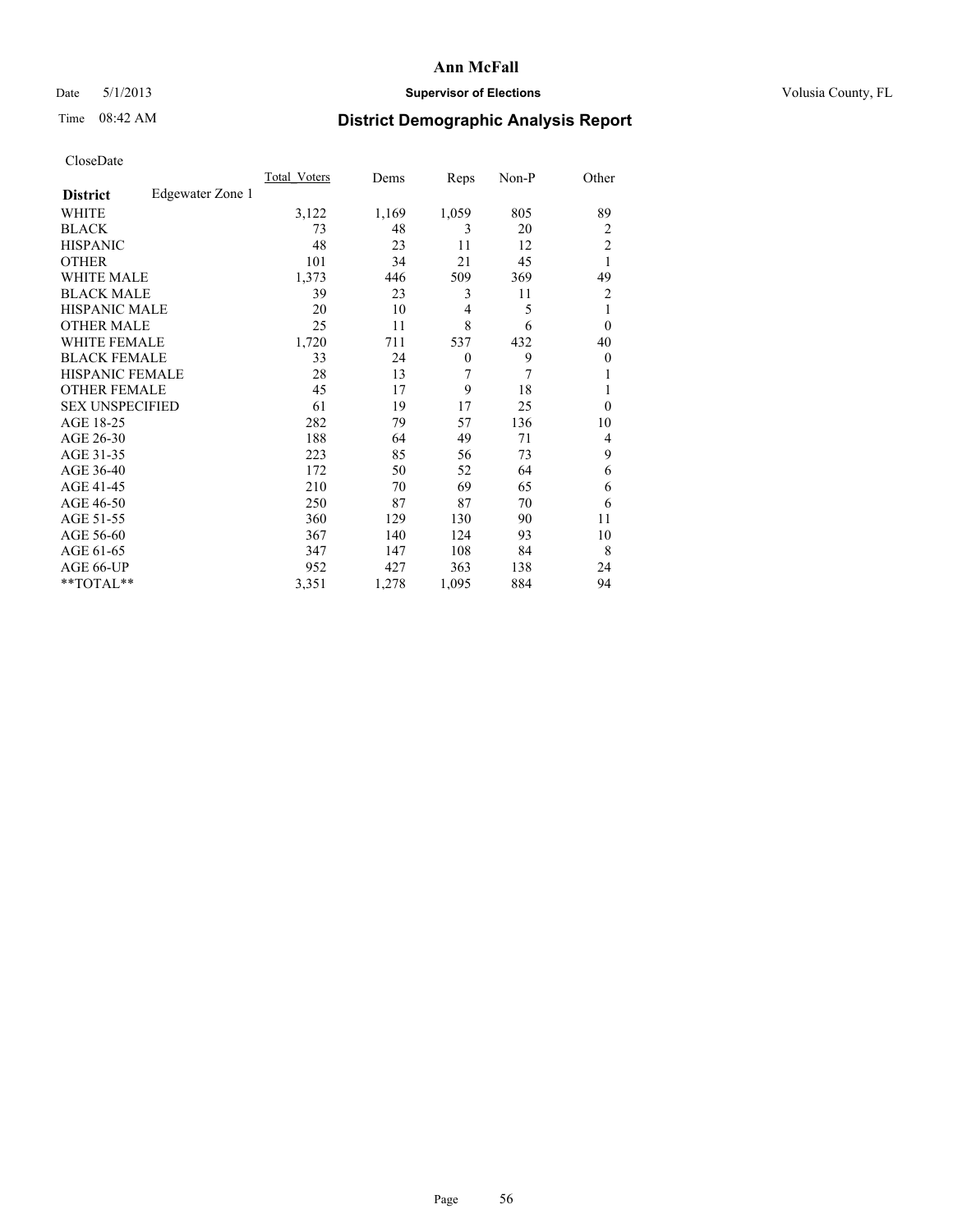# Ann McFall

Date 5/1/2013 **Supervisor of Elections** Volusia County, FL

Time 08:42 AM **District Demographic Analysis Report**

CloseDate

| **District** Edgewater Zone 1 | Total_Voters | Dems | Reps | Non-P | Other |
|---|---|---|---|---|---|
| WHITE | 3,122 | 1,169 | 1,059 | 805 | 89 |
| BLACK | 73 | 48 | 3 | 20 | 2 |
| HISPANIC | 48 | 23 | 11 | 12 | 2 |
| OTHER | 101 | 34 | 21 | 45 | 1 |
| WHITE MALE | 1,373 | 446 | 509 | 369 | 49 |
| BLACK MALE | 39 | 23 | 3 | 11 | 2 |
| HISPANIC MALE | 20 | 10 | 4 | 5 | 1 |
| OTHER MALE | 25 | 11 | 8 | 6 | 0 |
| WHITE FEMALE | 1,720 | 711 | 537 | 432 | 40 |
| BLACK FEMALE | 33 | 24 | 0 | 9 | 0 |
| HISPANIC FEMALE | 28 | 13 | 7 | 7 | 1 |
| OTHER FEMALE | 45 | 17 | 9 | 18 | 1 |
| SEX UNSPECIFIED | 61 | 19 | 17 | 25 | 0 |
| AGE 18-25 | 282 | 79 | 57 | 136 | 10 |
| AGE 26-30 | 188 | 64 | 49 | 71 | 4 |
| AGE 31-35 | 223 | 85 | 56 | 73 | 9 |
| AGE 36-40 | 172 | 50 | 52 | 64 | 6 |
| AGE 41-45 | 210 | 70 | 69 | 65 | 6 |
| AGE 46-50 | 250 | 87 | 87 | 70 | 6 |
| AGE 51-55 | 360 | 129 | 130 | 90 | 11 |
| AGE 56-60 | 367 | 140 | 124 | 93 | 10 |
| AGE 61-65 | 347 | 147 | 108 | 84 | 8 |
| AGE 66-UP | 952 | 427 | 363 | 138 | 24 |
| **TOTAL** | 3,351 | 1,278 | 1,095 | 884 | 94 |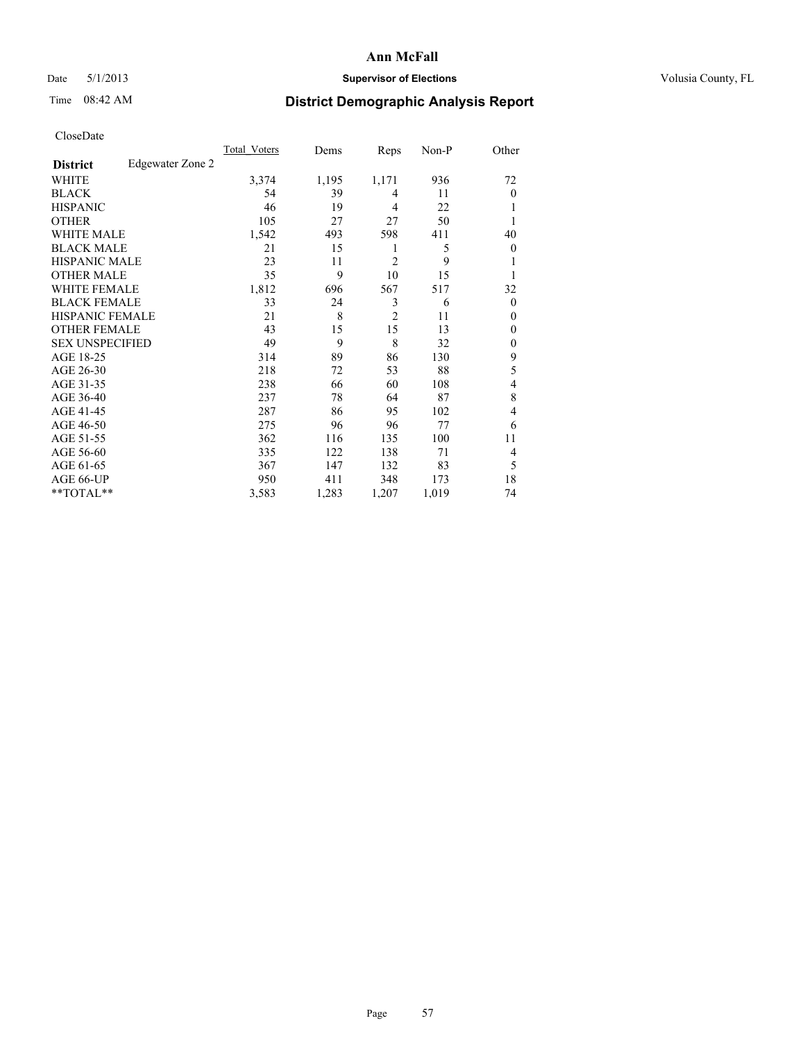**Ann McFall**

Date 5/1/2013 **Supervisor of Elections** Volusia County, FL

Time 08:42 AM **District Demographic Analysis Report**

CloseDate

| **District** Edgewater Zone 2 | Total_Voters | Dems | Reps | Non-P | Other |
|---|---|---|---|---|---|
| WHITE | 3,374 | 1,195 | 1,171 | 936 | 72 |
| BLACK | 54 | 39 | 4 | 11 | 0 |
| HISPANIC | 46 | 19 | 4 | 22 | 1 |
| OTHER | 105 | 27 | 27 | 50 | 1 |
| WHITE MALE | 1,542 | 493 | 598 | 411 | 40 |
| BLACK MALE | 21 | 15 | 1 | 5 | 0 |
| HISPANIC MALE | 23 | 11 | 2 | 9 | 1 |
| OTHER MALE | 35 | 9 | 10 | 15 | 1 |
| WHITE FEMALE | 1,812 | 696 | 567 | 517 | 32 |
| BLACK FEMALE | 33 | 24 | 3 | 6 | 0 |
| HISPANIC FEMALE | 21 | 8 | 2 | 11 | 0 |
| OTHER FEMALE | 43 | 15 | 15 | 13 | 0 |
| SEX UNSPECIFIED | 49 | 9 | 8 | 32 | 0 |
| AGE 18-25 | 314 | 89 | 86 | 130 | 9 |
| AGE 26-30 | 218 | 72 | 53 | 88 | 5 |
| AGE 31-35 | 238 | 66 | 60 | 108 | 4 |
| AGE 36-40 | 237 | 78 | 64 | 87 | 8 |
| AGE 41-45 | 287 | 86 | 95 | 102 | 4 |
| AGE 46-50 | 275 | 96 | 96 | 77 | 6 |
| AGE 51-55 | 362 | 116 | 135 | 100 | 11 |
| AGE 56-60 | 335 | 122 | 138 | 71 | 4 |
| AGE 61-65 | 367 | 147 | 132 | 83 | 5 |
| AGE 66-UP | 950 | 411 | 348 | 173 | 18 |
| **TOTAL** | 3,583 | 1,283 | 1,207 | 1,019 | 74 |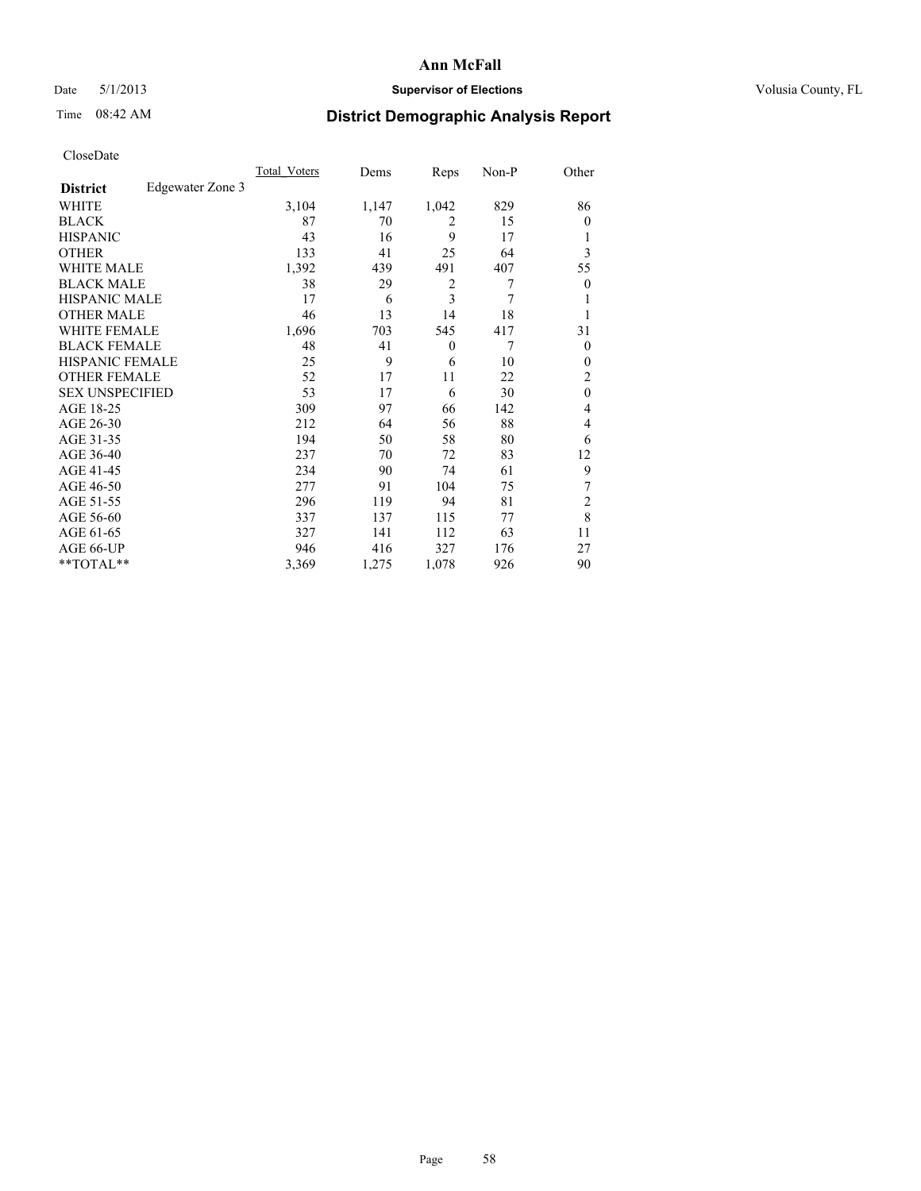# Ann McFall

Date 5/1/2013 **Supervisor of Elections** Volusia County, FL

Time 08:42 AM **District Demographic Analysis Report**

CloseDate

| | Total_Voters | Dems | Reps | Non-P | Other |
|---|---|---|---|---|---|
| **District** Edgewater Zone 3 | | | | | |
| WHITE | 3,104 | 1,147 | 1,042 | 829 | 86 |
| BLACK | 87 | 70 | 2 | 15 | 0 |
| HISPANIC | 43 | 16 | 9 | 17 | 1 |
| OTHER | 133 | 41 | 25 | 64 | 3 |
| WHITE MALE | 1,392 | 439 | 491 | 407 | 55 |
| BLACK MALE | 38 | 29 | 2 | 7 | 0 |
| HISPANIC MALE | 17 | 6 | 3 | 7 | 1 |
| OTHER MALE | 46 | 13 | 14 | 18 | 1 |
| WHITE FEMALE | 1,696 | 703 | 545 | 417 | 31 |
| BLACK FEMALE | 48 | 41 | 0 | 7 | 0 |
| HISPANIC FEMALE | 25 | 9 | 6 | 10 | 0 |
| OTHER FEMALE | 52 | 17 | 11 | 22 | 2 |
| SEX UNSPECIFIED | 53 | 17 | 6 | 30 | 0 |
| AGE 18-25 | 309 | 97 | 66 | 142 | 4 |
| AGE 26-30 | 212 | 64 | 56 | 88 | 4 |
| AGE 31-35 | 194 | 50 | 58 | 80 | 6 |
| AGE 36-40 | 237 | 70 | 72 | 83 | 12 |
| AGE 41-45 | 234 | 90 | 74 | 61 | 9 |
| AGE 46-50 | 277 | 91 | 104 | 75 | 7 |
| AGE 51-55 | 296 | 119 | 94 | 81 | 2 |
| AGE 56-60 | 337 | 137 | 115 | 77 | 8 |
| AGE 61-65 | 327 | 141 | 112 | 63 | 11 |
| AGE 66-UP | 946 | 416 | 327 | 176 | 27 |
| **TOTAL** | 3,369 | 1,275 | 1,078 | 926 | 90 |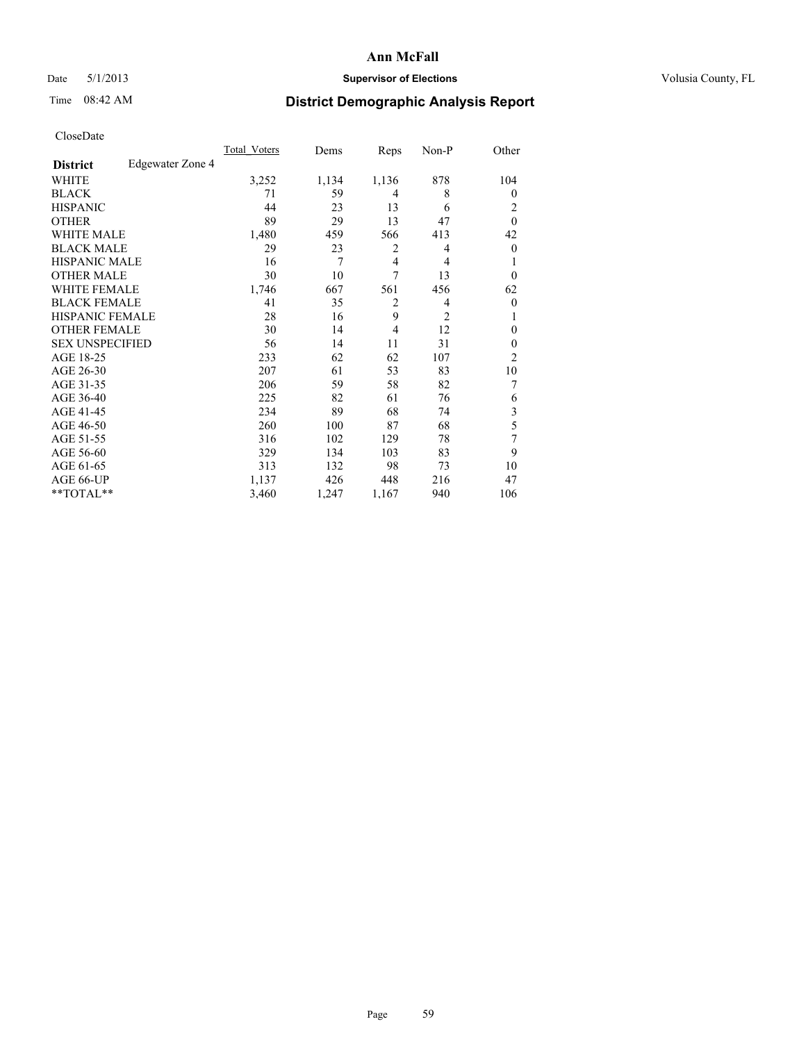# Ann McFall

Date 5/1/2013 **Supervisor of Elections** Volusia County, FL

Time 08:42 AM **District Demographic Analysis Report**

CloseDate

| | Total_Voters | Dems | Reps | Non-P | Other |
|---|---|---|---|---|---|
| **District** Edgewater Zone 4 | | | | | |
| WHITE | 3,252 | 1,134 | 1,136 | 878 | 104 |
| BLACK | 71 | 59 | 4 | 8 | 0 |
| HISPANIC | 44 | 23 | 13 | 6 | 2 |
| OTHER | 89 | 29 | 13 | 47 | 0 |
| WHITE MALE | 1,480 | 459 | 566 | 413 | 42 |
| BLACK MALE | 29 | 23 | 2 | 4 | 0 |
| HISPANIC MALE | 16 | 7 | 4 | 4 | 1 |
| OTHER MALE | 30 | 10 | 7 | 13 | 0 |
| WHITE FEMALE | 1,746 | 667 | 561 | 456 | 62 |
| BLACK FEMALE | 41 | 35 | 2 | 4 | 0 |
| HISPANIC FEMALE | 28 | 16 | 9 | 2 | 1 |
| OTHER FEMALE | 30 | 14 | 4 | 12 | 0 |
| SEX UNSPECIFIED | 56 | 14 | 11 | 31 | 0 |
| AGE 18-25 | 233 | 62 | 62 | 107 | 2 |
| AGE 26-30 | 207 | 61 | 53 | 83 | 10 |
| AGE 31-35 | 206 | 59 | 58 | 82 | 7 |
| AGE 36-40 | 225 | 82 | 61 | 76 | 6 |
| AGE 41-45 | 234 | 89 | 68 | 74 | 3 |
| AGE 46-50 | 260 | 100 | 87 | 68 | 5 |
| AGE 51-55 | 316 | 102 | 129 | 78 | 7 |
| AGE 56-60 | 329 | 134 | 103 | 83 | 9 |
| AGE 61-65 | 313 | 132 | 98 | 73 | 10 |
| AGE 66-UP | 1,137 | 426 | 448 | 216 | 47 |
| **TOTAL** | 3,460 | 1,247 | 1,167 | 940 | 106 |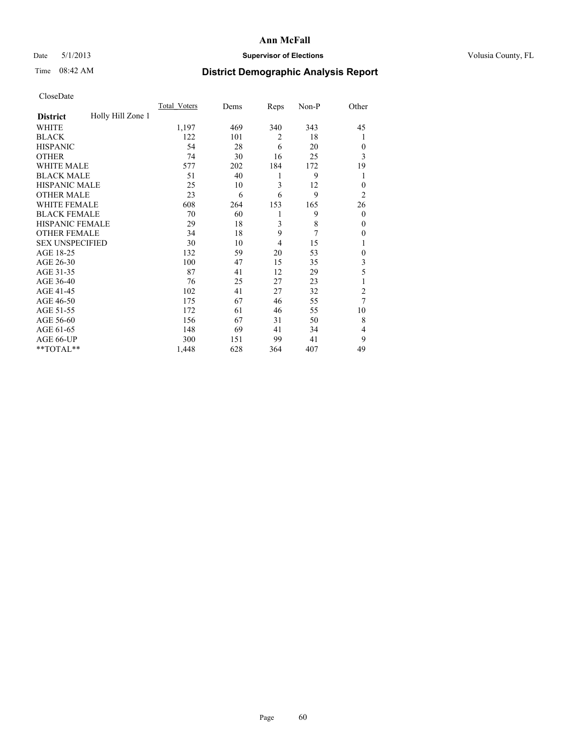# Ann McFall

Date 5/1/2013 **Supervisor of Elections** Volusia County, FL

Time 08:42 AM

## District Demographic Analysis Report

CloseDate

| | Total_Voters | Dems | Reps | Non-P | Other |
|---|---|---|---|---|---|
| **District** Holly Hill Zone 1 | | | | | |
| WHITE | 1,197 | 469 | 340 | 343 | 45 |
| BLACK | 122 | 101 | 2 | 18 | 1 |
| HISPANIC | 54 | 28 | 6 | 20 | 0 |
| OTHER | 74 | 30 | 16 | 25 | 3 |
| WHITE MALE | 577 | 202 | 184 | 172 | 19 |
| BLACK MALE | 51 | 40 | 1 | 9 | 1 |
| HISPANIC MALE | 25 | 10 | 3 | 12 | 0 |
| OTHER MALE | 23 | 6 | 6 | 9 | 2 |
| WHITE FEMALE | 608 | 264 | 153 | 165 | 26 |
| BLACK FEMALE | 70 | 60 | 1 | 9 | 0 |
| HISPANIC FEMALE | 29 | 18 | 3 | 8 | 0 |
| OTHER FEMALE | 34 | 18 | 9 | 7 | 0 |
| SEX UNSPECIFIED | 30 | 10 | 4 | 15 | 1 |
| AGE 18-25 | 132 | 59 | 20 | 53 | 0 |
| AGE 26-30 | 100 | 47 | 15 | 35 | 3 |
| AGE 31-35 | 87 | 41 | 12 | 29 | 5 |
| AGE 36-40 | 76 | 25 | 27 | 23 | 1 |
| AGE 41-45 | 102 | 41 | 27 | 32 | 2 |
| AGE 46-50 | 175 | 67 | 46 | 55 | 7 |
| AGE 51-55 | 172 | 61 | 46 | 55 | 10 |
| AGE 56-60 | 156 | 67 | 31 | 50 | 8 |
| AGE 61-65 | 148 | 69 | 41 | 34 | 4 |
| AGE 66-UP | 300 | 151 | 99 | 41 | 9 |
| **TOTAL** | 1,448 | 628 | 364 | 407 | 49 |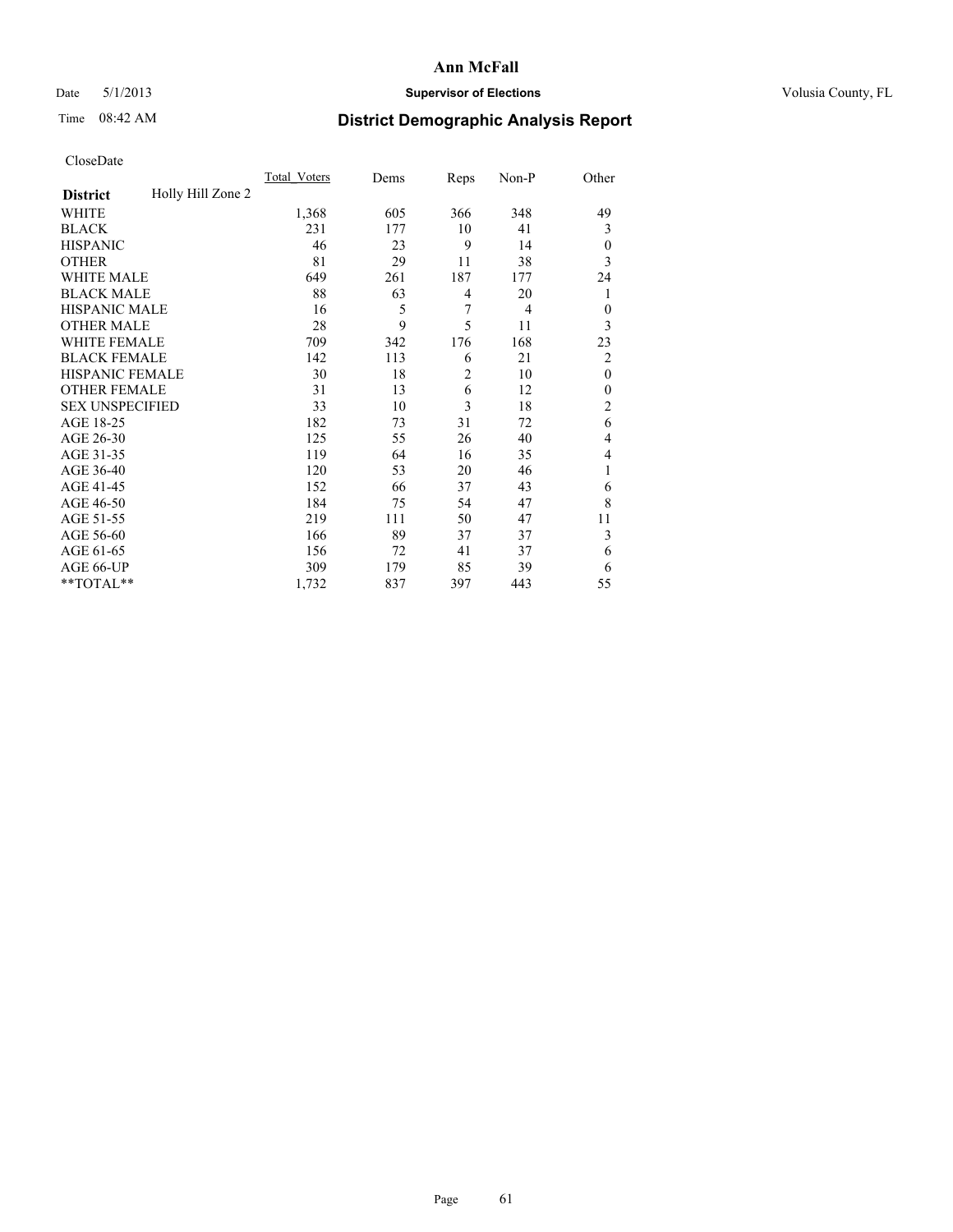**Ann McFall**

Date 5/1/2013 **Supervisor of Elections** Volusia County, FL

Time 08:42 AM

# District Demographic Analysis Report

CloseDate

| **District** Holly Hill Zone 2 | Total_Voters | Dems | Reps | Non-P | Other |
|---|---|---|---|---|---|
| WHITE | 1,368 | 605 | 366 | 348 | 49 |
| BLACK | 231 | 177 | 10 | 41 | 3 |
| HISPANIC | 46 | 23 | 9 | 14 | 0 |
| OTHER | 81 | 29 | 11 | 38 | 3 |
| WHITE MALE | 649 | 261 | 187 | 177 | 24 |
| BLACK MALE | 88 | 63 | 4 | 20 | 1 |
| HISPANIC MALE | 16 | 5 | 7 | 4 | 0 |
| OTHER MALE | 28 | 9 | 5 | 11 | 3 |
| WHITE FEMALE | 709 | 342 | 176 | 168 | 23 |
| BLACK FEMALE | 142 | 113 | 6 | 21 | 2 |
| HISPANIC FEMALE | 30 | 18 | 2 | 10 | 0 |
| OTHER FEMALE | 31 | 13 | 6 | 12 | 0 |
| SEX UNSPECIFIED | 33 | 10 | 3 | 18 | 2 |
| AGE 18-25 | 182 | 73 | 31 | 72 | 6 |
| AGE 26-30 | 125 | 55 | 26 | 40 | 4 |
| AGE 31-35 | 119 | 64 | 16 | 35 | 4 |
| AGE 36-40 | 120 | 53 | 20 | 46 | 1 |
| AGE 41-45 | 152 | 66 | 37 | 43 | 6 |
| AGE 46-50 | 184 | 75 | 54 | 47 | 8 |
| AGE 51-55 | 219 | 111 | 50 | 47 | 11 |
| AGE 56-60 | 166 | 89 | 37 | 37 | 3 |
| AGE 61-65 | 156 | 72 | 41 | 37 | 6 |
| AGE 66-UP | 309 | 179 | 85 | 39 | 6 |
| **TOTAL** | 1,732 | 837 | 397 | 443 | 55 |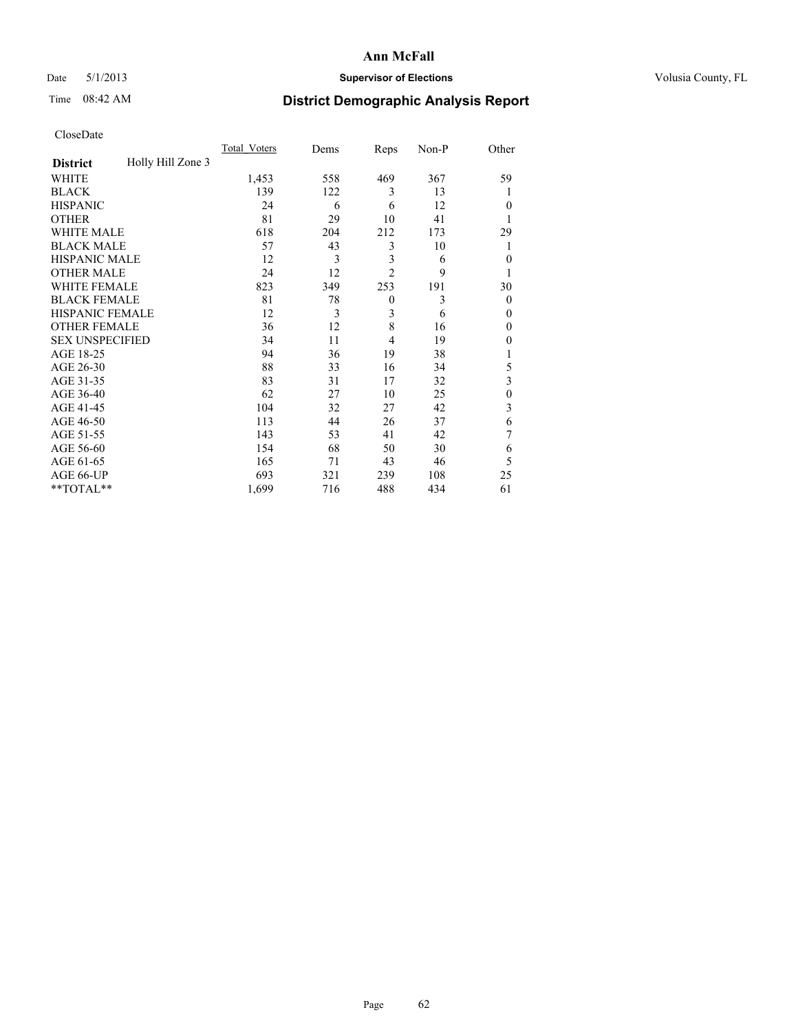# Ann McFall

Date 5/1/2013 **Supervisor of Elections** Volusia County, FL

Time 08:42 AM **District Demographic Analysis Report**

CloseDate

| **District** Holly Hill Zone 3 | Total_Voters | Dems | Reps | Non-P | Other |
|---|---|---|---|---|---|
| WHITE | 1,453 | 558 | 469 | 367 | 59 |
| BLACK | 139 | 122 | 3 | 13 | 1 |
| HISPANIC | 24 | 6 | 6 | 12 | 0 |
| OTHER | 81 | 29 | 10 | 41 | 1 |
| WHITE MALE | 618 | 204 | 212 | 173 | 29 |
| BLACK MALE | 57 | 43 | 3 | 10 | 1 |
| HISPANIC MALE | 12 | 3 | 3 | 6 | 0 |
| OTHER MALE | 24 | 12 | 2 | 9 | 1 |
| WHITE FEMALE | 823 | 349 | 253 | 191 | 30 |
| BLACK FEMALE | 81 | 78 | 0 | 3 | 0 |
| HISPANIC FEMALE | 12 | 3 | 3 | 6 | 0 |
| OTHER FEMALE | 36 | 12 | 8 | 16 | 0 |
| SEX UNSPECIFIED | 34 | 11 | 4 | 19 | 0 |
| AGE 18-25 | 94 | 36 | 19 | 38 | 1 |
| AGE 26-30 | 88 | 33 | 16 | 34 | 5 |
| AGE 31-35 | 83 | 31 | 17 | 32 | 3 |
| AGE 36-40 | 62 | 27 | 10 | 25 | 0 |
| AGE 41-45 | 104 | 32 | 27 | 42 | 3 |
| AGE 46-50 | 113 | 44 | 26 | 37 | 6 |
| AGE 51-55 | 143 | 53 | 41 | 42 | 7 |
| AGE 56-60 | 154 | 68 | 50 | 30 | 6 |
| AGE 61-65 | 165 | 71 | 43 | 46 | 5 |
| AGE 66-UP | 693 | 321 | 239 | 108 | 25 |
| **TOTAL** | 1,699 | 716 | 488 | 434 | 61 |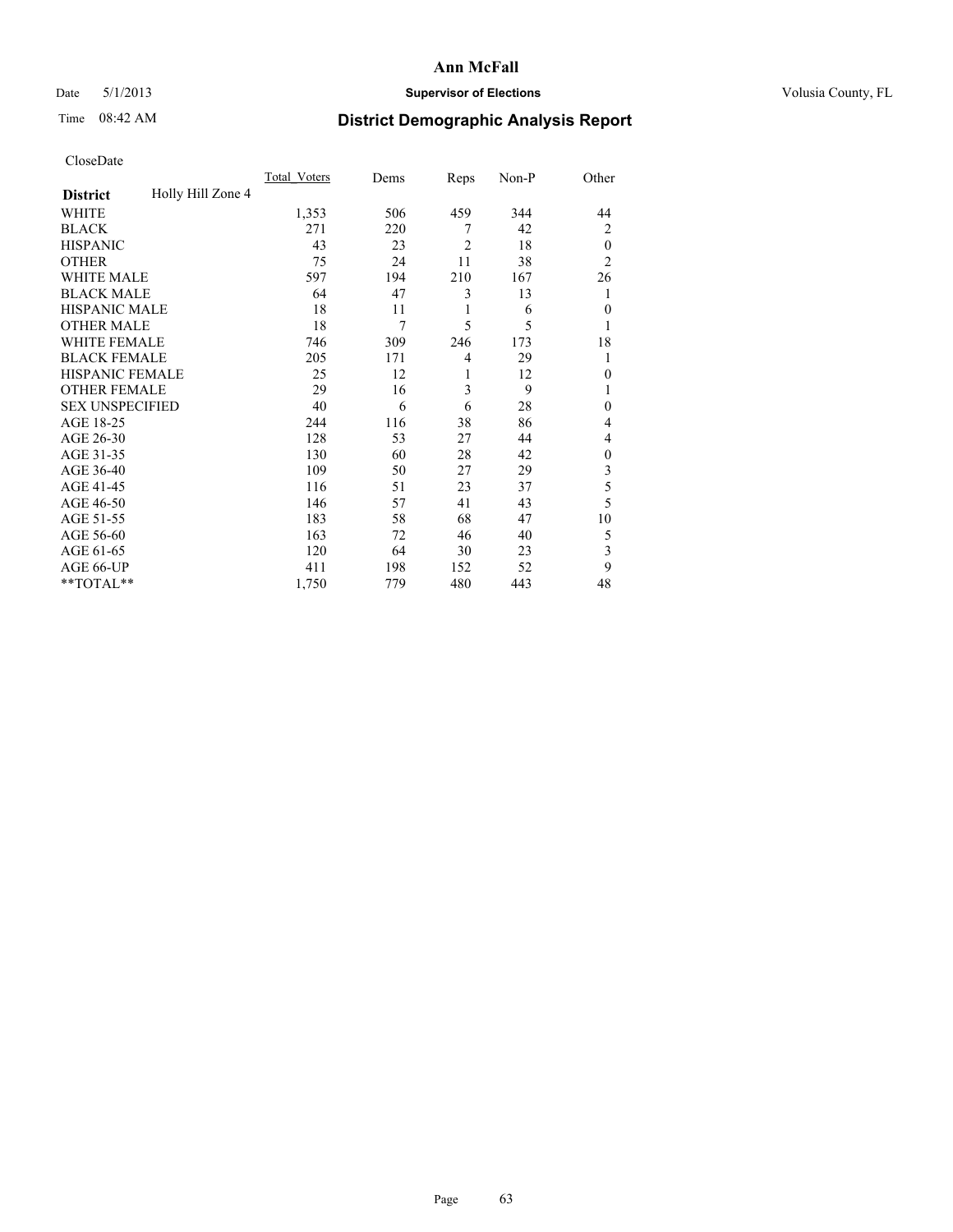# Ann McFall

Date 5/1/2013 **Supervisor of Elections** Volusia County, FL

Time 08:42 AM **District Demographic Analysis Report**

CloseDate

| | Total_Voters | Dems | Reps | Non-P | Other |
|---|---|---|---|---|---|
| **District** Holly Hill Zone 4 | | | | | |
| WHITE | 1,353 | 506 | 459 | 344 | 44 |
| BLACK | 271 | 220 | 7 | 42 | 2 |
| HISPANIC | 43 | 23 | 2 | 18 | 0 |
| OTHER | 75 | 24 | 11 | 38 | 2 |
| WHITE MALE | 597 | 194 | 210 | 167 | 26 |
| BLACK MALE | 64 | 47 | 3 | 13 | 1 |
| HISPANIC MALE | 18 | 11 | 1 | 6 | 0 |
| OTHER MALE | 18 | 7 | 5 | 5 | 1 |
| WHITE FEMALE | 746 | 309 | 246 | 173 | 18 |
| BLACK FEMALE | 205 | 171 | 4 | 29 | 1 |
| HISPANIC FEMALE | 25 | 12 | 1 | 12 | 0 |
| OTHER FEMALE | 29 | 16 | 3 | 9 | 1 |
| SEX UNSPECIFIED | 40 | 6 | 6 | 28 | 0 |
| AGE 18-25 | 244 | 116 | 38 | 86 | 4 |
| AGE 26-30 | 128 | 53 | 27 | 44 | 4 |
| AGE 31-35 | 130 | 60 | 28 | 42 | 0 |
| AGE 36-40 | 109 | 50 | 27 | 29 | 3 |
| AGE 41-45 | 116 | 51 | 23 | 37 | 5 |
| AGE 46-50 | 146 | 57 | 41 | 43 | 5 |
| AGE 51-55 | 183 | 58 | 68 | 47 | 10 |
| AGE 56-60 | 163 | 72 | 46 | 40 | 5 |
| AGE 61-65 | 120 | 64 | 30 | 23 | 3 |
| AGE 66-UP | 411 | 198 | 152 | 52 | 9 |
| **TOTAL** | 1,750 | 779 | 480 | 443 | 48 |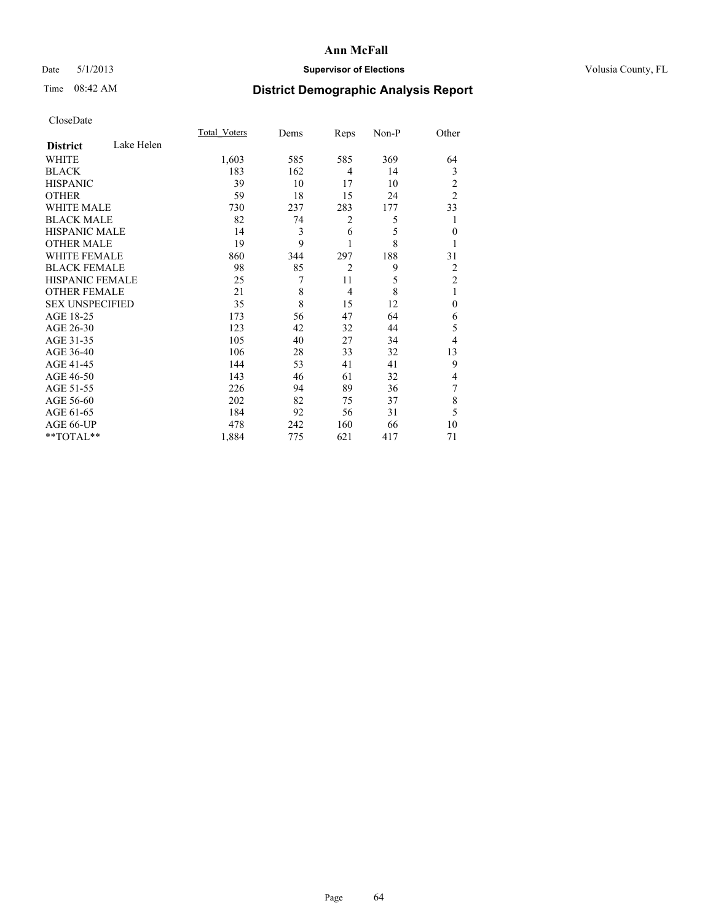# Ann McFall

Date 5/1/2013 **Supervisor of Elections** Volusia County, FL

Time 08:42 AM **District Demographic Analysis Report**

CloseDate

| **District** Lake Helen | Total_Voters | Dems | Reps | Non-P | Other |
|---|---|---|---|---|---|
| WHITE | 1,603 | 585 | 585 | 369 | 64 |
| BLACK | 183 | 162 | 4 | 14 | 3 |
| HISPANIC | 39 | 10 | 17 | 10 | 2 |
| OTHER | 59 | 18 | 15 | 24 | 2 |
| WHITE MALE | 730 | 237 | 283 | 177 | 33 |
| BLACK MALE | 82 | 74 | 2 | 5 | 1 |
| HISPANIC MALE | 14 | 3 | 6 | 5 | 0 |
| OTHER MALE | 19 | 9 | 1 | 8 | 1 |
| WHITE FEMALE | 860 | 344 | 297 | 188 | 31 |
| BLACK FEMALE | 98 | 85 | 2 | 9 | 2 |
| HISPANIC FEMALE | 25 | 7 | 11 | 5 | 2 |
| OTHER FEMALE | 21 | 8 | 4 | 8 | 1 |
| SEX UNSPECIFIED | 35 | 8 | 15 | 12 | 0 |
| AGE 18-25 | 173 | 56 | 47 | 64 | 6 |
| AGE 26-30 | 123 | 42 | 32 | 44 | 5 |
| AGE 31-35 | 105 | 40 | 27 | 34 | 4 |
| AGE 36-40 | 106 | 28 | 33 | 32 | 13 |
| AGE 41-45 | 144 | 53 | 41 | 41 | 9 |
| AGE 46-50 | 143 | 46 | 61 | 32 | 4 |
| AGE 51-55 | 226 | 94 | 89 | 36 | 7 |
| AGE 56-60 | 202 | 82 | 75 | 37 | 8 |
| AGE 61-65 | 184 | 92 | 56 | 31 | 5 |
| AGE 66-UP | 478 | 242 | 160 | 66 | 10 |
| **TOTAL** | 1,884 | 775 | 621 | 417 | 71 |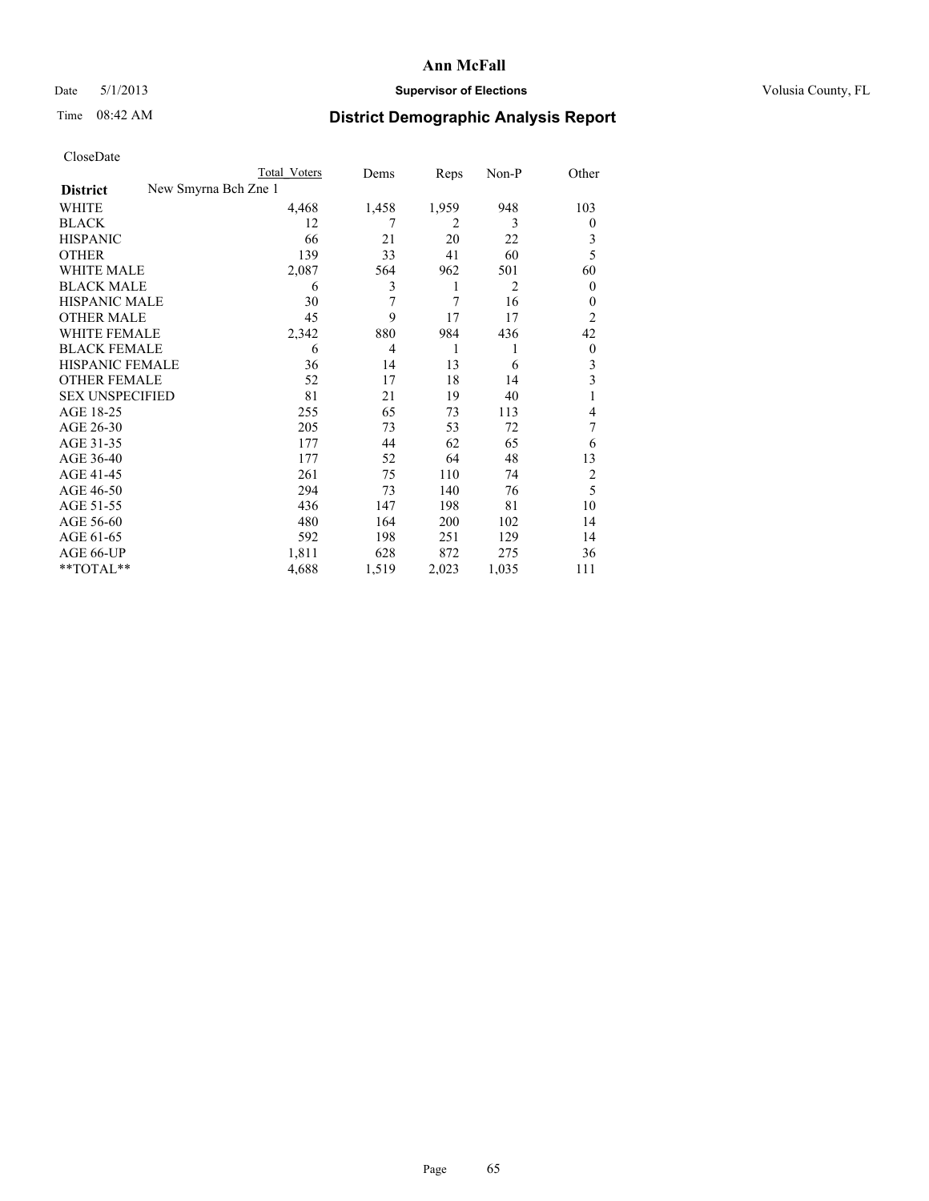**Ann McFall**

Date 5/1/2013 **Supervisor of Elections** Volusia County, FL

Time 08:42 AM **District Demographic Analysis Report**

CloseDate

| | Total Voters | Dems | Reps | Non-P | Other |
|---|---|---|---|---|---|
| **District** New Smyrna Bch Zne 1 | | | | | |
| WHITE | 4,468 | 1,458 | 1,959 | 948 | 103 |
| BLACK | 12 | 7 | 2 | 3 | 0 |
| HISPANIC | 66 | 21 | 20 | 22 | 3 |
| OTHER | 139 | 33 | 41 | 60 | 5 |
| WHITE MALE | 2,087 | 564 | 962 | 501 | 60 |
| BLACK MALE | 6 | 3 | 1 | 2 | 0 |
| HISPANIC MALE | 30 | 7 | 7 | 16 | 0 |
| OTHER MALE | 45 | 9 | 17 | 17 | 2 |
| WHITE FEMALE | 2,342 | 880 | 984 | 436 | 42 |
| BLACK FEMALE | 6 | 4 | 1 | 1 | 0 |
| HISPANIC FEMALE | 36 | 14 | 13 | 6 | 3 |
| OTHER FEMALE | 52 | 17 | 18 | 14 | 3 |
| SEX UNSPECIFIED | 81 | 21 | 19 | 40 | 1 |
| AGE 18-25 | 255 | 65 | 73 | 113 | 4 |
| AGE 26-30 | 205 | 73 | 53 | 72 | 7 |
| AGE 31-35 | 177 | 44 | 62 | 65 | 6 |
| AGE 36-40 | 177 | 52 | 64 | 48 | 13 |
| AGE 41-45 | 261 | 75 | 110 | 74 | 2 |
| AGE 46-50 | 294 | 73 | 140 | 76 | 5 |
| AGE 51-55 | 436 | 147 | 198 | 81 | 10 |
| AGE 56-60 | 480 | 164 | 200 | 102 | 14 |
| AGE 61-65 | 592 | 198 | 251 | 129 | 14 |
| AGE 66-UP | 1,811 | 628 | 872 | 275 | 36 |
| **TOTAL** | 4,688 | 1,519 | 2,023 | 1,035 | 111 |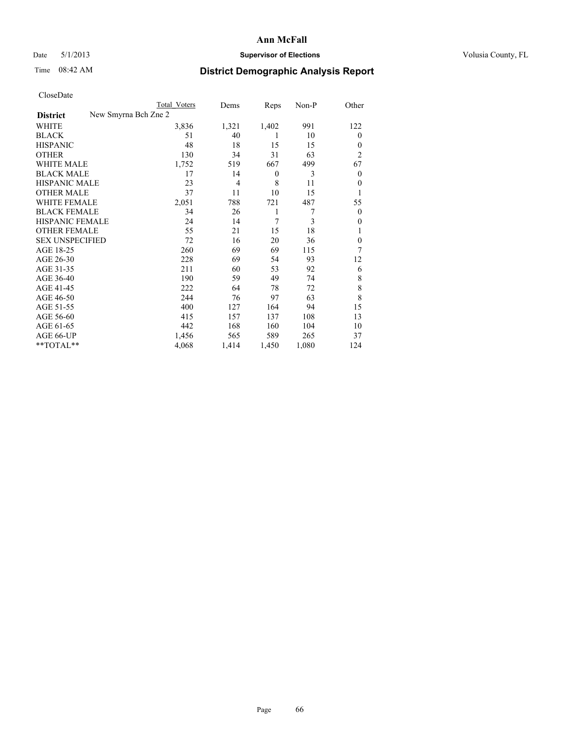**Ann McFall**

Date 5/1/2013 **Supervisor of Elections** Volusia County, FL

Time 08:42 AM

# District Demographic Analysis Report

CloseDate

| | Total Voters | Dems | Reps | Non-P | Other |
|---|---|---|---|---|---|
| **District** New Smyrna Bch Zne 2 | | | | | |
| WHITE | 3,836 | 1,321 | 1,402 | 991 | 122 |
| BLACK | 51 | 40 | 1 | 10 | 0 |
| HISPANIC | 48 | 18 | 15 | 15 | 0 |
| OTHER | 130 | 34 | 31 | 63 | 2 |
| WHITE MALE | 1,752 | 519 | 667 | 499 | 67 |
| BLACK MALE | 17 | 14 | 0 | 3 | 0 |
| HISPANIC MALE | 23 | 4 | 8 | 11 | 0 |
| OTHER MALE | 37 | 11 | 10 | 15 | 1 |
| WHITE FEMALE | 2,051 | 788 | 721 | 487 | 55 |
| BLACK FEMALE | 34 | 26 | 1 | 7 | 0 |
| HISPANIC FEMALE | 24 | 14 | 7 | 3 | 0 |
| OTHER FEMALE | 55 | 21 | 15 | 18 | 1 |
| SEX UNSPECIFIED | 72 | 16 | 20 | 36 | 0 |
| AGE 18-25 | 260 | 69 | 69 | 115 | 7 |
| AGE 26-30 | 228 | 69 | 54 | 93 | 12 |
| AGE 31-35 | 211 | 60 | 53 | 92 | 6 |
| AGE 36-40 | 190 | 59 | 49 | 74 | 8 |
| AGE 41-45 | 222 | 64 | 78 | 72 | 8 |
| AGE 46-50 | 244 | 76 | 97 | 63 | 8 |
| AGE 51-55 | 400 | 127 | 164 | 94 | 15 |
| AGE 56-60 | 415 | 157 | 137 | 108 | 13 |
| AGE 61-65 | 442 | 168 | 160 | 104 | 10 |
| AGE 66-UP | 1,456 | 565 | 589 | 265 | 37 |
| **TOTAL** | 4,068 | 1,414 | 1,450 | 1,080 | 124 |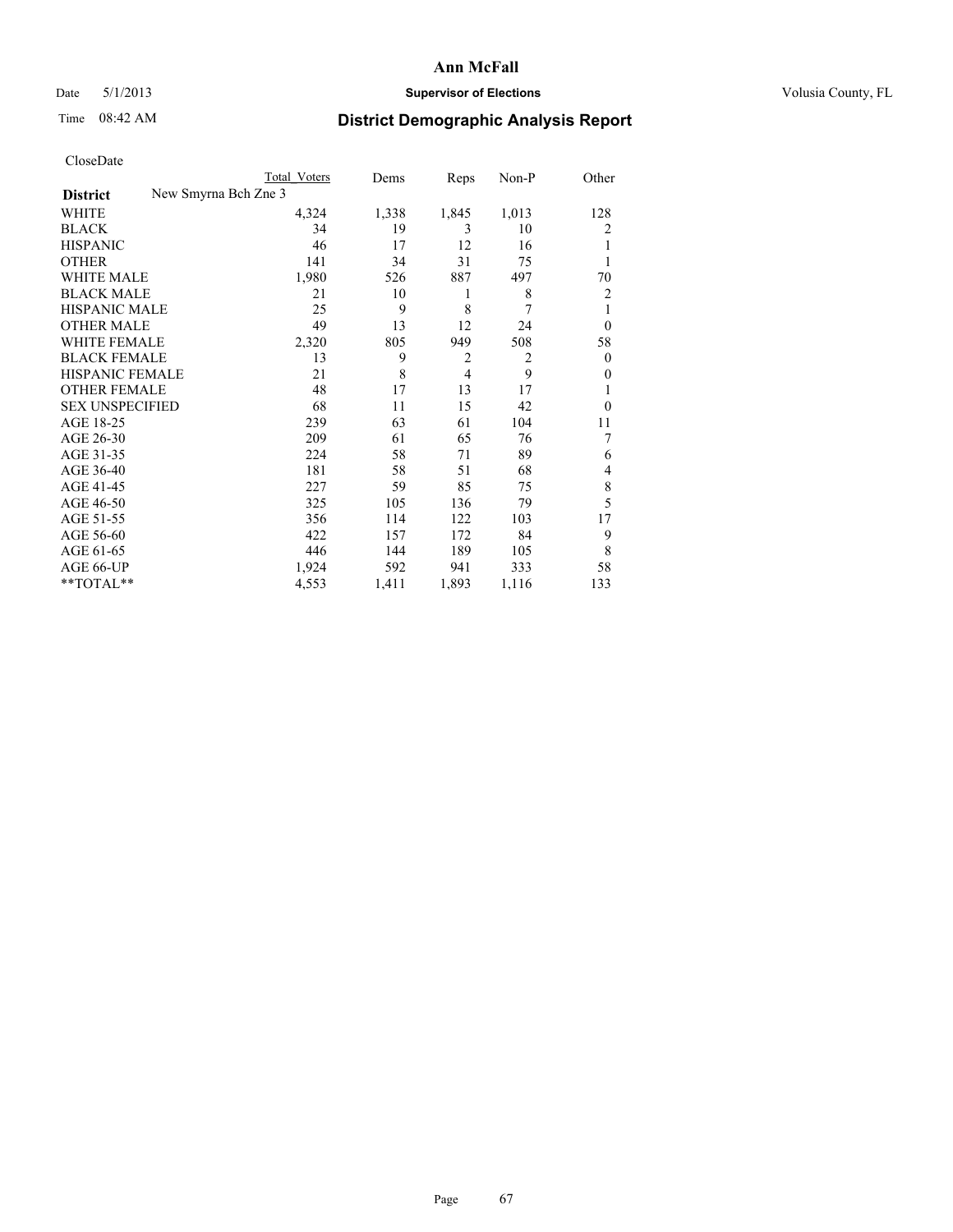## Ann McFall

Date 5/1/2013 **Supervisor of Elections** Volusia County, FL

Time 08:42 AM

# District Demographic Analysis Report

CloseDate

| **District** | New Smyrna Bch Zne 3 | Total Voters | Dems | Reps | Non-P | Other |
|---|---|---|---|---|---|---|
| WHITE | | 4,324 | 1,338 | 1,845 | 1,013 | 128 |
| BLACK | | 34 | 19 | 3 | 10 | 2 |
| HISPANIC | | 46 | 17 | 12 | 16 | 1 |
| OTHER | | 141 | 34 | 31 | 75 | 1 |
| WHITE MALE | | 1,980 | 526 | 887 | 497 | 70 |
| BLACK MALE | | 21 | 10 | 1 | 8 | 2 |
| HISPANIC MALE | | 25 | 9 | 8 | 7 | 1 |
| OTHER MALE | | 49 | 13 | 12 | 24 | 0 |
| WHITE FEMALE | | 2,320 | 805 | 949 | 508 | 58 |
| BLACK FEMALE | | 13 | 9 | 2 | 2 | 0 |
| HISPANIC FEMALE | | 21 | 8 | 4 | 9 | 0 |
| OTHER FEMALE | | 48 | 17 | 13 | 17 | 1 |
| SEX UNSPECIFIED | | 68 | 11 | 15 | 42 | 0 |
| AGE 18-25 | | 239 | 63 | 61 | 104 | 11 |
| AGE 26-30 | | 209 | 61 | 65 | 76 | 7 |
| AGE 31-35 | | 224 | 58 | 71 | 89 | 6 |
| AGE 36-40 | | 181 | 58 | 51 | 68 | 4 |
| AGE 41-45 | | 227 | 59 | 85 | 75 | 8 |
| AGE 46-50 | | 325 | 105 | 136 | 79 | 5 |
| AGE 51-55 | | 356 | 114 | 122 | 103 | 17 |
| AGE 56-60 | | 422 | 157 | 172 | 84 | 9 |
| AGE 61-65 | | 446 | 144 | 189 | 105 | 8 |
| AGE 66-UP | | 1,924 | 592 | 941 | 333 | 58 |
| **TOTAL** | | 4,553 | 1,411 | 1,893 | 1,116 | 133 |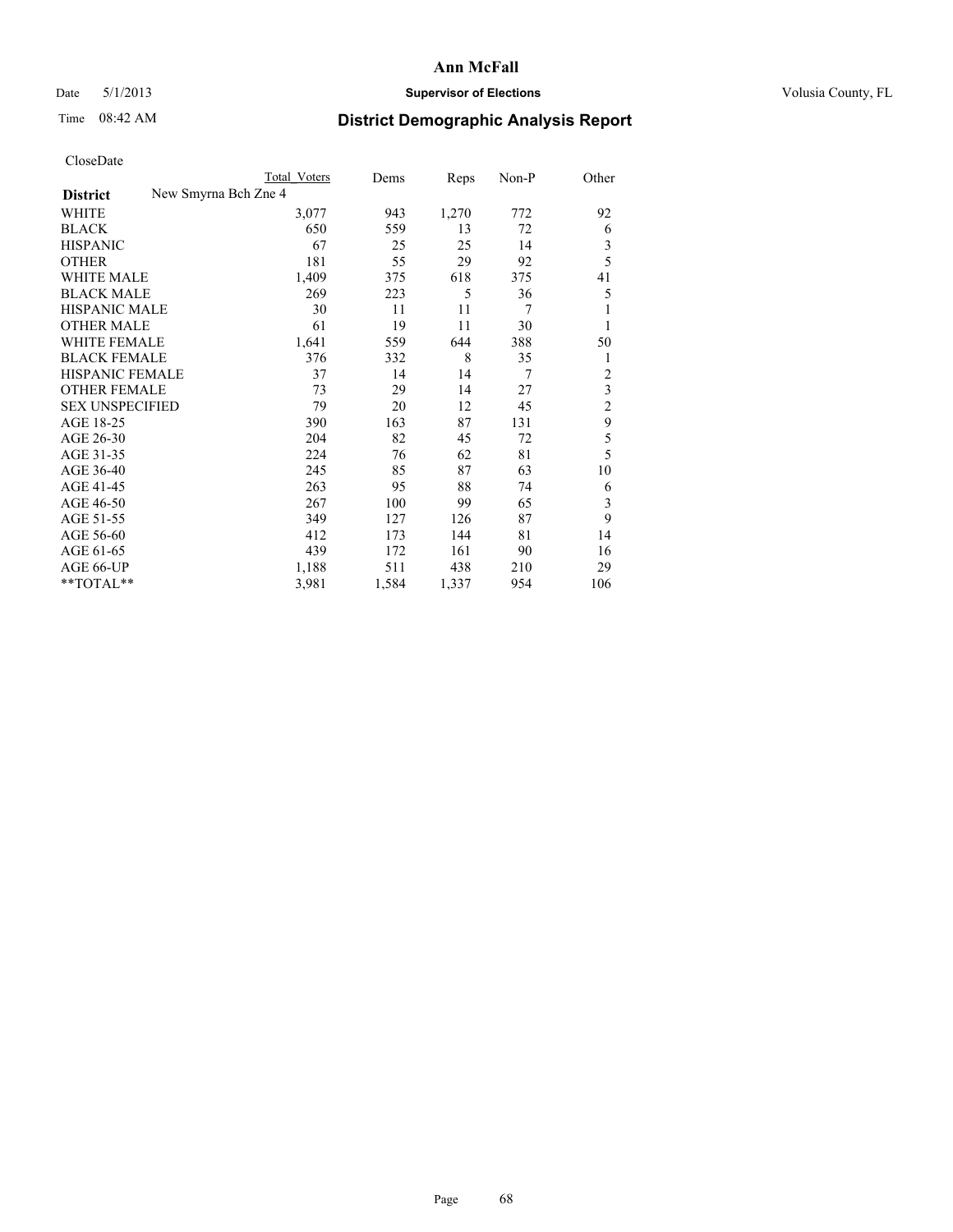# Ann McFall

Date 5/1/2013 **Supervisor of Elections** Volusia County, FL

Time 08:42 AM **District Demographic Analysis Report**

CloseDate

| | Total Voters | Dems | Reps | Non-P | Other |
|---|---|---|---|---|---|
| **District** New Smyrna Bch Zne 4 | | | | | |
| WHITE | 3,077 | 943 | 1,270 | 772 | 92 |
| BLACK | 650 | 559 | 13 | 72 | 6 |
| HISPANIC | 67 | 25 | 25 | 14 | 3 |
| OTHER | 181 | 55 | 29 | 92 | 5 |
| WHITE MALE | 1,409 | 375 | 618 | 375 | 41 |
| BLACK MALE | 269 | 223 | 5 | 36 | 5 |
| HISPANIC MALE | 30 | 11 | 11 | 7 | 1 |
| OTHER MALE | 61 | 19 | 11 | 30 | 1 |
| WHITE FEMALE | 1,641 | 559 | 644 | 388 | 50 |
| BLACK FEMALE | 376 | 332 | 8 | 35 | 1 |
| HISPANIC FEMALE | 37 | 14 | 14 | 7 | 2 |
| OTHER FEMALE | 73 | 29 | 14 | 27 | 3 |
| SEX UNSPECIFIED | 79 | 20 | 12 | 45 | 2 |
| AGE 18-25 | 390 | 163 | 87 | 131 | 9 |
| AGE 26-30 | 204 | 82 | 45 | 72 | 5 |
| AGE 31-35 | 224 | 76 | 62 | 81 | 5 |
| AGE 36-40 | 245 | 85 | 87 | 63 | 10 |
| AGE 41-45 | 263 | 95 | 88 | 74 | 6 |
| AGE 46-50 | 267 | 100 | 99 | 65 | 3 |
| AGE 51-55 | 349 | 127 | 126 | 87 | 9 |
| AGE 56-60 | 412 | 173 | 144 | 81 | 14 |
| AGE 61-65 | 439 | 172 | 161 | 90 | 16 |
| AGE 66-UP | 1,188 | 511 | 438 | 210 | 29 |
| **TOTAL** | 3,981 | 1,584 | 1,337 | 954 | 106 |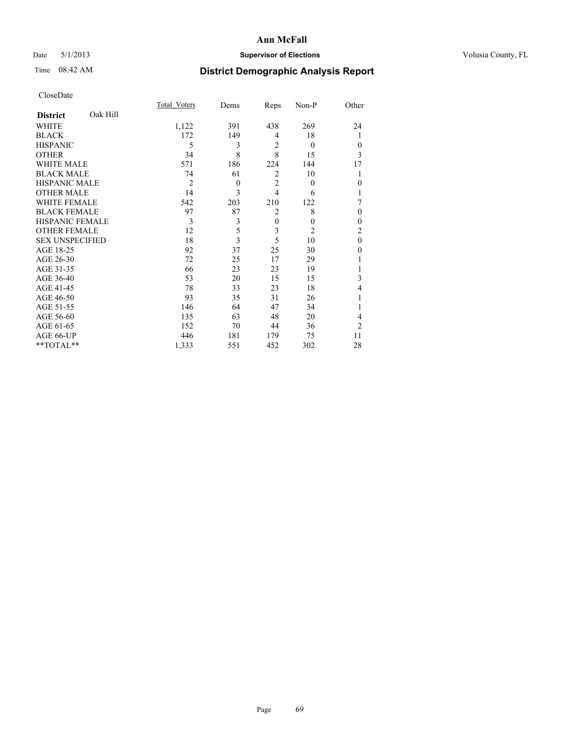# Ann McFall

Date 5/1/2013 **Supervisor of Elections** Volusia County, FL

Time 08:42 AM

## District Demographic Analysis Report

CloseDate

| **District** Oak Hill | Total_Voters | Dems | Reps | Non-P | Other |
|---|---|---|---|---|---|
| WHITE | 1,122 | 391 | 438 | 269 | 24 |
| BLACK | 172 | 149 | 4 | 18 | 1 |
| HISPANIC | 5 | 3 | 2 | 0 | 0 |
| OTHER | 34 | 8 | 8 | 15 | 3 |
| WHITE MALE | 571 | 186 | 224 | 144 | 17 |
| BLACK MALE | 74 | 61 | 2 | 10 | 1 |
| HISPANIC MALE | 2 | 0 | 2 | 0 | 0 |
| OTHER MALE | 14 | 3 | 4 | 6 | 1 |
| WHITE FEMALE | 542 | 203 | 210 | 122 | 7 |
| BLACK FEMALE | 97 | 87 | 2 | 8 | 0 |
| HISPANIC FEMALE | 3 | 3 | 0 | 0 | 0 |
| OTHER FEMALE | 12 | 5 | 3 | 2 | 2 |
| SEX UNSPECIFIED | 18 | 3 | 5 | 10 | 0 |
| AGE 18-25 | 92 | 37 | 25 | 30 | 0 |
| AGE 26-30 | 72 | 25 | 17 | 29 | 1 |
| AGE 31-35 | 66 | 23 | 23 | 19 | 1 |
| AGE 36-40 | 53 | 20 | 15 | 15 | 3 |
| AGE 41-45 | 78 | 33 | 23 | 18 | 4 |
| AGE 46-50 | 93 | 35 | 31 | 26 | 1 |
| AGE 51-55 | 146 | 64 | 47 | 34 | 1 |
| AGE 56-60 | 135 | 63 | 48 | 20 | 4 |
| AGE 61-65 | 152 | 70 | 44 | 36 | 2 |
| AGE 66-UP | 446 | 181 | 179 | 75 | 11 |
| **TOTAL** | 1,333 | 551 | 452 | 302 | 28 |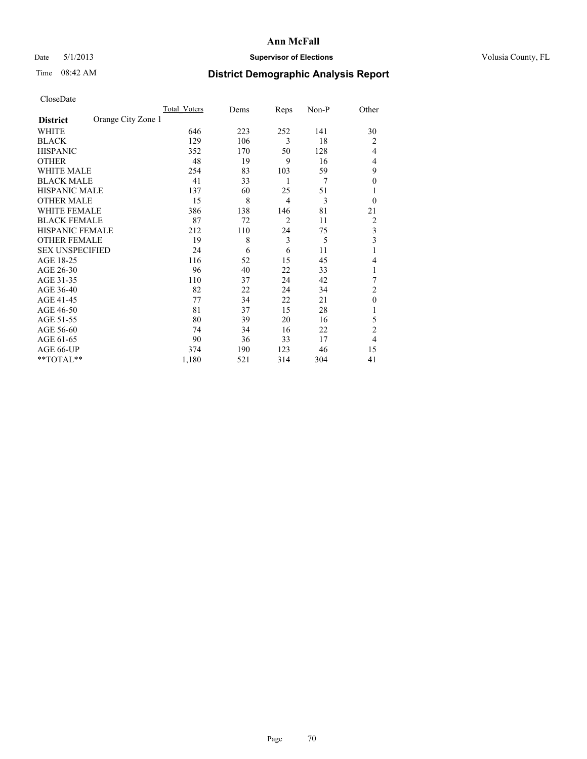**Ann McFall**

Date 5/1/2013 **Supervisor of Elections** Volusia County, FL

Time 08:42 AM **District Demographic Analysis Report**

CloseDate

| **District** Orange City Zone 1 | Total_Voters | Dems | Reps | Non-P | Other |
|---|---|---|---|---|---|
| WHITE | 646 | 223 | 252 | 141 | 30 |
| BLACK | 129 | 106 | 3 | 18 | 2 |
| HISPANIC | 352 | 170 | 50 | 128 | 4 |
| OTHER | 48 | 19 | 9 | 16 | 4 |
| WHITE MALE | 254 | 83 | 103 | 59 | 9 |
| BLACK MALE | 41 | 33 | 1 | 7 | 0 |
| HISPANIC MALE | 137 | 60 | 25 | 51 | 1 |
| OTHER MALE | 15 | 8 | 4 | 3 | 0 |
| WHITE FEMALE | 386 | 138 | 146 | 81 | 21 |
| BLACK FEMALE | 87 | 72 | 2 | 11 | 2 |
| HISPANIC FEMALE | 212 | 110 | 24 | 75 | 3 |
| OTHER FEMALE | 19 | 8 | 3 | 5 | 3 |
| SEX UNSPECIFIED | 24 | 6 | 6 | 11 | 1 |
| AGE 18-25 | 116 | 52 | 15 | 45 | 4 |
| AGE 26-30 | 96 | 40 | 22 | 33 | 1 |
| AGE 31-35 | 110 | 37 | 24 | 42 | 7 |
| AGE 36-40 | 82 | 22 | 24 | 34 | 2 |
| AGE 41-45 | 77 | 34 | 22 | 21 | 0 |
| AGE 46-50 | 81 | 37 | 15 | 28 | 1 |
| AGE 51-55 | 80 | 39 | 20 | 16 | 5 |
| AGE 56-60 | 74 | 34 | 16 | 22 | 2 |
| AGE 61-65 | 90 | 36 | 33 | 17 | 4 |
| AGE 66-UP | 374 | 190 | 123 | 46 | 15 |
| **TOTAL** | 1,180 | 521 | 314 | 304 | 41 |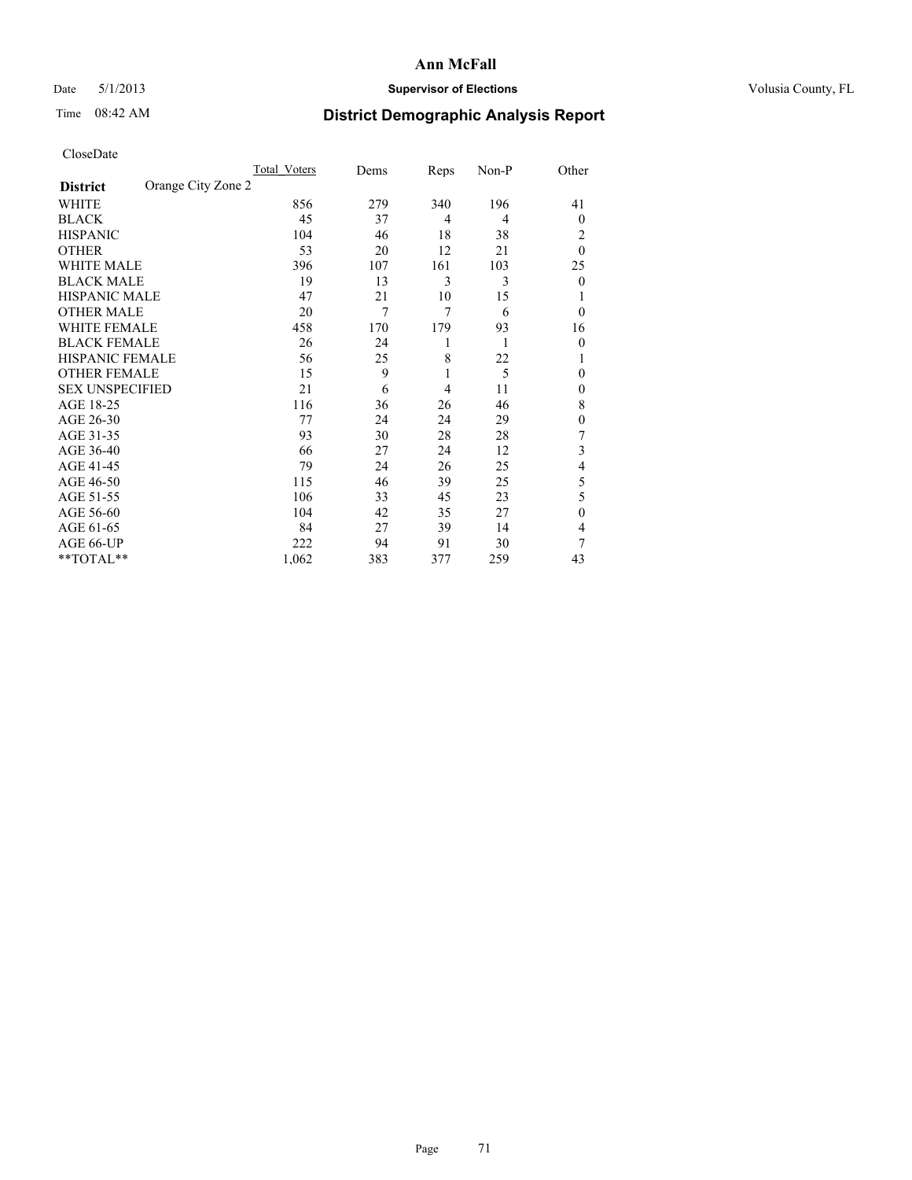# Ann McFall

Date 5/1/2013 **Supervisor of Elections** Volusia County, FL

Time 08:42 AM

## District Demographic Analysis Report

CloseDate

| **District** Orange City Zone 2 | Total Voters | Dems | Reps | Non-P | Other |
|---|---|---|---|---|---|
| WHITE | 856 | 279 | 340 | 196 | 41 |
| BLACK | 45 | 37 | 4 | 4 | 0 |
| HISPANIC | 104 | 46 | 18 | 38 | 2 |
| OTHER | 53 | 20 | 12 | 21 | 0 |
| WHITE MALE | 396 | 107 | 161 | 103 | 25 |
| BLACK MALE | 19 | 13 | 3 | 3 | 0 |
| HISPANIC MALE | 47 | 21 | 10 | 15 | 1 |
| OTHER MALE | 20 | 7 | 7 | 6 | 0 |
| WHITE FEMALE | 458 | 170 | 179 | 93 | 16 |
| BLACK FEMALE | 26 | 24 | 1 | 1 | 0 |
| HISPANIC FEMALE | 56 | 25 | 8 | 22 | 1 |
| OTHER FEMALE | 15 | 9 | 1 | 5 | 0 |
| SEX UNSPECIFIED | 21 | 6 | 4 | 11 | 0 |
| AGE 18-25 | 116 | 36 | 26 | 46 | 8 |
| AGE 26-30 | 77 | 24 | 24 | 29 | 0 |
| AGE 31-35 | 93 | 30 | 28 | 28 | 7 |
| AGE 36-40 | 66 | 27 | 24 | 12 | 3 |
| AGE 41-45 | 79 | 24 | 26 | 25 | 4 |
| AGE 46-50 | 115 | 46 | 39 | 25 | 5 |
| AGE 51-55 | 106 | 33 | 45 | 23 | 5 |
| AGE 56-60 | 104 | 42 | 35 | 27 | 0 |
| AGE 61-65 | 84 | 27 | 39 | 14 | 4 |
| AGE 66-UP | 222 | 94 | 91 | 30 | 7 |
| **TOTAL** | 1,062 | 383 | 377 | 259 | 43 |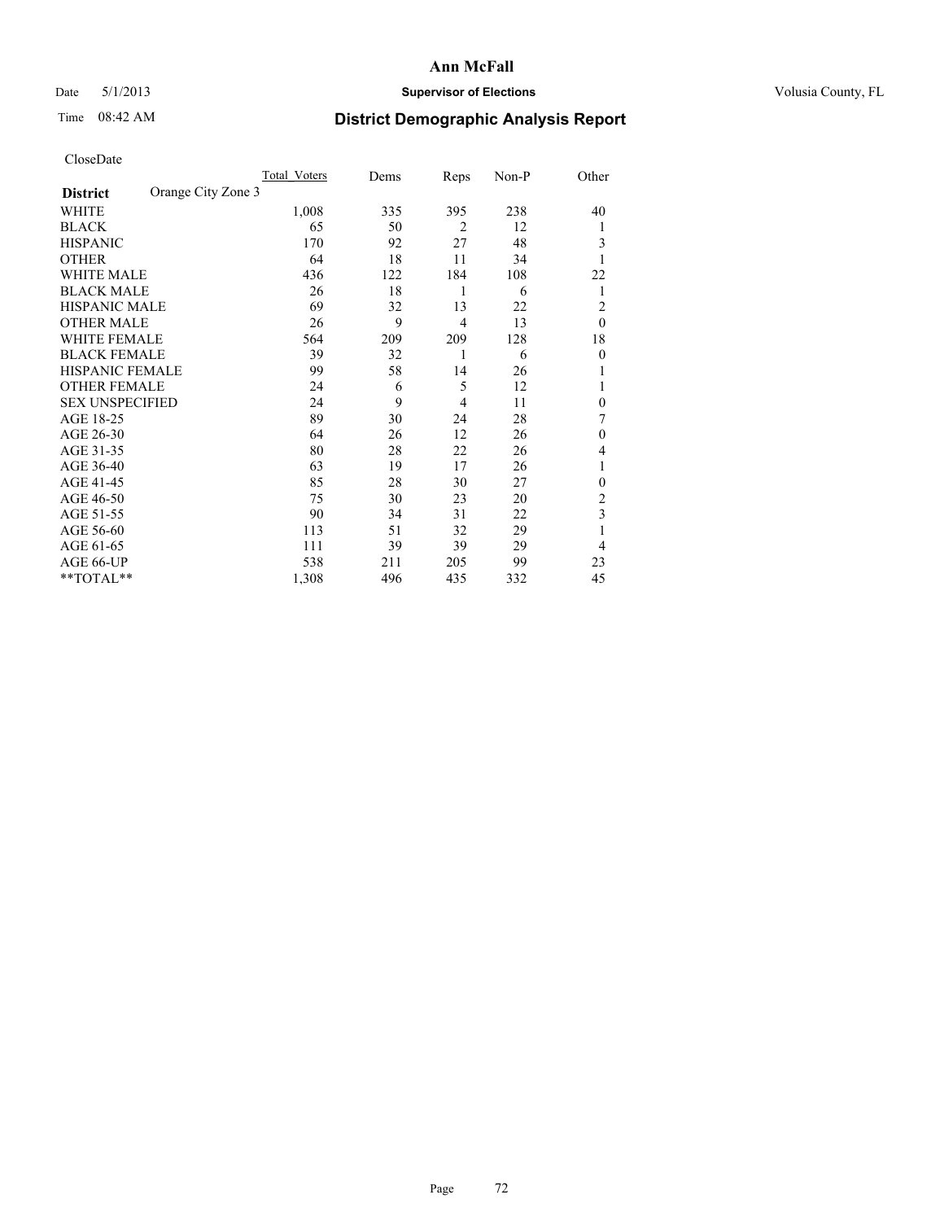# Ann McFall

Date 5/1/2013 **Supervisor of Elections** Volusia County, FL

Time 08:42 AM **District Demographic Analysis Report**

CloseDate

| **District** Orange City Zone 3 | Total Voters | Dems | Reps | Non-P | Other |
|---|---|---|---|---|---|
| WHITE | 1,008 | 335 | 395 | 238 | 40 |
| BLACK | 65 | 50 | 2 | 12 | 1 |
| HISPANIC | 170 | 92 | 27 | 48 | 3 |
| OTHER | 64 | 18 | 11 | 34 | 1 |
| WHITE MALE | 436 | 122 | 184 | 108 | 22 |
| BLACK MALE | 26 | 18 | 1 | 6 | 1 |
| HISPANIC MALE | 69 | 32 | 13 | 22 | 2 |
| OTHER MALE | 26 | 9 | 4 | 13 | 0 |
| WHITE FEMALE | 564 | 209 | 209 | 128 | 18 |
| BLACK FEMALE | 39 | 32 | 1 | 6 | 0 |
| HISPANIC FEMALE | 99 | 58 | 14 | 26 | 1 |
| OTHER FEMALE | 24 | 6 | 5 | 12 | 1 |
| SEX UNSPECIFIED | 24 | 9 | 4 | 11 | 0 |
| AGE 18-25 | 89 | 30 | 24 | 28 | 7 |
| AGE 26-30 | 64 | 26 | 12 | 26 | 0 |
| AGE 31-35 | 80 | 28 | 22 | 26 | 4 |
| AGE 36-40 | 63 | 19 | 17 | 26 | 1 |
| AGE 41-45 | 85 | 28 | 30 | 27 | 0 |
| AGE 46-50 | 75 | 30 | 23 | 20 | 2 |
| AGE 51-55 | 90 | 34 | 31 | 22 | 3 |
| AGE 56-60 | 113 | 51 | 32 | 29 | 1 |
| AGE 61-65 | 111 | 39 | 39 | 29 | 4 |
| AGE 66-UP | 538 | 211 | 205 | 99 | 23 |
| **TOTAL** | 1,308 | 496 | 435 | 332 | 45 |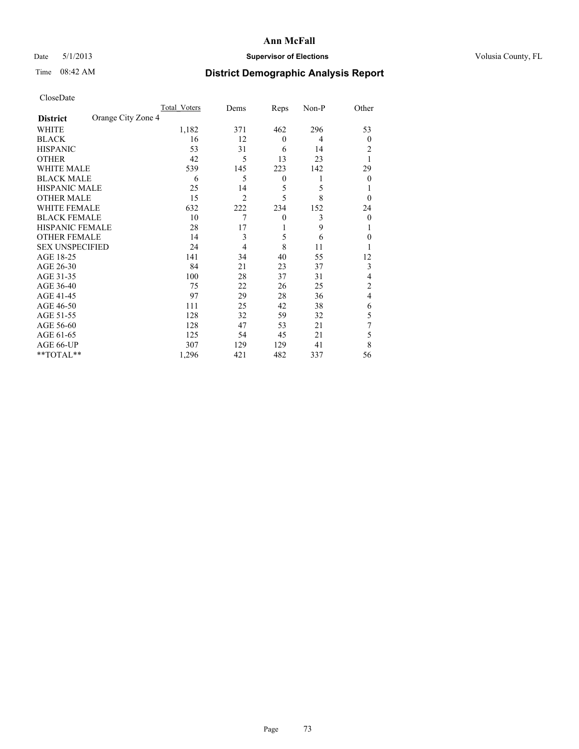# Ann McFall

Date 5/1/2013 **Supervisor of Elections** Volusia County, FL

Time 08:42 AM **District Demographic Analysis Report**

CloseDate

| **District** Orange City Zone 4 | Total Voters | Dems | Reps | Non-P | Other |
|---|---|---|---|---|---|
| WHITE | 1,182 | 371 | 462 | 296 | 53 |
| BLACK | 16 | 12 | 0 | 4 | 0 |
| HISPANIC | 53 | 31 | 6 | 14 | 2 |
| OTHER | 42 | 5 | 13 | 23 | 1 |
| WHITE MALE | 539 | 145 | 223 | 142 | 29 |
| BLACK MALE | 6 | 5 | 0 | 1 | 0 |
| HISPANIC MALE | 25 | 14 | 5 | 5 | 1 |
| OTHER MALE | 15 | 2 | 5 | 8 | 0 |
| WHITE FEMALE | 632 | 222 | 234 | 152 | 24 |
| BLACK FEMALE | 10 | 7 | 0 | 3 | 0 |
| HISPANIC FEMALE | 28 | 17 | 1 | 9 | 1 |
| OTHER FEMALE | 14 | 3 | 5 | 6 | 0 |
| SEX UNSPECIFIED | 24 | 4 | 8 | 11 | 1 |
| AGE 18-25 | 141 | 34 | 40 | 55 | 12 |
| AGE 26-30 | 84 | 21 | 23 | 37 | 3 |
| AGE 31-35 | 100 | 28 | 37 | 31 | 4 |
| AGE 36-40 | 75 | 22 | 26 | 25 | 2 |
| AGE 41-45 | 97 | 29 | 28 | 36 | 4 |
| AGE 46-50 | 111 | 25 | 42 | 38 | 6 |
| AGE 51-55 | 128 | 32 | 59 | 32 | 5 |
| AGE 56-60 | 128 | 47 | 53 | 21 | 7 |
| AGE 61-65 | 125 | 54 | 45 | 21 | 5 |
| AGE 66-UP | 307 | 129 | 129 | 41 | 8 |
| **TOTAL** | 1,296 | 421 | 482 | 337 | 56 |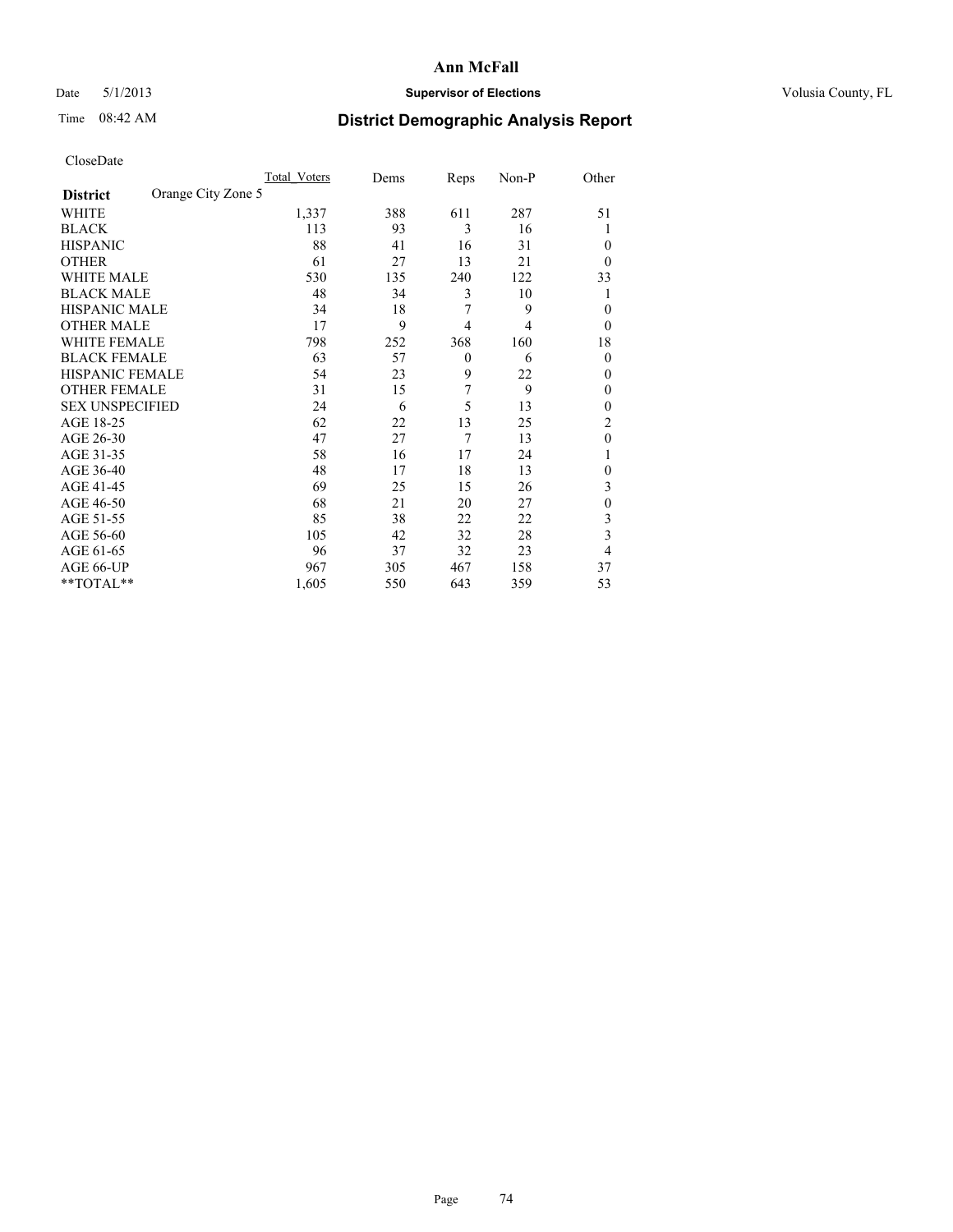# Ann McFall

Date 5/1/2013 **Supervisor of Elections** Volusia County, FL

Time 08:42 AM **District Demographic Analysis Report**

CloseDate

| **District** Orange City Zone 5 | Total Voters | Dems | Reps | Non-P | Other |
|---|---|---|---|---|---|
| WHITE | 1,337 | 388 | 611 | 287 | 51 |
| BLACK | 113 | 93 | 3 | 16 | 1 |
| HISPANIC | 88 | 41 | 16 | 31 | 0 |
| OTHER | 61 | 27 | 13 | 21 | 0 |
| WHITE MALE | 530 | 135 | 240 | 122 | 33 |
| BLACK MALE | 48 | 34 | 3 | 10 | 1 |
| HISPANIC MALE | 34 | 18 | 7 | 9 | 0 |
| OTHER MALE | 17 | 9 | 4 | 4 | 0 |
| WHITE FEMALE | 798 | 252 | 368 | 160 | 18 |
| BLACK FEMALE | 63 | 57 | 0 | 6 | 0 |
| HISPANIC FEMALE | 54 | 23 | 9 | 22 | 0 |
| OTHER FEMALE | 31 | 15 | 7 | 9 | 0 |
| SEX UNSPECIFIED | 24 | 6 | 5 | 13 | 0 |
| AGE 18-25 | 62 | 22 | 13 | 25 | 2 |
| AGE 26-30 | 47 | 27 | 7 | 13 | 0 |
| AGE 31-35 | 58 | 16 | 17 | 24 | 1 |
| AGE 36-40 | 48 | 17 | 18 | 13 | 0 |
| AGE 41-45 | 69 | 25 | 15 | 26 | 3 |
| AGE 46-50 | 68 | 21 | 20 | 27 | 0 |
| AGE 51-55 | 85 | 38 | 22 | 22 | 3 |
| AGE 56-60 | 105 | 42 | 32 | 28 | 3 |
| AGE 61-65 | 96 | 37 | 32 | 23 | 4 |
| AGE 66-UP | 967 | 305 | 467 | 158 | 37 |
| **TOTAL** | 1,605 | 550 | 643 | 359 | 53 |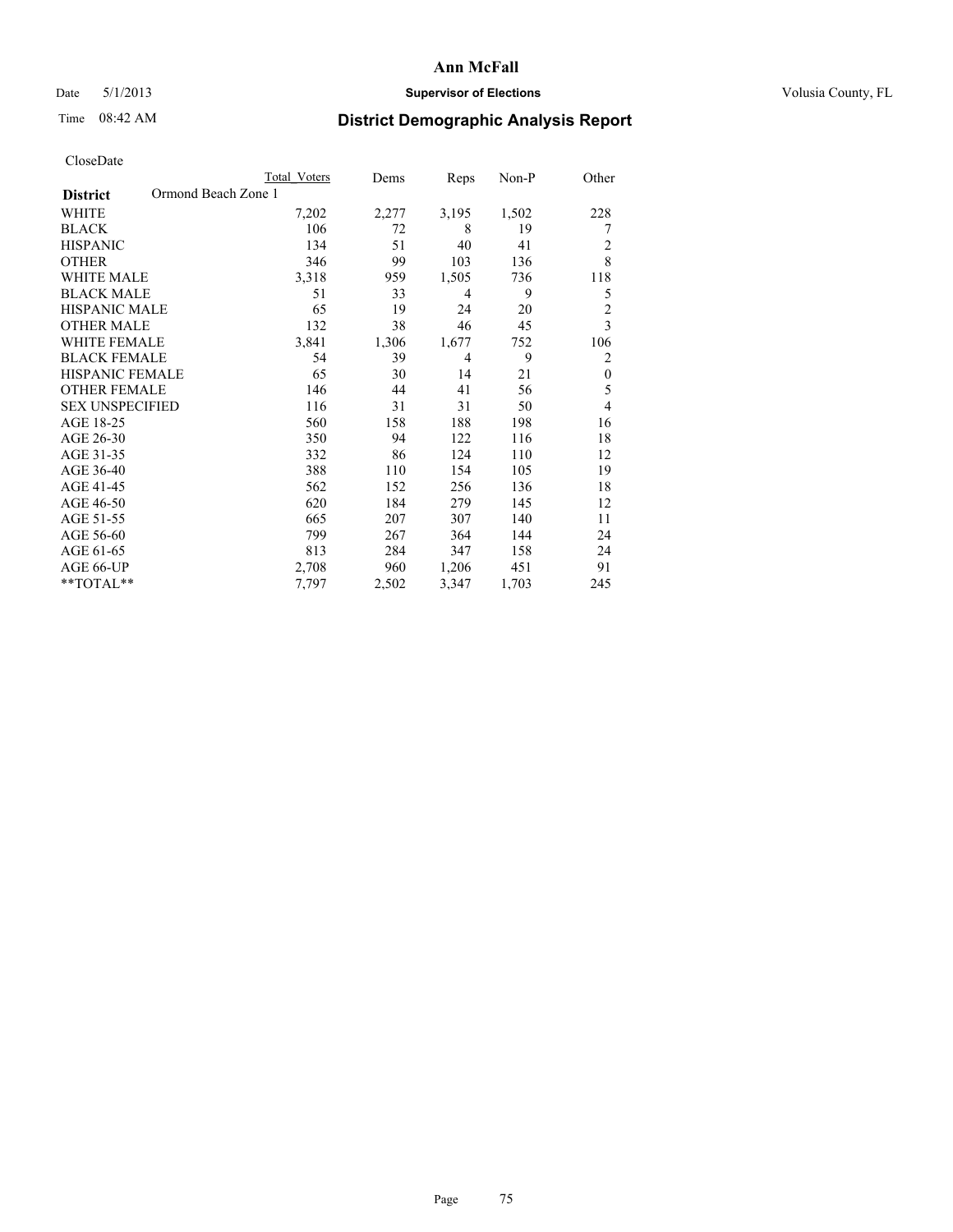# Ann McFall

Date 5/1/2013 **Supervisor of Elections** Volusia County, FL

Time 08:42 AM **District Demographic Analysis Report**

CloseDate

| | Total Voters | Dems | Reps | Non-P | Other |
|---|---|---|---|---|---|
| **District** Ormond Beach Zone 1 | | | | | |
| WHITE | 7,202 | 2,277 | 3,195 | 1,502 | 228 |
| BLACK | 106 | 72 | 8 | 19 | 7 |
| HISPANIC | 134 | 51 | 40 | 41 | 2 |
| OTHER | 346 | 99 | 103 | 136 | 8 |
| WHITE MALE | 3,318 | 959 | 1,505 | 736 | 118 |
| BLACK MALE | 51 | 33 | 4 | 9 | 5 |
| HISPANIC MALE | 65 | 19 | 24 | 20 | 2 |
| OTHER MALE | 132 | 38 | 46 | 45 | 3 |
| WHITE FEMALE | 3,841 | 1,306 | 1,677 | 752 | 106 |
| BLACK FEMALE | 54 | 39 | 4 | 9 | 2 |
| HISPANIC FEMALE | 65 | 30 | 14 | 21 | 0 |
| OTHER FEMALE | 146 | 44 | 41 | 56 | 5 |
| SEX UNSPECIFIED | 116 | 31 | 31 | 50 | 4 |
| AGE 18-25 | 560 | 158 | 188 | 198 | 16 |
| AGE 26-30 | 350 | 94 | 122 | 116 | 18 |
| AGE 31-35 | 332 | 86 | 124 | 110 | 12 |
| AGE 36-40 | 388 | 110 | 154 | 105 | 19 |
| AGE 41-45 | 562 | 152 | 256 | 136 | 18 |
| AGE 46-50 | 620 | 184 | 279 | 145 | 12 |
| AGE 51-55 | 665 | 207 | 307 | 140 | 11 |
| AGE 56-60 | 799 | 267 | 364 | 144 | 24 |
| AGE 61-65 | 813 | 284 | 347 | 158 | 24 |
| AGE 66-UP | 2,708 | 960 | 1,206 | 451 | 91 |
| **TOTAL** | 7,797 | 2,502 | 3,347 | 1,703 | 245 |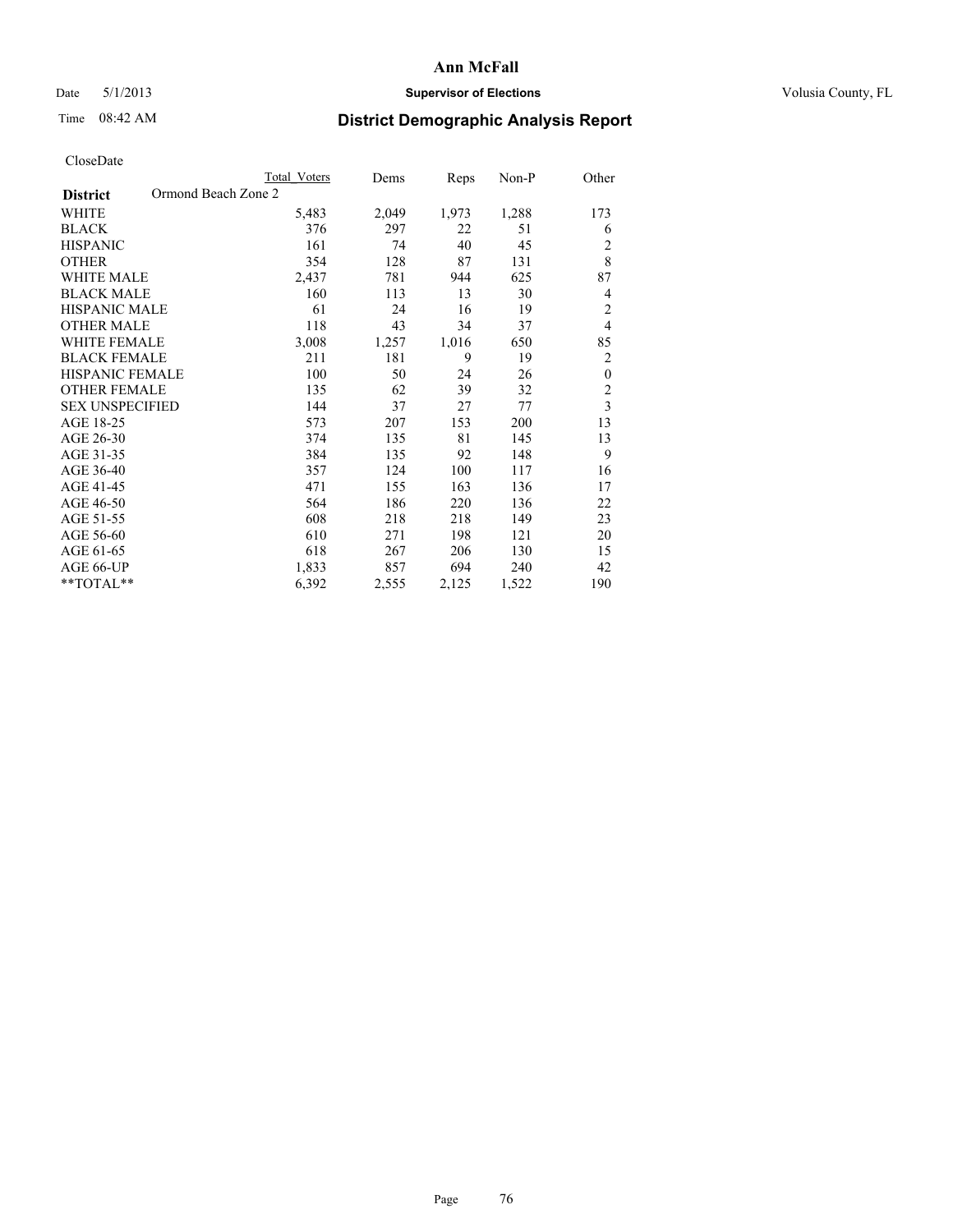**Ann McFall**

Date 5/1/2013 **Supervisor of Elections** Volusia County, FL

Time 08:42 AM **District Demographic Analysis Report**

CloseDate

| | Total Voters | Dems | Reps | Non-P | Other |
|---|---|---|---|---|---|
| **District** Ormond Beach Zone 2 | | | | | |
| WHITE | 5,483 | 2,049 | 1,973 | 1,288 | 173 |
| BLACK | 376 | 297 | 22 | 51 | 6 |
| HISPANIC | 161 | 74 | 40 | 45 | 2 |
| OTHER | 354 | 128 | 87 | 131 | 8 |
| WHITE MALE | 2,437 | 781 | 944 | 625 | 87 |
| BLACK MALE | 160 | 113 | 13 | 30 | 4 |
| HISPANIC MALE | 61 | 24 | 16 | 19 | 2 |
| OTHER MALE | 118 | 43 | 34 | 37 | 4 |
| WHITE FEMALE | 3,008 | 1,257 | 1,016 | 650 | 85 |
| BLACK FEMALE | 211 | 181 | 9 | 19 | 2 |
| HISPANIC FEMALE | 100 | 50 | 24 | 26 | 0 |
| OTHER FEMALE | 135 | 62 | 39 | 32 | 2 |
| SEX UNSPECIFIED | 144 | 37 | 27 | 77 | 3 |
| AGE 18-25 | 573 | 207 | 153 | 200 | 13 |
| AGE 26-30 | 374 | 135 | 81 | 145 | 13 |
| AGE 31-35 | 384 | 135 | 92 | 148 | 9 |
| AGE 36-40 | 357 | 124 | 100 | 117 | 16 |
| AGE 41-45 | 471 | 155 | 163 | 136 | 17 |
| AGE 46-50 | 564 | 186 | 220 | 136 | 22 |
| AGE 51-55 | 608 | 218 | 218 | 149 | 23 |
| AGE 56-60 | 610 | 271 | 198 | 121 | 20 |
| AGE 61-65 | 618 | 267 | 206 | 130 | 15 |
| AGE 66-UP | 1,833 | 857 | 694 | 240 | 42 |
| **TOTAL** | 6,392 | 2,555 | 2,125 | 1,522 | 190 |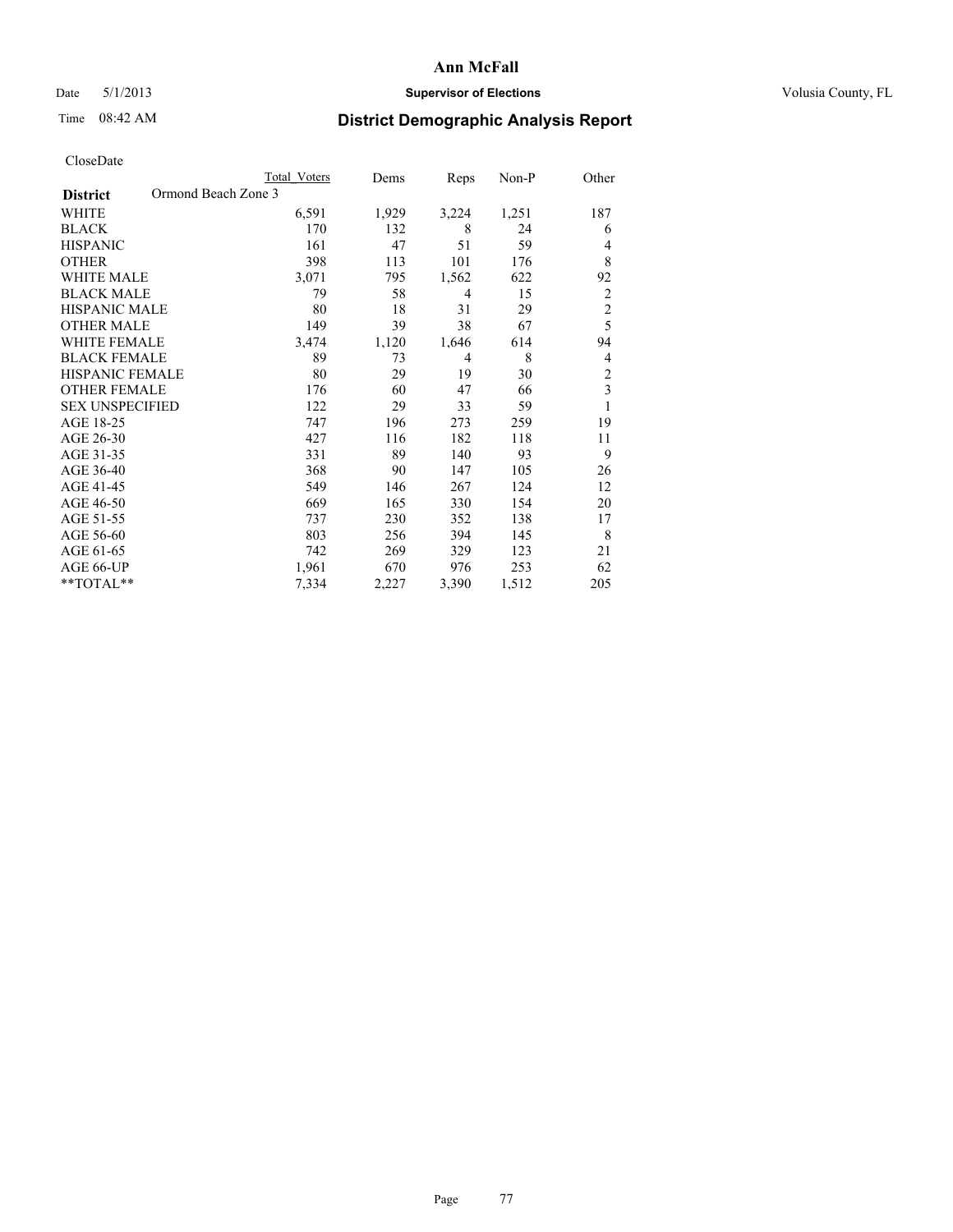**Ann McFall**

Date 5/1/2013 **Supervisor of Elections** Volusia County, FL

Time 08:42 AM

## District Demographic Analysis Report

CloseDate

| | Total Voters | Dems | Reps | Non-P | Other |
|---|---|---|---|---|---|
| **District** Ormond Beach Zone 3 | | | | | |
| WHITE | 6,591 | 1,929 | 3,224 | 1,251 | 187 |
| BLACK | 170 | 132 | 8 | 24 | 6 |
| HISPANIC | 161 | 47 | 51 | 59 | 4 |
| OTHER | 398 | 113 | 101 | 176 | 8 |
| WHITE MALE | 3,071 | 795 | 1,562 | 622 | 92 |
| BLACK MALE | 79 | 58 | 4 | 15 | 2 |
| HISPANIC MALE | 80 | 18 | 31 | 29 | 2 |
| OTHER MALE | 149 | 39 | 38 | 67 | 5 |
| WHITE FEMALE | 3,474 | 1,120 | 1,646 | 614 | 94 |
| BLACK FEMALE | 89 | 73 | 4 | 8 | 4 |
| HISPANIC FEMALE | 80 | 29 | 19 | 30 | 2 |
| OTHER FEMALE | 176 | 60 | 47 | 66 | 3 |
| SEX UNSPECIFIED | 122 | 29 | 33 | 59 | 1 |
| AGE 18-25 | 747 | 196 | 273 | 259 | 19 |
| AGE 26-30 | 427 | 116 | 182 | 118 | 11 |
| AGE 31-35 | 331 | 89 | 140 | 93 | 9 |
| AGE 36-40 | 368 | 90 | 147 | 105 | 26 |
| AGE 41-45 | 549 | 146 | 267 | 124 | 12 |
| AGE 46-50 | 669 | 165 | 330 | 154 | 20 |
| AGE 51-55 | 737 | 230 | 352 | 138 | 17 |
| AGE 56-60 | 803 | 256 | 394 | 145 | 8 |
| AGE 61-65 | 742 | 269 | 329 | 123 | 21 |
| AGE 66-UP | 1,961 | 670 | 976 | 253 | 62 |
| **TOTAL** | 7,334 | 2,227 | 3,390 | 1,512 | 205 |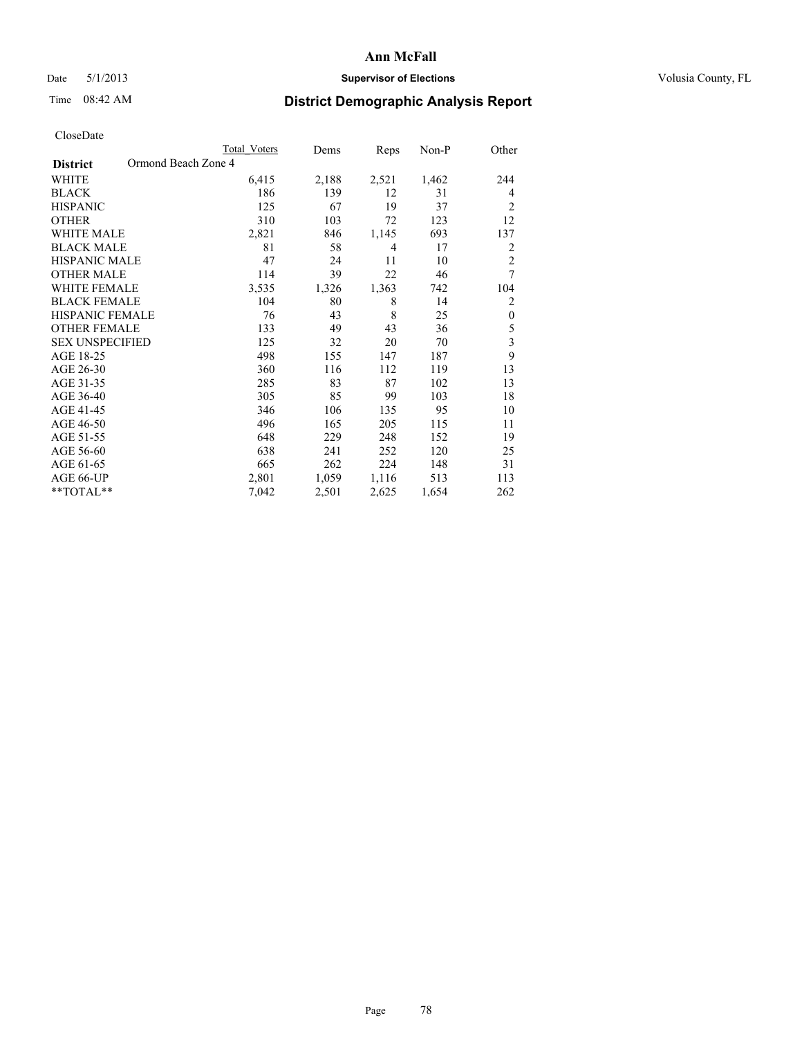# Ann McFall

Date 5/1/2013 **Supervisor of Elections** Volusia County, FL

Time 08:42 AM **District Demographic Analysis Report**

CloseDate

| **District** Ormond Beach Zone 4 | Total Voters | Dems | Reps | Non-P | Other |
|---|---|---|---|---|---|
| WHITE | 6,415 | 2,188 | 2,521 | 1,462 | 244 |
| BLACK | 186 | 139 | 12 | 31 | 4 |
| HISPANIC | 125 | 67 | 19 | 37 | 2 |
| OTHER | 310 | 103 | 72 | 123 | 12 |
| WHITE MALE | 2,821 | 846 | 1,145 | 693 | 137 |
| BLACK MALE | 81 | 58 | 4 | 17 | 2 |
| HISPANIC MALE | 47 | 24 | 11 | 10 | 2 |
| OTHER MALE | 114 | 39 | 22 | 46 | 7 |
| WHITE FEMALE | 3,535 | 1,326 | 1,363 | 742 | 104 |
| BLACK FEMALE | 104 | 80 | 8 | 14 | 2 |
| HISPANIC FEMALE | 76 | 43 | 8 | 25 | 0 |
| OTHER FEMALE | 133 | 49 | 43 | 36 | 5 |
| SEX UNSPECIFIED | 125 | 32 | 20 | 70 | 3 |
| AGE 18-25 | 498 | 155 | 147 | 187 | 9 |
| AGE 26-30 | 360 | 116 | 112 | 119 | 13 |
| AGE 31-35 | 285 | 83 | 87 | 102 | 13 |
| AGE 36-40 | 305 | 85 | 99 | 103 | 18 |
| AGE 41-45 | 346 | 106 | 135 | 95 | 10 |
| AGE 46-50 | 496 | 165 | 205 | 115 | 11 |
| AGE 51-55 | 648 | 229 | 248 | 152 | 19 |
| AGE 56-60 | 638 | 241 | 252 | 120 | 25 |
| AGE 61-65 | 665 | 262 | 224 | 148 | 31 |
| AGE 66-UP | 2,801 | 1,059 | 1,116 | 513 | 113 |
| **TOTAL** | 7,042 | 2,501 | 2,625 | 1,654 | 262 |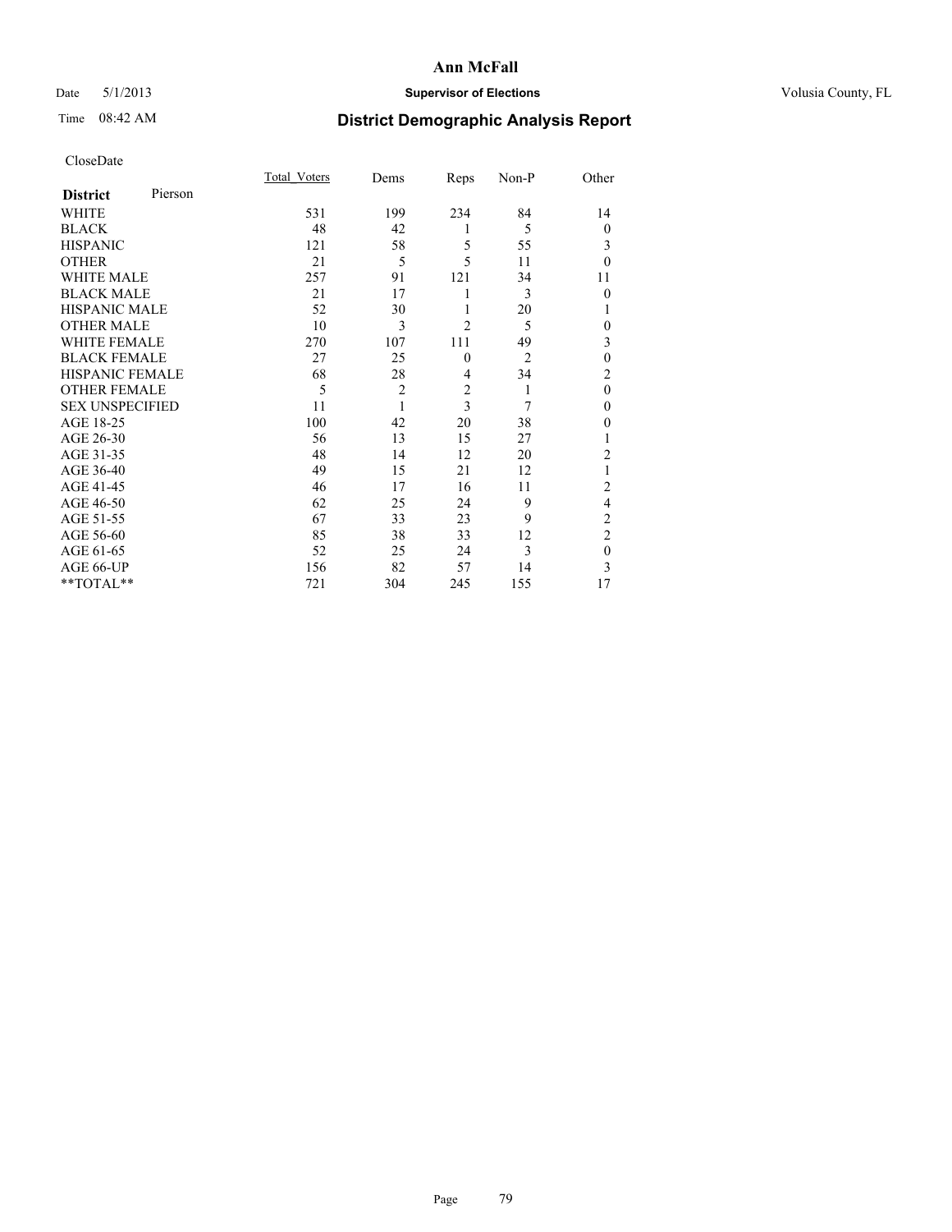# Ann McFall

Date 5/1/2013 **Supervisor of Elections** Volusia County, FL

Time 08:42 AM **District Demographic Analysis Report**

CloseDate

| **District** Pierson | Total_Voters | Dems | Reps | Non-P | Other |
|---|---|---|---|---|---|
| WHITE | 531 | 199 | 234 | 84 | 14 |
| BLACK | 48 | 42 | 1 | 5 | 0 |
| HISPANIC | 121 | 58 | 5 | 55 | 3 |
| OTHER | 21 | 5 | 5 | 11 | 0 |
| WHITE MALE | 257 | 91 | 121 | 34 | 11 |
| BLACK MALE | 21 | 17 | 1 | 3 | 0 |
| HISPANIC MALE | 52 | 30 | 1 | 20 | 1 |
| OTHER MALE | 10 | 3 | 2 | 5 | 0 |
| WHITE FEMALE | 270 | 107 | 111 | 49 | 3 |
| BLACK FEMALE | 27 | 25 | 0 | 2 | 0 |
| HISPANIC FEMALE | 68 | 28 | 4 | 34 | 2 |
| OTHER FEMALE | 5 | 2 | 2 | 1 | 0 |
| SEX UNSPECIFIED | 11 | 1 | 3 | 7 | 0 |
| AGE 18-25 | 100 | 42 | 20 | 38 | 0 |
| AGE 26-30 | 56 | 13 | 15 | 27 | 1 |
| AGE 31-35 | 48 | 14 | 12 | 20 | 2 |
| AGE 36-40 | 49 | 15 | 21 | 12 | 1 |
| AGE 41-45 | 46 | 17 | 16 | 11 | 2 |
| AGE 46-50 | 62 | 25 | 24 | 9 | 4 |
| AGE 51-55 | 67 | 33 | 23 | 9 | 2 |
| AGE 56-60 | 85 | 38 | 33 | 12 | 2 |
| AGE 61-65 | 52 | 25 | 24 | 3 | 0 |
| AGE 66-UP | 156 | 82 | 57 | 14 | 3 |
| **TOTAL** | 721 | 304 | 245 | 155 | 17 |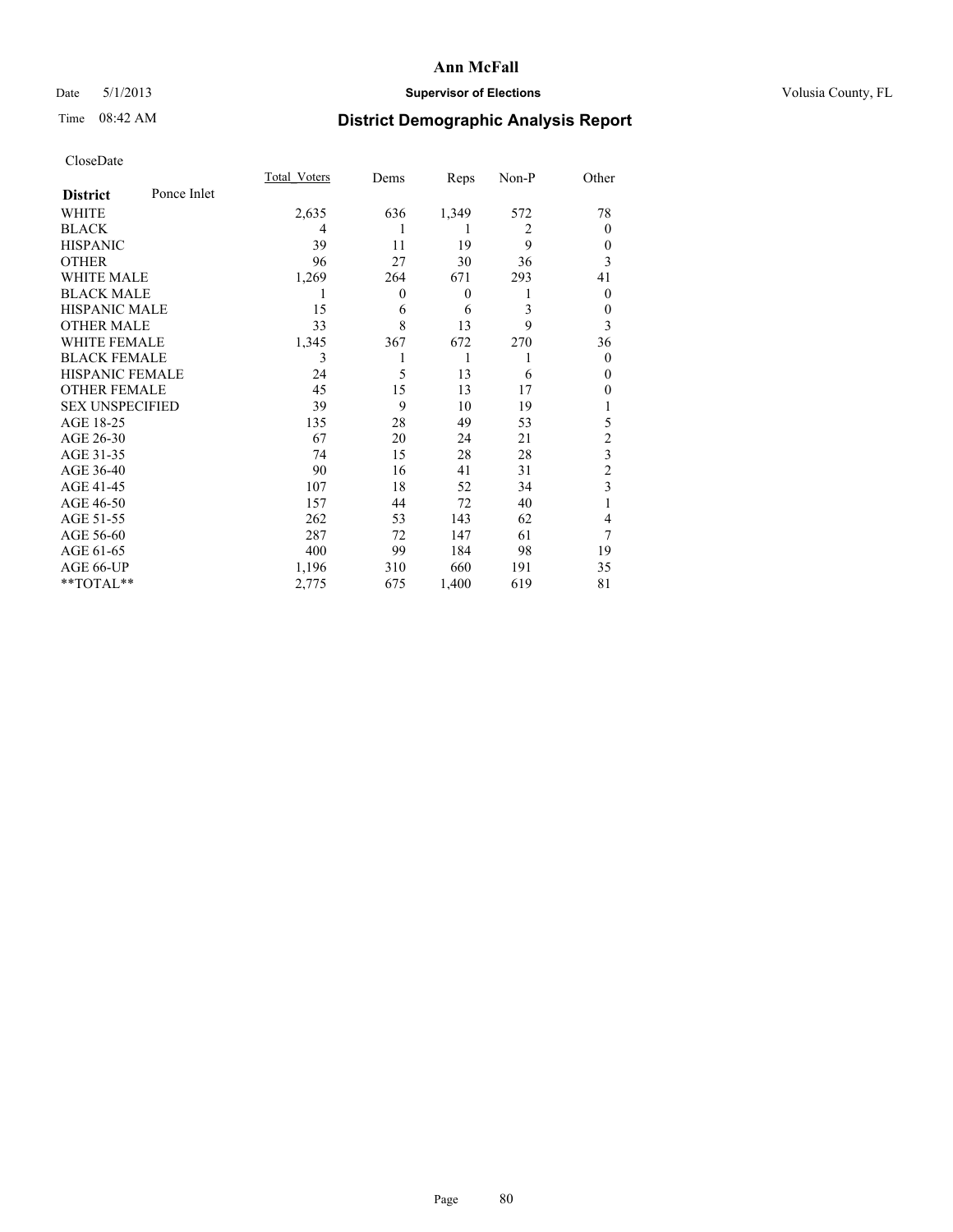# Ann McFall

Date 5/1/2013 **Supervisor of Elections** Volusia County, FL

Time 08:42 AM **District Demographic Analysis Report**

CloseDate

| **District** Ponce Inlet | Total_Voters | Dems | Reps | Non-P | Other |
|---|---|---|---|---|---|
| WHITE | 2,635 | 636 | 1,349 | 572 | 78 |
| BLACK | 4 | 1 | 1 | 2 | 0 |
| HISPANIC | 39 | 11 | 19 | 9 | 0 |
| OTHER | 96 | 27 | 30 | 36 | 3 |
| WHITE MALE | 1,269 | 264 | 671 | 293 | 41 |
| BLACK MALE | 1 | 0 | 0 | 1 | 0 |
| HISPANIC MALE | 15 | 6 | 6 | 3 | 0 |
| OTHER MALE | 33 | 8 | 13 | 9 | 3 |
| WHITE FEMALE | 1,345 | 367 | 672 | 270 | 36 |
| BLACK FEMALE | 3 | 1 | 1 | 1 | 0 |
| HISPANIC FEMALE | 24 | 5 | 13 | 6 | 0 |
| OTHER FEMALE | 45 | 15 | 13 | 17 | 0 |
| SEX UNSPECIFIED | 39 | 9 | 10 | 19 | 1 |
| AGE 18-25 | 135 | 28 | 49 | 53 | 5 |
| AGE 26-30 | 67 | 20 | 24 | 21 | 2 |
| AGE 31-35 | 74 | 15 | 28 | 28 | 3 |
| AGE 36-40 | 90 | 16 | 41 | 31 | 2 |
| AGE 41-45 | 107 | 18 | 52 | 34 | 3 |
| AGE 46-50 | 157 | 44 | 72 | 40 | 1 |
| AGE 51-55 | 262 | 53 | 143 | 62 | 4 |
| AGE 56-60 | 287 | 72 | 147 | 61 | 7 |
| AGE 61-65 | 400 | 99 | 184 | 98 | 19 |
| AGE 66-UP | 1,196 | 310 | 660 | 191 | 35 |
| **TOTAL** | 2,775 | 675 | 1,400 | 619 | 81 |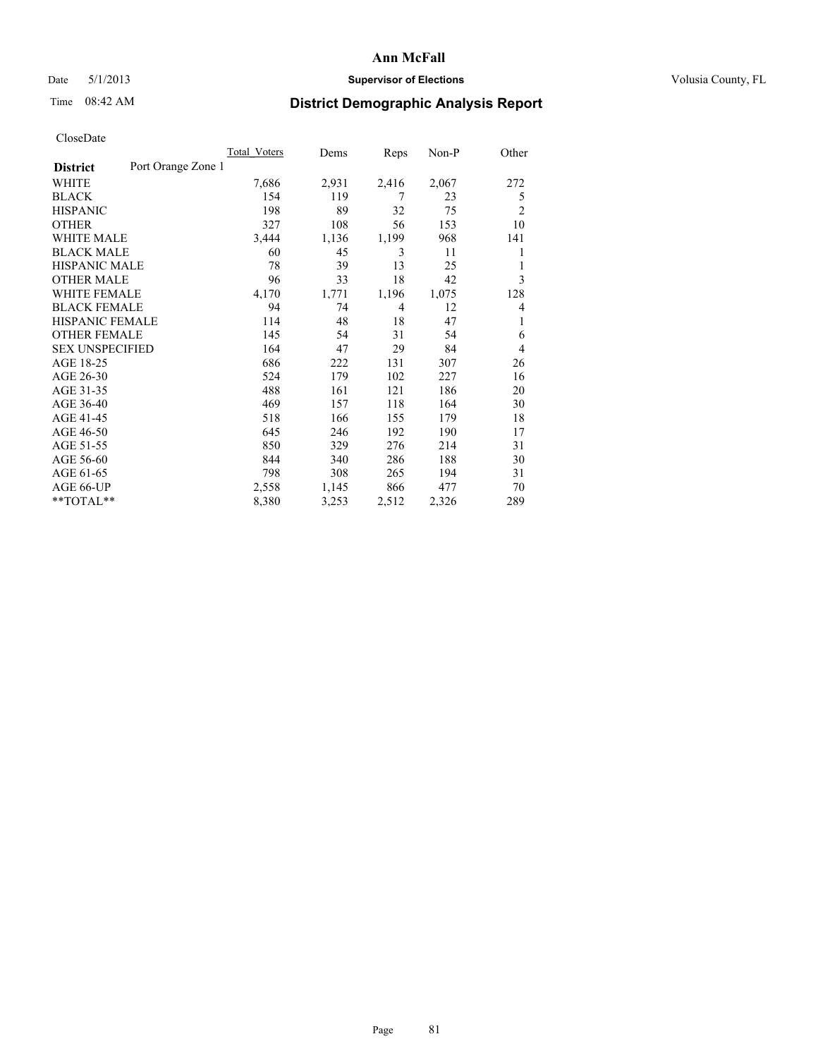Ann McFall

Date 5/1/2013 **Supervisor of Elections** Volusia County, FL

Time 08:42 AM

## District Demographic Analysis Report

CloseDate

| | Total_Voters | Dems | Reps | Non-P | Other |
|---|---|---|---|---|---|
| **District** Port Orange Zone 1 | | | | | |
| WHITE | 7,686 | 2,931 | 2,416 | 2,067 | 272 |
| BLACK | 154 | 119 | 7 | 23 | 5 |
| HISPANIC | 198 | 89 | 32 | 75 | 2 |
| OTHER | 327 | 108 | 56 | 153 | 10 |
| WHITE MALE | 3,444 | 1,136 | 1,199 | 968 | 141 |
| BLACK MALE | 60 | 45 | 3 | 11 | 1 |
| HISPANIC MALE | 78 | 39 | 13 | 25 | 1 |
| OTHER MALE | 96 | 33 | 18 | 42 | 3 |
| WHITE FEMALE | 4,170 | 1,771 | 1,196 | 1,075 | 128 |
| BLACK FEMALE | 94 | 74 | 4 | 12 | 4 |
| HISPANIC FEMALE | 114 | 48 | 18 | 47 | 1 |
| OTHER FEMALE | 145 | 54 | 31 | 54 | 6 |
| SEX UNSPECIFIED | 164 | 47 | 29 | 84 | 4 |
| AGE 18-25 | 686 | 222 | 131 | 307 | 26 |
| AGE 26-30 | 524 | 179 | 102 | 227 | 16 |
| AGE 31-35 | 488 | 161 | 121 | 186 | 20 |
| AGE 36-40 | 469 | 157 | 118 | 164 | 30 |
| AGE 41-45 | 518 | 166 | 155 | 179 | 18 |
| AGE 46-50 | 645 | 246 | 192 | 190 | 17 |
| AGE 51-55 | 850 | 329 | 276 | 214 | 31 |
| AGE 56-60 | 844 | 340 | 286 | 188 | 30 |
| AGE 61-65 | 798 | 308 | 265 | 194 | 31 |
| AGE 66-UP | 2,558 | 1,145 | 866 | 477 | 70 |
| **TOTAL** | 8,380 | 3,253 | 2,512 | 2,326 | 289 |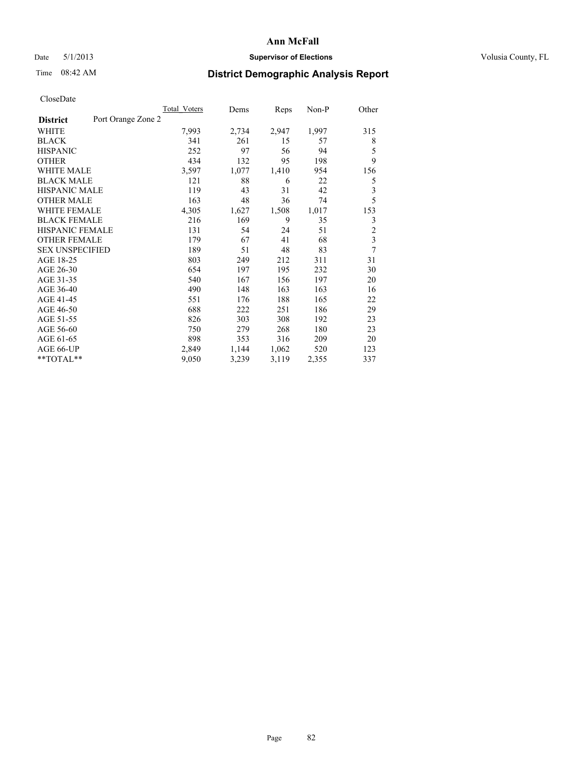# Ann McFall

Date 5/1/2013 **Supervisor of Elections** Volusia County, FL

Time 08:42 AM **District Demographic Analysis Report**

CloseDate

| | Total_Voters | Dems | Reps | Non-P | Other |
|---|---|---|---|---|---|
| **District** Port Orange Zone 2 | | | | | |
| WHITE | 7,993 | 2,734 | 2,947 | 1,997 | 315 |
| BLACK | 341 | 261 | 15 | 57 | 8 |
| HISPANIC | 252 | 97 | 56 | 94 | 5 |
| OTHER | 434 | 132 | 95 | 198 | 9 |
| WHITE MALE | 3,597 | 1,077 | 1,410 | 954 | 156 |
| BLACK MALE | 121 | 88 | 6 | 22 | 5 |
| HISPANIC MALE | 119 | 43 | 31 | 42 | 3 |
| OTHER MALE | 163 | 48 | 36 | 74 | 5 |
| WHITE FEMALE | 4,305 | 1,627 | 1,508 | 1,017 | 153 |
| BLACK FEMALE | 216 | 169 | 9 | 35 | 3 |
| HISPANIC FEMALE | 131 | 54 | 24 | 51 | 2 |
| OTHER FEMALE | 179 | 67 | 41 | 68 | 3 |
| SEX UNSPECIFIED | 189 | 51 | 48 | 83 | 7 |
| AGE 18-25 | 803 | 249 | 212 | 311 | 31 |
| AGE 26-30 | 654 | 197 | 195 | 232 | 30 |
| AGE 31-35 | 540 | 167 | 156 | 197 | 20 |
| AGE 36-40 | 490 | 148 | 163 | 163 | 16 |
| AGE 41-45 | 551 | 176 | 188 | 165 | 22 |
| AGE 46-50 | 688 | 222 | 251 | 186 | 29 |
| AGE 51-55 | 826 | 303 | 308 | 192 | 23 |
| AGE 56-60 | 750 | 279 | 268 | 180 | 23 |
| AGE 61-65 | 898 | 353 | 316 | 209 | 20 |
| AGE 66-UP | 2,849 | 1,144 | 1,062 | 520 | 123 |
| **TOTAL** | 9,050 | 3,239 | 3,119 | 2,355 | 337 |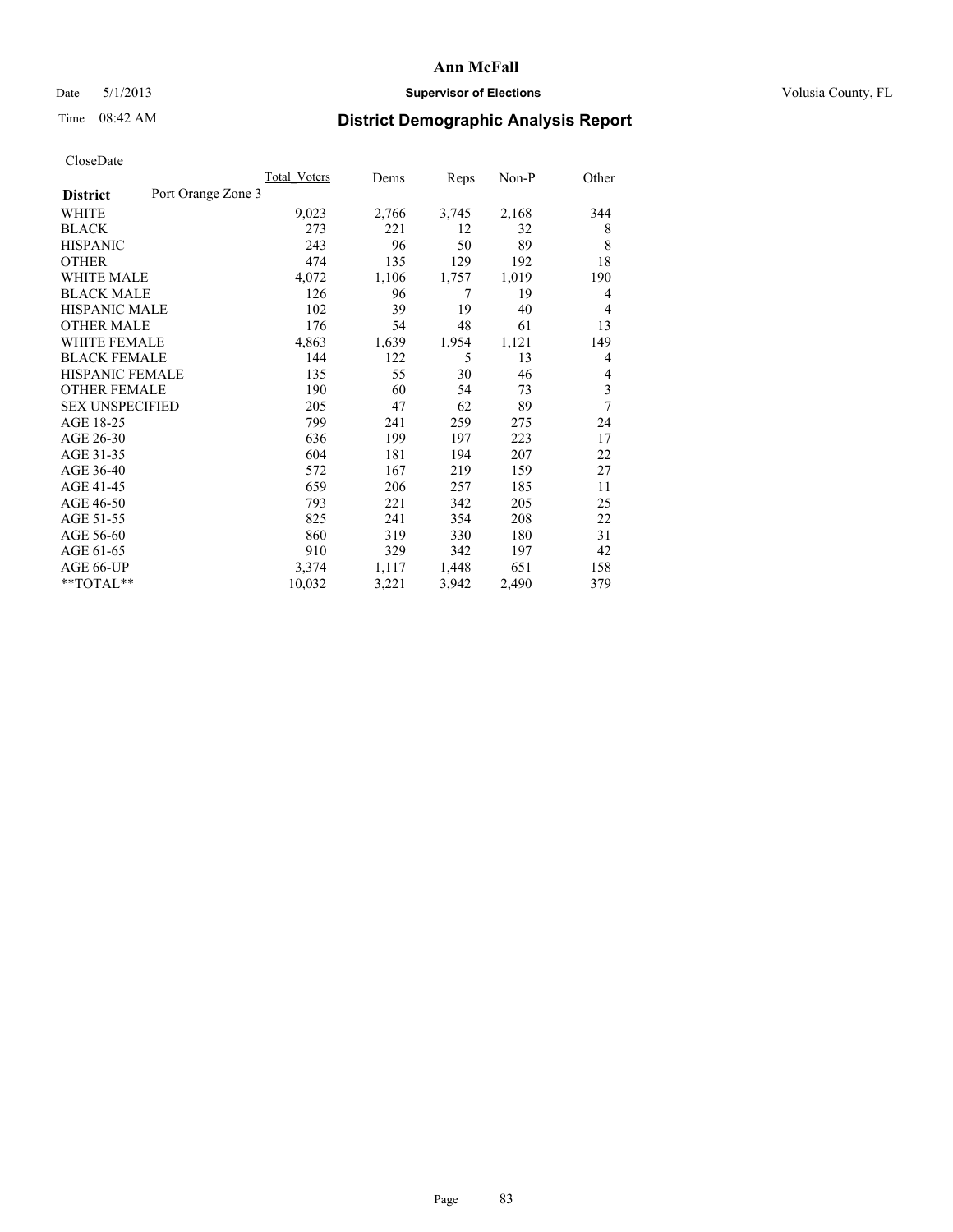# Ann McFall

Date 5/1/2013 **Supervisor of Elections** Volusia County, FL

Time 08:42 AM **District Demographic Analysis Report**

CloseDate

| | Total_Voters | Dems | Reps | Non-P | Other |
|---|---|---|---|---|---|
| **District** Port Orange Zone 3 | | | | | |
| WHITE | 9,023 | 2,766 | 3,745 | 2,168 | 344 |
| BLACK | 273 | 221 | 12 | 32 | 8 |
| HISPANIC | 243 | 96 | 50 | 89 | 8 |
| OTHER | 474 | 135 | 129 | 192 | 18 |
| WHITE MALE | 4,072 | 1,106 | 1,757 | 1,019 | 190 |
| BLACK MALE | 126 | 96 | 7 | 19 | 4 |
| HISPANIC MALE | 102 | 39 | 19 | 40 | 4 |
| OTHER MALE | 176 | 54 | 48 | 61 | 13 |
| WHITE FEMALE | 4,863 | 1,639 | 1,954 | 1,121 | 149 |
| BLACK FEMALE | 144 | 122 | 5 | 13 | 4 |
| HISPANIC FEMALE | 135 | 55 | 30 | 46 | 4 |
| OTHER FEMALE | 190 | 60 | 54 | 73 | 3 |
| SEX UNSPECIFIED | 205 | 47 | 62 | 89 | 7 |
| AGE 18-25 | 799 | 241 | 259 | 275 | 24 |
| AGE 26-30 | 636 | 199 | 197 | 223 | 17 |
| AGE 31-35 | 604 | 181 | 194 | 207 | 22 |
| AGE 36-40 | 572 | 167 | 219 | 159 | 27 |
| AGE 41-45 | 659 | 206 | 257 | 185 | 11 |
| AGE 46-50 | 793 | 221 | 342 | 205 | 25 |
| AGE 51-55 | 825 | 241 | 354 | 208 | 22 |
| AGE 56-60 | 860 | 319 | 330 | 180 | 31 |
| AGE 61-65 | 910 | 329 | 342 | 197 | 42 |
| AGE 66-UP | 3,374 | 1,117 | 1,448 | 651 | 158 |
| **TOTAL** | 10,032 | 3,221 | 3,942 | 2,490 | 379 |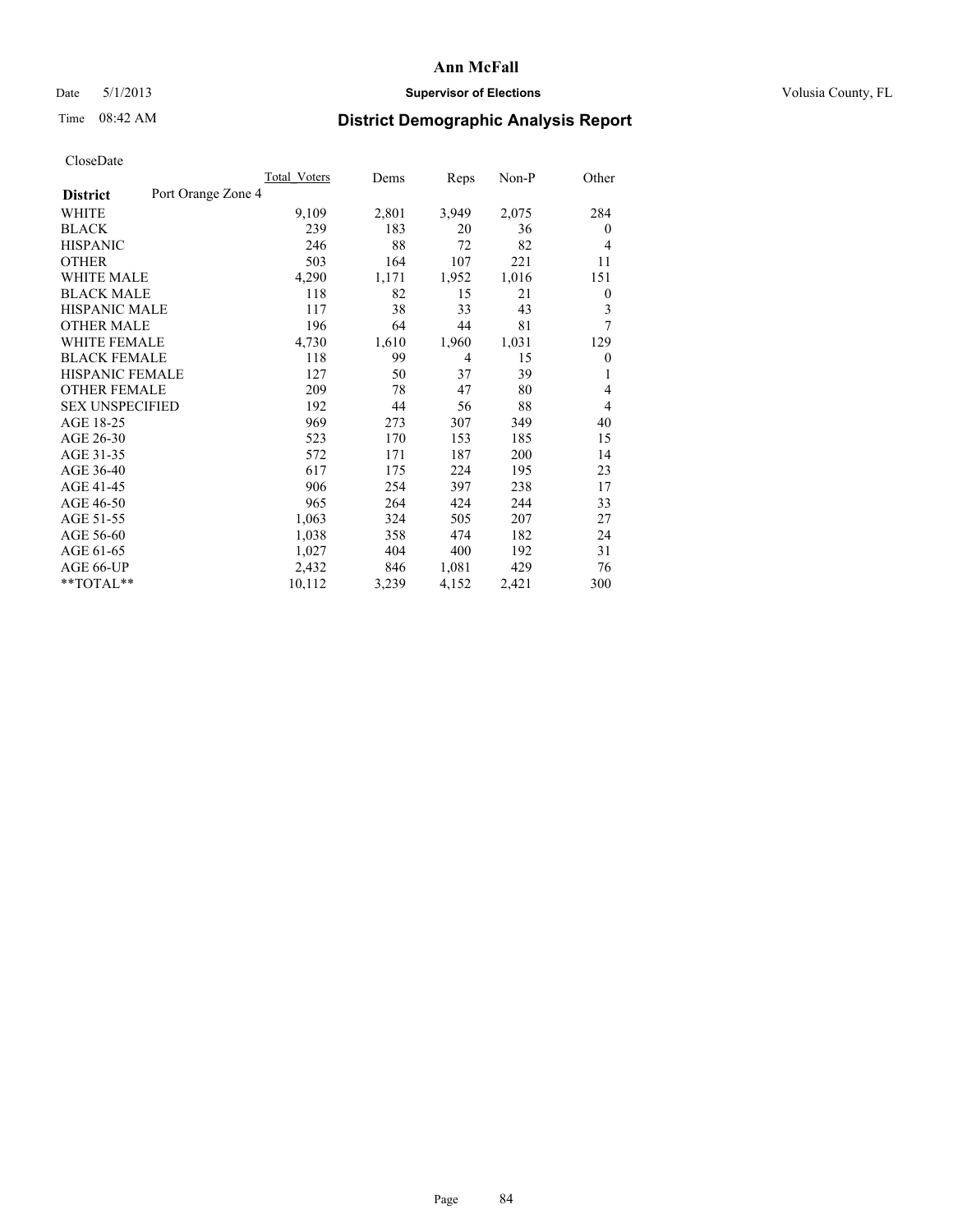# Ann McFall

Date 5/1/2013 **Supervisor of Elections** Volusia County, FL

Time 08:42 AM **District Demographic Analysis Report**

CloseDate

| | Total_Voters | Dems | Reps | Non-P | Other |
|---|---|---|---|---|---|
| **District** Port Orange Zone 4 | | | | | |
| WHITE | 9,109 | 2,801 | 3,949 | 2,075 | 284 |
| BLACK | 239 | 183 | 20 | 36 | 0 |
| HISPANIC | 246 | 88 | 72 | 82 | 4 |
| OTHER | 503 | 164 | 107 | 221 | 11 |
| WHITE MALE | 4,290 | 1,171 | 1,952 | 1,016 | 151 |
| BLACK MALE | 118 | 82 | 15 | 21 | 0 |
| HISPANIC MALE | 117 | 38 | 33 | 43 | 3 |
| OTHER MALE | 196 | 64 | 44 | 81 | 7 |
| WHITE FEMALE | 4,730 | 1,610 | 1,960 | 1,031 | 129 |
| BLACK FEMALE | 118 | 99 | 4 | 15 | 0 |
| HISPANIC FEMALE | 127 | 50 | 37 | 39 | 1 |
| OTHER FEMALE | 209 | 78 | 47 | 80 | 4 |
| SEX UNSPECIFIED | 192 | 44 | 56 | 88 | 4 |
| AGE 18-25 | 969 | 273 | 307 | 349 | 40 |
| AGE 26-30 | 523 | 170 | 153 | 185 | 15 |
| AGE 31-35 | 572 | 171 | 187 | 200 | 14 |
| AGE 36-40 | 617 | 175 | 224 | 195 | 23 |
| AGE 41-45 | 906 | 254 | 397 | 238 | 17 |
| AGE 46-50 | 965 | 264 | 424 | 244 | 33 |
| AGE 51-55 | 1,063 | 324 | 505 | 207 | 27 |
| AGE 56-60 | 1,038 | 358 | 474 | 182 | 24 |
| AGE 61-65 | 1,027 | 404 | 400 | 192 | 31 |
| AGE 66-UP | 2,432 | 846 | 1,081 | 429 | 76 |
| **TOTAL** | 10,112 | 3,239 | 4,152 | 2,421 | 300 |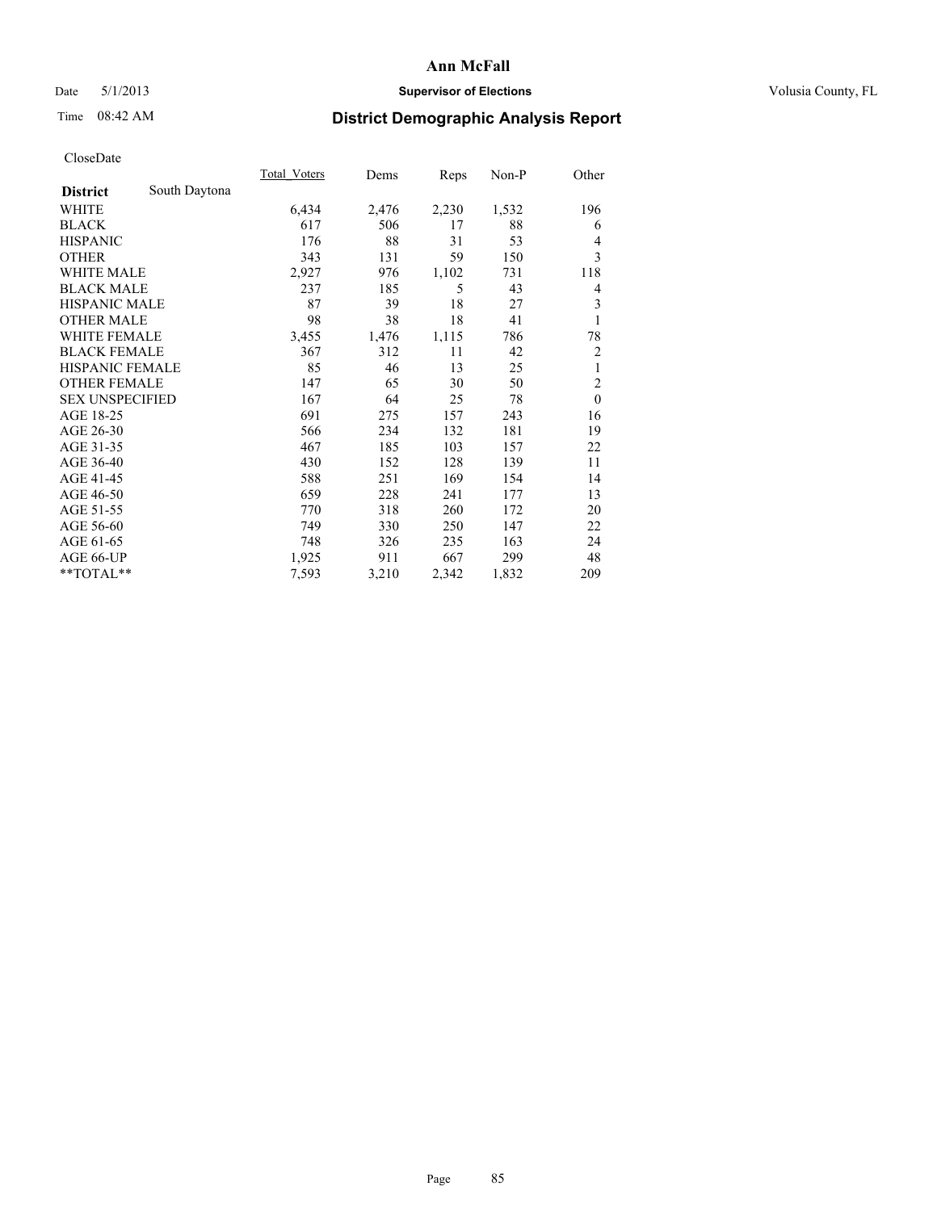# Ann McFall

Date 5/1/2013 **Supervisor of Elections** Volusia County, FL

Time 08:42 AM

## District Demographic Analysis Report

CloseDate

| **District** South Daytona | Total_Voters | Dems | Reps | Non-P | Other |
|---|---|---|---|---|---|
| WHITE | 6,434 | 2,476 | 2,230 | 1,532 | 196 |
| BLACK | 617 | 506 | 17 | 88 | 6 |
| HISPANIC | 176 | 88 | 31 | 53 | 4 |
| OTHER | 343 | 131 | 59 | 150 | 3 |
| WHITE MALE | 2,927 | 976 | 1,102 | 731 | 118 |
| BLACK MALE | 237 | 185 | 5 | 43 | 4 |
| HISPANIC MALE | 87 | 39 | 18 | 27 | 3 |
| OTHER MALE | 98 | 38 | 18 | 41 | 1 |
| WHITE FEMALE | 3,455 | 1,476 | 1,115 | 786 | 78 |
| BLACK FEMALE | 367 | 312 | 11 | 42 | 2 |
| HISPANIC FEMALE | 85 | 46 | 13 | 25 | 1 |
| OTHER FEMALE | 147 | 65 | 30 | 50 | 2 |
| SEX UNSPECIFIED | 167 | 64 | 25 | 78 | 0 |
| AGE 18-25 | 691 | 275 | 157 | 243 | 16 |
| AGE 26-30 | 566 | 234 | 132 | 181 | 19 |
| AGE 31-35 | 467 | 185 | 103 | 157 | 22 |
| AGE 36-40 | 430 | 152 | 128 | 139 | 11 |
| AGE 41-45 | 588 | 251 | 169 | 154 | 14 |
| AGE 46-50 | 659 | 228 | 241 | 177 | 13 |
| AGE 51-55 | 770 | 318 | 260 | 172 | 20 |
| AGE 56-60 | 749 | 330 | 250 | 147 | 22 |
| AGE 61-65 | 748 | 326 | 235 | 163 | 24 |
| AGE 66-UP | 1,925 | 911 | 667 | 299 | 48 |
| **TOTAL** | 7,593 | 3,210 | 2,342 | 1,832 | 209 |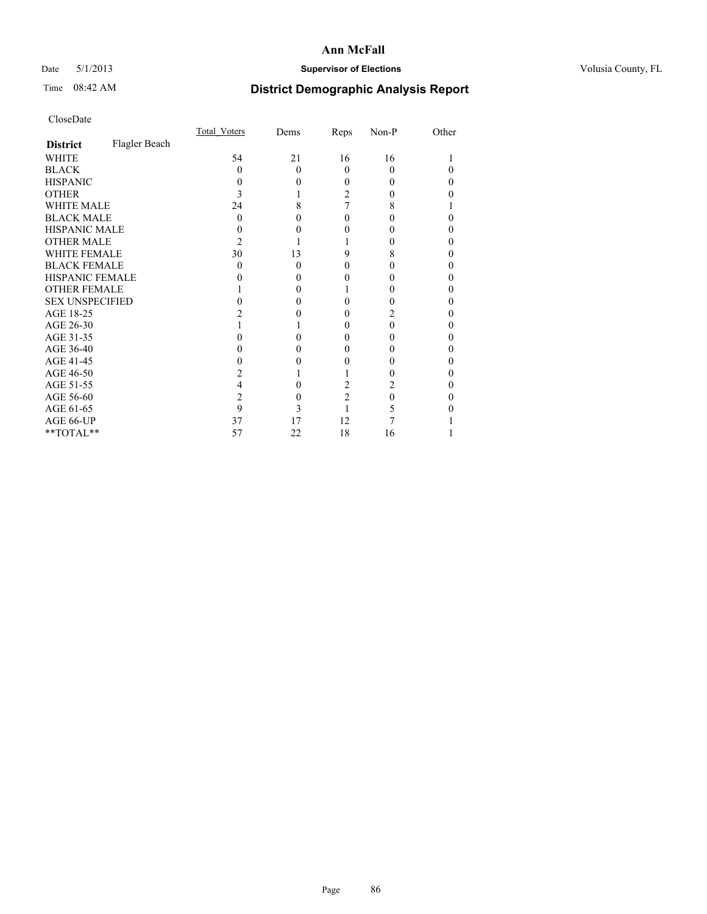# Ann McFall

Date 5/1/2013 **Supervisor of Elections** Volusia County, FL

Time 08:42 AM

## District Demographic Analysis Report

CloseDate

| District | Flagler Beach | Total_Voters | Dems | Reps | Non-P | Other |
|---|---|---|---|---|---|---|
| WHITE | | 54 | 21 | 16 | 16 | 1 |
| BLACK | | 0 | 0 | 0 | 0 | 0 |
| HISPANIC | | 0 | 0 | 0 | 0 | 0 |
| OTHER | | 3 | 1 | 2 | 0 | 0 |
| WHITE MALE | | 24 | 8 | 7 | 8 | 1 |
| BLACK MALE | | 0 | 0 | 0 | 0 | 0 |
| HISPANIC MALE | | 0 | 0 | 0 | 0 | 0 |
| OTHER MALE | | 2 | 1 | 1 | 0 | 0 |
| WHITE FEMALE | | 30 | 13 | 9 | 8 | 0 |
| BLACK FEMALE | | 0 | 0 | 0 | 0 | 0 |
| HISPANIC FEMALE | | 0 | 0 | 0 | 0 | 0 |
| OTHER FEMALE | | 1 | 0 | 1 | 0 | 0 |
| SEX UNSPECIFIED | | 0 | 0 | 0 | 0 | 0 |
| AGE 18-25 | | 2 | 0 | 0 | 2 | 0 |
| AGE 26-30 | | 1 | 1 | 0 | 0 | 0 |
| AGE 31-35 | | 0 | 0 | 0 | 0 | 0 |
| AGE 36-40 | | 0 | 0 | 0 | 0 | 0 |
| AGE 41-45 | | 0 | 0 | 0 | 0 | 0 |
| AGE 46-50 | | 2 | 1 | 1 | 0 | 0 |
| AGE 51-55 | | 4 | 0 | 2 | 2 | 0 |
| AGE 56-60 | | 2 | 0 | 2 | 0 | 0 |
| AGE 61-65 | | 9 | 3 | 1 | 5 | 0 |
| AGE 66-UP | | 37 | 17 | 12 | 7 | 1 |
| **TOTAL** | | 57 | 22 | 18 | 16 | 1 |